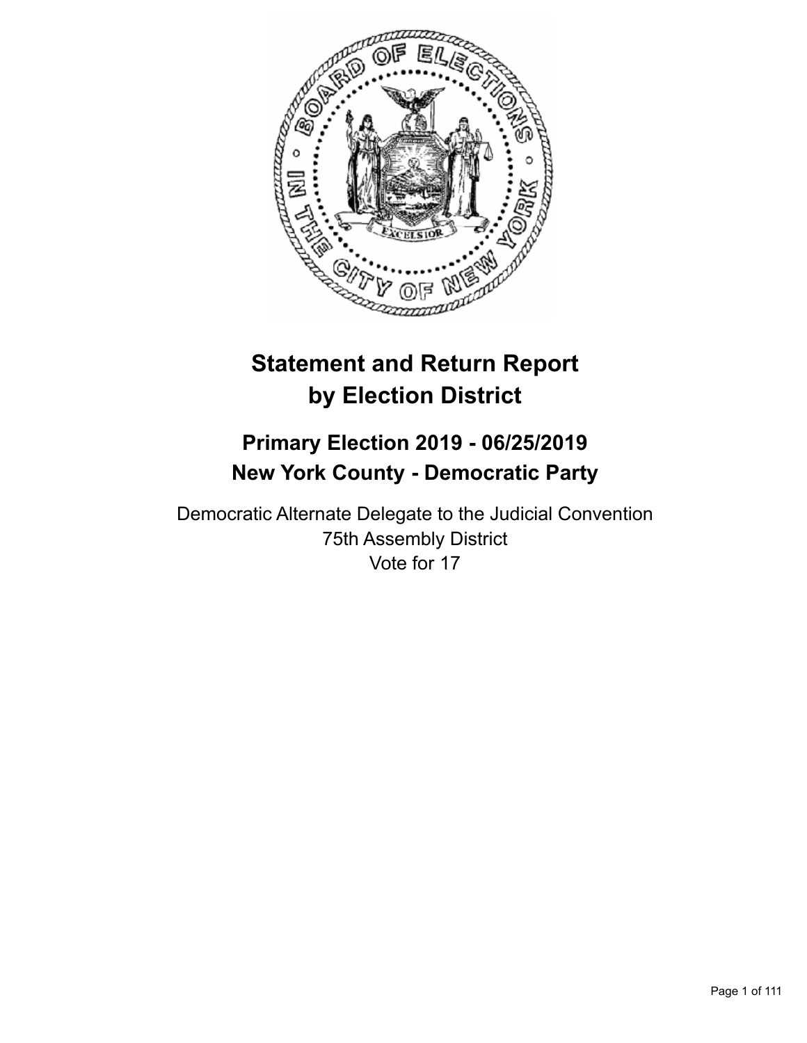# Statement and Return Report by Election District

## Primary Election 2019 - 06/25/2019
## New York County - Democratic Party

Democratic Alternate Delegate to the Judicial Convention
75th Assembly District
Vote for 17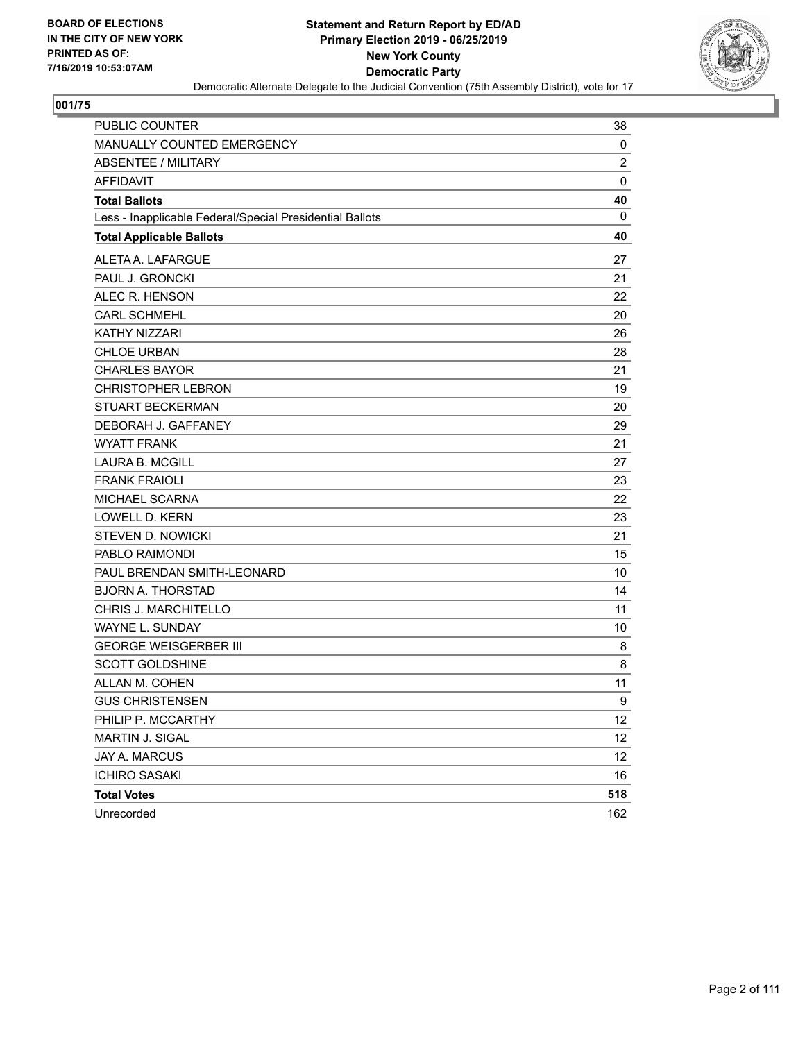**BOARD OF ELECTIONS IN THE CITY OF NEW YORK PRINTED AS OF: 7/16/2019 10:53:07AM**

# Statement and Return Report by ED/AD
## Primary Election 2019 - 06/25/2019
## New York County
## Democratic Party

Democratic Alternate Delegate to the Judicial Convention (75th Assembly District), vote for 17

### 001/75

| | |
|---|---|
| PUBLIC COUNTER | 38 |
| MANUALLY COUNTED EMERGENCY | 0 |
| ABSENTEE / MILITARY | 2 |
| AFFIDAVIT | 0 |
| **Total Ballots** | **40** |
| Less - Inapplicable Federal/Special Presidential Ballots | 0 |
| **Total Applicable Ballots** | **40** |
| ALETA A. LAFARGUE | 27 |
| PAUL J. GRONCKI | 21 |
| ALEC R. HENSON | 22 |
| CARL SCHMEHL | 20 |
| KATHY NIZZARI | 26 |
| CHLOE URBAN | 28 |
| CHARLES BAYOR | 21 |
| CHRISTOPHER LEBRON | 19 |
| STUART BECKERMAN | 20 |
| DEBORAH J. GAFFANEY | 29 |
| WYATT FRANK | 21 |
| LAURA B. MCGILL | 27 |
| FRANK FRAIOLI | 23 |
| MICHAEL SCARNA | 22 |
| LOWELL D. KERN | 23 |
| STEVEN D. NOWICKI | 21 |
| PABLO RAIMONDI | 15 |
| PAUL BRENDAN SMITH-LEONARD | 10 |
| BJORN A. THORSTAD | 14 |
| CHRIS J. MARCHITELLO | 11 |
| WAYNE L. SUNDAY | 10 |
| GEORGE WEISGERBER III | 8 |
| SCOTT GOLDSHINE | 8 |
| ALLAN M. COHEN | 11 |
| GUS CHRISTENSEN | 9 |
| PHILIP P. MCCARTHY | 12 |
| MARTIN J. SIGAL | 12 |
| JAY A. MARCUS | 12 |
| ICHIRO SASAKI | 16 |
| **Total Votes** | **518** |
| Unrecorded | 162 |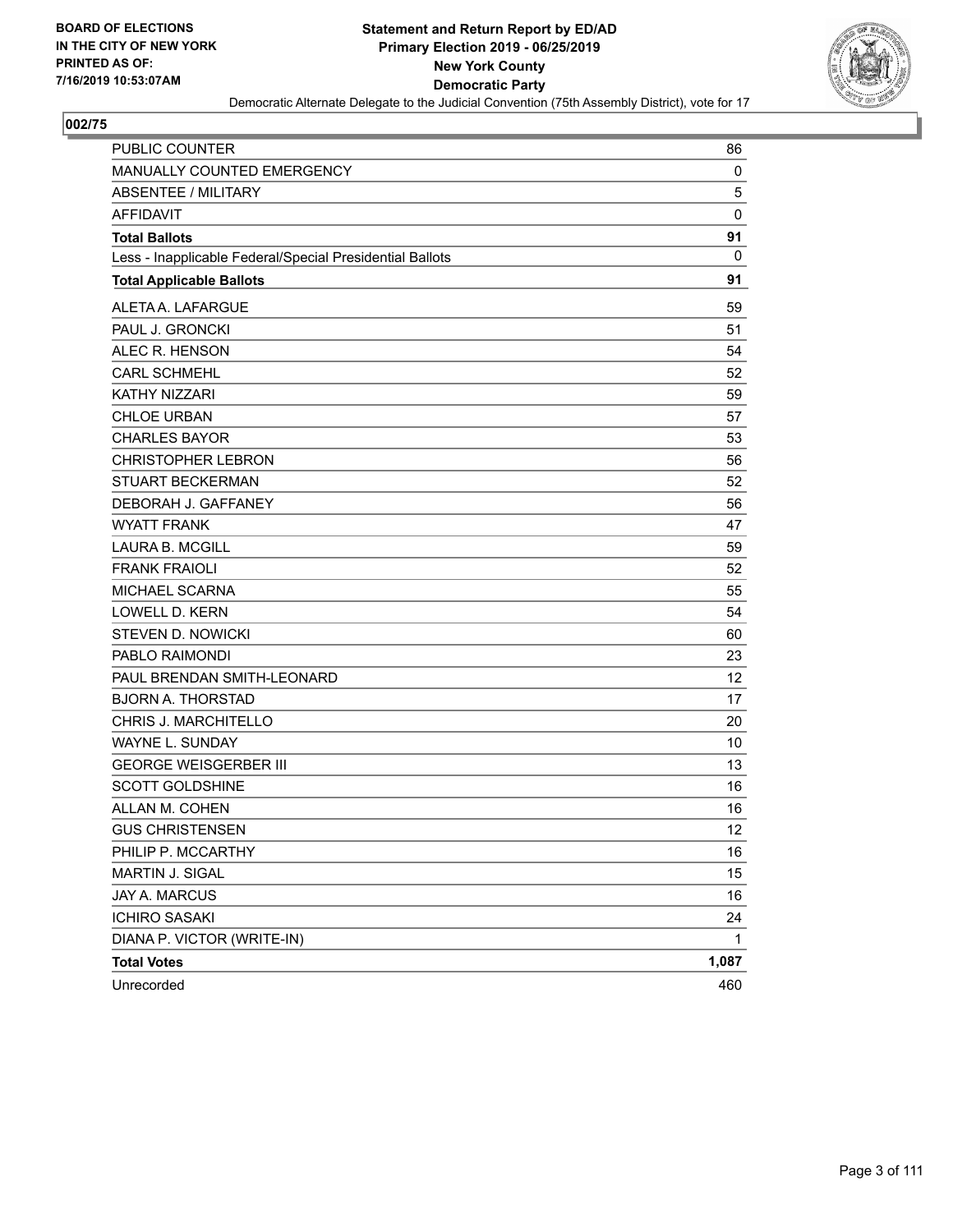BOARD OF ELECTIONS
IN THE CITY OF NEW YORK
PRINTED AS OF:
7/16/2019 10:53:07AM

**Statement and Return Report by ED/AD**
**Primary Election 2019 - 06/25/2019**
**New York County**
**Democratic Party**
Democratic Alternate Delegate to the Judicial Convention (75th Assembly District), vote for 17

**002/75**

| | |
|---|---|
| PUBLIC COUNTER | 86 |
| MANUALLY COUNTED EMERGENCY | 0 |
| ABSENTEE / MILITARY | 5 |
| AFFIDAVIT | 0 |
| **Total Ballots** | **91** |
| Less - Inapplicable Federal/Special Presidential Ballots | 0 |
| **Total Applicable Ballots** | **91** |
| ALETA A. LAFARGUE | 59 |
| PAUL J. GRONCKI | 51 |
| ALEC R. HENSON | 54 |
| CARL SCHMEHL | 52 |
| KATHY NIZZARI | 59 |
| CHLOE URBAN | 57 |
| CHARLES BAYOR | 53 |
| CHRISTOPHER LEBRON | 56 |
| STUART BECKERMAN | 52 |
| DEBORAH J. GAFFANEY | 56 |
| WYATT FRANK | 47 |
| LAURA B. MCGILL | 59 |
| FRANK FRAIOLI | 52 |
| MICHAEL SCARNA | 55 |
| LOWELL D. KERN | 54 |
| STEVEN D. NOWICKI | 60 |
| PABLO RAIMONDI | 23 |
| PAUL BRENDAN SMITH-LEONARD | 12 |
| BJORN A. THORSTAD | 17 |
| CHRIS J. MARCHITELLO | 20 |
| WAYNE L. SUNDAY | 10 |
| GEORGE WEISGERBER III | 13 |
| SCOTT GOLDSHINE | 16 |
| ALLAN M. COHEN | 16 |
| GUS CHRISTENSEN | 12 |
| PHILIP P. MCCARTHY | 16 |
| MARTIN J. SIGAL | 15 |
| JAY A. MARCUS | 16 |
| ICHIRO SASAKI | 24 |
| DIANA P. VICTOR (WRITE-IN) | 1 |
| **Total Votes** | **1,087** |
| Unrecorded | 460 |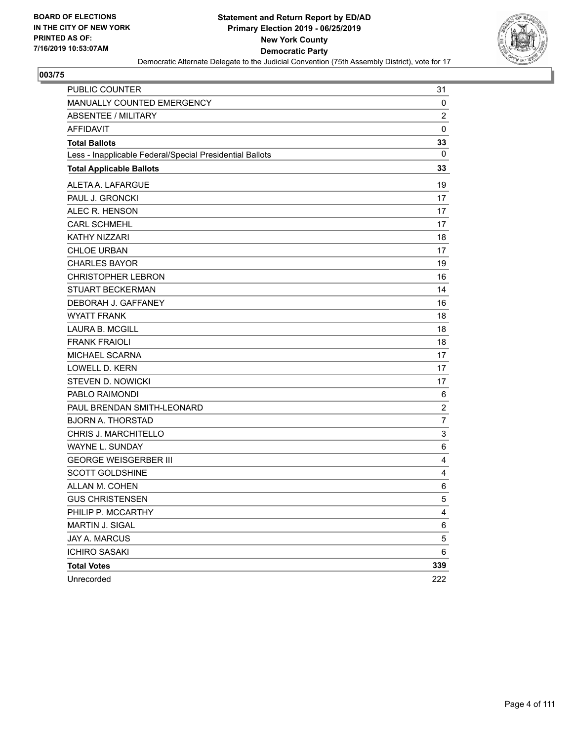BOARD OF ELECTIONS
IN THE CITY OF NEW YORK
PRINTED AS OF:
7/16/2019 10:53:07AM

**Statement and Return Report by ED/AD**
**Primary Election 2019 - 06/25/2019**
**New York County**
**Democratic Party**
Democratic Alternate Delegate to the Judicial Convention (75th Assembly District), vote for 17

## 003/75

| | |
|---|---|
| PUBLIC COUNTER | 31 |
| MANUALLY COUNTED EMERGENCY | 0 |
| ABSENTEE / MILITARY | 2 |
| AFFIDAVIT | 0 |
| **Total Ballots** | **33** |
| Less - Inapplicable Federal/Special Presidential Ballots | 0 |
| **Total Applicable Ballots** | **33** |
| ALETA A. LAFARGUE | 19 |
| PAUL J. GRONCKI | 17 |
| ALEC R. HENSON | 17 |
| CARL SCHMEHL | 17 |
| KATHY NIZZARI | 18 |
| CHLOE URBAN | 17 |
| CHARLES BAYOR | 19 |
| CHRISTOPHER LEBRON | 16 |
| STUART BECKERMAN | 14 |
| DEBORAH J. GAFFANEY | 16 |
| WYATT FRANK | 18 |
| LAURA B. MCGILL | 18 |
| FRANK FRAIOLI | 18 |
| MICHAEL SCARNA | 17 |
| LOWELL D. KERN | 17 |
| STEVEN D. NOWICKI | 17 |
| PABLO RAIMONDI | 6 |
| PAUL BRENDAN SMITH-LEONARD | 2 |
| BJORN A. THORSTAD | 7 |
| CHRIS J. MARCHITELLO | 3 |
| WAYNE L. SUNDAY | 6 |
| GEORGE WEISGERBER III | 4 |
| SCOTT GOLDSHINE | 4 |
| ALLAN M. COHEN | 6 |
| GUS CHRISTENSEN | 5 |
| PHILIP P. MCCARTHY | 4 |
| MARTIN J. SIGAL | 6 |
| JAY A. MARCUS | 5 |
| ICHIRO SASAKI | 6 |
| **Total Votes** | **339** |
| Unrecorded | 222 |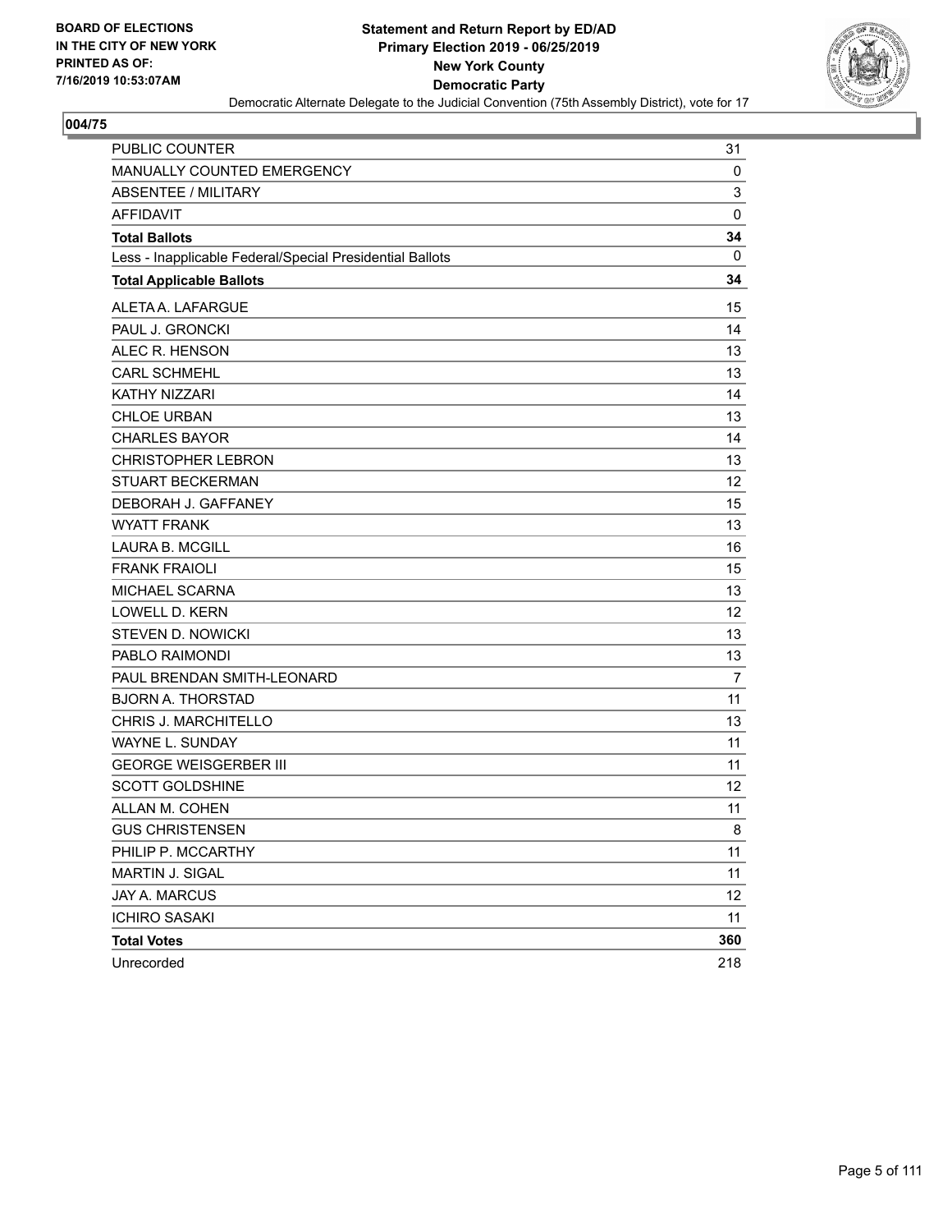**BOARD OF ELECTIONS IN THE CITY OF NEW YORK PRINTED AS OF: 7/16/2019 10:53:07AM**

**Statement and Return Report by ED/AD Primary Election 2019 - 06/25/2019 New York County Democratic Party**

Democratic Alternate Delegate to the Judicial Convention (75th Assembly District), vote for 17

## 004/75

| | |
|---|---|
| PUBLIC COUNTER | 31 |
| MANUALLY COUNTED EMERGENCY | 0 |
| ABSENTEE / MILITARY | 3 |
| AFFIDAVIT | 0 |
| **Total Ballots** | **34** |
| Less - Inapplicable Federal/Special Presidential Ballots | 0 |
| **Total Applicable Ballots** | **34** |
| ALETA A. LAFARGUE | 15 |
| PAUL J. GRONCKI | 14 |
| ALEC R. HENSON | 13 |
| CARL SCHMEHL | 13 |
| KATHY NIZZARI | 14 |
| CHLOE URBAN | 13 |
| CHARLES BAYOR | 14 |
| CHRISTOPHER LEBRON | 13 |
| STUART BECKERMAN | 12 |
| DEBORAH J. GAFFANEY | 15 |
| WYATT FRANK | 13 |
| LAURA B. MCGILL | 16 |
| FRANK FRAIOLI | 15 |
| MICHAEL SCARNA | 13 |
| LOWELL D. KERN | 12 |
| STEVEN D. NOWICKI | 13 |
| PABLO RAIMONDI | 13 |
| PAUL BRENDAN SMITH-LEONARD | 7 |
| BJORN A. THORSTAD | 11 |
| CHRIS J. MARCHITELLO | 13 |
| WAYNE L. SUNDAY | 11 |
| GEORGE WEISGERBER III | 11 |
| SCOTT GOLDSHINE | 12 |
| ALLAN M. COHEN | 11 |
| GUS CHRISTENSEN | 8 |
| PHILIP P. MCCARTHY | 11 |
| MARTIN J. SIGAL | 11 |
| JAY A. MARCUS | 12 |
| ICHIRO SASAKI | 11 |
| **Total Votes** | **360** |
| Unrecorded | 218 |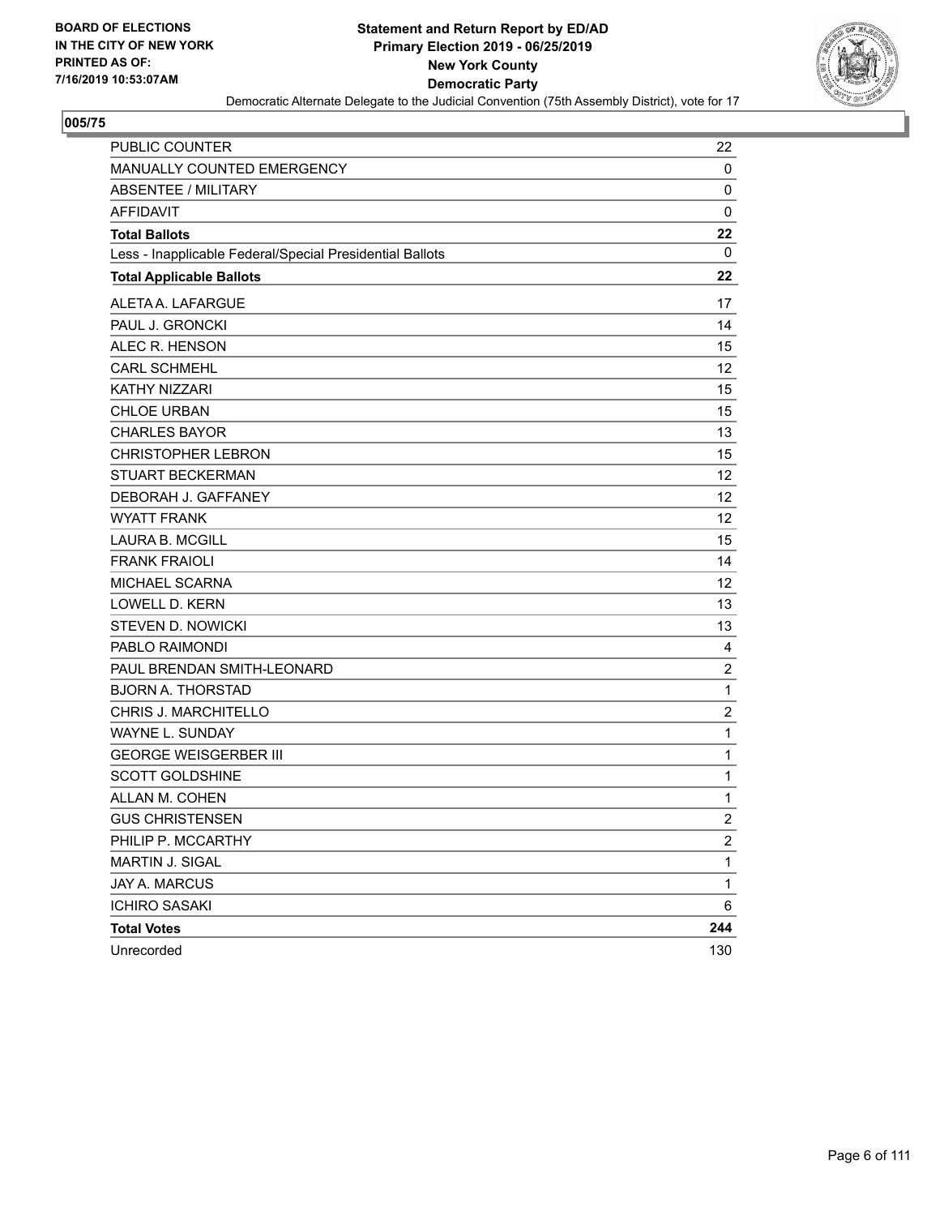BOARD OF ELECTIONS
IN THE CITY OF NEW YORK
PRINTED AS OF:
7/16/2019 10:53:07AM

**Statement and Return Report by ED/AD**
**Primary Election 2019 - 06/25/2019**
**New York County**
**Democratic Party**
Democratic Alternate Delegate to the Judicial Convention (75th Assembly District), vote for 17

**005/75**

| | |
|---|---|
| PUBLIC COUNTER | 22 |
| MANUALLY COUNTED EMERGENCY | 0 |
| ABSENTEE / MILITARY | 0 |
| AFFIDAVIT | 0 |
| **Total Ballots** | **22** |
| Less - Inapplicable Federal/Special Presidential Ballots | 0 |
| **Total Applicable Ballots** | **22** |
| ALETA A. LAFARGUE | 17 |
| PAUL J. GRONCKI | 14 |
| ALEC R. HENSON | 15 |
| CARL SCHMEHL | 12 |
| KATHY NIZZARI | 15 |
| CHLOE URBAN | 15 |
| CHARLES BAYOR | 13 |
| CHRISTOPHER LEBRON | 15 |
| STUART BECKERMAN | 12 |
| DEBORAH J. GAFFANEY | 12 |
| WYATT FRANK | 12 |
| LAURA B. MCGILL | 15 |
| FRANK FRAIOLI | 14 |
| MICHAEL SCARNA | 12 |
| LOWELL D. KERN | 13 |
| STEVEN D. NOWICKI | 13 |
| PABLO RAIMONDI | 4 |
| PAUL BRENDAN SMITH-LEONARD | 2 |
| BJORN A. THORSTAD | 1 |
| CHRIS J. MARCHITELLO | 2 |
| WAYNE L. SUNDAY | 1 |
| GEORGE WEISGERBER III | 1 |
| SCOTT GOLDSHINE | 1 |
| ALLAN M. COHEN | 1 |
| GUS CHRISTENSEN | 2 |
| PHILIP P. MCCARTHY | 2 |
| MARTIN J. SIGAL | 1 |
| JAY A. MARCUS | 1 |
| ICHIRO SASAKI | 6 |
| **Total Votes** | **244** |
| Unrecorded | 130 |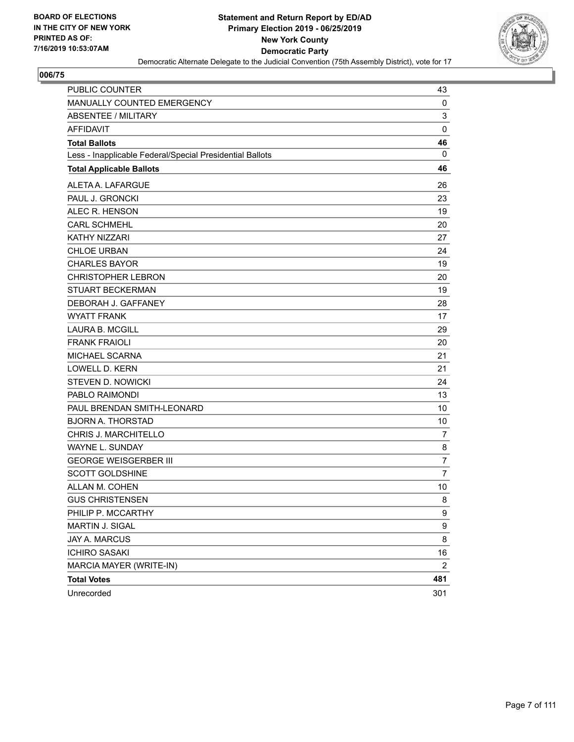**BOARD OF ELECTIONS IN THE CITY OF NEW YORK PRINTED AS OF: 7/16/2019 10:53:07AM**

**Statement and Return Report by ED/AD**
**Primary Election 2019 - 06/25/2019**
**New York County**
**Democratic Party**
Democratic Alternate Delegate to the Judicial Convention (75th Assembly District), vote for 17

## 006/75

| | |
|---|---|
| PUBLIC COUNTER | 43 |
| MANUALLY COUNTED EMERGENCY | 0 |
| ABSENTEE / MILITARY | 3 |
| AFFIDAVIT | 0 |
| **Total Ballots** | **46** |
| Less - Inapplicable Federal/Special Presidential Ballots | 0 |
| **Total Applicable Ballots** | **46** |
| ALETA A. LAFARGUE | 26 |
| PAUL J. GRONCKI | 23 |
| ALEC R. HENSON | 19 |
| CARL SCHMEHL | 20 |
| KATHY NIZZARI | 27 |
| CHLOE URBAN | 24 |
| CHARLES BAYOR | 19 |
| CHRISTOPHER LEBRON | 20 |
| STUART BECKERMAN | 19 |
| DEBORAH J. GAFFANEY | 28 |
| WYATT FRANK | 17 |
| LAURA B. MCGILL | 29 |
| FRANK FRAIOLI | 20 |
| MICHAEL SCARNA | 21 |
| LOWELL D. KERN | 21 |
| STEVEN D. NOWICKI | 24 |
| PABLO RAIMONDI | 13 |
| PAUL BRENDAN SMITH-LEONARD | 10 |
| BJORN A. THORSTAD | 10 |
| CHRIS J. MARCHITELLO | 7 |
| WAYNE L. SUNDAY | 8 |
| GEORGE WEISGERBER III | 7 |
| SCOTT GOLDSHINE | 7 |
| ALLAN M. COHEN | 10 |
| GUS CHRISTENSEN | 8 |
| PHILIP P. MCCARTHY | 9 |
| MARTIN J. SIGAL | 9 |
| JAY A. MARCUS | 8 |
| ICHIRO SASAKI | 16 |
| MARCIA MAYER (WRITE-IN) | 2 |
| **Total Votes** | **481** |
| Unrecorded | 301 |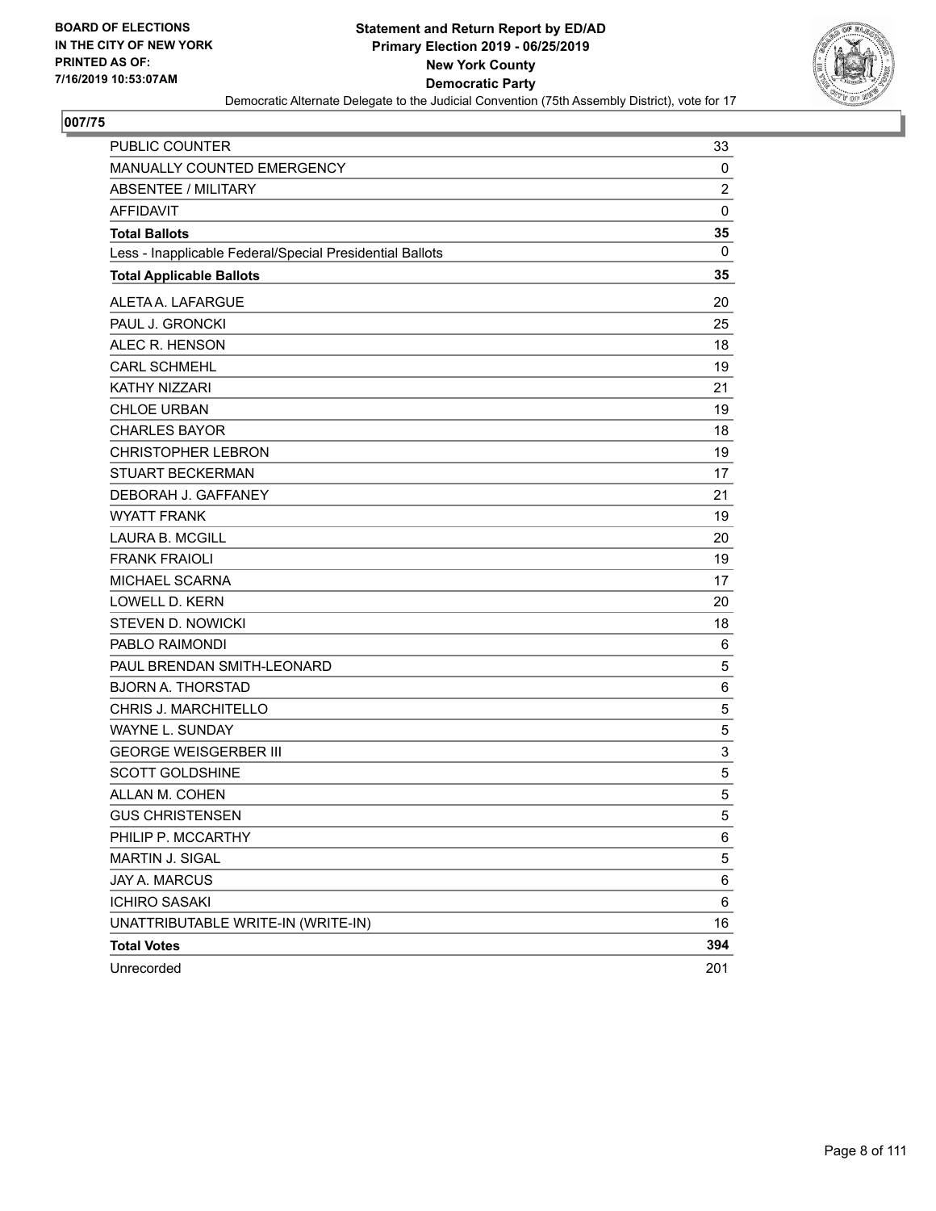**Statement and Return Report by ED/AD**
**Primary Election 2019 - 06/25/2019**
**New York County**
**Democratic Party**

Democratic Alternate Delegate to the Judicial Convention (75th Assembly District), vote for 17

BOARD OF ELECTIONS
IN THE CITY OF NEW YORK
PRINTED AS OF:
7/16/2019 10:53:07AM

## 007/75

| | |
|---|---|
| PUBLIC COUNTER | 33 |
| MANUALLY COUNTED EMERGENCY | 0 |
| ABSENTEE / MILITARY | 2 |
| AFFIDAVIT | 0 |
| **Total Ballots** | **35** |
| Less - Inapplicable Federal/Special Presidential Ballots | 0 |
| **Total Applicable Ballots** | **35** |
| ALETA A. LAFARGUE | 20 |
| PAUL J. GRONCKI | 25 |
| ALEC R. HENSON | 18 |
| CARL SCHMEHL | 19 |
| KATHY NIZZARI | 21 |
| CHLOE URBAN | 19 |
| CHARLES BAYOR | 18 |
| CHRISTOPHER LEBRON | 19 |
| STUART BECKERMAN | 17 |
| DEBORAH J. GAFFANEY | 21 |
| WYATT FRANK | 19 |
| LAURA B. MCGILL | 20 |
| FRANK FRAIOLI | 19 |
| MICHAEL SCARNA | 17 |
| LOWELL D. KERN | 20 |
| STEVEN D. NOWICKI | 18 |
| PABLO RAIMONDI | 6 |
| PAUL BRENDAN SMITH-LEONARD | 5 |
| BJORN A. THORSTAD | 6 |
| CHRIS J. MARCHITELLO | 5 |
| WAYNE L. SUNDAY | 5 |
| GEORGE WEISGERBER III | 3 |
| SCOTT GOLDSHINE | 5 |
| ALLAN M. COHEN | 5 |
| GUS CHRISTENSEN | 5 |
| PHILIP P. MCCARTHY | 6 |
| MARTIN J. SIGAL | 5 |
| JAY A. MARCUS | 6 |
| ICHIRO SASAKI | 6 |
| UNATTRIBUTABLE WRITE-IN (WRITE-IN) | 16 |
| **Total Votes** | **394** |
| Unrecorded | 201 |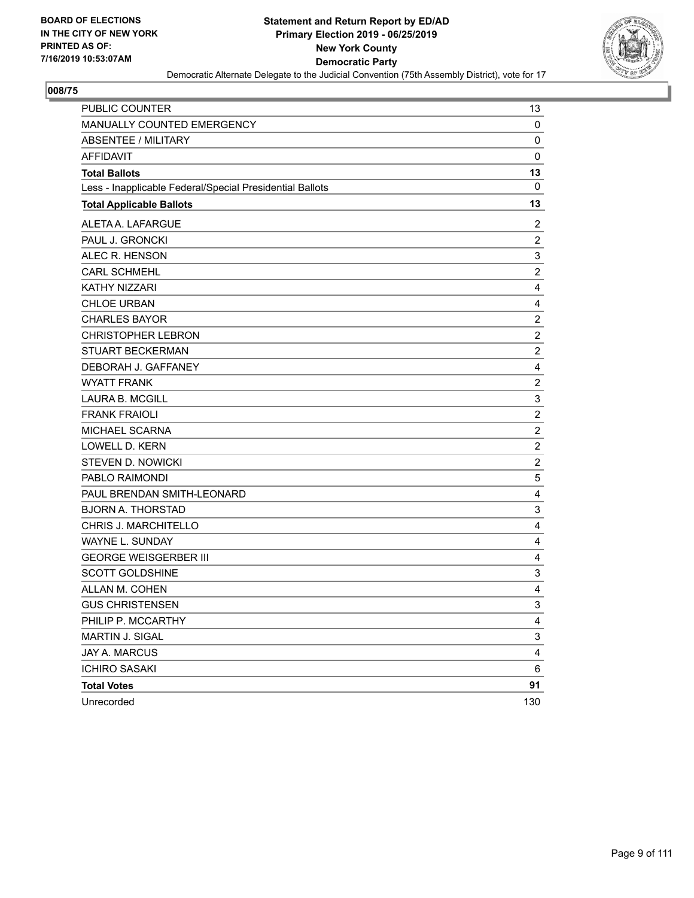**BOARD OF ELECTIONS IN THE CITY OF NEW YORK PRINTED AS OF: 7/16/2019 10:53:07AM**

**Statement and Return Report by ED/AD**
**Primary Election 2019 - 06/25/2019**
**New York County**
**Democratic Party**
Democratic Alternate Delegate to the Judicial Convention (75th Assembly District), vote for 17

## 008/75

| | |
|---|---|
| PUBLIC COUNTER | 13 |
| MANUALLY COUNTED EMERGENCY | 0 |
| ABSENTEE / MILITARY | 0 |
| AFFIDAVIT | 0 |
| **Total Ballots** | **13** |
| Less - Inapplicable Federal/Special Presidential Ballots | 0 |
| **Total Applicable Ballots** | **13** |
| ALETA A. LAFARGUE | 2 |
| PAUL J. GRONCKI | 2 |
| ALEC R. HENSON | 3 |
| CARL SCHMEHL | 2 |
| KATHY NIZZARI | 4 |
| CHLOE URBAN | 4 |
| CHARLES BAYOR | 2 |
| CHRISTOPHER LEBRON | 2 |
| STUART BECKERMAN | 2 |
| DEBORAH J. GAFFANEY | 4 |
| WYATT FRANK | 2 |
| LAURA B. MCGILL | 3 |
| FRANK FRAIOLI | 2 |
| MICHAEL SCARNA | 2 |
| LOWELL D. KERN | 2 |
| STEVEN D. NOWICKI | 2 |
| PABLO RAIMONDI | 5 |
| PAUL BRENDAN SMITH-LEONARD | 4 |
| BJORN A. THORSTAD | 3 |
| CHRIS J. MARCHITELLO | 4 |
| WAYNE L. SUNDAY | 4 |
| GEORGE WEISGERBER III | 4 |
| SCOTT GOLDSHINE | 3 |
| ALLAN M. COHEN | 4 |
| GUS CHRISTENSEN | 3 |
| PHILIP P. MCCARTHY | 4 |
| MARTIN J. SIGAL | 3 |
| JAY A. MARCUS | 4 |
| ICHIRO SASAKI | 6 |
| **Total Votes** | **91** |
| Unrecorded | 130 |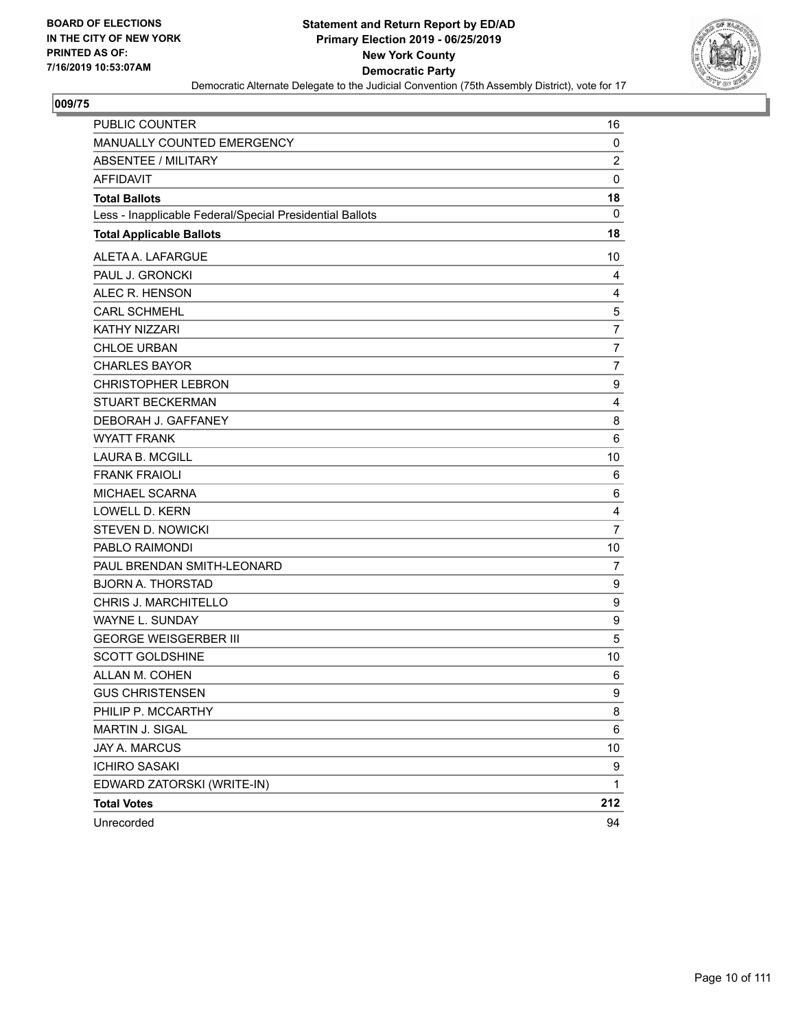**BOARD OF ELECTIONS IN THE CITY OF NEW YORK PRINTED AS OF: 7/16/2019 10:53:07AM**

**Statement and Return Report by ED/AD**
**Primary Election 2019 - 06/25/2019**
**New York County**
**Democratic Party**
Democratic Alternate Delegate to the Judicial Convention (75th Assembly District), vote for 17

## 009/75

| | |
|---|---|
| PUBLIC COUNTER | 16 |
| MANUALLY COUNTED EMERGENCY | 0 |
| ABSENTEE / MILITARY | 2 |
| AFFIDAVIT | 0 |
| **Total Ballots** | **18** |
| Less - Inapplicable Federal/Special Presidential Ballots | 0 |
| **Total Applicable Ballots** | **18** |
| ALETA A. LAFARGUE | 10 |
| PAUL J. GRONCKI | 4 |
| ALEC R. HENSON | 4 |
| CARL SCHMEHL | 5 |
| KATHY NIZZARI | 7 |
| CHLOE URBAN | 7 |
| CHARLES BAYOR | 7 |
| CHRISTOPHER LEBRON | 9 |
| STUART BECKERMAN | 4 |
| DEBORAH J. GAFFANEY | 8 |
| WYATT FRANK | 6 |
| LAURA B. MCGILL | 10 |
| FRANK FRAIOLI | 6 |
| MICHAEL SCARNA | 6 |
| LOWELL D. KERN | 4 |
| STEVEN D. NOWICKI | 7 |
| PABLO RAIMONDI | 10 |
| PAUL BRENDAN SMITH-LEONARD | 7 |
| BJORN A. THORSTAD | 9 |
| CHRIS J. MARCHITELLO | 9 |
| WAYNE L. SUNDAY | 9 |
| GEORGE WEISGERBER III | 5 |
| SCOTT GOLDSHINE | 10 |
| ALLAN M. COHEN | 6 |
| GUS CHRISTENSEN | 9 |
| PHILIP P. MCCARTHY | 8 |
| MARTIN J. SIGAL | 6 |
| JAY A. MARCUS | 10 |
| ICHIRO SASAKI | 9 |
| EDWARD ZATORSKI (WRITE-IN) | 1 |
| **Total Votes** | **212** |
| Unrecorded | 94 |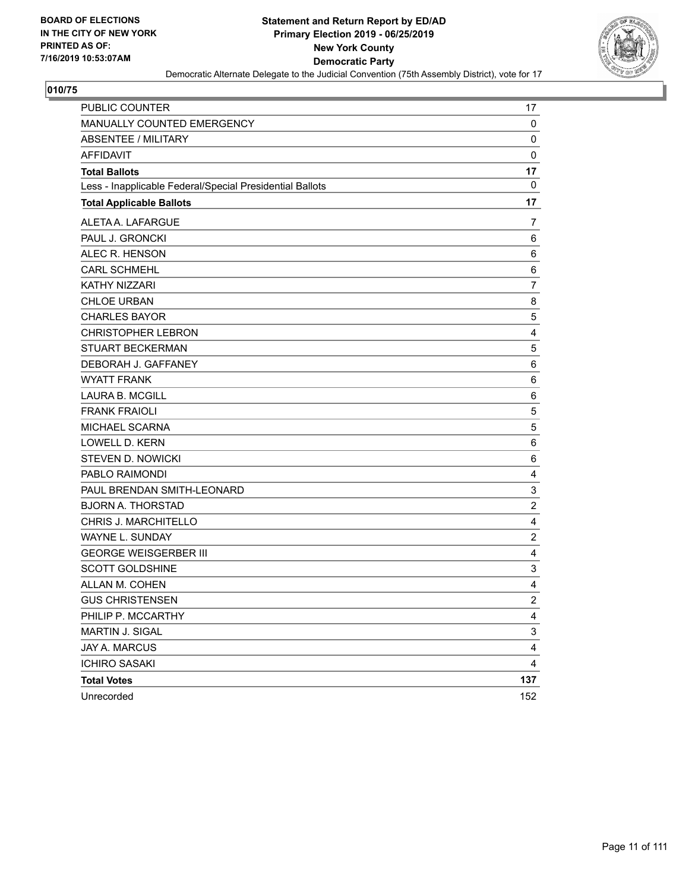BOARD OF ELECTIONS
IN THE CITY OF NEW YORK
PRINTED AS OF:
7/16/2019 10:53:07AM

**Statement and Return Report by ED/AD**
**Primary Election 2019 - 06/25/2019**
**New York County**
**Democratic Party**
Democratic Alternate Delegate to the Judicial Convention (75th Assembly District), vote for 17

## 010/75

| | |
|---|---|
| PUBLIC COUNTER | 17 |
| MANUALLY COUNTED EMERGENCY | 0 |
| ABSENTEE / MILITARY | 0 |
| AFFIDAVIT | 0 |
| **Total Ballots** | **17** |
| Less - Inapplicable Federal/Special Presidential Ballots | 0 |
| **Total Applicable Ballots** | **17** |
| ALETA A. LAFARGUE | 7 |
| PAUL J. GRONCKI | 6 |
| ALEC R. HENSON | 6 |
| CARL SCHMEHL | 6 |
| KATHY NIZZARI | 7 |
| CHLOE URBAN | 8 |
| CHARLES BAYOR | 5 |
| CHRISTOPHER LEBRON | 4 |
| STUART BECKERMAN | 5 |
| DEBORAH J. GAFFANEY | 6 |
| WYATT FRANK | 6 |
| LAURA B. MCGILL | 6 |
| FRANK FRAIOLI | 5 |
| MICHAEL SCARNA | 5 |
| LOWELL D. KERN | 6 |
| STEVEN D. NOWICKI | 6 |
| PABLO RAIMONDI | 4 |
| PAUL BRENDAN SMITH-LEONARD | 3 |
| BJORN A. THORSTAD | 2 |
| CHRIS J. MARCHITELLO | 4 |
| WAYNE L. SUNDAY | 2 |
| GEORGE WEISGERBER III | 4 |
| SCOTT GOLDSHINE | 3 |
| ALLAN M. COHEN | 4 |
| GUS CHRISTENSEN | 2 |
| PHILIP P. MCCARTHY | 4 |
| MARTIN J. SIGAL | 3 |
| JAY A. MARCUS | 4 |
| ICHIRO SASAKI | 4 |
| **Total Votes** | **137** |
| Unrecorded | 152 |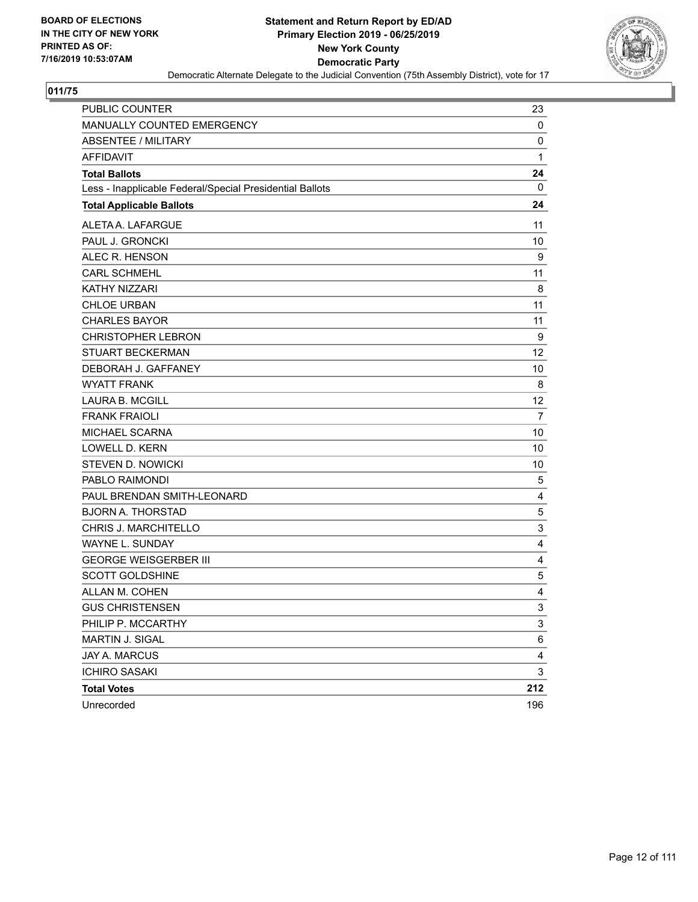**BOARD OF ELECTIONS IN THE CITY OF NEW YORK PRINTED AS OF: 7/16/2019 10:53:07AM**

**Statement and Return Report by ED/AD**
**Primary Election 2019 - 06/25/2019**
**New York County**
**Democratic Party**
Democratic Alternate Delegate to the Judicial Convention (75th Assembly District), vote for 17

**011/75**

| | |
|---|---|
| PUBLIC COUNTER | 23 |
| MANUALLY COUNTED EMERGENCY | 0 |
| ABSENTEE / MILITARY | 0 |
| AFFIDAVIT | 1 |
| **Total Ballots** | **24** |
| Less - Inapplicable Federal/Special Presidential Ballots | 0 |
| **Total Applicable Ballots** | **24** |
| ALETA A. LAFARGUE | 11 |
| PAUL J. GRONCKI | 10 |
| ALEC R. HENSON | 9 |
| CARL SCHMEHL | 11 |
| KATHY NIZZARI | 8 |
| CHLOE URBAN | 11 |
| CHARLES BAYOR | 11 |
| CHRISTOPHER LEBRON | 9 |
| STUART BECKERMAN | 12 |
| DEBORAH J. GAFFANEY | 10 |
| WYATT FRANK | 8 |
| LAURA B. MCGILL | 12 |
| FRANK FRAIOLI | 7 |
| MICHAEL SCARNA | 10 |
| LOWELL D. KERN | 10 |
| STEVEN D. NOWICKI | 10 |
| PABLO RAIMONDI | 5 |
| PAUL BRENDAN SMITH-LEONARD | 4 |
| BJORN A. THORSTAD | 5 |
| CHRIS J. MARCHITELLO | 3 |
| WAYNE L. SUNDAY | 4 |
| GEORGE WEISGERBER III | 4 |
| SCOTT GOLDSHINE | 5 |
| ALLAN M. COHEN | 4 |
| GUS CHRISTENSEN | 3 |
| PHILIP P. MCCARTHY | 3 |
| MARTIN J. SIGAL | 6 |
| JAY A. MARCUS | 4 |
| ICHIRO SASAKI | 3 |
| **Total Votes** | **212** |
| Unrecorded | 196 |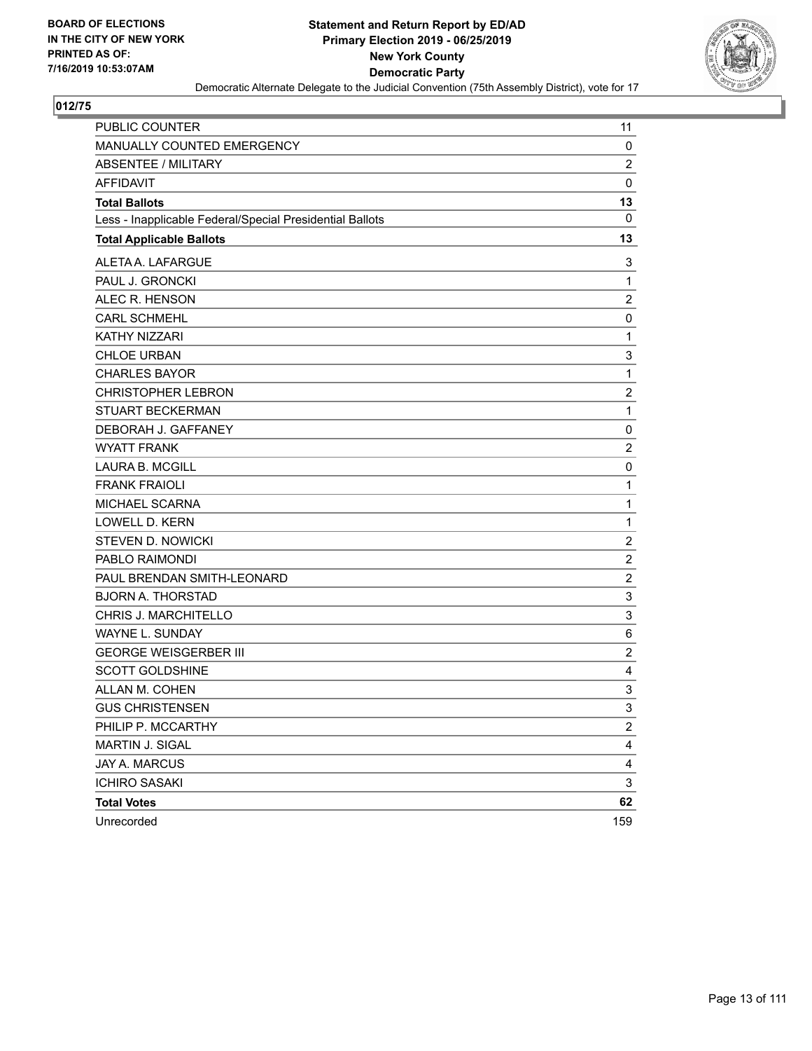BOARD OF ELECTIONS
IN THE CITY OF NEW YORK
PRINTED AS OF:
7/16/2019 10:53:07AM

**Statement and Return Report by ED/AD**
**Primary Election 2019 - 06/25/2019**
**New York County**
**Democratic Party**
Democratic Alternate Delegate to the Judicial Convention (75th Assembly District), vote for 17

## 012/75

| | |
|---|---|
| PUBLIC COUNTER | 11 |
| MANUALLY COUNTED EMERGENCY | 0 |
| ABSENTEE / MILITARY | 2 |
| AFFIDAVIT | 0 |
| **Total Ballots** | **13** |
| Less - Inapplicable Federal/Special Presidential Ballots | 0 |
| **Total Applicable Ballots** | **13** |
| ALETA A. LAFARGUE | 3 |
| PAUL J. GRONCKI | 1 |
| ALEC R. HENSON | 2 |
| CARL SCHMEHL | 0 |
| KATHY NIZZARI | 1 |
| CHLOE URBAN | 3 |
| CHARLES BAYOR | 1 |
| CHRISTOPHER LEBRON | 2 |
| STUART BECKERMAN | 1 |
| DEBORAH J. GAFFANEY | 0 |
| WYATT FRANK | 2 |
| LAURA B. MCGILL | 0 |
| FRANK FRAIOLI | 1 |
| MICHAEL SCARNA | 1 |
| LOWELL D. KERN | 1 |
| STEVEN D. NOWICKI | 2 |
| PABLO RAIMONDI | 2 |
| PAUL BRENDAN SMITH-LEONARD | 2 |
| BJORN A. THORSTAD | 3 |
| CHRIS J. MARCHITELLO | 3 |
| WAYNE L. SUNDAY | 6 |
| GEORGE WEISGERBER III | 2 |
| SCOTT GOLDSHINE | 4 |
| ALLAN M. COHEN | 3 |
| GUS CHRISTENSEN | 3 |
| PHILIP P. MCCARTHY | 2 |
| MARTIN J. SIGAL | 4 |
| JAY A. MARCUS | 4 |
| ICHIRO SASAKI | 3 |
| **Total Votes** | **62** |
| Unrecorded | 159 |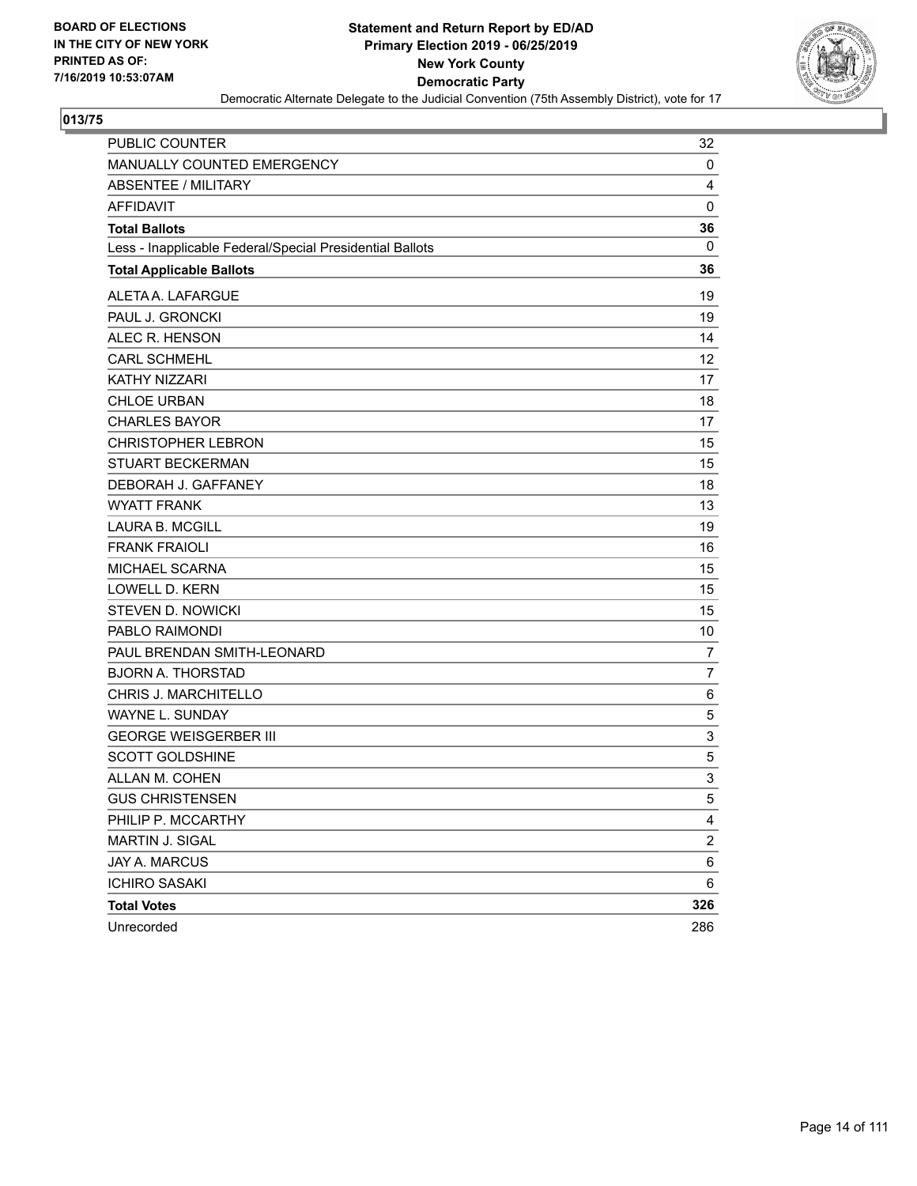BOARD OF ELECTIONS
IN THE CITY OF NEW YORK
PRINTED AS OF:
7/16/2019 10:53:07AM

**Statement and Return Report by ED/AD**
**Primary Election 2019 - 06/25/2019**
**New York County**
**Democratic Party**
Democratic Alternate Delegate to the Judicial Convention (75th Assembly District), vote for 17

## 013/75

| | |
|---|---|
| PUBLIC COUNTER | 32 |
| MANUALLY COUNTED EMERGENCY | 0 |
| ABSENTEE / MILITARY | 4 |
| AFFIDAVIT | 0 |
| **Total Ballots** | **36** |
| Less - Inapplicable Federal/Special Presidential Ballots | 0 |
| **Total Applicable Ballots** | **36** |
| ALETA A. LAFARGUE | 19 |
| PAUL J. GRONCKI | 19 |
| ALEC R. HENSON | 14 |
| CARL SCHMEHL | 12 |
| KATHY NIZZARI | 17 |
| CHLOE URBAN | 18 |
| CHARLES BAYOR | 17 |
| CHRISTOPHER LEBRON | 15 |
| STUART BECKERMAN | 15 |
| DEBORAH J. GAFFANEY | 18 |
| WYATT FRANK | 13 |
| LAURA B. MCGILL | 19 |
| FRANK FRAIOLI | 16 |
| MICHAEL SCARNA | 15 |
| LOWELL D. KERN | 15 |
| STEVEN D. NOWICKI | 15 |
| PABLO RAIMONDI | 10 |
| PAUL BRENDAN SMITH-LEONARD | 7 |
| BJORN A. THORSTAD | 7 |
| CHRIS J. MARCHITELLO | 6 |
| WAYNE L. SUNDAY | 5 |
| GEORGE WEISGERBER III | 3 |
| SCOTT GOLDSHINE | 5 |
| ALLAN M. COHEN | 3 |
| GUS CHRISTENSEN | 5 |
| PHILIP P. MCCARTHY | 4 |
| MARTIN J. SIGAL | 2 |
| JAY A. MARCUS | 6 |
| ICHIRO SASAKI | 6 |
| **Total Votes** | **326** |
| Unrecorded | 286 |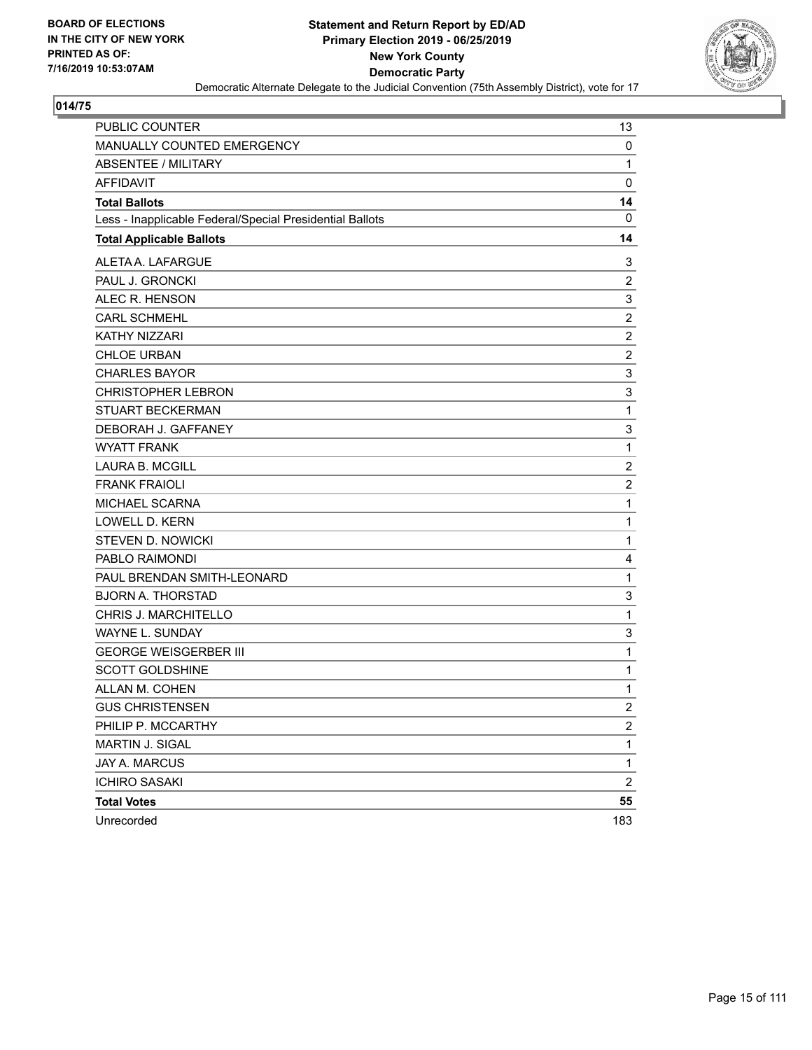**BOARD OF ELECTIONS IN THE CITY OF NEW YORK PRINTED AS OF: 7/16/2019 10:53:07AM**

**Statement and Return Report by ED/AD**
**Primary Election 2019 - 06/25/2019**
**New York County**
**Democratic Party**
Democratic Alternate Delegate to the Judicial Convention (75th Assembly District), vote for 17

## 014/75

| | |
|---|---|
| PUBLIC COUNTER | 13 |
| MANUALLY COUNTED EMERGENCY | 0 |
| ABSENTEE / MILITARY | 1 |
| AFFIDAVIT | 0 |
| **Total Ballots** | **14** |
| Less - Inapplicable Federal/Special Presidential Ballots | 0 |
| **Total Applicable Ballots** | **14** |
| ALETA A. LAFARGUE | 3 |
| PAUL J. GRONCKI | 2 |
| ALEC R. HENSON | 3 |
| CARL SCHMEHL | 2 |
| KATHY NIZZARI | 2 |
| CHLOE URBAN | 2 |
| CHARLES BAYOR | 3 |
| CHRISTOPHER LEBRON | 3 |
| STUART BECKERMAN | 1 |
| DEBORAH J. GAFFANEY | 3 |
| WYATT FRANK | 1 |
| LAURA B. MCGILL | 2 |
| FRANK FRAIOLI | 2 |
| MICHAEL SCARNA | 1 |
| LOWELL D. KERN | 1 |
| STEVEN D. NOWICKI | 1 |
| PABLO RAIMONDI | 4 |
| PAUL BRENDAN SMITH-LEONARD | 1 |
| BJORN A. THORSTAD | 3 |
| CHRIS J. MARCHITELLO | 1 |
| WAYNE L. SUNDAY | 3 |
| GEORGE WEISGERBER III | 1 |
| SCOTT GOLDSHINE | 1 |
| ALLAN M. COHEN | 1 |
| GUS CHRISTENSEN | 2 |
| PHILIP P. MCCARTHY | 2 |
| MARTIN J. SIGAL | 1 |
| JAY A. MARCUS | 1 |
| ICHIRO SASAKI | 2 |
| **Total Votes** | **55** |
| Unrecorded | 183 |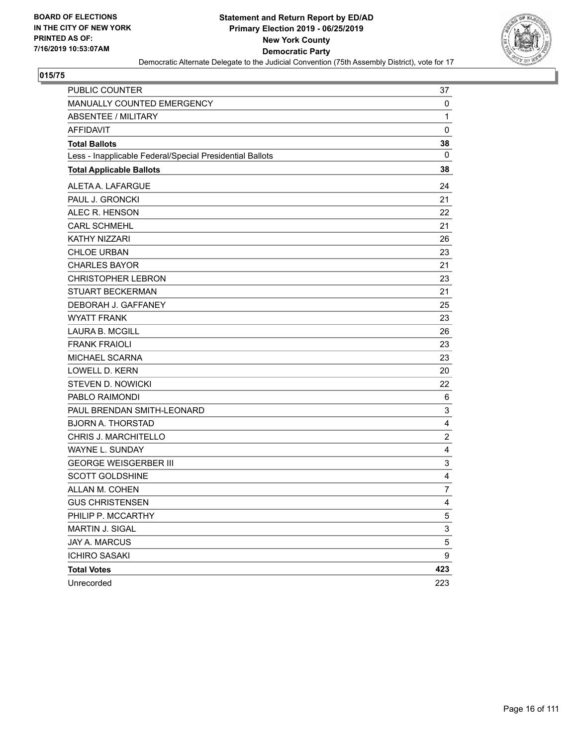BOARD OF ELECTIONS
IN THE CITY OF NEW YORK
PRINTED AS OF:
7/16/2019 10:53:07AM

**Statement and Return Report by ED/AD**
**Primary Election 2019 - 06/25/2019**
**New York County**
**Democratic Party**
Democratic Alternate Delegate to the Judicial Convention (75th Assembly District), vote for 17

## 015/75

| | |
|---|---|
| PUBLIC COUNTER | 37 |
| MANUALLY COUNTED EMERGENCY | 0 |
| ABSENTEE / MILITARY | 1 |
| AFFIDAVIT | 0 |
| **Total Ballots** | **38** |
| Less - Inapplicable Federal/Special Presidential Ballots | 0 |
| **Total Applicable Ballots** | **38** |
| ALETA A. LAFARGUE | 24 |
| PAUL J. GRONCKI | 21 |
| ALEC R. HENSON | 22 |
| CARL SCHMEHL | 21 |
| KATHY NIZZARI | 26 |
| CHLOE URBAN | 23 |
| CHARLES BAYOR | 21 |
| CHRISTOPHER LEBRON | 23 |
| STUART BECKERMAN | 21 |
| DEBORAH J. GAFFANEY | 25 |
| WYATT FRANK | 23 |
| LAURA B. MCGILL | 26 |
| FRANK FRAIOLI | 23 |
| MICHAEL SCARNA | 23 |
| LOWELL D. KERN | 20 |
| STEVEN D. NOWICKI | 22 |
| PABLO RAIMONDI | 6 |
| PAUL BRENDAN SMITH-LEONARD | 3 |
| BJORN A. THORSTAD | 4 |
| CHRIS J. MARCHITELLO | 2 |
| WAYNE L. SUNDAY | 4 |
| GEORGE WEISGERBER III | 3 |
| SCOTT GOLDSHINE | 4 |
| ALLAN M. COHEN | 7 |
| GUS CHRISTENSEN | 4 |
| PHILIP P. MCCARTHY | 5 |
| MARTIN J. SIGAL | 3 |
| JAY A. MARCUS | 5 |
| ICHIRO SASAKI | 9 |
| **Total Votes** | **423** |
| Unrecorded | 223 |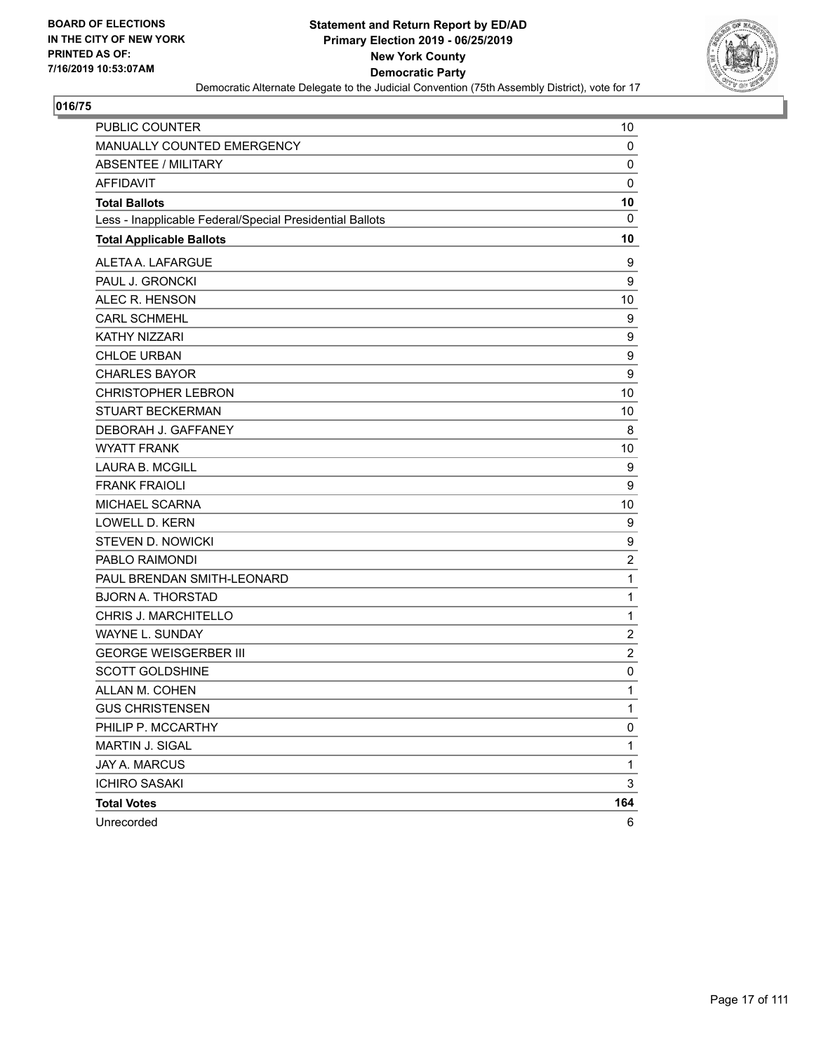**BOARD OF ELECTIONS IN THE CITY OF NEW YORK PRINTED AS OF: 7/16/2019 10:53:07AM**

**Statement and Return Report by ED/AD**
**Primary Election 2019 - 06/25/2019**
**New York County**
**Democratic Party**
Democratic Alternate Delegate to the Judicial Convention (75th Assembly District), vote for 17

**016/75**

| | |
|---|---|
| PUBLIC COUNTER | 10 |
| MANUALLY COUNTED EMERGENCY | 0 |
| ABSENTEE / MILITARY | 0 |
| AFFIDAVIT | 0 |
| **Total Ballots** | **10** |
| Less - Inapplicable Federal/Special Presidential Ballots | 0 |
| **Total Applicable Ballots** | **10** |
| ALETA A. LAFARGUE | 9 |
| PAUL J. GRONCKI | 9 |
| ALEC R. HENSON | 10 |
| CARL SCHMEHL | 9 |
| KATHY NIZZARI | 9 |
| CHLOE URBAN | 9 |
| CHARLES BAYOR | 9 |
| CHRISTOPHER LEBRON | 10 |
| STUART BECKERMAN | 10 |
| DEBORAH J. GAFFANEY | 8 |
| WYATT FRANK | 10 |
| LAURA B. MCGILL | 9 |
| FRANK FRAIOLI | 9 |
| MICHAEL SCARNA | 10 |
| LOWELL D. KERN | 9 |
| STEVEN D. NOWICKI | 9 |
| PABLO RAIMONDI | 2 |
| PAUL BRENDAN SMITH-LEONARD | 1 |
| BJORN A. THORSTAD | 1 |
| CHRIS J. MARCHITELLO | 1 |
| WAYNE L. SUNDAY | 2 |
| GEORGE WEISGERBER III | 2 |
| SCOTT GOLDSHINE | 0 |
| ALLAN M. COHEN | 1 |
| GUS CHRISTENSEN | 1 |
| PHILIP P. MCCARTHY | 0 |
| MARTIN J. SIGAL | 1 |
| JAY A. MARCUS | 1 |
| ICHIRO SASAKI | 3 |
| **Total Votes** | **164** |
| Unrecorded | 6 |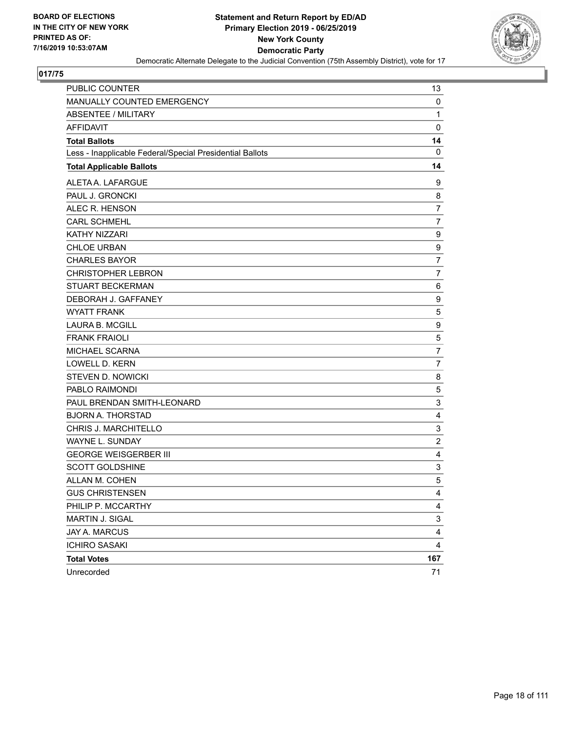**BOARD OF ELECTIONS IN THE CITY OF NEW YORK PRINTED AS OF: 7/16/2019 10:53:07AM**

**Statement and Return Report by ED/AD**
**Primary Election 2019 - 06/25/2019**
**New York County**
**Democratic Party**
Democratic Alternate Delegate to the Judicial Convention (75th Assembly District), vote for 17

## 017/75

| | |
|---|---|
| PUBLIC COUNTER | 13 |
| MANUALLY COUNTED EMERGENCY | 0 |
| ABSENTEE / MILITARY | 1 |
| AFFIDAVIT | 0 |
| **Total Ballots** | **14** |
| Less - Inapplicable Federal/Special Presidential Ballots | 0 |
| **Total Applicable Ballots** | **14** |
| ALETA A. LAFARGUE | 9 |
| PAUL J. GRONCKI | 8 |
| ALEC R. HENSON | 7 |
| CARL SCHMEHL | 7 |
| KATHY NIZZARI | 9 |
| CHLOE URBAN | 9 |
| CHARLES BAYOR | 7 |
| CHRISTOPHER LEBRON | 7 |
| STUART BECKERMAN | 6 |
| DEBORAH J. GAFFANEY | 9 |
| WYATT FRANK | 5 |
| LAURA B. MCGILL | 9 |
| FRANK FRAIOLI | 5 |
| MICHAEL SCARNA | 7 |
| LOWELL D. KERN | 7 |
| STEVEN D. NOWICKI | 8 |
| PABLO RAIMONDI | 5 |
| PAUL BRENDAN SMITH-LEONARD | 3 |
| BJORN A. THORSTAD | 4 |
| CHRIS J. MARCHITELLO | 3 |
| WAYNE L. SUNDAY | 2 |
| GEORGE WEISGERBER III | 4 |
| SCOTT GOLDSHINE | 3 |
| ALLAN M. COHEN | 5 |
| GUS CHRISTENSEN | 4 |
| PHILIP P. MCCARTHY | 4 |
| MARTIN J. SIGAL | 3 |
| JAY A. MARCUS | 4 |
| ICHIRO SASAKI | 4 |
| **Total Votes** | **167** |
| Unrecorded | 71 |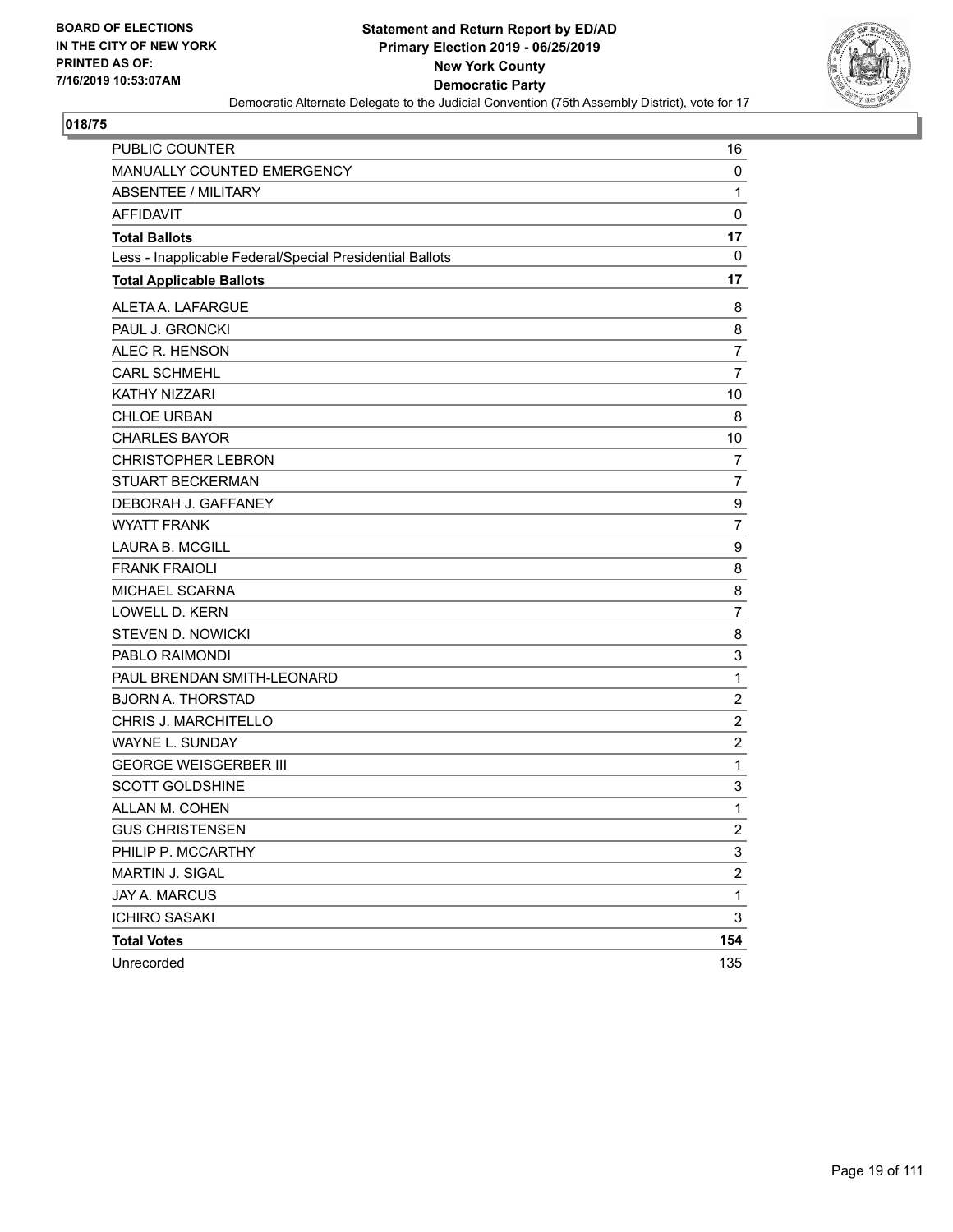**BOARD OF ELECTIONS IN THE CITY OF NEW YORK PRINTED AS OF: 7/16/2019 10:53:07AM**

**Statement and Return Report by ED/AD**
**Primary Election 2019 - 06/25/2019**
**New York County**
**Democratic Party**
Democratic Alternate Delegate to the Judicial Convention (75th Assembly District), vote for 17

**018/75**

| | |
|---|---|
| PUBLIC COUNTER | 16 |
| MANUALLY COUNTED EMERGENCY | 0 |
| ABSENTEE / MILITARY | 1 |
| AFFIDAVIT | 0 |
| **Total Ballots** | **17** |
| Less - Inapplicable Federal/Special Presidential Ballots | 0 |
| **Total Applicable Ballots** | **17** |
| ALETA A. LAFARGUE | 8 |
| PAUL J. GRONCKI | 8 |
| ALEC R. HENSON | 7 |
| CARL SCHMEHL | 7 |
| KATHY NIZZARI | 10 |
| CHLOE URBAN | 8 |
| CHARLES BAYOR | 10 |
| CHRISTOPHER LEBRON | 7 |
| STUART BECKERMAN | 7 |
| DEBORAH J. GAFFANEY | 9 |
| WYATT FRANK | 7 |
| LAURA B. MCGILL | 9 |
| FRANK FRAIOLI | 8 |
| MICHAEL SCARNA | 8 |
| LOWELL D. KERN | 7 |
| STEVEN D. NOWICKI | 8 |
| PABLO RAIMONDI | 3 |
| PAUL BRENDAN SMITH-LEONARD | 1 |
| BJORN A. THORSTAD | 2 |
| CHRIS J. MARCHITELLO | 2 |
| WAYNE L. SUNDAY | 2 |
| GEORGE WEISGERBER III | 1 |
| SCOTT GOLDSHINE | 3 |
| ALLAN M. COHEN | 1 |
| GUS CHRISTENSEN | 2 |
| PHILIP P. MCCARTHY | 3 |
| MARTIN J. SIGAL | 2 |
| JAY A. MARCUS | 1 |
| ICHIRO SASAKI | 3 |
| **Total Votes** | **154** |
| Unrecorded | 135 |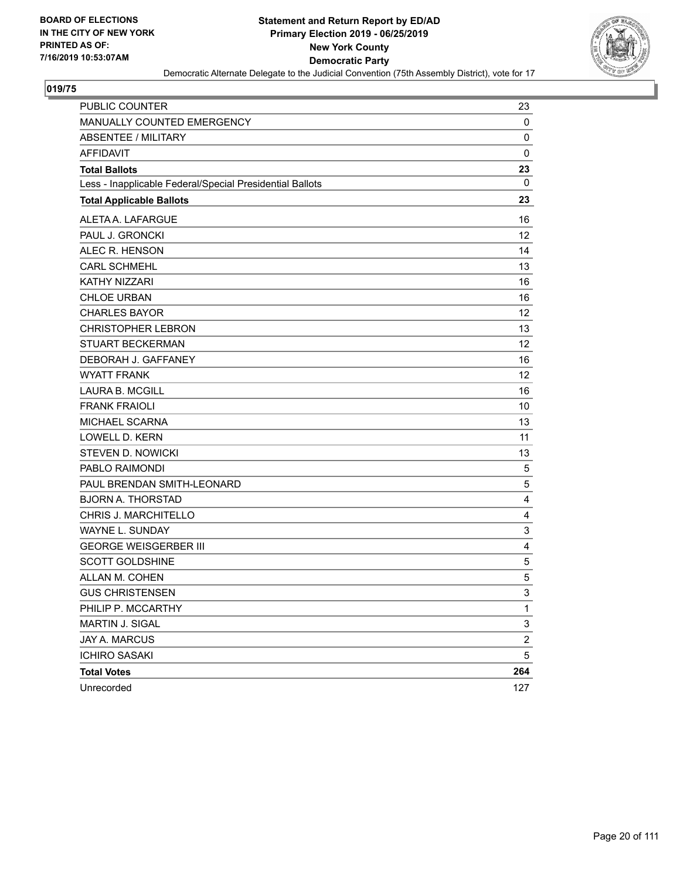**Statement and Return Report by ED/AD**
**Primary Election 2019 - 06/25/2019**
**New York County**
**Democratic Party**
Democratic Alternate Delegate to the Judicial Convention (75th Assembly District), vote for 17

BOARD OF ELECTIONS
IN THE CITY OF NEW YORK
PRINTED AS OF:
7/16/2019 10:53:07AM

## 019/75

| | |
|---|---|
| PUBLIC COUNTER | 23 |
| MANUALLY COUNTED EMERGENCY | 0 |
| ABSENTEE / MILITARY | 0 |
| AFFIDAVIT | 0 |
| **Total Ballots** | **23** |
| Less - Inapplicable Federal/Special Presidential Ballots | 0 |
| **Total Applicable Ballots** | **23** |
| ALETA A. LAFARGUE | 16 |
| PAUL J. GRONCKI | 12 |
| ALEC R. HENSON | 14 |
| CARL SCHMEHL | 13 |
| KATHY NIZZARI | 16 |
| CHLOE URBAN | 16 |
| CHARLES BAYOR | 12 |
| CHRISTOPHER LEBRON | 13 |
| STUART BECKERMAN | 12 |
| DEBORAH J. GAFFANEY | 16 |
| WYATT FRANK | 12 |
| LAURA B. MCGILL | 16 |
| FRANK FRAIOLI | 10 |
| MICHAEL SCARNA | 13 |
| LOWELL D. KERN | 11 |
| STEVEN D. NOWICKI | 13 |
| PABLO RAIMONDI | 5 |
| PAUL BRENDAN SMITH-LEONARD | 5 |
| BJORN A. THORSTAD | 4 |
| CHRIS J. MARCHITELLO | 4 |
| WAYNE L. SUNDAY | 3 |
| GEORGE WEISGERBER III | 4 |
| SCOTT GOLDSHINE | 5 |
| ALLAN M. COHEN | 5 |
| GUS CHRISTENSEN | 3 |
| PHILIP P. MCCARTHY | 1 |
| MARTIN J. SIGAL | 3 |
| JAY A. MARCUS | 2 |
| ICHIRO SASAKI | 5 |
| **Total Votes** | **264** |
| Unrecorded | 127 |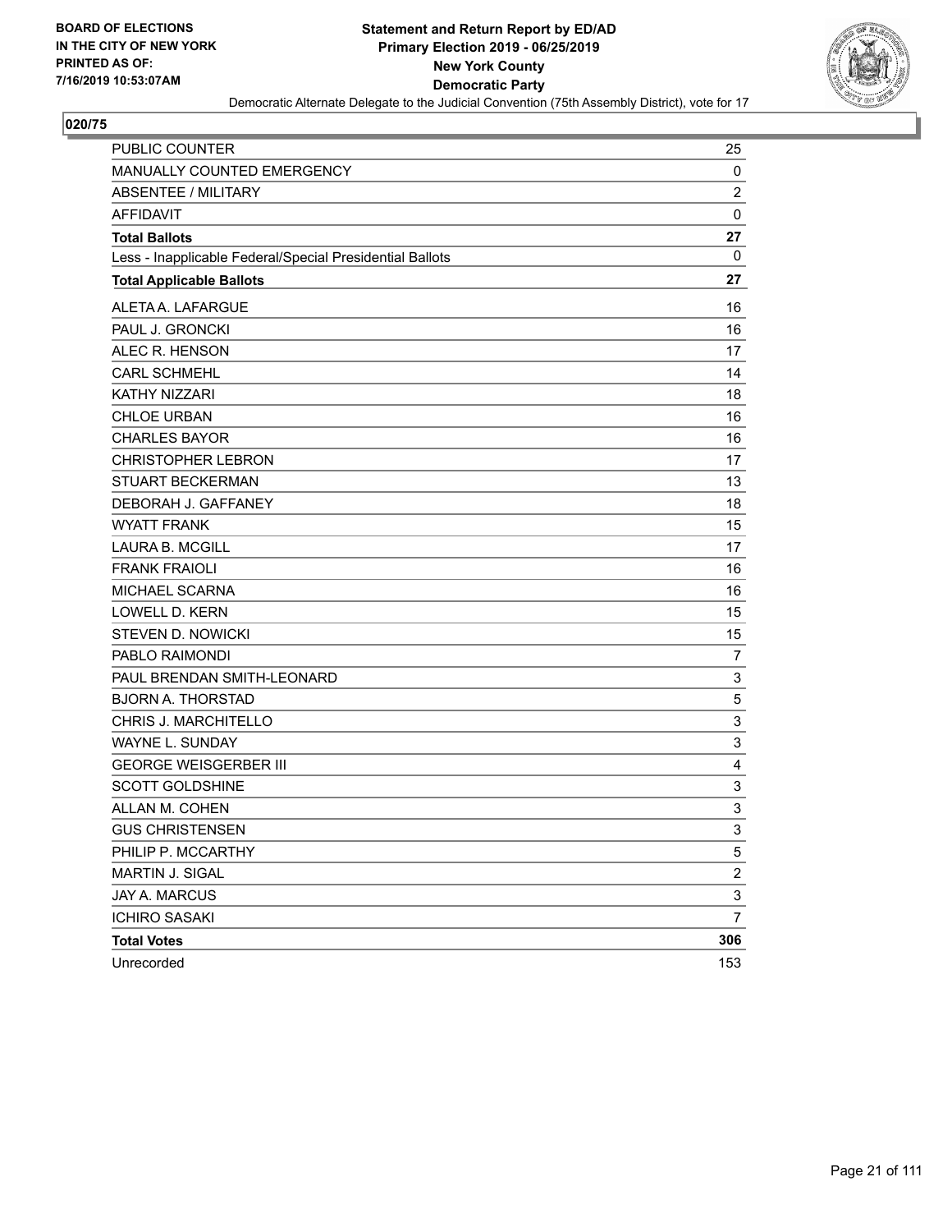**BOARD OF ELECTIONS IN THE CITY OF NEW YORK PRINTED AS OF: 7/16/2019 10:53:07AM**

# Statement and Return Report by ED/AD
## Primary Election 2019 - 06/25/2019
## New York County
## Democratic Party
### Democratic Alternate Delegate to the Judicial Convention (75th Assembly District), vote for 17

**020/75**

| | |
|---|---|
| PUBLIC COUNTER | 25 |
| MANUALLY COUNTED EMERGENCY | 0 |
| ABSENTEE / MILITARY | 2 |
| AFFIDAVIT | 0 |
| **Total Ballots** | **27** |
| Less - Inapplicable Federal/Special Presidential Ballots | 0 |
| **Total Applicable Ballots** | **27** |
| ALETA A. LAFARGUE | 16 |
| PAUL J. GRONCKI | 16 |
| ALEC R. HENSON | 17 |
| CARL SCHMEHL | 14 |
| KATHY NIZZARI | 18 |
| CHLOE URBAN | 16 |
| CHARLES BAYOR | 16 |
| CHRISTOPHER LEBRON | 17 |
| STUART BECKERMAN | 13 |
| DEBORAH J. GAFFANEY | 18 |
| WYATT FRANK | 15 |
| LAURA B. MCGILL | 17 |
| FRANK FRAIOLI | 16 |
| MICHAEL SCARNA | 16 |
| LOWELL D. KERN | 15 |
| STEVEN D. NOWICKI | 15 |
| PABLO RAIMONDI | 7 |
| PAUL BRENDAN SMITH-LEONARD | 3 |
| BJORN A. THORSTAD | 5 |
| CHRIS J. MARCHITELLO | 3 |
| WAYNE L. SUNDAY | 3 |
| GEORGE WEISGERBER III | 4 |
| SCOTT GOLDSHINE | 3 |
| ALLAN M. COHEN | 3 |
| GUS CHRISTENSEN | 3 |
| PHILIP P. MCCARTHY | 5 |
| MARTIN J. SIGAL | 2 |
| JAY A. MARCUS | 3 |
| ICHIRO SASAKI | 7 |
| **Total Votes** | **306** |
| Unrecorded | 153 |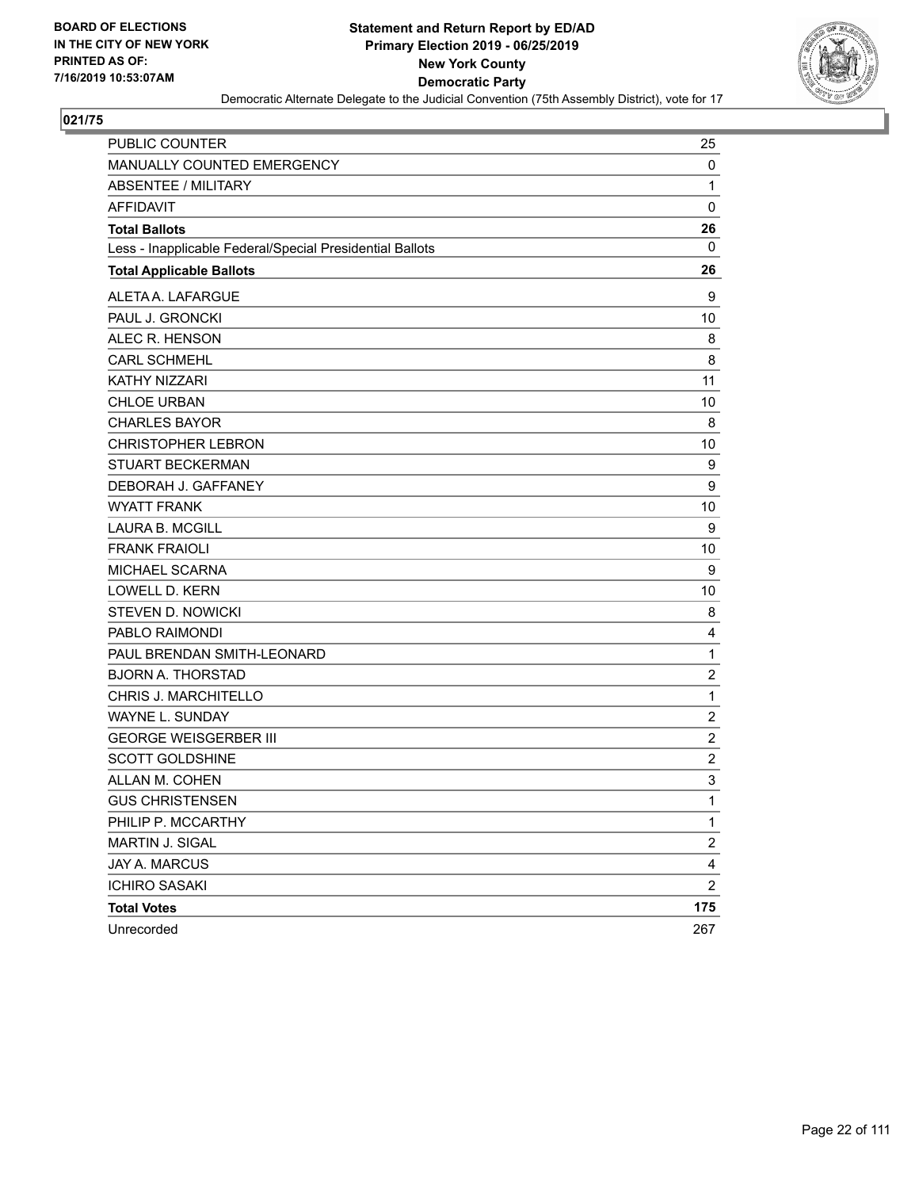BOARD OF ELECTIONS
IN THE CITY OF NEW YORK
PRINTED AS OF:
7/16/2019 10:53:07AM

**Statement and Return Report by ED/AD**
**Primary Election 2019 - 06/25/2019**
**New York County**
**Democratic Party**
Democratic Alternate Delegate to the Judicial Convention (75th Assembly District), vote for 17

## 021/75

| | |
|---|---|
| PUBLIC COUNTER | 25 |
| MANUALLY COUNTED EMERGENCY | 0 |
| ABSENTEE / MILITARY | 1 |
| AFFIDAVIT | 0 |
| **Total Ballots** | **26** |
| Less - Inapplicable Federal/Special Presidential Ballots | 0 |
| **Total Applicable Ballots** | **26** |
| ALETA A. LAFARGUE | 9 |
| PAUL J. GRONCKI | 10 |
| ALEC R. HENSON | 8 |
| CARL SCHMEHL | 8 |
| KATHY NIZZARI | 11 |
| CHLOE URBAN | 10 |
| CHARLES BAYOR | 8 |
| CHRISTOPHER LEBRON | 10 |
| STUART BECKERMAN | 9 |
| DEBORAH J. GAFFANEY | 9 |
| WYATT FRANK | 10 |
| LAURA B. MCGILL | 9 |
| FRANK FRAIOLI | 10 |
| MICHAEL SCARNA | 9 |
| LOWELL D. KERN | 10 |
| STEVEN D. NOWICKI | 8 |
| PABLO RAIMONDI | 4 |
| PAUL BRENDAN SMITH-LEONARD | 1 |
| BJORN A. THORSTAD | 2 |
| CHRIS J. MARCHITELLO | 1 |
| WAYNE L. SUNDAY | 2 |
| GEORGE WEISGERBER III | 2 |
| SCOTT GOLDSHINE | 2 |
| ALLAN M. COHEN | 3 |
| GUS CHRISTENSEN | 1 |
| PHILIP P. MCCARTHY | 1 |
| MARTIN J. SIGAL | 2 |
| JAY A. MARCUS | 4 |
| ICHIRO SASAKI | 2 |
| **Total Votes** | **175** |
| Unrecorded | 267 |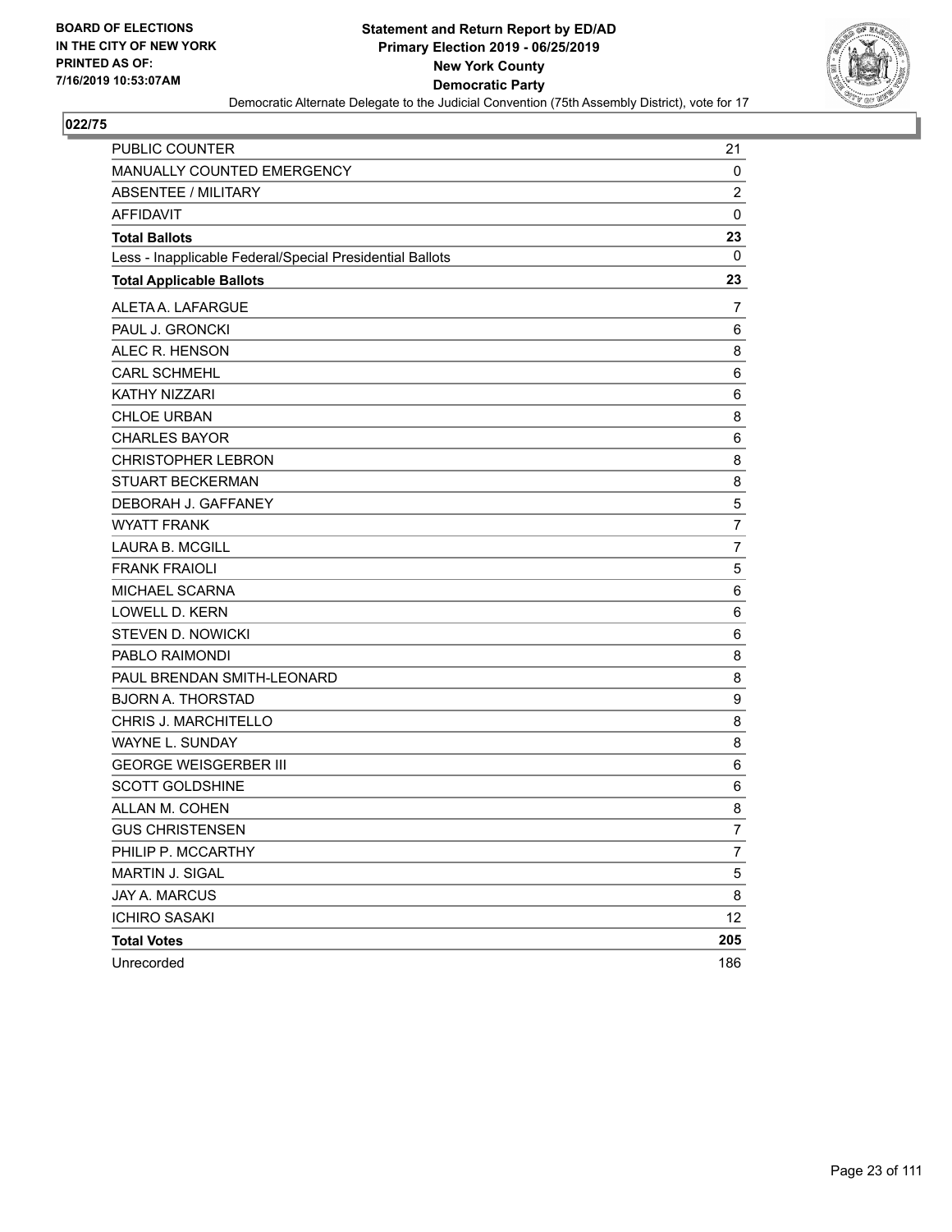**BOARD OF ELECTIONS IN THE CITY OF NEW YORK PRINTED AS OF: 7/16/2019 10:53:07AM**

**Statement and Return Report by ED/AD**
**Primary Election 2019 - 06/25/2019**
**New York County**
**Democratic Party**
Democratic Alternate Delegate to the Judicial Convention (75th Assembly District), vote for 17

**022/75**

| | |
|---|---|
| PUBLIC COUNTER | 21 |
| MANUALLY COUNTED EMERGENCY | 0 |
| ABSENTEE / MILITARY | 2 |
| AFFIDAVIT | 0 |
| **Total Ballots** | **23** |
| Less - Inapplicable Federal/Special Presidential Ballots | 0 |
| **Total Applicable Ballots** | **23** |
| ALETA A. LAFARGUE | 7 |
| PAUL J. GRONCKI | 6 |
| ALEC R. HENSON | 8 |
| CARL SCHMEHL | 6 |
| KATHY NIZZARI | 6 |
| CHLOE URBAN | 8 |
| CHARLES BAYOR | 6 |
| CHRISTOPHER LEBRON | 8 |
| STUART BECKERMAN | 8 |
| DEBORAH J. GAFFANEY | 5 |
| WYATT FRANK | 7 |
| LAURA B. MCGILL | 7 |
| FRANK FRAIOLI | 5 |
| MICHAEL SCARNA | 6 |
| LOWELL D. KERN | 6 |
| STEVEN D. NOWICKI | 6 |
| PABLO RAIMONDI | 8 |
| PAUL BRENDAN SMITH-LEONARD | 8 |
| BJORN A. THORSTAD | 9 |
| CHRIS J. MARCHITELLO | 8 |
| WAYNE L. SUNDAY | 8 |
| GEORGE WEISGERBER III | 6 |
| SCOTT GOLDSHINE | 6 |
| ALLAN M. COHEN | 8 |
| GUS CHRISTENSEN | 7 |
| PHILIP P. MCCARTHY | 7 |
| MARTIN J. SIGAL | 5 |
| JAY A. MARCUS | 8 |
| ICHIRO SASAKI | 12 |
| **Total Votes** | **205** |
| Unrecorded | 186 |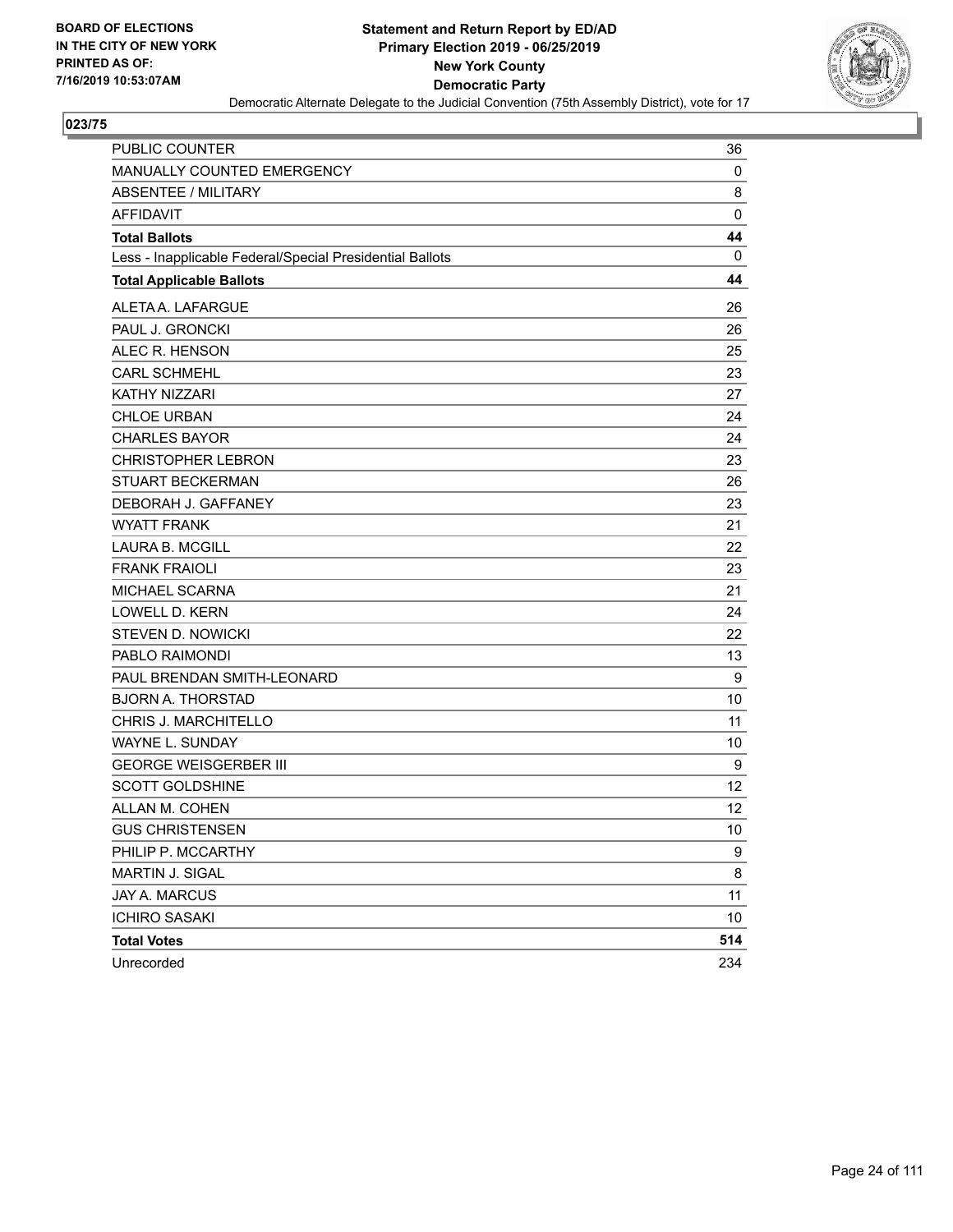BOARD OF ELECTIONS
IN THE CITY OF NEW YORK
PRINTED AS OF:
7/16/2019 10:53:07AM

**Statement and Return Report by ED/AD**
**Primary Election 2019 - 06/25/2019**
**New York County**
**Democratic Party**
Democratic Alternate Delegate to the Judicial Convention (75th Assembly District), vote for 17

## 023/75

| | |
|---|---|
| PUBLIC COUNTER | 36 |
| MANUALLY COUNTED EMERGENCY | 0 |
| ABSENTEE / MILITARY | 8 |
| AFFIDAVIT | 0 |
| **Total Ballots** | **44** |
| Less - Inapplicable Federal/Special Presidential Ballots | 0 |
| **Total Applicable Ballots** | **44** |
| ALETA A. LAFARGUE | 26 |
| PAUL J. GRONCKI | 26 |
| ALEC R. HENSON | 25 |
| CARL SCHMEHL | 23 |
| KATHY NIZZARI | 27 |
| CHLOE URBAN | 24 |
| CHARLES BAYOR | 24 |
| CHRISTOPHER LEBRON | 23 |
| STUART BECKERMAN | 26 |
| DEBORAH J. GAFFANEY | 23 |
| WYATT FRANK | 21 |
| LAURA B. MCGILL | 22 |
| FRANK FRAIOLI | 23 |
| MICHAEL SCARNA | 21 |
| LOWELL D. KERN | 24 |
| STEVEN D. NOWICKI | 22 |
| PABLO RAIMONDI | 13 |
| PAUL BRENDAN SMITH-LEONARD | 9 |
| BJORN A. THORSTAD | 10 |
| CHRIS J. MARCHITELLO | 11 |
| WAYNE L. SUNDAY | 10 |
| GEORGE WEISGERBER III | 9 |
| SCOTT GOLDSHINE | 12 |
| ALLAN M. COHEN | 12 |
| GUS CHRISTENSEN | 10 |
| PHILIP P. MCCARTHY | 9 |
| MARTIN J. SIGAL | 8 |
| JAY A. MARCUS | 11 |
| ICHIRO SASAKI | 10 |
| **Total Votes** | **514** |
| Unrecorded | 234 |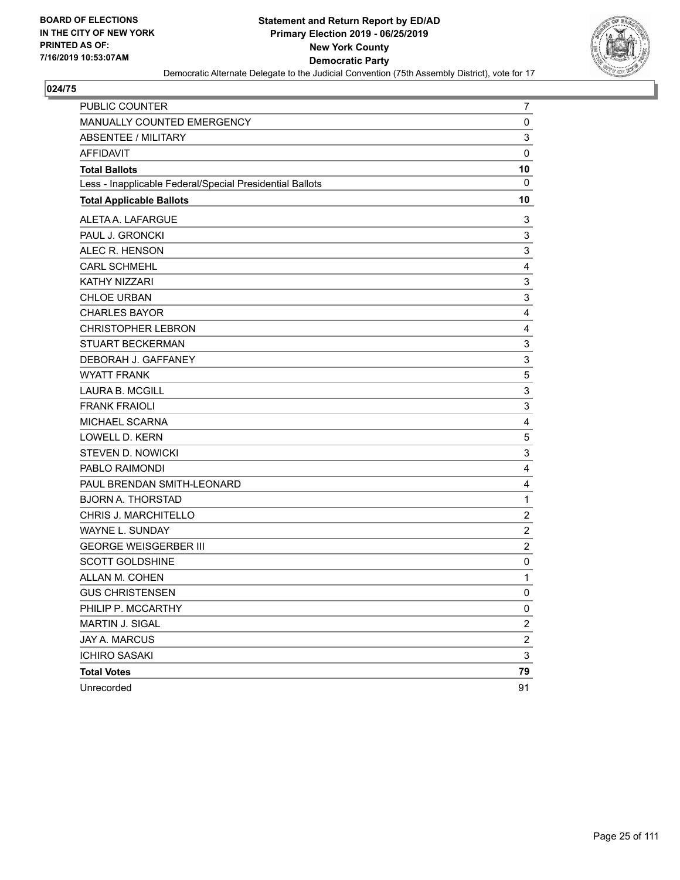BOARD OF ELECTIONS
IN THE CITY OF NEW YORK
PRINTED AS OF:
7/16/2019 10:53:07AM

**Statement and Return Report by ED/AD**
**Primary Election 2019 - 06/25/2019**
**New York County**
**Democratic Party**
Democratic Alternate Delegate to the Judicial Convention (75th Assembly District), vote for 17

**024/75**

| | |
|---|---|
| PUBLIC COUNTER | 7 |
| MANUALLY COUNTED EMERGENCY | 0 |
| ABSENTEE / MILITARY | 3 |
| AFFIDAVIT | 0 |
| **Total Ballots** | **10** |
| Less - Inapplicable Federal/Special Presidential Ballots | 0 |
| **Total Applicable Ballots** | **10** |
| ALETA A. LAFARGUE | 3 |
| PAUL J. GRONCKI | 3 |
| ALEC R. HENSON | 3 |
| CARL SCHMEHL | 4 |
| KATHY NIZZARI | 3 |
| CHLOE URBAN | 3 |
| CHARLES BAYOR | 4 |
| CHRISTOPHER LEBRON | 4 |
| STUART BECKERMAN | 3 |
| DEBORAH J. GAFFANEY | 3 |
| WYATT FRANK | 5 |
| LAURA B. MCGILL | 3 |
| FRANK FRAIOLI | 3 |
| MICHAEL SCARNA | 4 |
| LOWELL D. KERN | 5 |
| STEVEN D. NOWICKI | 3 |
| PABLO RAIMONDI | 4 |
| PAUL BRENDAN SMITH-LEONARD | 4 |
| BJORN A. THORSTAD | 1 |
| CHRIS J. MARCHITELLO | 2 |
| WAYNE L. SUNDAY | 2 |
| GEORGE WEISGERBER III | 2 |
| SCOTT GOLDSHINE | 0 |
| ALLAN M. COHEN | 1 |
| GUS CHRISTENSEN | 0 |
| PHILIP P. MCCARTHY | 0 |
| MARTIN J. SIGAL | 2 |
| JAY A. MARCUS | 2 |
| ICHIRO SASAKI | 3 |
| **Total Votes** | **79** |
| Unrecorded | 91 |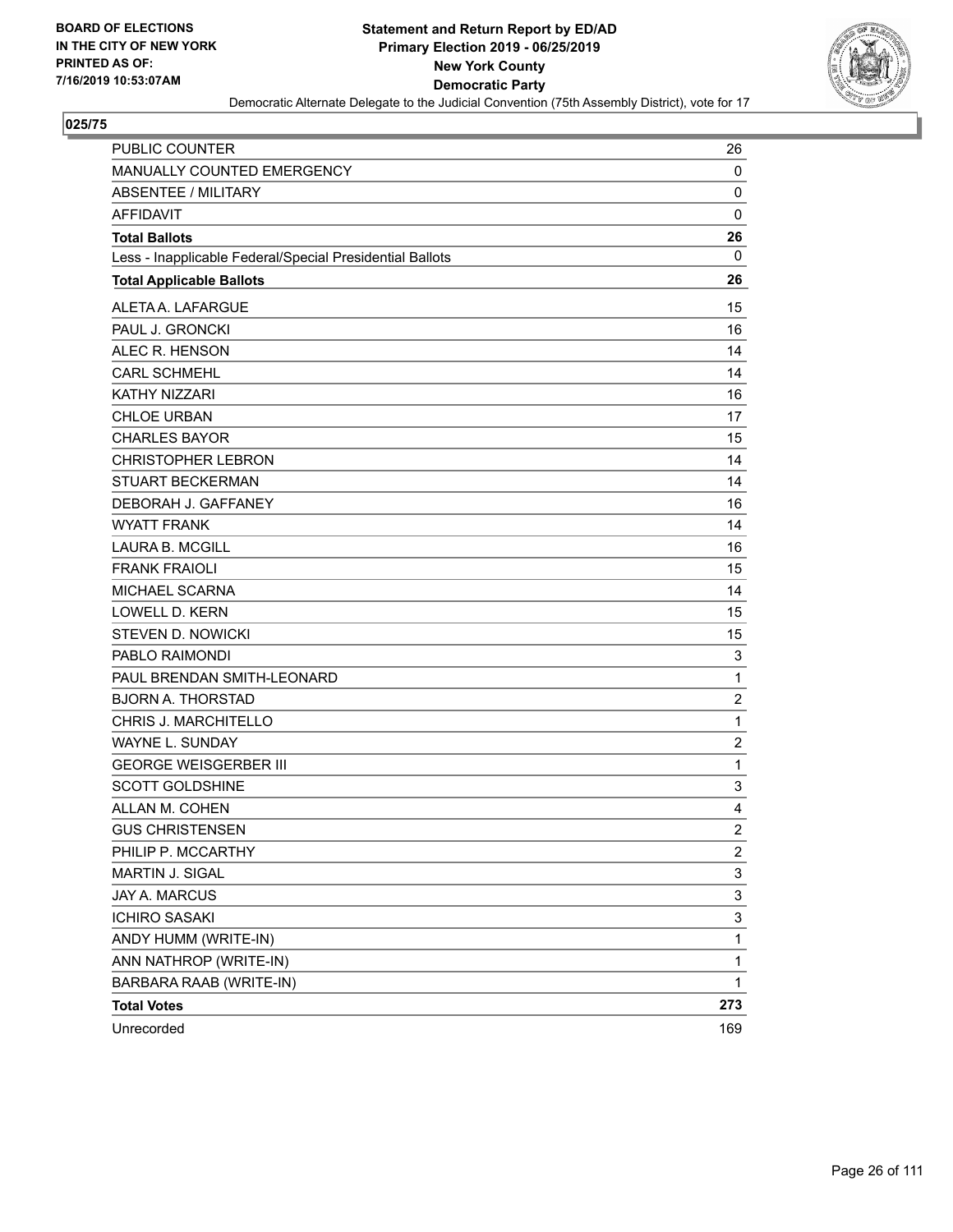**Statement and Return Report by ED/AD**
**Primary Election 2019 - 06/25/2019**
**New York County**
**Democratic Party**
Democratic Alternate Delegate to the Judicial Convention (75th Assembly District), vote for 17

BOARD OF ELECTIONS
IN THE CITY OF NEW YORK
PRINTED AS OF:
7/16/2019 10:53:07AM

## 025/75

| | |
|---|---|
| PUBLIC COUNTER | 26 |
| MANUALLY COUNTED EMERGENCY | 0 |
| ABSENTEE / MILITARY | 0 |
| AFFIDAVIT | 0 |
| **Total Ballots** | **26** |
| Less - Inapplicable Federal/Special Presidential Ballots | 0 |
| **Total Applicable Ballots** | **26** |
| ALETA A. LAFARGUE | 15 |
| PAUL J. GRONCKI | 16 |
| ALEC R. HENSON | 14 |
| CARL SCHMEHL | 14 |
| KATHY NIZZARI | 16 |
| CHLOE URBAN | 17 |
| CHARLES BAYOR | 15 |
| CHRISTOPHER LEBRON | 14 |
| STUART BECKERMAN | 14 |
| DEBORAH J. GAFFANEY | 16 |
| WYATT FRANK | 14 |
| LAURA B. MCGILL | 16 |
| FRANK FRAIOLI | 15 |
| MICHAEL SCARNA | 14 |
| LOWELL D. KERN | 15 |
| STEVEN D. NOWICKI | 15 |
| PABLO RAIMONDI | 3 |
| PAUL BRENDAN SMITH-LEONARD | 1 |
| BJORN A. THORSTAD | 2 |
| CHRIS J. MARCHITELLO | 1 |
| WAYNE L. SUNDAY | 2 |
| GEORGE WEISGERBER III | 1 |
| SCOTT GOLDSHINE | 3 |
| ALLAN M. COHEN | 4 |
| GUS CHRISTENSEN | 2 |
| PHILIP P. MCCARTHY | 2 |
| MARTIN J. SIGAL | 3 |
| JAY A. MARCUS | 3 |
| ICHIRO SASAKI | 3 |
| ANDY HUMM (WRITE-IN) | 1 |
| ANN NATHROP (WRITE-IN) | 1 |
| BARBARA RAAB (WRITE-IN) | 1 |
| **Total Votes** | **273** |
| Unrecorded | 169 |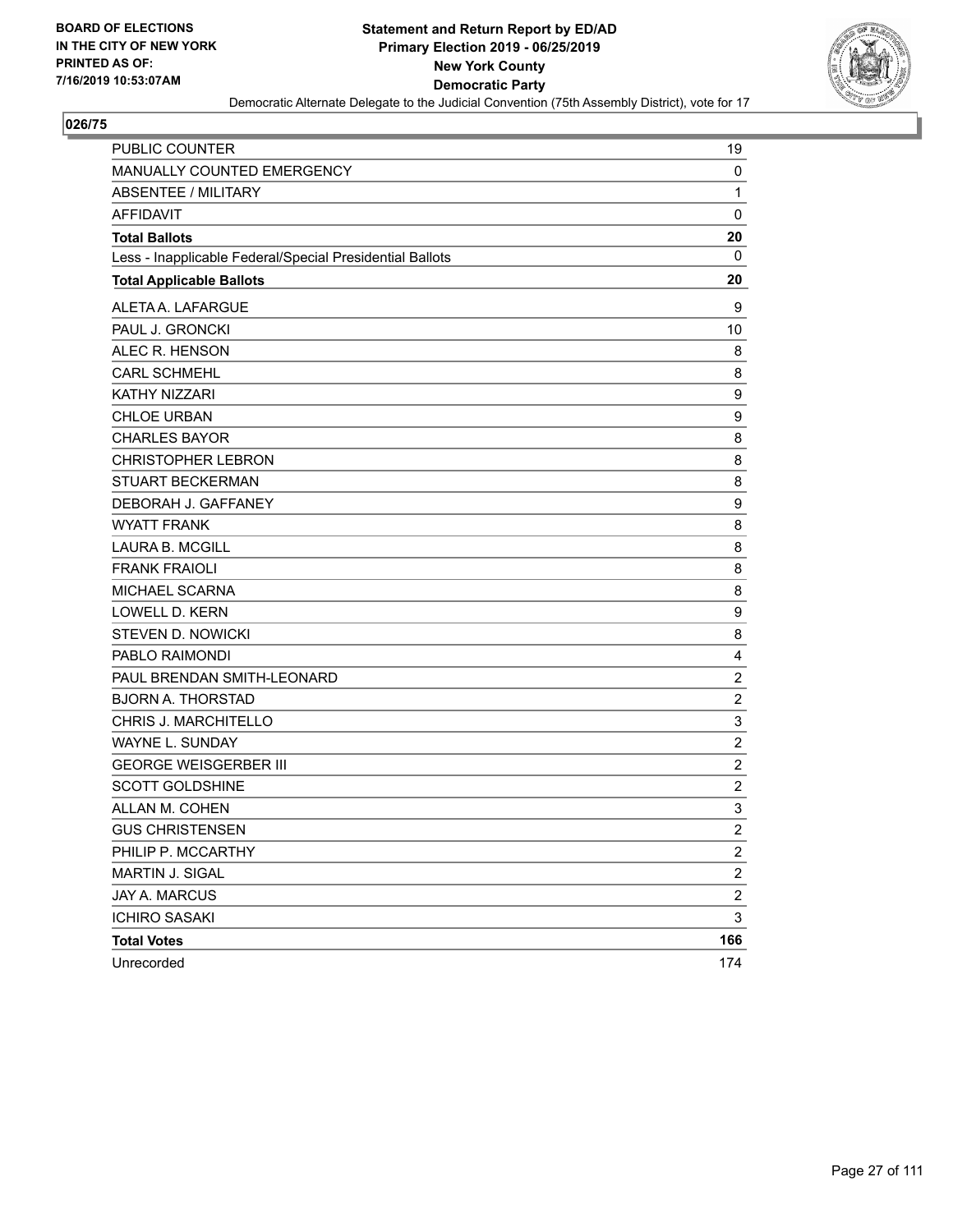**BOARD OF ELECTIONS IN THE CITY OF NEW YORK PRINTED AS OF: 7/16/2019 10:53:07AM**

**Statement and Return Report by ED/AD**
**Primary Election 2019 - 06/25/2019**
**New York County**
**Democratic Party**
Democratic Alternate Delegate to the Judicial Convention (75th Assembly District), vote for 17

**026/75**

| | |
|---|---|
| PUBLIC COUNTER | 19 |
| MANUALLY COUNTED EMERGENCY | 0 |
| ABSENTEE / MILITARY | 1 |
| AFFIDAVIT | 0 |
| **Total Ballots** | **20** |
| Less - Inapplicable Federal/Special Presidential Ballots | 0 |
| **Total Applicable Ballots** | **20** |
| ALETA A. LAFARGUE | 9 |
| PAUL J. GRONCKI | 10 |
| ALEC R. HENSON | 8 |
| CARL SCHMEHL | 8 |
| KATHY NIZZARI | 9 |
| CHLOE URBAN | 9 |
| CHARLES BAYOR | 8 |
| CHRISTOPHER LEBRON | 8 |
| STUART BECKERMAN | 8 |
| DEBORAH J. GAFFANEY | 9 |
| WYATT FRANK | 8 |
| LAURA B. MCGILL | 8 |
| FRANK FRAIOLI | 8 |
| MICHAEL SCARNA | 8 |
| LOWELL D. KERN | 9 |
| STEVEN D. NOWICKI | 8 |
| PABLO RAIMONDI | 4 |
| PAUL BRENDAN SMITH-LEONARD | 2 |
| BJORN A. THORSTAD | 2 |
| CHRIS J. MARCHITELLO | 3 |
| WAYNE L. SUNDAY | 2 |
| GEORGE WEISGERBER III | 2 |
| SCOTT GOLDSHINE | 2 |
| ALLAN M. COHEN | 3 |
| GUS CHRISTENSEN | 2 |
| PHILIP P. MCCARTHY | 2 |
| MARTIN J. SIGAL | 2 |
| JAY A. MARCUS | 2 |
| ICHIRO SASAKI | 3 |
| **Total Votes** | **166** |
| Unrecorded | 174 |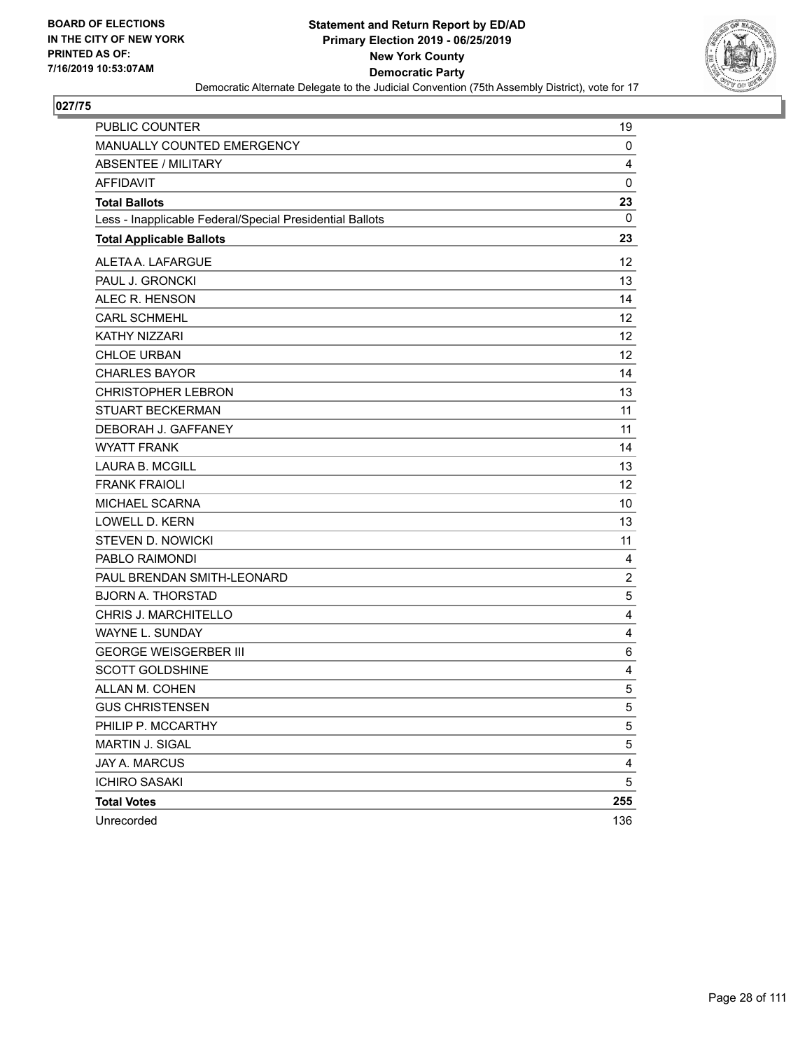BOARD OF ELECTIONS
IN THE CITY OF NEW YORK
PRINTED AS OF:
7/16/2019 10:53:07AM

**Statement and Return Report by ED/AD**
**Primary Election 2019 - 06/25/2019**
**New York County**
**Democratic Party**
Democratic Alternate Delegate to the Judicial Convention (75th Assembly District), vote for 17

## 027/75

| | |
|---|---|
| PUBLIC COUNTER | 19 |
| MANUALLY COUNTED EMERGENCY | 0 |
| ABSENTEE / MILITARY | 4 |
| AFFIDAVIT | 0 |
| **Total Ballots** | **23** |
| Less - Inapplicable Federal/Special Presidential Ballots | 0 |
| **Total Applicable Ballots** | **23** |
| ALETA A. LAFARGUE | 12 |
| PAUL J. GRONCKI | 13 |
| ALEC R. HENSON | 14 |
| CARL SCHMEHL | 12 |
| KATHY NIZZARI | 12 |
| CHLOE URBAN | 12 |
| CHARLES BAYOR | 14 |
| CHRISTOPHER LEBRON | 13 |
| STUART BECKERMAN | 11 |
| DEBORAH J. GAFFANEY | 11 |
| WYATT FRANK | 14 |
| LAURA B. MCGILL | 13 |
| FRANK FRAIOLI | 12 |
| MICHAEL SCARNA | 10 |
| LOWELL D. KERN | 13 |
| STEVEN D. NOWICKI | 11 |
| PABLO RAIMONDI | 4 |
| PAUL BRENDAN SMITH-LEONARD | 2 |
| BJORN A. THORSTAD | 5 |
| CHRIS J. MARCHITELLO | 4 |
| WAYNE L. SUNDAY | 4 |
| GEORGE WEISGERBER III | 6 |
| SCOTT GOLDSHINE | 4 |
| ALLAN M. COHEN | 5 |
| GUS CHRISTENSEN | 5 |
| PHILIP P. MCCARTHY | 5 |
| MARTIN J. SIGAL | 5 |
| JAY A. MARCUS | 4 |
| ICHIRO SASAKI | 5 |
| **Total Votes** | **255** |
| Unrecorded | 136 |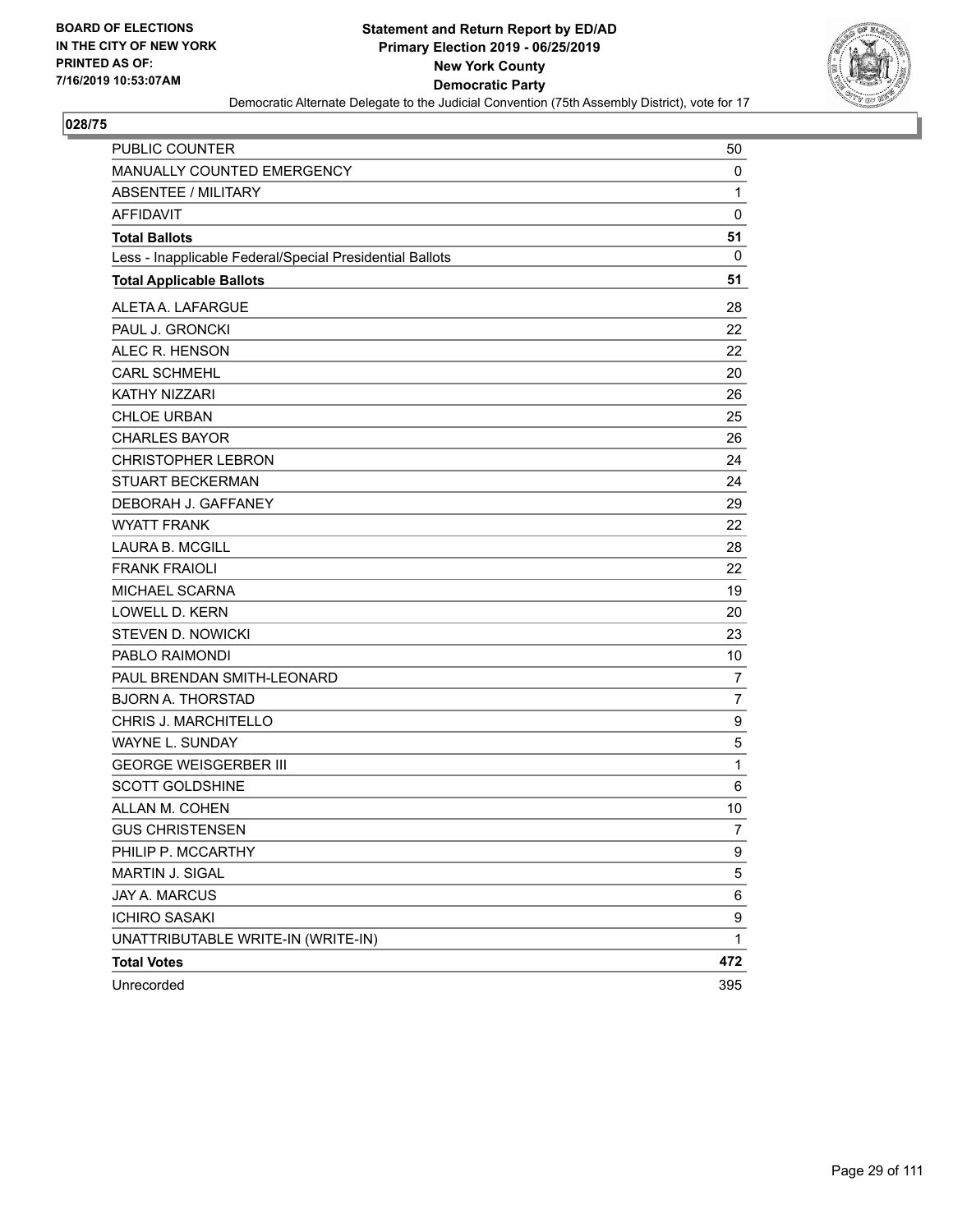**BOARD OF ELECTIONS IN THE CITY OF NEW YORK PRINTED AS OF: 7/16/2019 10:53:07AM**

# Statement and Return Report by ED/AD
## Primary Election 2019 - 06/25/2019
## New York County
## Democratic Party
### Democratic Alternate Delegate to the Judicial Convention (75th Assembly District), vote for 17

**028/75**

| | |
|---|---|
| PUBLIC COUNTER | 50 |
| MANUALLY COUNTED EMERGENCY | 0 |
| ABSENTEE / MILITARY | 1 |
| AFFIDAVIT | 0 |
| **Total Ballots** | **51** |
| Less - Inapplicable Federal/Special Presidential Ballots | 0 |
| **Total Applicable Ballots** | **51** |
| ALETA A. LAFARGUE | 28 |
| PAUL J. GRONCKI | 22 |
| ALEC R. HENSON | 22 |
| CARL SCHMEHL | 20 |
| KATHY NIZZARI | 26 |
| CHLOE URBAN | 25 |
| CHARLES BAYOR | 26 |
| CHRISTOPHER LEBRON | 24 |
| STUART BECKERMAN | 24 |
| DEBORAH J. GAFFANEY | 29 |
| WYATT FRANK | 22 |
| LAURA B. MCGILL | 28 |
| FRANK FRAIOLI | 22 |
| MICHAEL SCARNA | 19 |
| LOWELL D. KERN | 20 |
| STEVEN D. NOWICKI | 23 |
| PABLO RAIMONDI | 10 |
| PAUL BRENDAN SMITH-LEONARD | 7 |
| BJORN A. THORSTAD | 7 |
| CHRIS J. MARCHITELLO | 9 |
| WAYNE L. SUNDAY | 5 |
| GEORGE WEISGERBER III | 1 |
| SCOTT GOLDSHINE | 6 |
| ALLAN M. COHEN | 10 |
| GUS CHRISTENSEN | 7 |
| PHILIP P. MCCARTHY | 9 |
| MARTIN J. SIGAL | 5 |
| JAY A. MARCUS | 6 |
| ICHIRO SASAKI | 9 |
| UNATTRIBUTABLE WRITE-IN (WRITE-IN) | 1 |
| **Total Votes** | **472** |
| Unrecorded | 395 |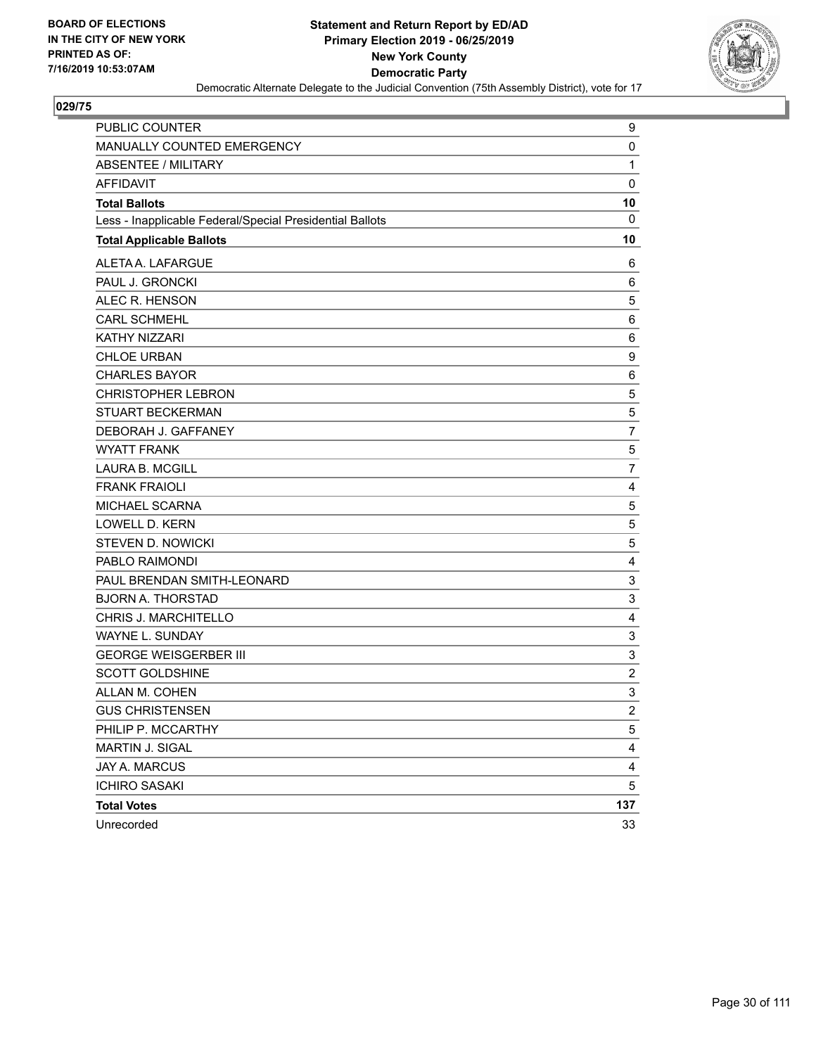**BOARD OF ELECTIONS IN THE CITY OF NEW YORK PRINTED AS OF: 7/16/2019 10:53:07AM**

**Statement and Return Report by ED/AD Primary Election 2019 - 06/25/2019 New York County Democratic Party**

Democratic Alternate Delegate to the Judicial Convention (75th Assembly District), vote for 17

## 029/75

| | |
|---|---|
| PUBLIC COUNTER | 9 |
| MANUALLY COUNTED EMERGENCY | 0 |
| ABSENTEE / MILITARY | 1 |
| AFFIDAVIT | 0 |
| **Total Ballots** | **10** |
| Less - Inapplicable Federal/Special Presidential Ballots | 0 |
| **Total Applicable Ballots** | **10** |
| ALETA A. LAFARGUE | 6 |
| PAUL J. GRONCKI | 6 |
| ALEC R. HENSON | 5 |
| CARL SCHMEHL | 6 |
| KATHY NIZZARI | 6 |
| CHLOE URBAN | 9 |
| CHARLES BAYOR | 6 |
| CHRISTOPHER LEBRON | 5 |
| STUART BECKERMAN | 5 |
| DEBORAH J. GAFFANEY | 7 |
| WYATT FRANK | 5 |
| LAURA B. MCGILL | 7 |
| FRANK FRAIOLI | 4 |
| MICHAEL SCARNA | 5 |
| LOWELL D. KERN | 5 |
| STEVEN D. NOWICKI | 5 |
| PABLO RAIMONDI | 4 |
| PAUL BRENDAN SMITH-LEONARD | 3 |
| BJORN A. THORSTAD | 3 |
| CHRIS J. MARCHITELLO | 4 |
| WAYNE L. SUNDAY | 3 |
| GEORGE WEISGERBER III | 3 |
| SCOTT GOLDSHINE | 2 |
| ALLAN M. COHEN | 3 |
| GUS CHRISTENSEN | 2 |
| PHILIP P. MCCARTHY | 5 |
| MARTIN J. SIGAL | 4 |
| JAY A. MARCUS | 4 |
| ICHIRO SASAKI | 5 |
| **Total Votes** | **137** |
| Unrecorded | 33 |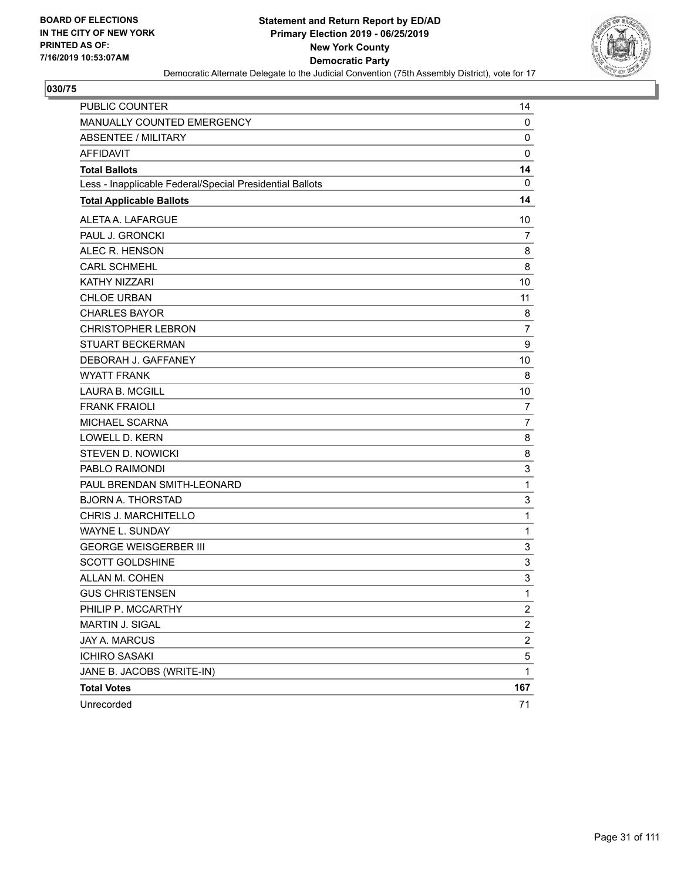BOARD OF ELECTIONS
IN THE CITY OF NEW YORK
PRINTED AS OF:
7/16/2019 10:53:07AM

**Statement and Return Report by ED/AD**
**Primary Election 2019 - 06/25/2019**
**New York County**
**Democratic Party**
Democratic Alternate Delegate to the Judicial Convention (75th Assembly District), vote for 17

## 030/75

| | |
|---|---|
| PUBLIC COUNTER | 14 |
| MANUALLY COUNTED EMERGENCY | 0 |
| ABSENTEE / MILITARY | 0 |
| AFFIDAVIT | 0 |
| **Total Ballots** | **14** |
| Less - Inapplicable Federal/Special Presidential Ballots | 0 |
| **Total Applicable Ballots** | **14** |
| ALETA A. LAFARGUE | 10 |
| PAUL J. GRONCKI | 7 |
| ALEC R. HENSON | 8 |
| CARL SCHMEHL | 8 |
| KATHY NIZZARI | 10 |
| CHLOE URBAN | 11 |
| CHARLES BAYOR | 8 |
| CHRISTOPHER LEBRON | 7 |
| STUART BECKERMAN | 9 |
| DEBORAH J. GAFFANEY | 10 |
| WYATT FRANK | 8 |
| LAURA B. MCGILL | 10 |
| FRANK FRAIOLI | 7 |
| MICHAEL SCARNA | 7 |
| LOWELL D. KERN | 8 |
| STEVEN D. NOWICKI | 8 |
| PABLO RAIMONDI | 3 |
| PAUL BRENDAN SMITH-LEONARD | 1 |
| BJORN A. THORSTAD | 3 |
| CHRIS J. MARCHITELLO | 1 |
| WAYNE L. SUNDAY | 1 |
| GEORGE WEISGERBER III | 3 |
| SCOTT GOLDSHINE | 3 |
| ALLAN M. COHEN | 3 |
| GUS CHRISTENSEN | 1 |
| PHILIP P. MCCARTHY | 2 |
| MARTIN J. SIGAL | 2 |
| JAY A. MARCUS | 2 |
| ICHIRO SASAKI | 5 |
| JANE B. JACOBS (WRITE-IN) | 1 |
| **Total Votes** | **167** |
| Unrecorded | 71 |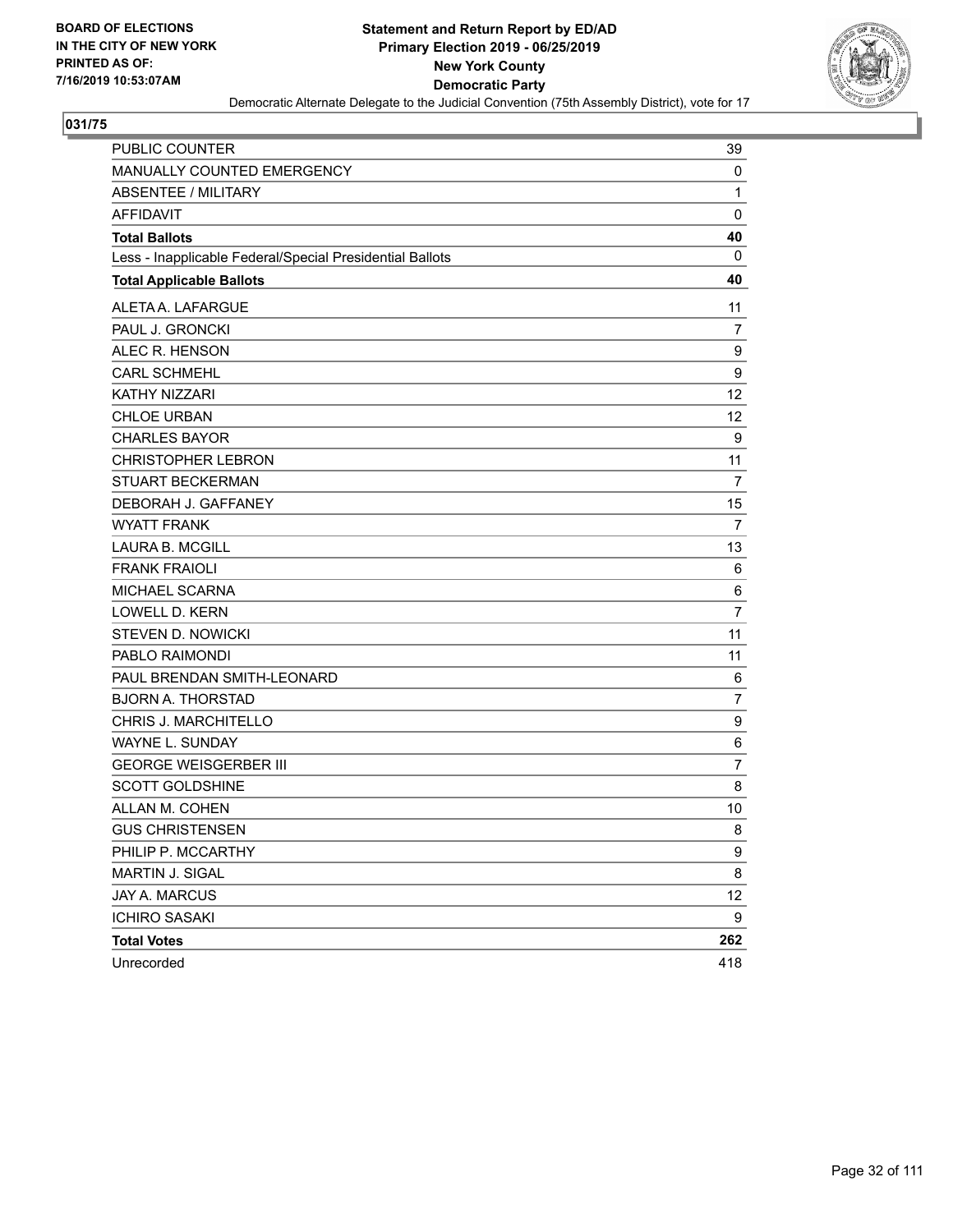BOARD OF ELECTIONS
IN THE CITY OF NEW YORK
PRINTED AS OF:
7/16/2019 10:53:07AM

**Statement and Return Report by ED/AD**
**Primary Election 2019 - 06/25/2019**
**New York County**
**Democratic Party**
Democratic Alternate Delegate to the Judicial Convention (75th Assembly District), vote for 17

**031/75**

| | |
|---|---|
| PUBLIC COUNTER | 39 |
| MANUALLY COUNTED EMERGENCY | 0 |
| ABSENTEE / MILITARY | 1 |
| AFFIDAVIT | 0 |
| **Total Ballots** | **40** |
| Less - Inapplicable Federal/Special Presidential Ballots | 0 |
| **Total Applicable Ballots** | **40** |
| ALETA A. LAFARGUE | 11 |
| PAUL J. GRONCKI | 7 |
| ALEC R. HENSON | 9 |
| CARL SCHMEHL | 9 |
| KATHY NIZZARI | 12 |
| CHLOE URBAN | 12 |
| CHARLES BAYOR | 9 |
| CHRISTOPHER LEBRON | 11 |
| STUART BECKERMAN | 7 |
| DEBORAH J. GAFFANEY | 15 |
| WYATT FRANK | 7 |
| LAURA B. MCGILL | 13 |
| FRANK FRAIOLI | 6 |
| MICHAEL SCARNA | 6 |
| LOWELL D. KERN | 7 |
| STEVEN D. NOWICKI | 11 |
| PABLO RAIMONDI | 11 |
| PAUL BRENDAN SMITH-LEONARD | 6 |
| BJORN A. THORSTAD | 7 |
| CHRIS J. MARCHITELLO | 9 |
| WAYNE L. SUNDAY | 6 |
| GEORGE WEISGERBER III | 7 |
| SCOTT GOLDSHINE | 8 |
| ALLAN M. COHEN | 10 |
| GUS CHRISTENSEN | 8 |
| PHILIP P. MCCARTHY | 9 |
| MARTIN J. SIGAL | 8 |
| JAY A. MARCUS | 12 |
| ICHIRO SASAKI | 9 |
| **Total Votes** | **262** |
| Unrecorded | 418 |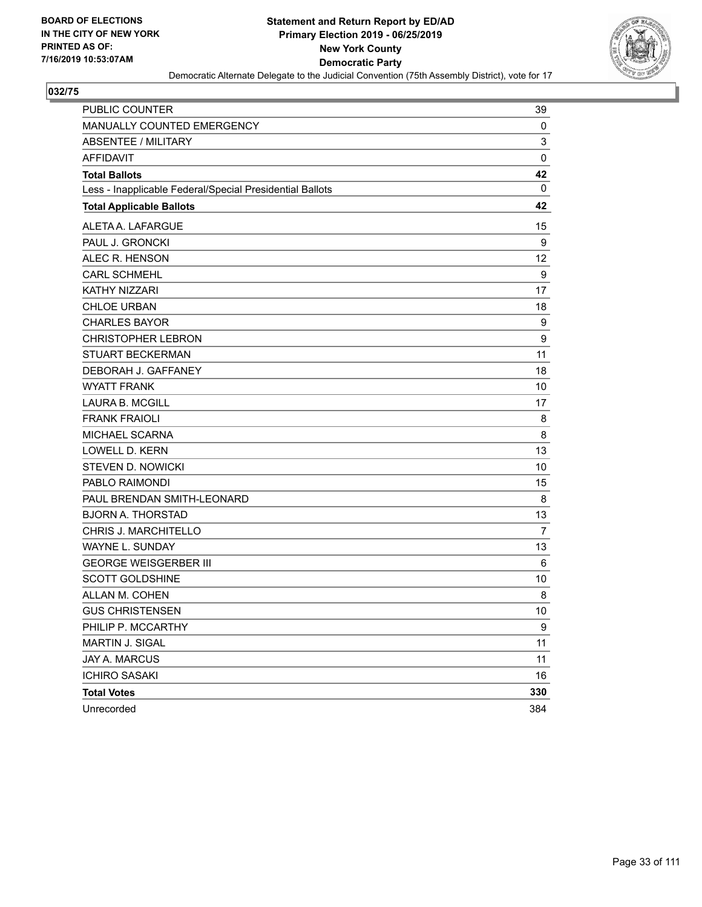BOARD OF ELECTIONS
IN THE CITY OF NEW YORK
PRINTED AS OF:
7/16/2019 10:53:07AM

**Statement and Return Report by ED/AD**
**Primary Election 2019 - 06/25/2019**
**New York County**
**Democratic Party**
Democratic Alternate Delegate to the Judicial Convention (75th Assembly District), vote for 17

## 032/75

| | |
|---|---|
| PUBLIC COUNTER | 39 |
| MANUALLY COUNTED EMERGENCY | 0 |
| ABSENTEE / MILITARY | 3 |
| AFFIDAVIT | 0 |
| **Total Ballots** | **42** |
| Less - Inapplicable Federal/Special Presidential Ballots | 0 |
| **Total Applicable Ballots** | **42** |
| ALETA A. LAFARGUE | 15 |
| PAUL J. GRONCKI | 9 |
| ALEC R. HENSON | 12 |
| CARL SCHMEHL | 9 |
| KATHY NIZZARI | 17 |
| CHLOE URBAN | 18 |
| CHARLES BAYOR | 9 |
| CHRISTOPHER LEBRON | 9 |
| STUART BECKERMAN | 11 |
| DEBORAH J. GAFFANEY | 18 |
| WYATT FRANK | 10 |
| LAURA B. MCGILL | 17 |
| FRANK FRAIOLI | 8 |
| MICHAEL SCARNA | 8 |
| LOWELL D. KERN | 13 |
| STEVEN D. NOWICKI | 10 |
| PABLO RAIMONDI | 15 |
| PAUL BRENDAN SMITH-LEONARD | 8 |
| BJORN A. THORSTAD | 13 |
| CHRIS J. MARCHITELLO | 7 |
| WAYNE L. SUNDAY | 13 |
| GEORGE WEISGERBER III | 6 |
| SCOTT GOLDSHINE | 10 |
| ALLAN M. COHEN | 8 |
| GUS CHRISTENSEN | 10 |
| PHILIP P. MCCARTHY | 9 |
| MARTIN J. SIGAL | 11 |
| JAY A. MARCUS | 11 |
| ICHIRO SASAKI | 16 |
| **Total Votes** | **330** |
| Unrecorded | 384 |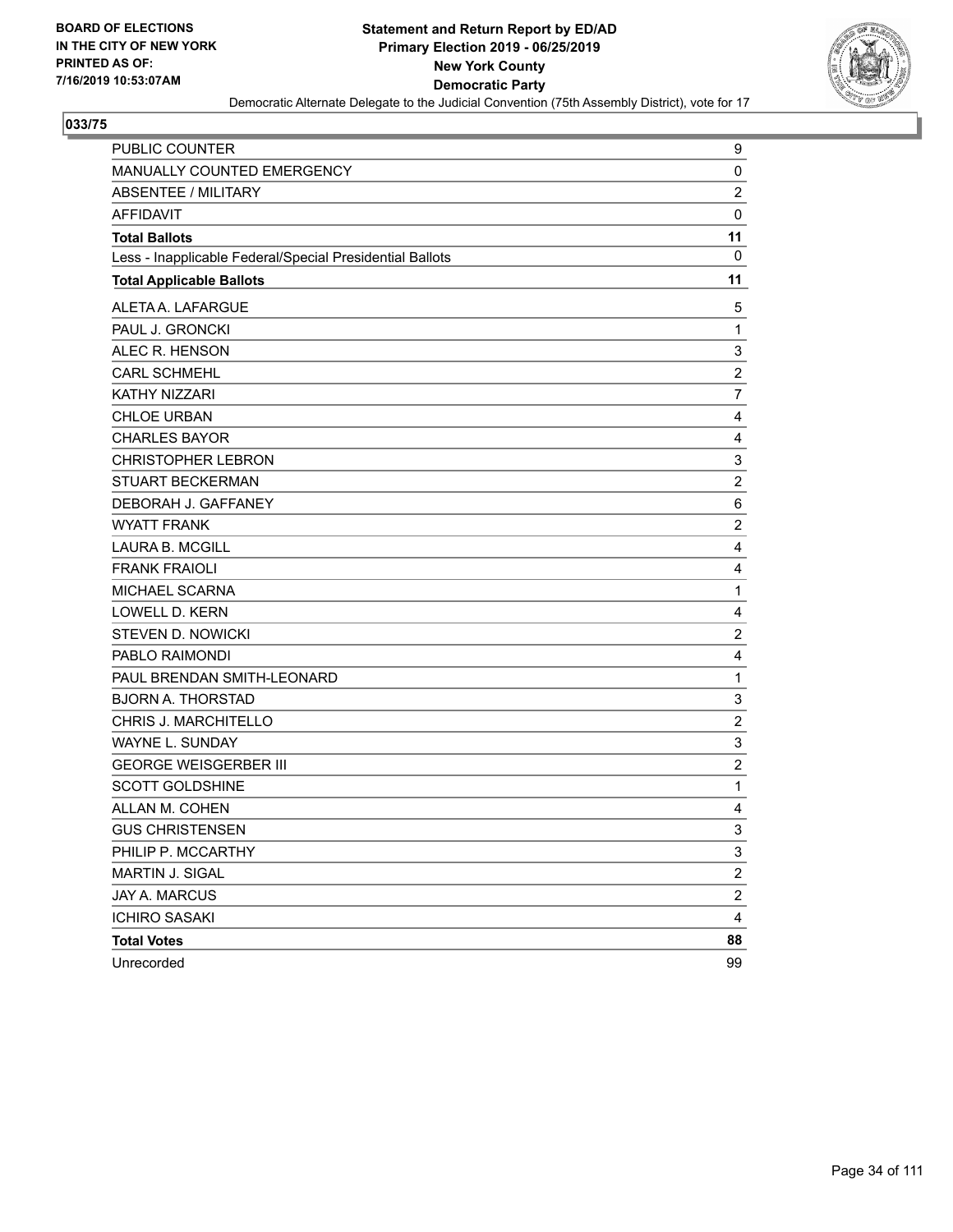**BOARD OF ELECTIONS IN THE CITY OF NEW YORK PRINTED AS OF: 7/16/2019 10:53:07AM**

**Statement and Return Report by ED/AD**
**Primary Election 2019 - 06/25/2019**
**New York County**
**Democratic Party**
Democratic Alternate Delegate to the Judicial Convention (75th Assembly District), vote for 17

## 033/75

| | |
|---|---|
| PUBLIC COUNTER | 9 |
| MANUALLY COUNTED EMERGENCY | 0 |
| ABSENTEE / MILITARY | 2 |
| AFFIDAVIT | 0 |
| **Total Ballots** | **11** |
| Less - Inapplicable Federal/Special Presidential Ballots | 0 |
| **Total Applicable Ballots** | **11** |
| ALETA A. LAFARGUE | 5 |
| PAUL J. GRONCKI | 1 |
| ALEC R. HENSON | 3 |
| CARL SCHMEHL | 2 |
| KATHY NIZZARI | 7 |
| CHLOE URBAN | 4 |
| CHARLES BAYOR | 4 |
| CHRISTOPHER LEBRON | 3 |
| STUART BECKERMAN | 2 |
| DEBORAH J. GAFFANEY | 6 |
| WYATT FRANK | 2 |
| LAURA B. MCGILL | 4 |
| FRANK FRAIOLI | 4 |
| MICHAEL SCARNA | 1 |
| LOWELL D. KERN | 4 |
| STEVEN D. NOWICKI | 2 |
| PABLO RAIMONDI | 4 |
| PAUL BRENDAN SMITH-LEONARD | 1 |
| BJORN A. THORSTAD | 3 |
| CHRIS J. MARCHITELLO | 2 |
| WAYNE L. SUNDAY | 3 |
| GEORGE WEISGERBER III | 2 |
| SCOTT GOLDSHINE | 1 |
| ALLAN M. COHEN | 4 |
| GUS CHRISTENSEN | 3 |
| PHILIP P. MCCARTHY | 3 |
| MARTIN J. SIGAL | 2 |
| JAY A. MARCUS | 2 |
| ICHIRO SASAKI | 4 |
| **Total Votes** | **88** |
| Unrecorded | 99 |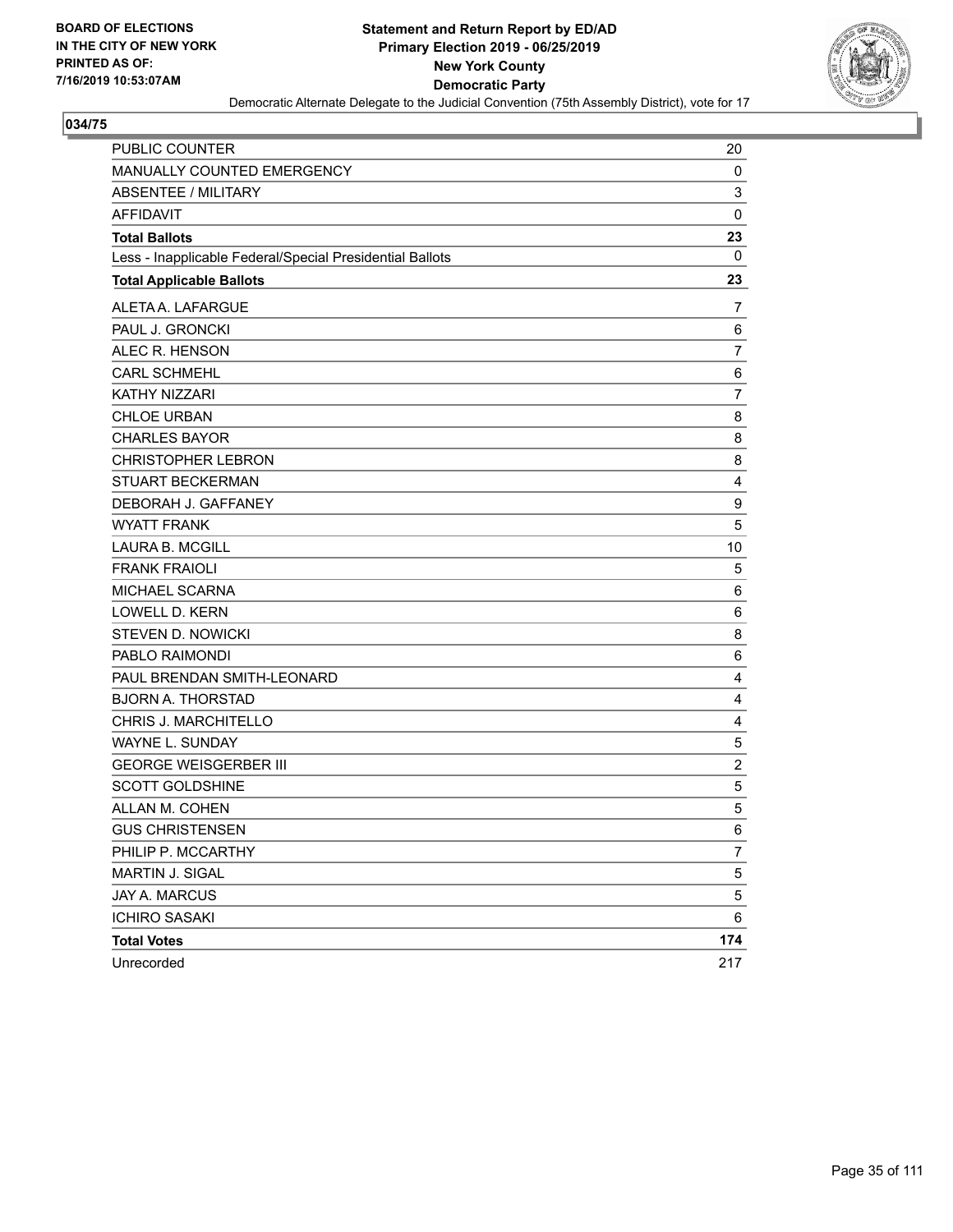BOARD OF ELECTIONS
IN THE CITY OF NEW YORK
PRINTED AS OF:
7/16/2019 10:53:07AM

**Statement and Return Report by ED/AD**
**Primary Election 2019 - 06/25/2019**
**New York County**
**Democratic Party**
Democratic Alternate Delegate to the Judicial Convention (75th Assembly District), vote for 17

**034/75**

| | |
|---|---|
| PUBLIC COUNTER | 20 |
| MANUALLY COUNTED EMERGENCY | 0 |
| ABSENTEE / MILITARY | 3 |
| AFFIDAVIT | 0 |
| **Total Ballots** | **23** |
| Less - Inapplicable Federal/Special Presidential Ballots | 0 |
| **Total Applicable Ballots** | **23** |
| ALETA A. LAFARGUE | 7 |
| PAUL J. GRONCKI | 6 |
| ALEC R. HENSON | 7 |
| CARL SCHMEHL | 6 |
| KATHY NIZZARI | 7 |
| CHLOE URBAN | 8 |
| CHARLES BAYOR | 8 |
| CHRISTOPHER LEBRON | 8 |
| STUART BECKERMAN | 4 |
| DEBORAH J. GAFFANEY | 9 |
| WYATT FRANK | 5 |
| LAURA B. MCGILL | 10 |
| FRANK FRAIOLI | 5 |
| MICHAEL SCARNA | 6 |
| LOWELL D. KERN | 6 |
| STEVEN D. NOWICKI | 8 |
| PABLO RAIMONDI | 6 |
| PAUL BRENDAN SMITH-LEONARD | 4 |
| BJORN A. THORSTAD | 4 |
| CHRIS J. MARCHITELLO | 4 |
| WAYNE L. SUNDAY | 5 |
| GEORGE WEISGERBER III | 2 |
| SCOTT GOLDSHINE | 5 |
| ALLAN M. COHEN | 5 |
| GUS CHRISTENSEN | 6 |
| PHILIP P. MCCARTHY | 7 |
| MARTIN J. SIGAL | 5 |
| JAY A. MARCUS | 5 |
| ICHIRO SASAKI | 6 |
| **Total Votes** | **174** |
| Unrecorded | 217 |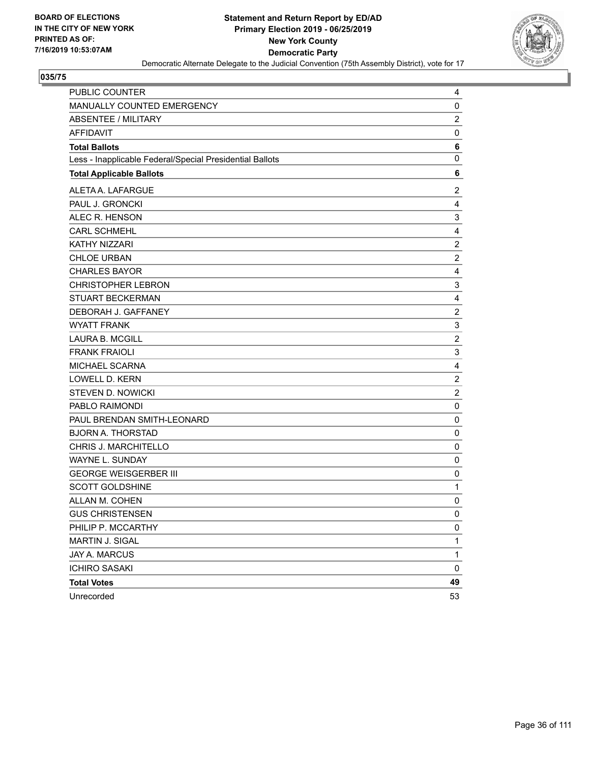BOARD OF ELECTIONS
IN THE CITY OF NEW YORK
PRINTED AS OF:
7/16/2019 10:53:07AM

**Statement and Return Report by ED/AD**
**Primary Election 2019 - 06/25/2019**
**New York County**
**Democratic Party**
Democratic Alternate Delegate to the Judicial Convention (75th Assembly District), vote for 17

**035/75**

| | |
|---|---|
| PUBLIC COUNTER | 4 |
| MANUALLY COUNTED EMERGENCY | 0 |
| ABSENTEE / MILITARY | 2 |
| AFFIDAVIT | 0 |
| **Total Ballots** | **6** |
| Less - Inapplicable Federal/Special Presidential Ballots | 0 |
| **Total Applicable Ballots** | **6** |
| ALETA A. LAFARGUE | 2 |
| PAUL J. GRONCKI | 4 |
| ALEC R. HENSON | 3 |
| CARL SCHMEHL | 4 |
| KATHY NIZZARI | 2 |
| CHLOE URBAN | 2 |
| CHARLES BAYOR | 4 |
| CHRISTOPHER LEBRON | 3 |
| STUART BECKERMAN | 4 |
| DEBORAH J. GAFFANEY | 2 |
| WYATT FRANK | 3 |
| LAURA B. MCGILL | 2 |
| FRANK FRAIOLI | 3 |
| MICHAEL SCARNA | 4 |
| LOWELL D. KERN | 2 |
| STEVEN D. NOWICKI | 2 |
| PABLO RAIMONDI | 0 |
| PAUL BRENDAN SMITH-LEONARD | 0 |
| BJORN A. THORSTAD | 0 |
| CHRIS J. MARCHITELLO | 0 |
| WAYNE L. SUNDAY | 0 |
| GEORGE WEISGERBER III | 0 |
| SCOTT GOLDSHINE | 1 |
| ALLAN M. COHEN | 0 |
| GUS CHRISTENSEN | 0 |
| PHILIP P. MCCARTHY | 0 |
| MARTIN J. SIGAL | 1 |
| JAY A. MARCUS | 1 |
| ICHIRO SASAKI | 0 |
| **Total Votes** | **49** |
| Unrecorded | 53 |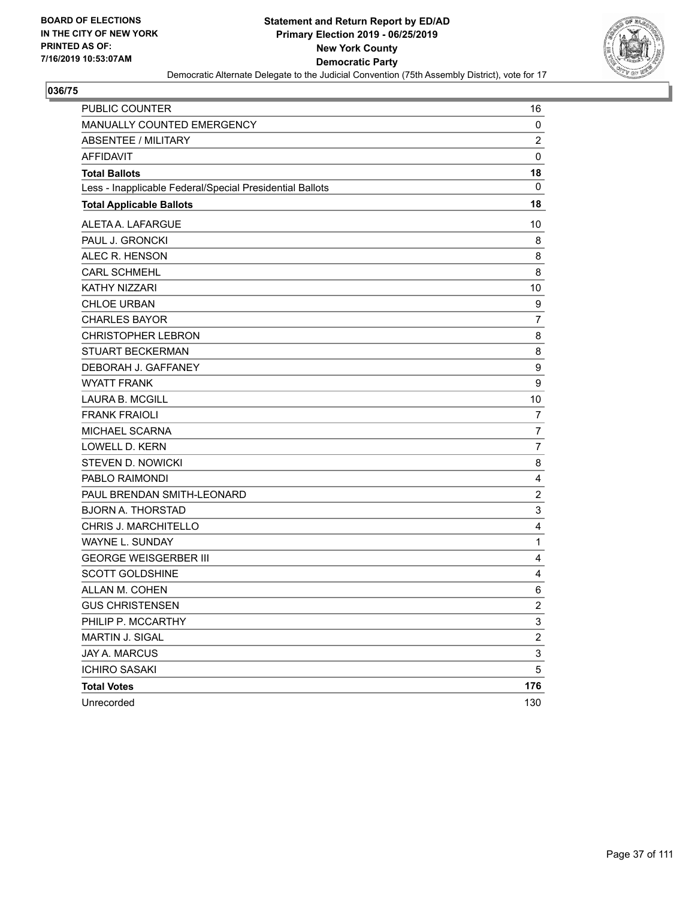BOARD OF ELECTIONS
IN THE CITY OF NEW YORK
PRINTED AS OF:
7/16/2019 10:53:07AM

**Statement and Return Report by ED/AD**
**Primary Election 2019 - 06/25/2019**
**New York County**
**Democratic Party**
Democratic Alternate Delegate to the Judicial Convention (75th Assembly District), vote for 17

## 036/75

| | |
|---|---|
| PUBLIC COUNTER | 16 |
| MANUALLY COUNTED EMERGENCY | 0 |
| ABSENTEE / MILITARY | 2 |
| AFFIDAVIT | 0 |
| **Total Ballots** | **18** |
| Less - Inapplicable Federal/Special Presidential Ballots | 0 |
| **Total Applicable Ballots** | **18** |
| ALETA A. LAFARGUE | 10 |
| PAUL J. GRONCKI | 8 |
| ALEC R. HENSON | 8 |
| CARL SCHMEHL | 8 |
| KATHY NIZZARI | 10 |
| CHLOE URBAN | 9 |
| CHARLES BAYOR | 7 |
| CHRISTOPHER LEBRON | 8 |
| STUART BECKERMAN | 8 |
| DEBORAH J. GAFFANEY | 9 |
| WYATT FRANK | 9 |
| LAURA B. MCGILL | 10 |
| FRANK FRAIOLI | 7 |
| MICHAEL SCARNA | 7 |
| LOWELL D. KERN | 7 |
| STEVEN D. NOWICKI | 8 |
| PABLO RAIMONDI | 4 |
| PAUL BRENDAN SMITH-LEONARD | 2 |
| BJORN A. THORSTAD | 3 |
| CHRIS J. MARCHITELLO | 4 |
| WAYNE L. SUNDAY | 1 |
| GEORGE WEISGERBER III | 4 |
| SCOTT GOLDSHINE | 4 |
| ALLAN M. COHEN | 6 |
| GUS CHRISTENSEN | 2 |
| PHILIP P. MCCARTHY | 3 |
| MARTIN J. SIGAL | 2 |
| JAY A. MARCUS | 3 |
| ICHIRO SASAKI | 5 |
| **Total Votes** | **176** |
| Unrecorded | 130 |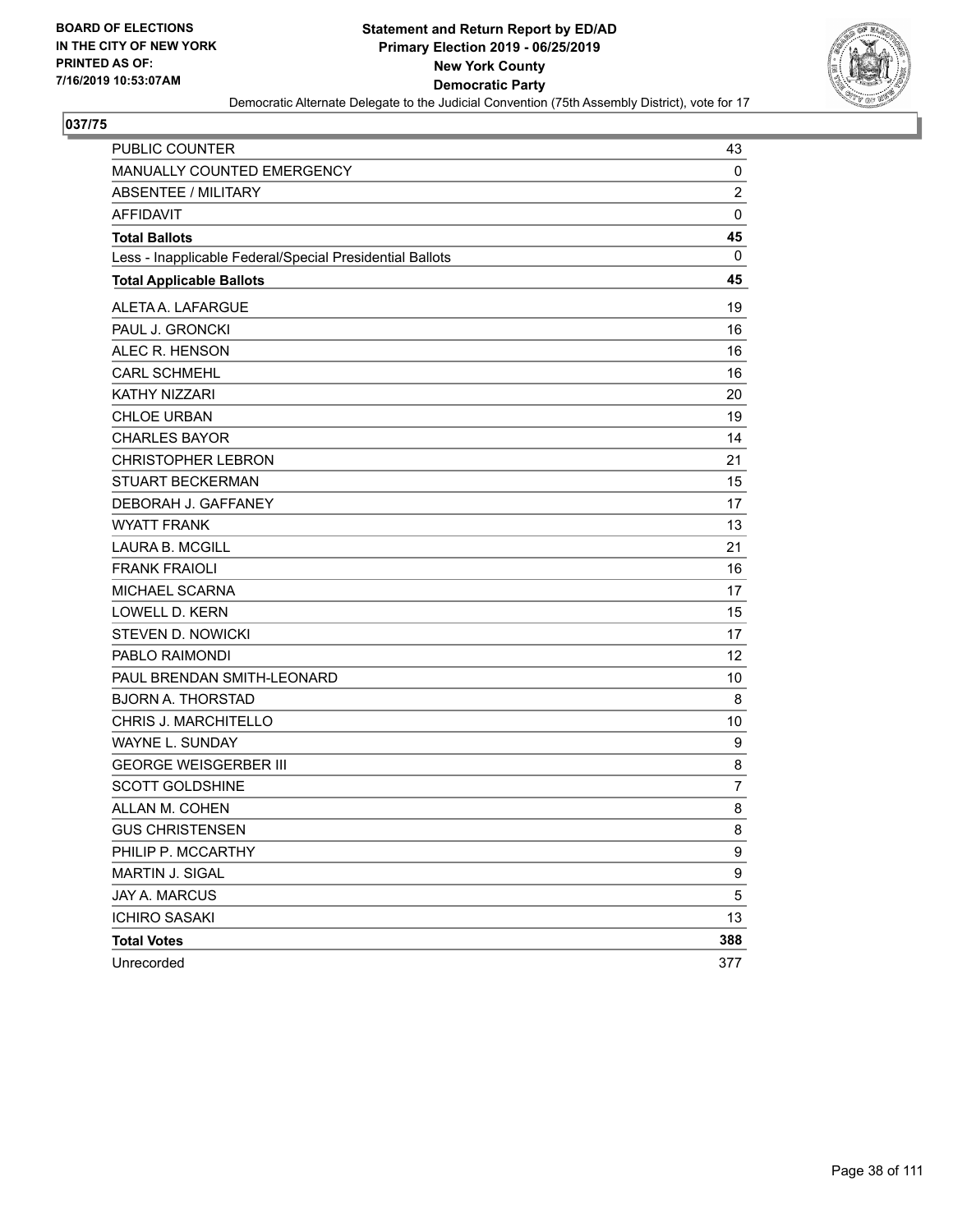**BOARD OF ELECTIONS IN THE CITY OF NEW YORK PRINTED AS OF: 7/16/2019 10:53:07AM**

**Statement and Return Report by ED/AD Primary Election 2019 - 06/25/2019 New York County Democratic Party**

Democratic Alternate Delegate to the Judicial Convention (75th Assembly District), vote for 17

## 037/75

| | |
|---|---|
| PUBLIC COUNTER | 43 |
| MANUALLY COUNTED EMERGENCY | 0 |
| ABSENTEE / MILITARY | 2 |
| AFFIDAVIT | 0 |
| **Total Ballots** | **45** |
| Less - Inapplicable Federal/Special Presidential Ballots | 0 |
| **Total Applicable Ballots** | **45** |
| ALETA A. LAFARGUE | 19 |
| PAUL J. GRONCKI | 16 |
| ALEC R. HENSON | 16 |
| CARL SCHMEHL | 16 |
| KATHY NIZZARI | 20 |
| CHLOE URBAN | 19 |
| CHARLES BAYOR | 14 |
| CHRISTOPHER LEBRON | 21 |
| STUART BECKERMAN | 15 |
| DEBORAH J. GAFFANEY | 17 |
| WYATT FRANK | 13 |
| LAURA B. MCGILL | 21 |
| FRANK FRAIOLI | 16 |
| MICHAEL SCARNA | 17 |
| LOWELL D. KERN | 15 |
| STEVEN D. NOWICKI | 17 |
| PABLO RAIMONDI | 12 |
| PAUL BRENDAN SMITH-LEONARD | 10 |
| BJORN A. THORSTAD | 8 |
| CHRIS J. MARCHITELLO | 10 |
| WAYNE L. SUNDAY | 9 |
| GEORGE WEISGERBER III | 8 |
| SCOTT GOLDSHINE | 7 |
| ALLAN M. COHEN | 8 |
| GUS CHRISTENSEN | 8 |
| PHILIP P. MCCARTHY | 9 |
| MARTIN J. SIGAL | 9 |
| JAY A. MARCUS | 5 |
| ICHIRO SASAKI | 13 |
| **Total Votes** | **388** |
| Unrecorded | 377 |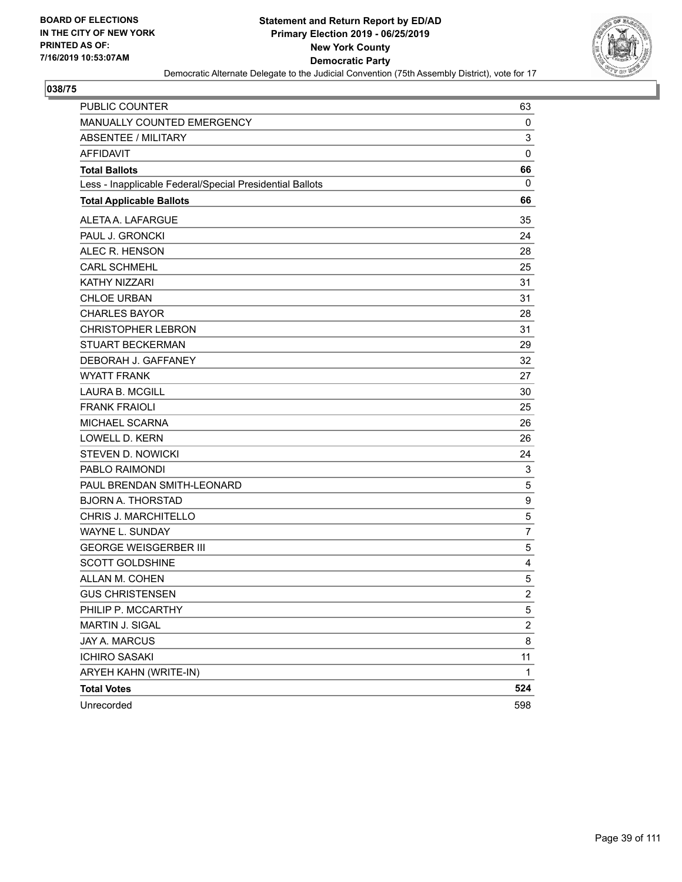**BOARD OF ELECTIONS IN THE CITY OF NEW YORK PRINTED AS OF: 7/16/2019 10:53:07AM**

**Statement and Return Report by ED/AD**
**Primary Election 2019 - 06/25/2019**
**New York County**
**Democratic Party**
Democratic Alternate Delegate to the Judicial Convention (75th Assembly District), vote for 17

**038/75**

| | |
|---|---|
| PUBLIC COUNTER | 63 |
| MANUALLY COUNTED EMERGENCY | 0 |
| ABSENTEE / MILITARY | 3 |
| AFFIDAVIT | 0 |
| **Total Ballots** | **66** |
| Less - Inapplicable Federal/Special Presidential Ballots | 0 |
| **Total Applicable Ballots** | **66** |
| ALETA A. LAFARGUE | 35 |
| PAUL J. GRONCKI | 24 |
| ALEC R. HENSON | 28 |
| CARL SCHMEHL | 25 |
| KATHY NIZZARI | 31 |
| CHLOE URBAN | 31 |
| CHARLES BAYOR | 28 |
| CHRISTOPHER LEBRON | 31 |
| STUART BECKERMAN | 29 |
| DEBORAH J. GAFFANEY | 32 |
| WYATT FRANK | 27 |
| LAURA B. MCGILL | 30 |
| FRANK FRAIOLI | 25 |
| MICHAEL SCARNA | 26 |
| LOWELL D. KERN | 26 |
| STEVEN D. NOWICKI | 24 |
| PABLO RAIMONDI | 3 |
| PAUL BRENDAN SMITH-LEONARD | 5 |
| BJORN A. THORSTAD | 9 |
| CHRIS J. MARCHITELLO | 5 |
| WAYNE L. SUNDAY | 7 |
| GEORGE WEISGERBER III | 5 |
| SCOTT GOLDSHINE | 4 |
| ALLAN M. COHEN | 5 |
| GUS CHRISTENSEN | 2 |
| PHILIP P. MCCARTHY | 5 |
| MARTIN J. SIGAL | 2 |
| JAY A. MARCUS | 8 |
| ICHIRO SASAKI | 11 |
| ARYEH KAHN (WRITE-IN) | 1 |
| **Total Votes** | **524** |
| Unrecorded | 598 |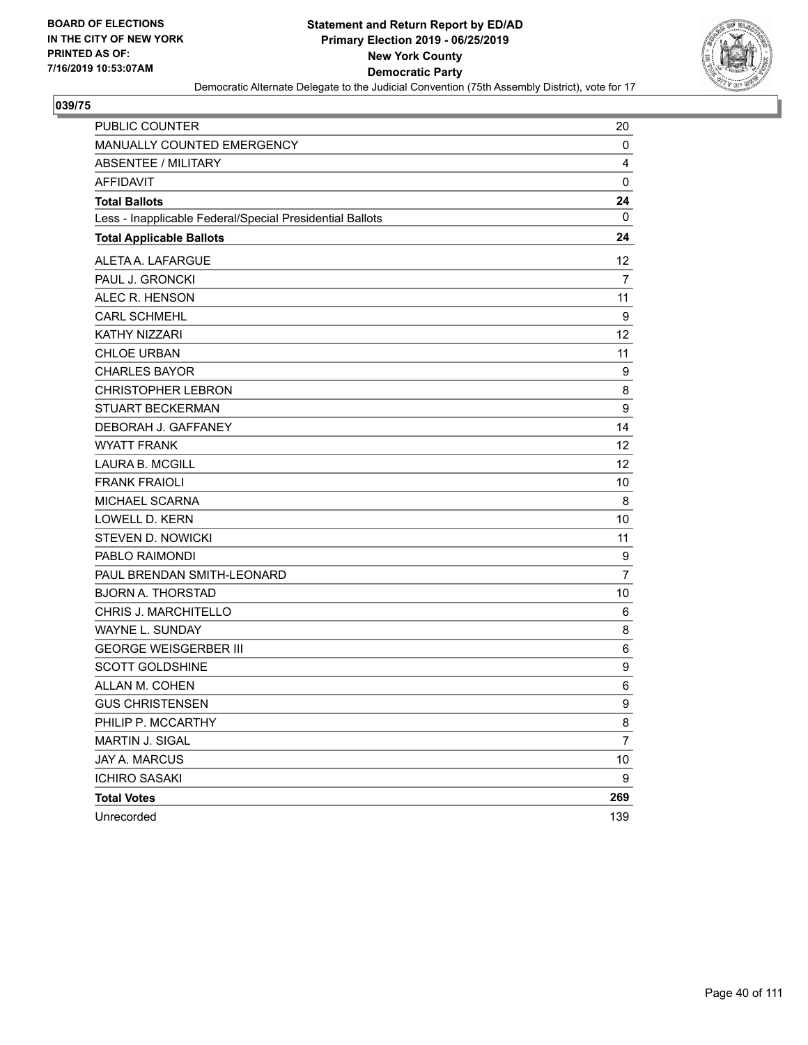**BOARD OF ELECTIONS IN THE CITY OF NEW YORK PRINTED AS OF: 7/16/2019 10:53:07AM**

# Statement and Return Report by ED/AD
## Primary Election 2019 - 06/25/2019
## New York County
## Democratic Party

Democratic Alternate Delegate to the Judicial Convention (75th Assembly District), vote for 17

### 039/75

| | |
|---|---|
| PUBLIC COUNTER | 20 |
| MANUALLY COUNTED EMERGENCY | 0 |
| ABSENTEE / MILITARY | 4 |
| AFFIDAVIT | 0 |
| **Total Ballots** | **24** |
| Less - Inapplicable Federal/Special Presidential Ballots | 0 |
| **Total Applicable Ballots** | **24** |
| ALETA A. LAFARGUE | 12 |
| PAUL J. GRONCKI | 7 |
| ALEC R. HENSON | 11 |
| CARL SCHMEHL | 9 |
| KATHY NIZZARI | 12 |
| CHLOE URBAN | 11 |
| CHARLES BAYOR | 9 |
| CHRISTOPHER LEBRON | 8 |
| STUART BECKERMAN | 9 |
| DEBORAH J. GAFFANEY | 14 |
| WYATT FRANK | 12 |
| LAURA B. MCGILL | 12 |
| FRANK FRAIOLI | 10 |
| MICHAEL SCARNA | 8 |
| LOWELL D. KERN | 10 |
| STEVEN D. NOWICKI | 11 |
| PABLO RAIMONDI | 9 |
| PAUL BRENDAN SMITH-LEONARD | 7 |
| BJORN A. THORSTAD | 10 |
| CHRIS J. MARCHITELLO | 6 |
| WAYNE L. SUNDAY | 8 |
| GEORGE WEISGERBER III | 6 |
| SCOTT GOLDSHINE | 9 |
| ALLAN M. COHEN | 6 |
| GUS CHRISTENSEN | 9 |
| PHILIP P. MCCARTHY | 8 |
| MARTIN J. SIGAL | 7 |
| JAY A. MARCUS | 10 |
| ICHIRO SASAKI | 9 |
| **Total Votes** | **269** |
| Unrecorded | 139 |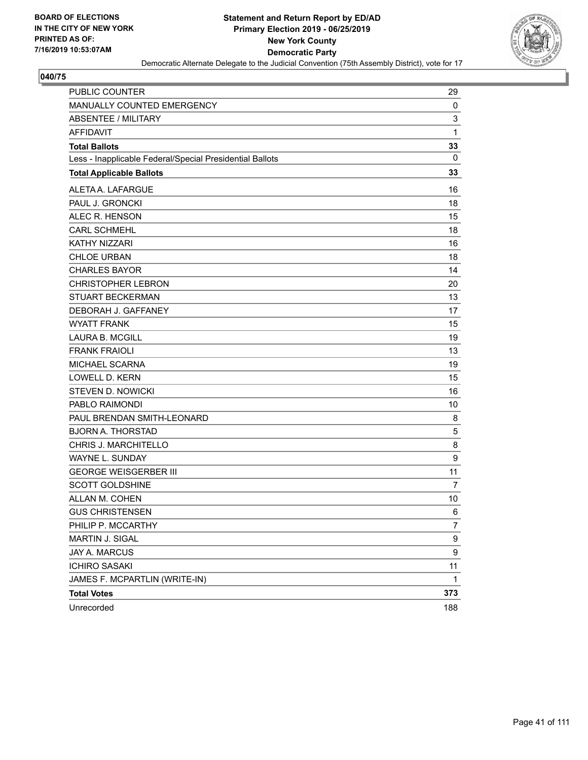**BOARD OF ELECTIONS IN THE CITY OF NEW YORK PRINTED AS OF: 7/16/2019 10:53:07AM**

**Statement and Return Report by ED/AD**
**Primary Election 2019 - 06/25/2019**
**New York County**
**Democratic Party**
Democratic Alternate Delegate to the Judicial Convention (75th Assembly District), vote for 17

## 040/75

| | |
|---|---|
| PUBLIC COUNTER | 29 |
| MANUALLY COUNTED EMERGENCY | 0 |
| ABSENTEE / MILITARY | 3 |
| AFFIDAVIT | 1 |
| **Total Ballots** | **33** |
| Less - Inapplicable Federal/Special Presidential Ballots | 0 |
| **Total Applicable Ballots** | **33** |
| ALETA A. LAFARGUE | 16 |
| PAUL J. GRONCKI | 18 |
| ALEC R. HENSON | 15 |
| CARL SCHMEHL | 18 |
| KATHY NIZZARI | 16 |
| CHLOE URBAN | 18 |
| CHARLES BAYOR | 14 |
| CHRISTOPHER LEBRON | 20 |
| STUART BECKERMAN | 13 |
| DEBORAH J. GAFFANEY | 17 |
| WYATT FRANK | 15 |
| LAURA B. MCGILL | 19 |
| FRANK FRAIOLI | 13 |
| MICHAEL SCARNA | 19 |
| LOWELL D. KERN | 15 |
| STEVEN D. NOWICKI | 16 |
| PABLO RAIMONDI | 10 |
| PAUL BRENDAN SMITH-LEONARD | 8 |
| BJORN A. THORSTAD | 5 |
| CHRIS J. MARCHITELLO | 8 |
| WAYNE L. SUNDAY | 9 |
| GEORGE WEISGERBER III | 11 |
| SCOTT GOLDSHINE | 7 |
| ALLAN M. COHEN | 10 |
| GUS CHRISTENSEN | 6 |
| PHILIP P. MCCARTHY | 7 |
| MARTIN J. SIGAL | 9 |
| JAY A. MARCUS | 9 |
| ICHIRO SASAKI | 11 |
| JAMES F. MCPARTLIN (WRITE-IN) | 1 |
| **Total Votes** | **373** |
| Unrecorded | 188 |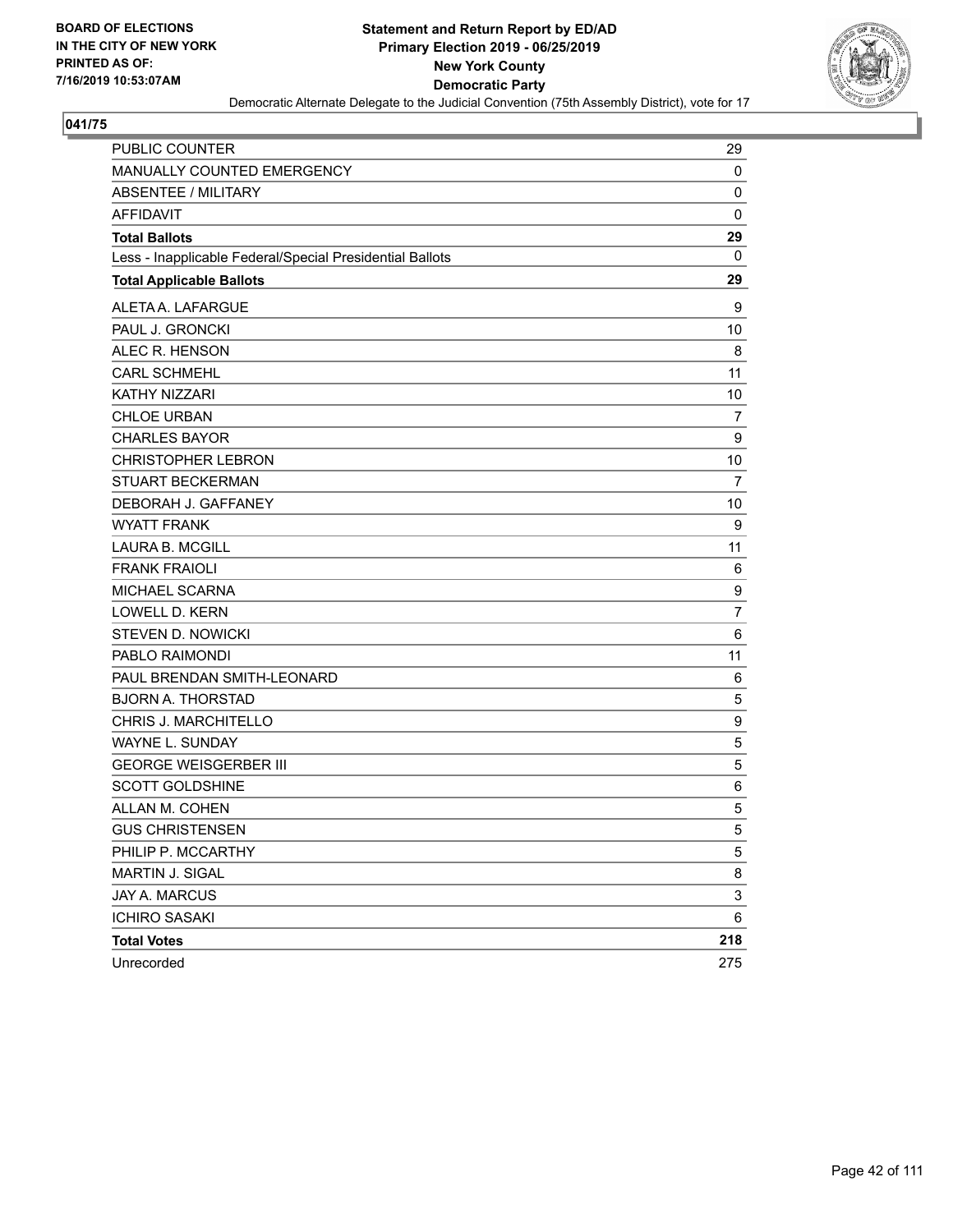**BOARD OF ELECTIONS IN THE CITY OF NEW YORK PRINTED AS OF: 7/16/2019 10:53:07AM**

**Statement and Return Report by ED/AD**
**Primary Election 2019 - 06/25/2019**
**New York County**
**Democratic Party**
Democratic Alternate Delegate to the Judicial Convention (75th Assembly District), vote for 17

**041/75**

| | |
|---|---|
| PUBLIC COUNTER | 29 |
| MANUALLY COUNTED EMERGENCY | 0 |
| ABSENTEE / MILITARY | 0 |
| AFFIDAVIT | 0 |
| **Total Ballots** | **29** |
| Less - Inapplicable Federal/Special Presidential Ballots | 0 |
| **Total Applicable Ballots** | **29** |
| ALETA A. LAFARGUE | 9 |
| PAUL J. GRONCKI | 10 |
| ALEC R. HENSON | 8 |
| CARL SCHMEHL | 11 |
| KATHY NIZZARI | 10 |
| CHLOE URBAN | 7 |
| CHARLES BAYOR | 9 |
| CHRISTOPHER LEBRON | 10 |
| STUART BECKERMAN | 7 |
| DEBORAH J. GAFFANEY | 10 |
| WYATT FRANK | 9 |
| LAURA B. MCGILL | 11 |
| FRANK FRAIOLI | 6 |
| MICHAEL SCARNA | 9 |
| LOWELL D. KERN | 7 |
| STEVEN D. NOWICKI | 6 |
| PABLO RAIMONDI | 11 |
| PAUL BRENDAN SMITH-LEONARD | 6 |
| BJORN A. THORSTAD | 5 |
| CHRIS J. MARCHITELLO | 9 |
| WAYNE L. SUNDAY | 5 |
| GEORGE WEISGERBER III | 5 |
| SCOTT GOLDSHINE | 6 |
| ALLAN M. COHEN | 5 |
| GUS CHRISTENSEN | 5 |
| PHILIP P. MCCARTHY | 5 |
| MARTIN J. SIGAL | 8 |
| JAY A. MARCUS | 3 |
| ICHIRO SASAKI | 6 |
| **Total Votes** | **218** |
| Unrecorded | 275 |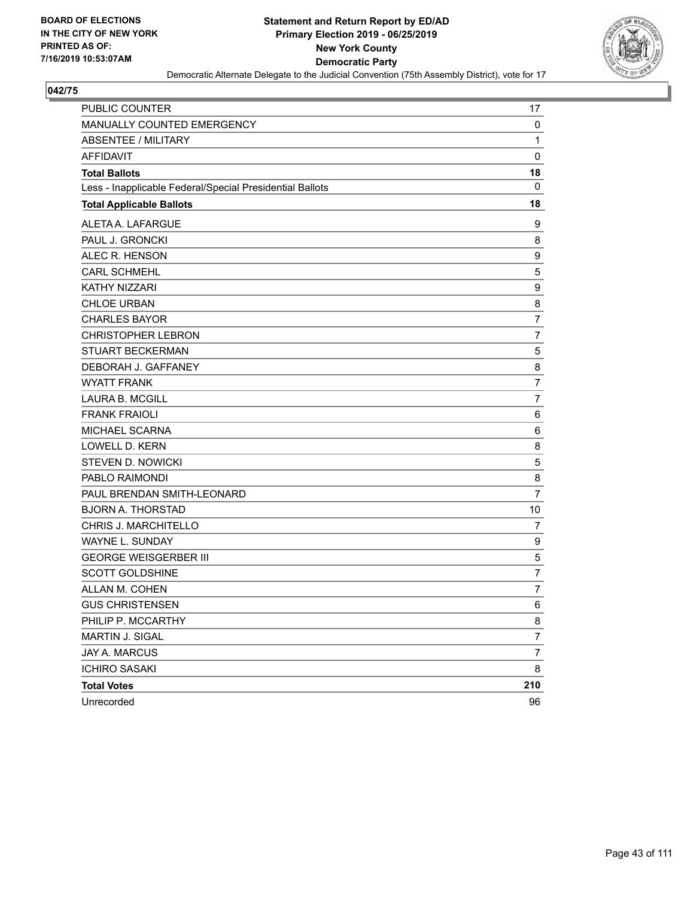**BOARD OF ELECTIONS IN THE CITY OF NEW YORK PRINTED AS OF: 7/16/2019 10:53:07AM**

**Statement and Return Report by ED/AD**
**Primary Election 2019 - 06/25/2019**
**New York County**
**Democratic Party**
Democratic Alternate Delegate to the Judicial Convention (75th Assembly District), vote for 17

**042/75**

| | |
|---|---|
| PUBLIC COUNTER | 17 |
| MANUALLY COUNTED EMERGENCY | 0 |
| ABSENTEE / MILITARY | 1 |
| AFFIDAVIT | 0 |
| **Total Ballots** | **18** |
| Less - Inapplicable Federal/Special Presidential Ballots | 0 |
| **Total Applicable Ballots** | **18** |
| ALETA A. LAFARGUE | 9 |
| PAUL J. GRONCKI | 8 |
| ALEC R. HENSON | 9 |
| CARL SCHMEHL | 5 |
| KATHY NIZZARI | 9 |
| CHLOE URBAN | 8 |
| CHARLES BAYOR | 7 |
| CHRISTOPHER LEBRON | 7 |
| STUART BECKERMAN | 5 |
| DEBORAH J. GAFFANEY | 8 |
| WYATT FRANK | 7 |
| LAURA B. MCGILL | 7 |
| FRANK FRAIOLI | 6 |
| MICHAEL SCARNA | 6 |
| LOWELL D. KERN | 8 |
| STEVEN D. NOWICKI | 5 |
| PABLO RAIMONDI | 8 |
| PAUL BRENDAN SMITH-LEONARD | 7 |
| BJORN A. THORSTAD | 10 |
| CHRIS J. MARCHITELLO | 7 |
| WAYNE L. SUNDAY | 9 |
| GEORGE WEISGERBER III | 5 |
| SCOTT GOLDSHINE | 7 |
| ALLAN M. COHEN | 7 |
| GUS CHRISTENSEN | 6 |
| PHILIP P. MCCARTHY | 8 |
| MARTIN J. SIGAL | 7 |
| JAY A. MARCUS | 7 |
| ICHIRO SASAKI | 8 |
| **Total Votes** | **210** |
| Unrecorded | 96 |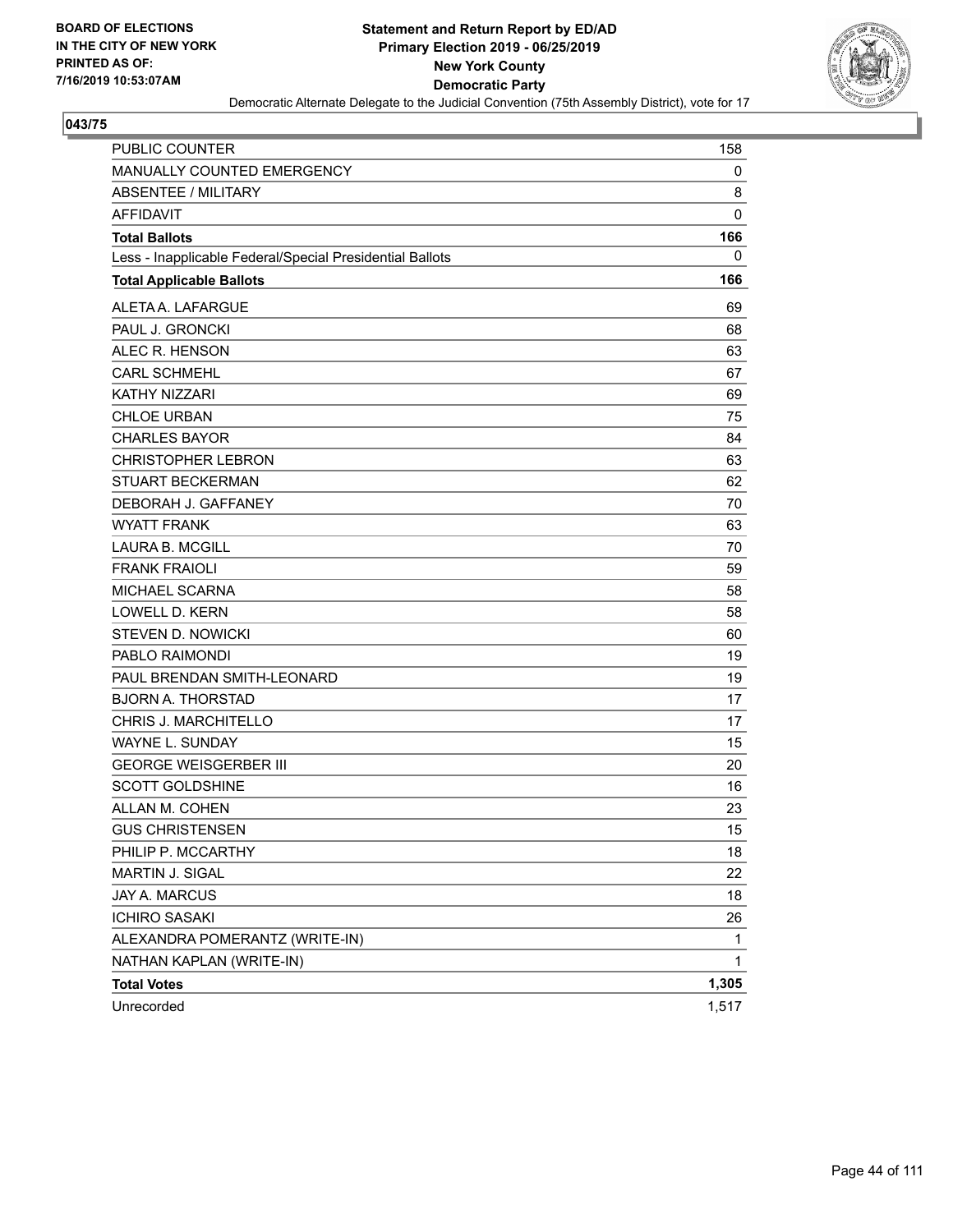BOARD OF ELECTIONS
IN THE CITY OF NEW YORK
PRINTED AS OF:
7/16/2019 10:53:07AM

**Statement and Return Report by ED/AD**
**Primary Election 2019 - 06/25/2019**
**New York County**
**Democratic Party**
Democratic Alternate Delegate to the Judicial Convention (75th Assembly District), vote for 17

**043/75**

| | |
|---|---|
| PUBLIC COUNTER | 158 |
| MANUALLY COUNTED EMERGENCY | 0 |
| ABSENTEE / MILITARY | 8 |
| AFFIDAVIT | 0 |
| **Total Ballots** | **166** |
| Less - Inapplicable Federal/Special Presidential Ballots | 0 |
| **Total Applicable Ballots** | **166** |
| ALETA A. LAFARGUE | 69 |
| PAUL J. GRONCKI | 68 |
| ALEC R. HENSON | 63 |
| CARL SCHMEHL | 67 |
| KATHY NIZZARI | 69 |
| CHLOE URBAN | 75 |
| CHARLES BAYOR | 84 |
| CHRISTOPHER LEBRON | 63 |
| STUART BECKERMAN | 62 |
| DEBORAH J. GAFFANEY | 70 |
| WYATT FRANK | 63 |
| LAURA B. MCGILL | 70 |
| FRANK FRAIOLI | 59 |
| MICHAEL SCARNA | 58 |
| LOWELL D. KERN | 58 |
| STEVEN D. NOWICKI | 60 |
| PABLO RAIMONDI | 19 |
| PAUL BRENDAN SMITH-LEONARD | 19 |
| BJORN A. THORSTAD | 17 |
| CHRIS J. MARCHITELLO | 17 |
| WAYNE L. SUNDAY | 15 |
| GEORGE WEISGERBER III | 20 |
| SCOTT GOLDSHINE | 16 |
| ALLAN M. COHEN | 23 |
| GUS CHRISTENSEN | 15 |
| PHILIP P. MCCARTHY | 18 |
| MARTIN J. SIGAL | 22 |
| JAY A. MARCUS | 18 |
| ICHIRO SASAKI | 26 |
| ALEXANDRA POMERANTZ (WRITE-IN) | 1 |
| NATHAN KAPLAN (WRITE-IN) | 1 |
| **Total Votes** | **1,305** |
| Unrecorded | 1,517 |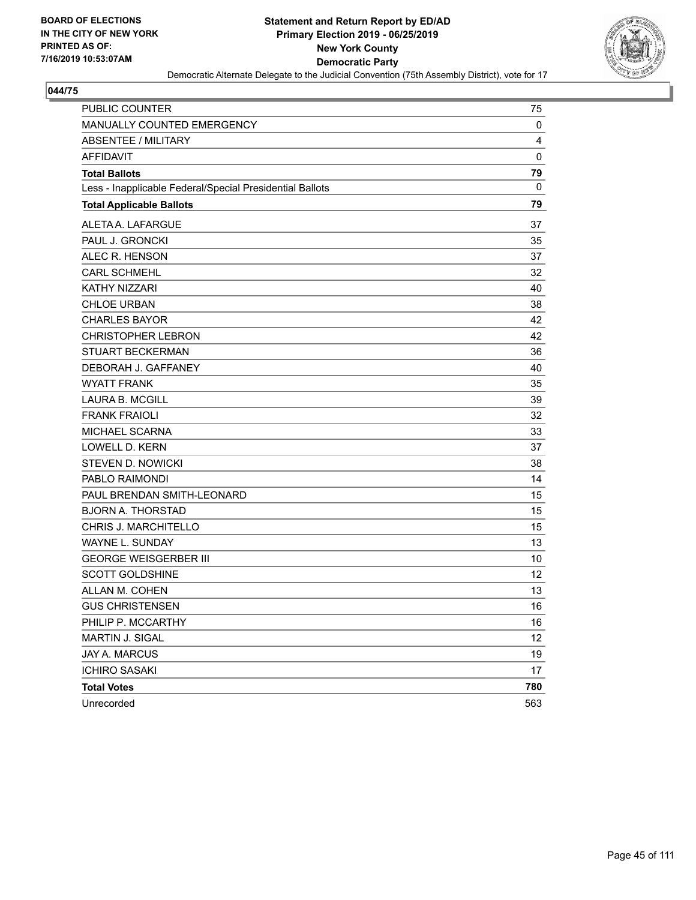BOARD OF ELECTIONS
IN THE CITY OF NEW YORK
PRINTED AS OF:
7/16/2019 10:53:07AM

**Statement and Return Report by ED/AD**
**Primary Election 2019 - 06/25/2019**
**New York County**
**Democratic Party**
Democratic Alternate Delegate to the Judicial Convention (75th Assembly District), vote for 17

**044/75**

| | |
|---|---|
| PUBLIC COUNTER | 75 |
| MANUALLY COUNTED EMERGENCY | 0 |
| ABSENTEE / MILITARY | 4 |
| AFFIDAVIT | 0 |
| **Total Ballots** | **79** |
| Less - Inapplicable Federal/Special Presidential Ballots | 0 |
| **Total Applicable Ballots** | **79** |
| ALETA A. LAFARGUE | 37 |
| PAUL J. GRONCKI | 35 |
| ALEC R. HENSON | 37 |
| CARL SCHMEHL | 32 |
| KATHY NIZZARI | 40 |
| CHLOE URBAN | 38 |
| CHARLES BAYOR | 42 |
| CHRISTOPHER LEBRON | 42 |
| STUART BECKERMAN | 36 |
| DEBORAH J. GAFFANEY | 40 |
| WYATT FRANK | 35 |
| LAURA B. MCGILL | 39 |
| FRANK FRAIOLI | 32 |
| MICHAEL SCARNA | 33 |
| LOWELL D. KERN | 37 |
| STEVEN D. NOWICKI | 38 |
| PABLO RAIMONDI | 14 |
| PAUL BRENDAN SMITH-LEONARD | 15 |
| BJORN A. THORSTAD | 15 |
| CHRIS J. MARCHITELLO | 15 |
| WAYNE L. SUNDAY | 13 |
| GEORGE WEISGERBER III | 10 |
| SCOTT GOLDSHINE | 12 |
| ALLAN M. COHEN | 13 |
| GUS CHRISTENSEN | 16 |
| PHILIP P. MCCARTHY | 16 |
| MARTIN J. SIGAL | 12 |
| JAY A. MARCUS | 19 |
| ICHIRO SASAKI | 17 |
| **Total Votes** | **780** |
| Unrecorded | 563 |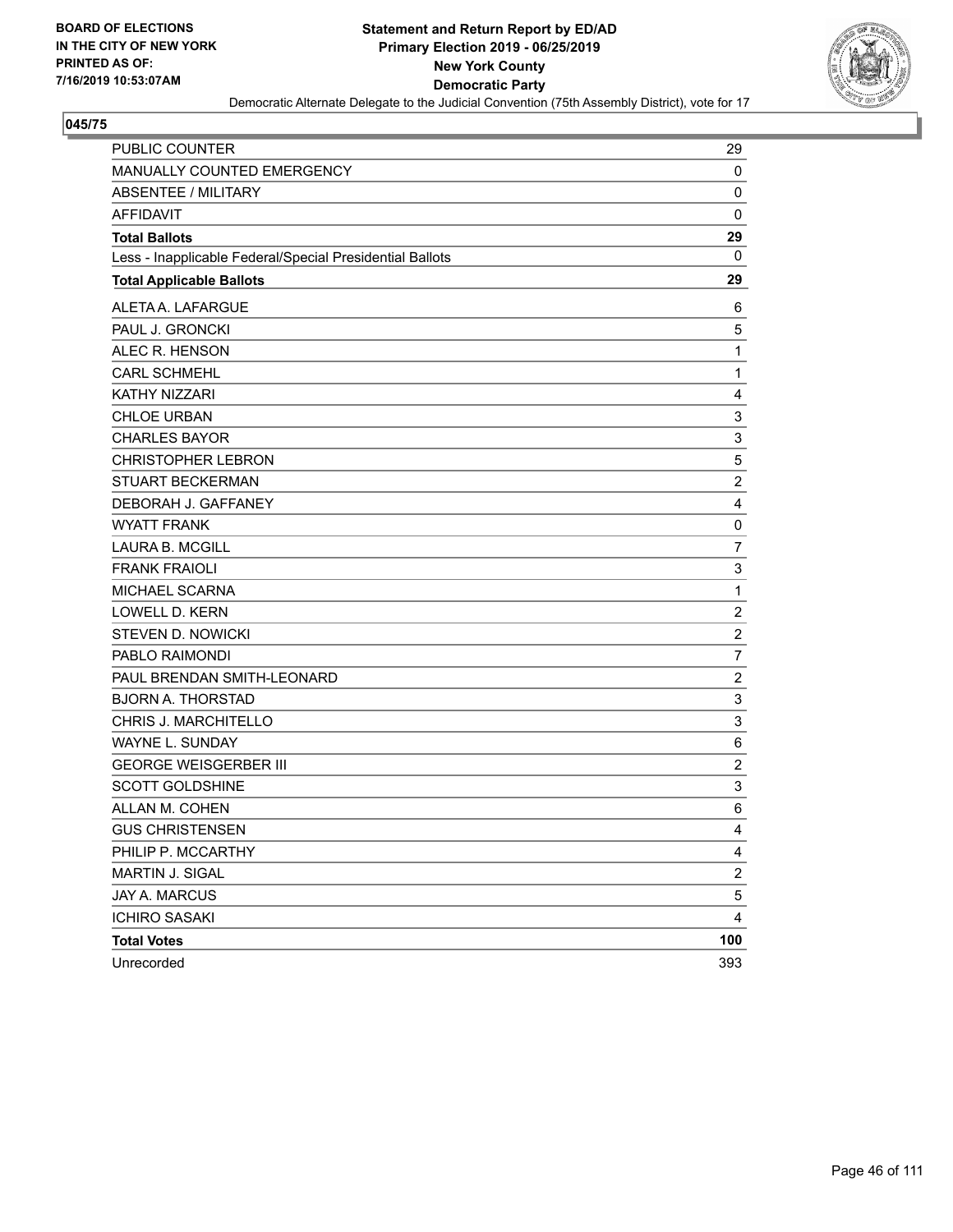BOARD OF ELECTIONS
IN THE CITY OF NEW YORK
PRINTED AS OF:
7/16/2019 10:53:07AM

**Statement and Return Report by ED/AD**
**Primary Election 2019 - 06/25/2019**
**New York County**
**Democratic Party**
Democratic Alternate Delegate to the Judicial Convention (75th Assembly District), vote for 17

**045/75**

| | |
|---|---|
| PUBLIC COUNTER | 29 |
| MANUALLY COUNTED EMERGENCY | 0 |
| ABSENTEE / MILITARY | 0 |
| AFFIDAVIT | 0 |
| **Total Ballots** | **29** |
| Less - Inapplicable Federal/Special Presidential Ballots | 0 |
| **Total Applicable Ballots** | **29** |
| ALETA A. LAFARGUE | 6 |
| PAUL J. GRONCKI | 5 |
| ALEC R. HENSON | 1 |
| CARL SCHMEHL | 1 |
| KATHY NIZZARI | 4 |
| CHLOE URBAN | 3 |
| CHARLES BAYOR | 3 |
| CHRISTOPHER LEBRON | 5 |
| STUART BECKERMAN | 2 |
| DEBORAH J. GAFFANEY | 4 |
| WYATT FRANK | 0 |
| LAURA B. MCGILL | 7 |
| FRANK FRAIOLI | 3 |
| MICHAEL SCARNA | 1 |
| LOWELL D. KERN | 2 |
| STEVEN D. NOWICKI | 2 |
| PABLO RAIMONDI | 7 |
| PAUL BRENDAN SMITH-LEONARD | 2 |
| BJORN A. THORSTAD | 3 |
| CHRIS J. MARCHITELLO | 3 |
| WAYNE L. SUNDAY | 6 |
| GEORGE WEISGERBER III | 2 |
| SCOTT GOLDSHINE | 3 |
| ALLAN M. COHEN | 6 |
| GUS CHRISTENSEN | 4 |
| PHILIP P. MCCARTHY | 4 |
| MARTIN J. SIGAL | 2 |
| JAY A. MARCUS | 5 |
| ICHIRO SASAKI | 4 |
| **Total Votes** | **100** |
| Unrecorded | 393 |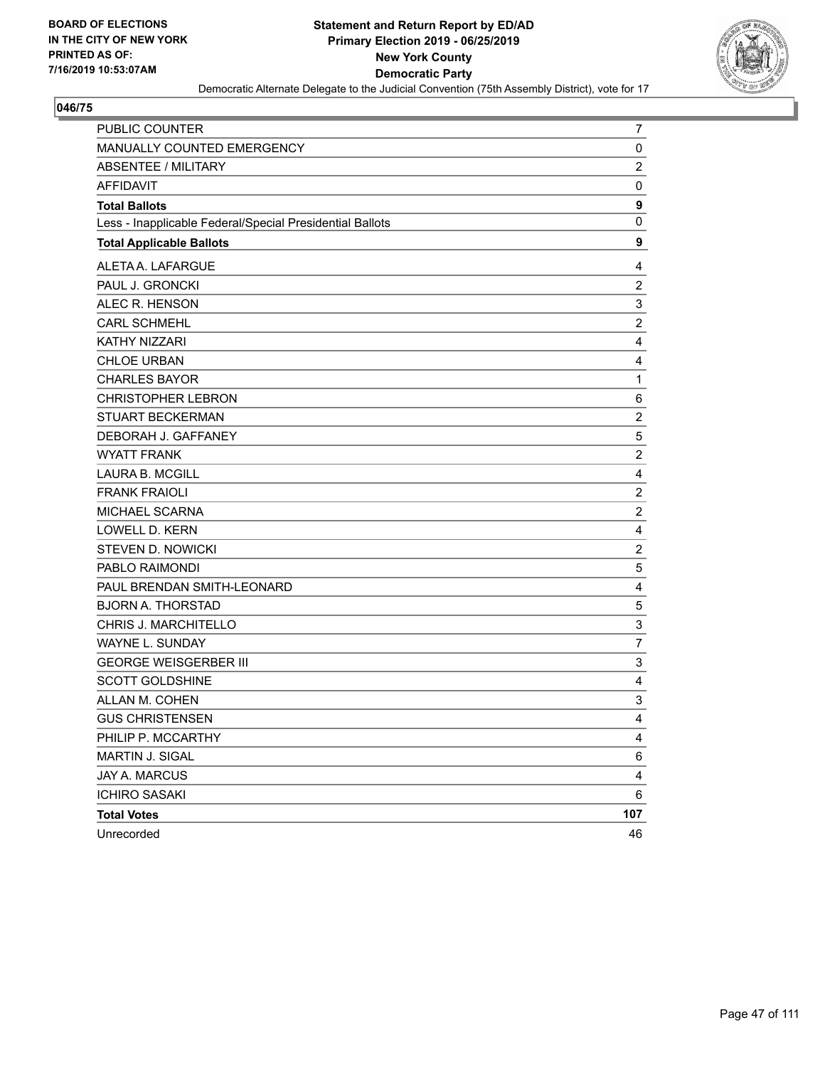BOARD OF ELECTIONS
IN THE CITY OF NEW YORK
PRINTED AS OF:
7/16/2019 10:53:07AM

**Statement and Return Report by ED/AD**
**Primary Election 2019 - 06/25/2019**
**New York County**
**Democratic Party**
Democratic Alternate Delegate to the Judicial Convention (75th Assembly District), vote for 17

## 046/75

| | |
|---|---|
| PUBLIC COUNTER | 7 |
| MANUALLY COUNTED EMERGENCY | 0 |
| ABSENTEE / MILITARY | 2 |
| AFFIDAVIT | 0 |
| **Total Ballots** | **9** |
| Less - Inapplicable Federal/Special Presidential Ballots | 0 |
| **Total Applicable Ballots** | **9** |
| ALETA A. LAFARGUE | 4 |
| PAUL J. GRONCKI | 2 |
| ALEC R. HENSON | 3 |
| CARL SCHMEHL | 2 |
| KATHY NIZZARI | 4 |
| CHLOE URBAN | 4 |
| CHARLES BAYOR | 1 |
| CHRISTOPHER LEBRON | 6 |
| STUART BECKERMAN | 2 |
| DEBORAH J. GAFFANEY | 5 |
| WYATT FRANK | 2 |
| LAURA B. MCGILL | 4 |
| FRANK FRAIOLI | 2 |
| MICHAEL SCARNA | 2 |
| LOWELL D. KERN | 4 |
| STEVEN D. NOWICKI | 2 |
| PABLO RAIMONDI | 5 |
| PAUL BRENDAN SMITH-LEONARD | 4 |
| BJORN A. THORSTAD | 5 |
| CHRIS J. MARCHITELLO | 3 |
| WAYNE L. SUNDAY | 7 |
| GEORGE WEISGERBER III | 3 |
| SCOTT GOLDSHINE | 4 |
| ALLAN M. COHEN | 3 |
| GUS CHRISTENSEN | 4 |
| PHILIP P. MCCARTHY | 4 |
| MARTIN J. SIGAL | 6 |
| JAY A. MARCUS | 4 |
| ICHIRO SASAKI | 6 |
| **Total Votes** | **107** |
| Unrecorded | 46 |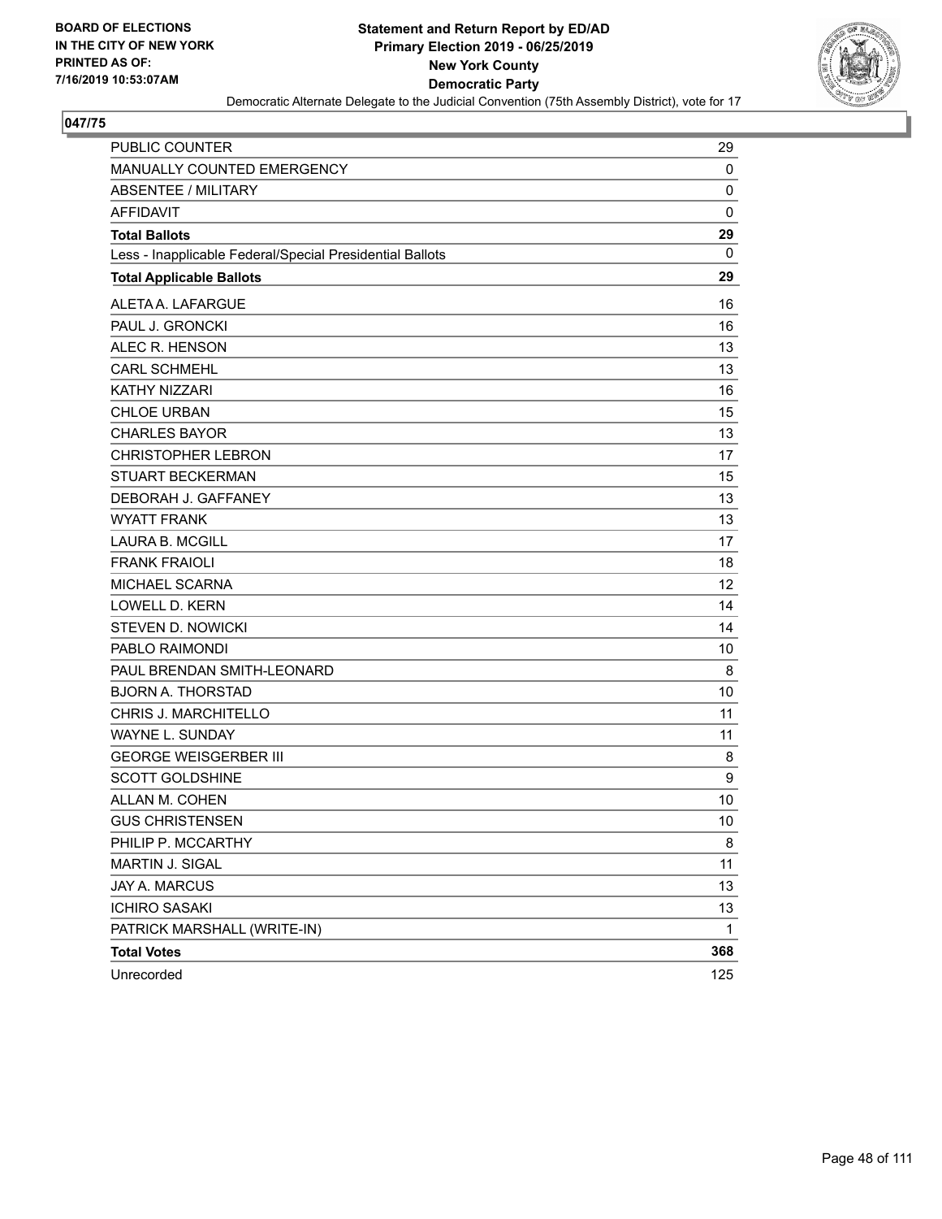BOARD OF ELECTIONS
IN THE CITY OF NEW YORK
PRINTED AS OF:
7/16/2019 10:53:07AM

**Statement and Return Report by ED/AD**
**Primary Election 2019 - 06/25/2019**
**New York County**
**Democratic Party**
Democratic Alternate Delegate to the Judicial Convention (75th Assembly District), vote for 17

## 047/75

| | |
|---|---|
| PUBLIC COUNTER | 29 |
| MANUALLY COUNTED EMERGENCY | 0 |
| ABSENTEE / MILITARY | 0 |
| AFFIDAVIT | 0 |
| **Total Ballots** | **29** |
| Less - Inapplicable Federal/Special Presidential Ballots | 0 |
| **Total Applicable Ballots** | **29** |
| ALETA A. LAFARGUE | 16 |
| PAUL J. GRONCKI | 16 |
| ALEC R. HENSON | 13 |
| CARL SCHMEHL | 13 |
| KATHY NIZZARI | 16 |
| CHLOE URBAN | 15 |
| CHARLES BAYOR | 13 |
| CHRISTOPHER LEBRON | 17 |
| STUART BECKERMAN | 15 |
| DEBORAH J. GAFFANEY | 13 |
| WYATT FRANK | 13 |
| LAURA B. MCGILL | 17 |
| FRANK FRAIOLI | 18 |
| MICHAEL SCARNA | 12 |
| LOWELL D. KERN | 14 |
| STEVEN D. NOWICKI | 14 |
| PABLO RAIMONDI | 10 |
| PAUL BRENDAN SMITH-LEONARD | 8 |
| BJORN A. THORSTAD | 10 |
| CHRIS J. MARCHITELLO | 11 |
| WAYNE L. SUNDAY | 11 |
| GEORGE WEISGERBER III | 8 |
| SCOTT GOLDSHINE | 9 |
| ALLAN M. COHEN | 10 |
| GUS CHRISTENSEN | 10 |
| PHILIP P. MCCARTHY | 8 |
| MARTIN J. SIGAL | 11 |
| JAY A. MARCUS | 13 |
| ICHIRO SASAKI | 13 |
| PATRICK MARSHALL (WRITE-IN) | 1 |
| **Total Votes** | **368** |
| Unrecorded | 125 |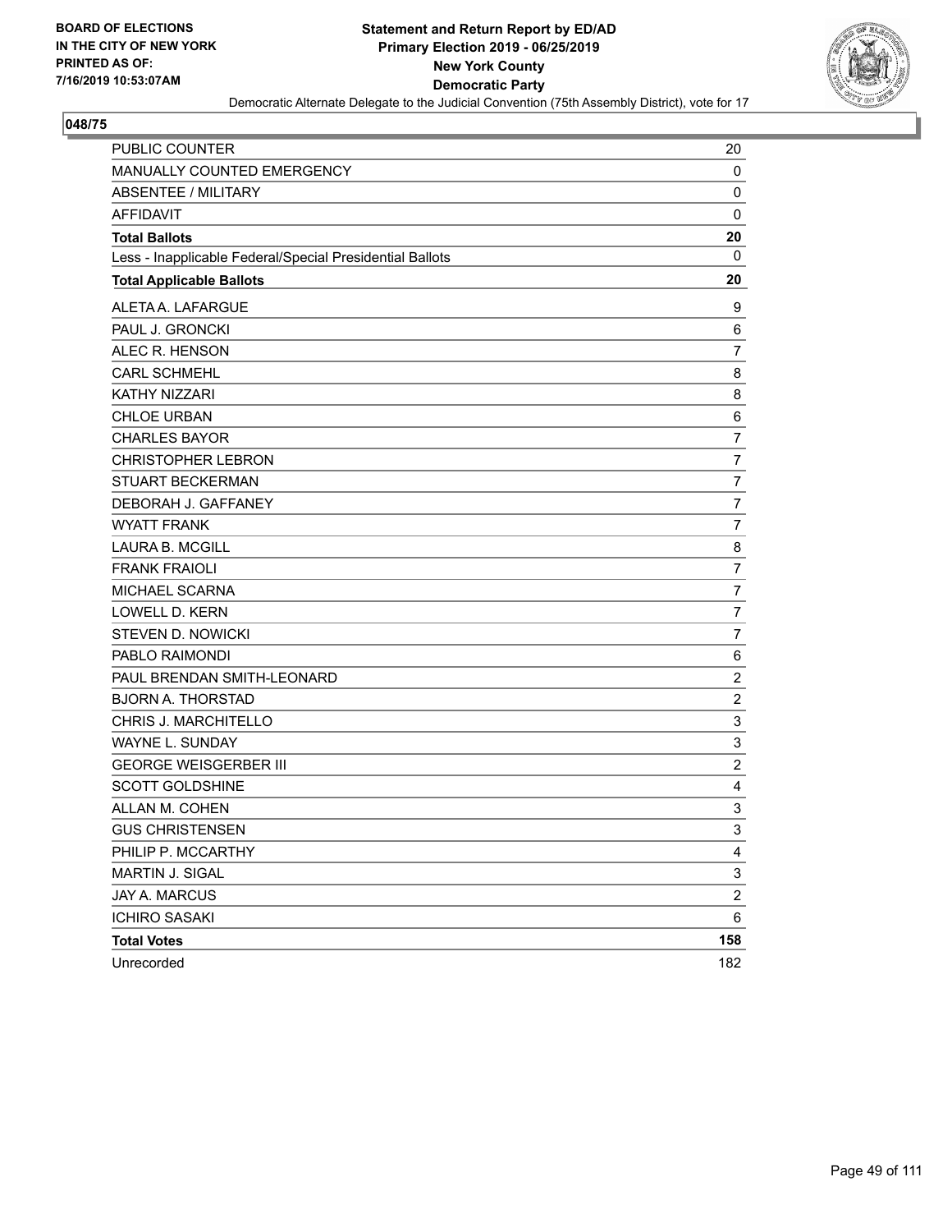BOARD OF ELECTIONS
IN THE CITY OF NEW YORK
PRINTED AS OF:
7/16/2019 10:53:07AM

**Statement and Return Report by ED/AD**
**Primary Election 2019 - 06/25/2019**
**New York County**
**Democratic Party**
Democratic Alternate Delegate to the Judicial Convention (75th Assembly District), vote for 17

## 048/75

| | |
|---|---|
| PUBLIC COUNTER | 20 |
| MANUALLY COUNTED EMERGENCY | 0 |
| ABSENTEE / MILITARY | 0 |
| AFFIDAVIT | 0 |
| **Total Ballots** | **20** |
| Less - Inapplicable Federal/Special Presidential Ballots | 0 |
| **Total Applicable Ballots** | **20** |
| ALETA A. LAFARGUE | 9 |
| PAUL J. GRONCKI | 6 |
| ALEC R. HENSON | 7 |
| CARL SCHMEHL | 8 |
| KATHY NIZZARI | 8 |
| CHLOE URBAN | 6 |
| CHARLES BAYOR | 7 |
| CHRISTOPHER LEBRON | 7 |
| STUART BECKERMAN | 7 |
| DEBORAH J. GAFFANEY | 7 |
| WYATT FRANK | 7 |
| LAURA B. MCGILL | 8 |
| FRANK FRAIOLI | 7 |
| MICHAEL SCARNA | 7 |
| LOWELL D. KERN | 7 |
| STEVEN D. NOWICKI | 7 |
| PABLO RAIMONDI | 6 |
| PAUL BRENDAN SMITH-LEONARD | 2 |
| BJORN A. THORSTAD | 2 |
| CHRIS J. MARCHITELLO | 3 |
| WAYNE L. SUNDAY | 3 |
| GEORGE WEISGERBER III | 2 |
| SCOTT GOLDSHINE | 4 |
| ALLAN M. COHEN | 3 |
| GUS CHRISTENSEN | 3 |
| PHILIP P. MCCARTHY | 4 |
| MARTIN J. SIGAL | 3 |
| JAY A. MARCUS | 2 |
| ICHIRO SASAKI | 6 |
| **Total Votes** | **158** |
| Unrecorded | 182 |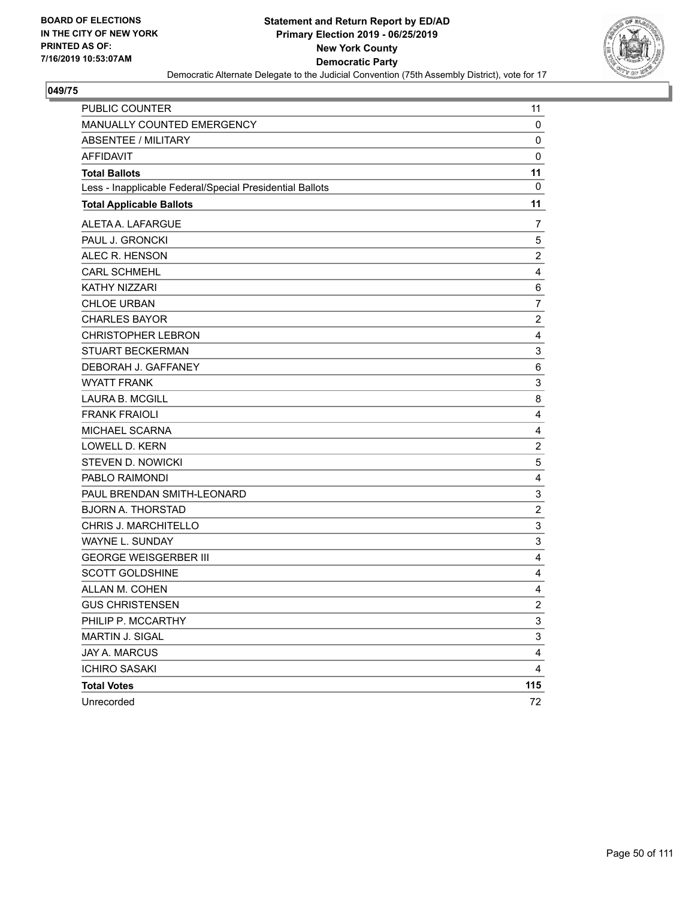BOARD OF ELECTIONS
IN THE CITY OF NEW YORK
PRINTED AS OF:
7/16/2019 10:53:07AM

**Statement and Return Report by ED/AD**
**Primary Election 2019 - 06/25/2019**
**New York County**
**Democratic Party**
Democratic Alternate Delegate to the Judicial Convention (75th Assembly District), vote for 17

**049/75**

| | |
|---|---|
| PUBLIC COUNTER | 11 |
| MANUALLY COUNTED EMERGENCY | 0 |
| ABSENTEE / MILITARY | 0 |
| AFFIDAVIT | 0 |
| **Total Ballots** | **11** |
| Less - Inapplicable Federal/Special Presidential Ballots | 0 |
| **Total Applicable Ballots** | **11** |
| ALETA A. LAFARGUE | 7 |
| PAUL J. GRONCKI | 5 |
| ALEC R. HENSON | 2 |
| CARL SCHMEHL | 4 |
| KATHY NIZZARI | 6 |
| CHLOE URBAN | 7 |
| CHARLES BAYOR | 2 |
| CHRISTOPHER LEBRON | 4 |
| STUART BECKERMAN | 3 |
| DEBORAH J. GAFFANEY | 6 |
| WYATT FRANK | 3 |
| LAURA B. MCGILL | 8 |
| FRANK FRAIOLI | 4 |
| MICHAEL SCARNA | 4 |
| LOWELL D. KERN | 2 |
| STEVEN D. NOWICKI | 5 |
| PABLO RAIMONDI | 4 |
| PAUL BRENDAN SMITH-LEONARD | 3 |
| BJORN A. THORSTAD | 2 |
| CHRIS J. MARCHITELLO | 3 |
| WAYNE L. SUNDAY | 3 |
| GEORGE WEISGERBER III | 4 |
| SCOTT GOLDSHINE | 4 |
| ALLAN M. COHEN | 4 |
| GUS CHRISTENSEN | 2 |
| PHILIP P. MCCARTHY | 3 |
| MARTIN J. SIGAL | 3 |
| JAY A. MARCUS | 4 |
| ICHIRO SASAKI | 4 |
| **Total Votes** | **115** |
| Unrecorded | 72 |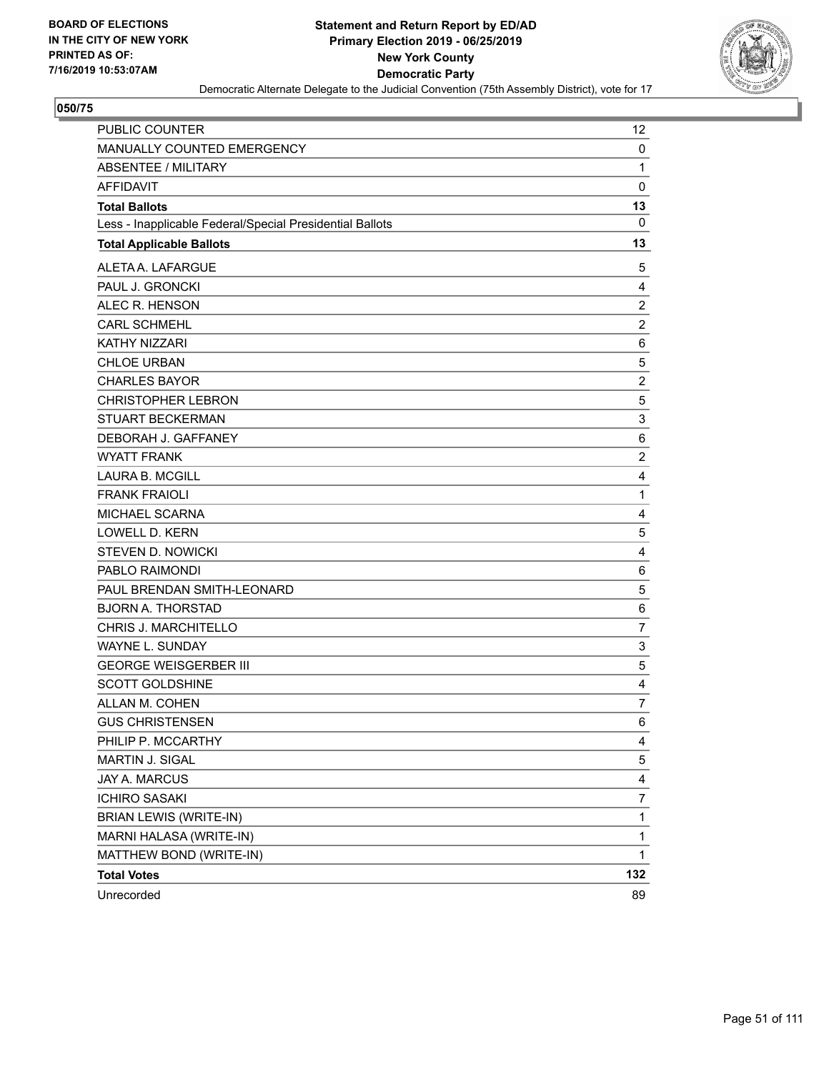BOARD OF ELECTIONS
IN THE CITY OF NEW YORK
PRINTED AS OF:
7/16/2019 10:53:07AM

**Statement and Return Report by ED/AD**
**Primary Election 2019 - 06/25/2019**
**New York County**
**Democratic Party**
Democratic Alternate Delegate to the Judicial Convention (75th Assembly District), vote for 17

## 050/75

| | |
|---|---|
| PUBLIC COUNTER | 12 |
| MANUALLY COUNTED EMERGENCY | 0 |
| ABSENTEE / MILITARY | 1 |
| AFFIDAVIT | 0 |
| **Total Ballots** | **13** |
| Less - Inapplicable Federal/Special Presidential Ballots | 0 |
| **Total Applicable Ballots** | **13** |
| ALETA A. LAFARGUE | 5 |
| PAUL J. GRONCKI | 4 |
| ALEC R. HENSON | 2 |
| CARL SCHMEHL | 2 |
| KATHY NIZZARI | 6 |
| CHLOE URBAN | 5 |
| CHARLES BAYOR | 2 |
| CHRISTOPHER LEBRON | 5 |
| STUART BECKERMAN | 3 |
| DEBORAH J. GAFFANEY | 6 |
| WYATT FRANK | 2 |
| LAURA B. MCGILL | 4 |
| FRANK FRAIOLI | 1 |
| MICHAEL SCARNA | 4 |
| LOWELL D. KERN | 5 |
| STEVEN D. NOWICKI | 4 |
| PABLO RAIMONDI | 6 |
| PAUL BRENDAN SMITH-LEONARD | 5 |
| BJORN A. THORSTAD | 6 |
| CHRIS J. MARCHITELLO | 7 |
| WAYNE L. SUNDAY | 3 |
| GEORGE WEISGERBER III | 5 |
| SCOTT GOLDSHINE | 4 |
| ALLAN M. COHEN | 7 |
| GUS CHRISTENSEN | 6 |
| PHILIP P. MCCARTHY | 4 |
| MARTIN J. SIGAL | 5 |
| JAY A. MARCUS | 4 |
| ICHIRO SASAKI | 7 |
| BRIAN LEWIS (WRITE-IN) | 1 |
| MARNI HALASA (WRITE-IN) | 1 |
| MATTHEW BOND (WRITE-IN) | 1 |
| **Total Votes** | **132** |
| Unrecorded | 89 |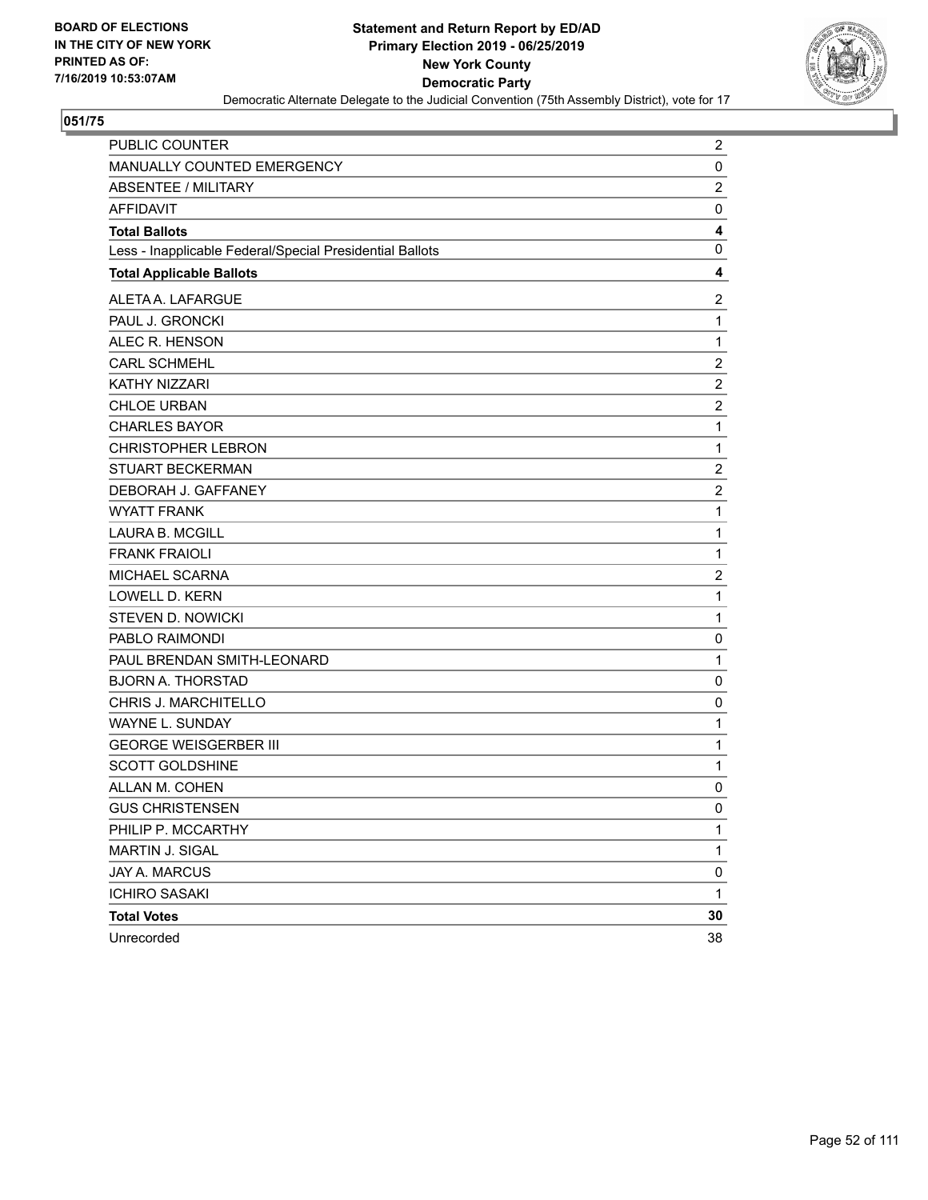BOARD OF ELECTIONS
IN THE CITY OF NEW YORK
PRINTED AS OF:
7/16/2019 10:53:07AM

**Statement and Return Report by ED/AD**
**Primary Election 2019 - 06/25/2019**
**New York County**
**Democratic Party**
Democratic Alternate Delegate to the Judicial Convention (75th Assembly District), vote for 17

## 051/75

| | |
|---|---|
| PUBLIC COUNTER | 2 |
| MANUALLY COUNTED EMERGENCY | 0 |
| ABSENTEE / MILITARY | 2 |
| AFFIDAVIT | 0 |
| **Total Ballots** | **4** |
| Less - Inapplicable Federal/Special Presidential Ballots | 0 |
| **Total Applicable Ballots** | **4** |
| ALETA A. LAFARGUE | 2 |
| PAUL J. GRONCKI | 1 |
| ALEC R. HENSON | 1 |
| CARL SCHMEHL | 2 |
| KATHY NIZZARI | 2 |
| CHLOE URBAN | 2 |
| CHARLES BAYOR | 1 |
| CHRISTOPHER LEBRON | 1 |
| STUART BECKERMAN | 2 |
| DEBORAH J. GAFFANEY | 2 |
| WYATT FRANK | 1 |
| LAURA B. MCGILL | 1 |
| FRANK FRAIOLI | 1 |
| MICHAEL SCARNA | 2 |
| LOWELL D. KERN | 1 |
| STEVEN D. NOWICKI | 1 |
| PABLO RAIMONDI | 0 |
| PAUL BRENDAN SMITH-LEONARD | 1 |
| BJORN A. THORSTAD | 0 |
| CHRIS J. MARCHITELLO | 0 |
| WAYNE L. SUNDAY | 1 |
| GEORGE WEISGERBER III | 1 |
| SCOTT GOLDSHINE | 1 |
| ALLAN M. COHEN | 0 |
| GUS CHRISTENSEN | 0 |
| PHILIP P. MCCARTHY | 1 |
| MARTIN J. SIGAL | 1 |
| JAY A. MARCUS | 0 |
| ICHIRO SASAKI | 1 |
| **Total Votes** | **30** |
| Unrecorded | 38 |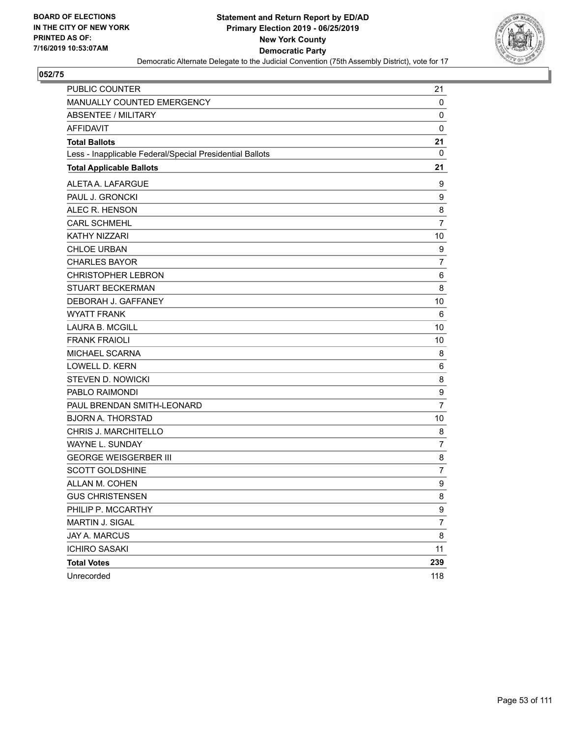**BOARD OF ELECTIONS IN THE CITY OF NEW YORK PRINTED AS OF: 7/16/2019 10:53:07AM**

**Statement and Return Report by ED/AD**
**Primary Election 2019 - 06/25/2019**
**New York County**
**Democratic Party**
Democratic Alternate Delegate to the Judicial Convention (75th Assembly District), vote for 17

**052/75**

| | |
|---|---|
| PUBLIC COUNTER | 21 |
| MANUALLY COUNTED EMERGENCY | 0 |
| ABSENTEE / MILITARY | 0 |
| AFFIDAVIT | 0 |
| **Total Ballots** | **21** |
| Less - Inapplicable Federal/Special Presidential Ballots | 0 |
| **Total Applicable Ballots** | **21** |
| ALETA A. LAFARGUE | 9 |
| PAUL J. GRONCKI | 9 |
| ALEC R. HENSON | 8 |
| CARL SCHMEHL | 7 |
| KATHY NIZZARI | 10 |
| CHLOE URBAN | 9 |
| CHARLES BAYOR | 7 |
| CHRISTOPHER LEBRON | 6 |
| STUART BECKERMAN | 8 |
| DEBORAH J. GAFFANEY | 10 |
| WYATT FRANK | 6 |
| LAURA B. MCGILL | 10 |
| FRANK FRAIOLI | 10 |
| MICHAEL SCARNA | 8 |
| LOWELL D. KERN | 6 |
| STEVEN D. NOWICKI | 8 |
| PABLO RAIMONDI | 9 |
| PAUL BRENDAN SMITH-LEONARD | 7 |
| BJORN A. THORSTAD | 10 |
| CHRIS J. MARCHITELLO | 8 |
| WAYNE L. SUNDAY | 7 |
| GEORGE WEISGERBER III | 8 |
| SCOTT GOLDSHINE | 7 |
| ALLAN M. COHEN | 9 |
| GUS CHRISTENSEN | 8 |
| PHILIP P. MCCARTHY | 9 |
| MARTIN J. SIGAL | 7 |
| JAY A. MARCUS | 8 |
| ICHIRO SASAKI | 11 |
| **Total Votes** | **239** |
| Unrecorded | 118 |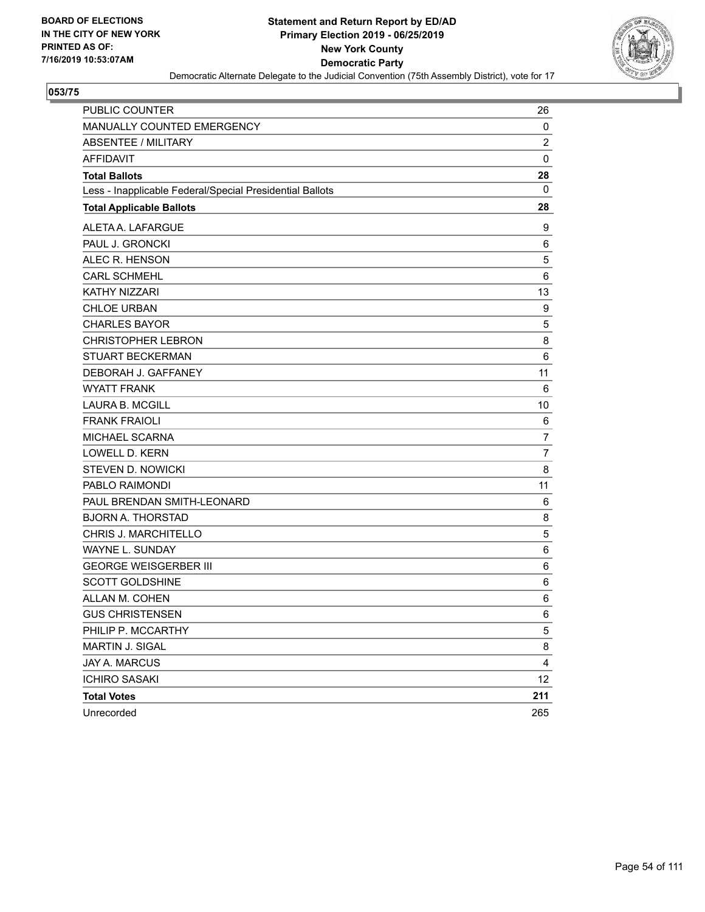**BOARD OF ELECTIONS IN THE CITY OF NEW YORK PRINTED AS OF: 7/16/2019 10:53:07AM**

**Statement and Return Report by ED/AD**
**Primary Election 2019 - 06/25/2019**
**New York County**
**Democratic Party**
Democratic Alternate Delegate to the Judicial Convention (75th Assembly District), vote for 17

## 053/75

| | |
|---|---|
| PUBLIC COUNTER | 26 |
| MANUALLY COUNTED EMERGENCY | 0 |
| ABSENTEE / MILITARY | 2 |
| AFFIDAVIT | 0 |
| **Total Ballots** | **28** |
| Less - Inapplicable Federal/Special Presidential Ballots | 0 |
| **Total Applicable Ballots** | **28** |
| ALETA A. LAFARGUE | 9 |
| PAUL J. GRONCKI | 6 |
| ALEC R. HENSON | 5 |
| CARL SCHMEHL | 6 |
| KATHY NIZZARI | 13 |
| CHLOE URBAN | 9 |
| CHARLES BAYOR | 5 |
| CHRISTOPHER LEBRON | 8 |
| STUART BECKERMAN | 6 |
| DEBORAH J. GAFFANEY | 11 |
| WYATT FRANK | 6 |
| LAURA B. MCGILL | 10 |
| FRANK FRAIOLI | 6 |
| MICHAEL SCARNA | 7 |
| LOWELL D. KERN | 7 |
| STEVEN D. NOWICKI | 8 |
| PABLO RAIMONDI | 11 |
| PAUL BRENDAN SMITH-LEONARD | 6 |
| BJORN A. THORSTAD | 8 |
| CHRIS J. MARCHITELLO | 5 |
| WAYNE L. SUNDAY | 6 |
| GEORGE WEISGERBER III | 6 |
| SCOTT GOLDSHINE | 6 |
| ALLAN M. COHEN | 6 |
| GUS CHRISTENSEN | 6 |
| PHILIP P. MCCARTHY | 5 |
| MARTIN J. SIGAL | 8 |
| JAY A. MARCUS | 4 |
| ICHIRO SASAKI | 12 |
| **Total Votes** | **211** |
| Unrecorded | 265 |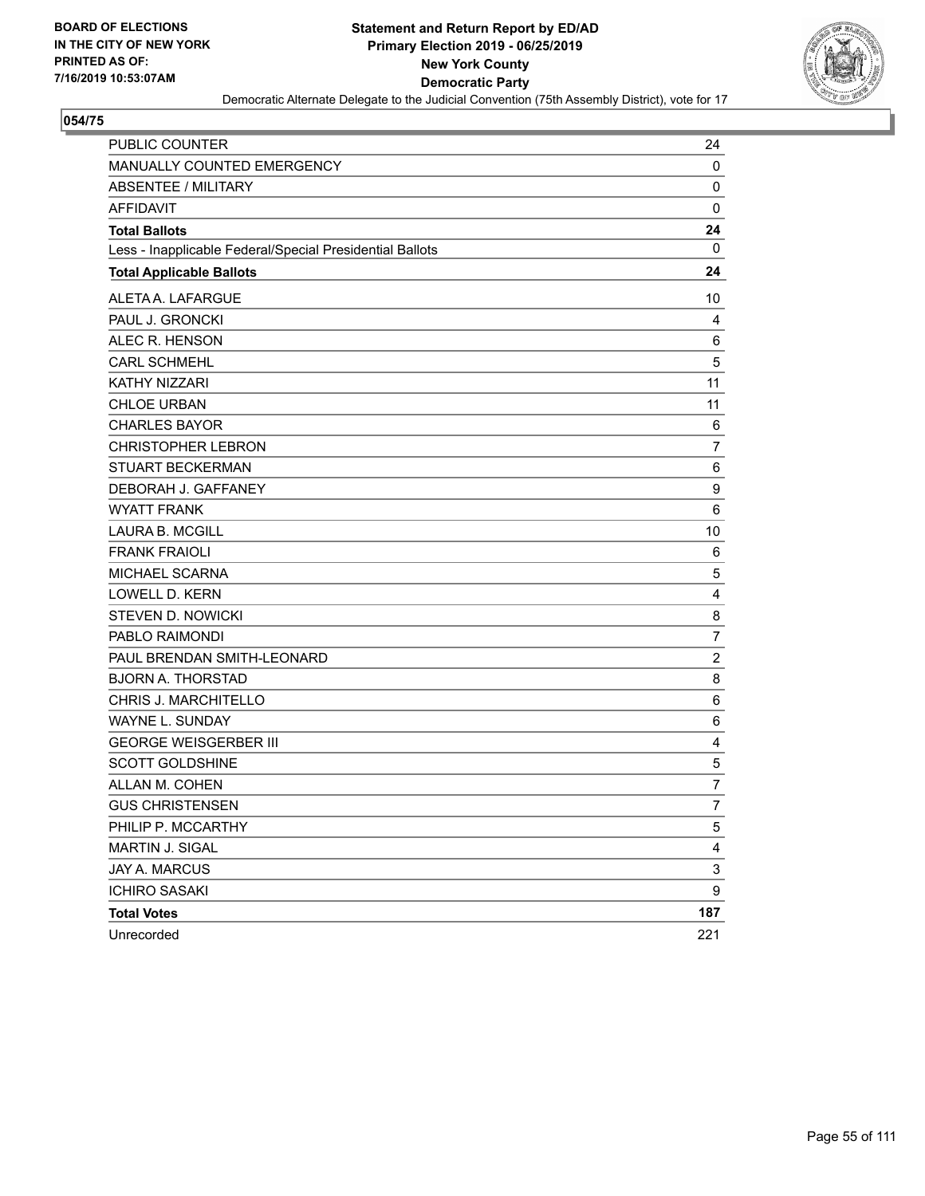BOARD OF ELECTIONS
IN THE CITY OF NEW YORK
PRINTED AS OF:
7/16/2019 10:53:07AM

**Statement and Return Report by ED/AD**
**Primary Election 2019 - 06/25/2019**
**New York County**
**Democratic Party**
Democratic Alternate Delegate to the Judicial Convention (75th Assembly District), vote for 17

**054/75**

| | |
|---|---|
| PUBLIC COUNTER | 24 |
| MANUALLY COUNTED EMERGENCY | 0 |
| ABSENTEE / MILITARY | 0 |
| AFFIDAVIT | 0 |
| **Total Ballots** | **24** |
| Less - Inapplicable Federal/Special Presidential Ballots | 0 |
| **Total Applicable Ballots** | **24** |
| ALETA A. LAFARGUE | 10 |
| PAUL J. GRONCKI | 4 |
| ALEC R. HENSON | 6 |
| CARL SCHMEHL | 5 |
| KATHY NIZZARI | 11 |
| CHLOE URBAN | 11 |
| CHARLES BAYOR | 6 |
| CHRISTOPHER LEBRON | 7 |
| STUART BECKERMAN | 6 |
| DEBORAH J. GAFFANEY | 9 |
| WYATT FRANK | 6 |
| LAURA B. MCGILL | 10 |
| FRANK FRAIOLI | 6 |
| MICHAEL SCARNA | 5 |
| LOWELL D. KERN | 4 |
| STEVEN D. NOWICKI | 8 |
| PABLO RAIMONDI | 7 |
| PAUL BRENDAN SMITH-LEONARD | 2 |
| BJORN A. THORSTAD | 8 |
| CHRIS J. MARCHITELLO | 6 |
| WAYNE L. SUNDAY | 6 |
| GEORGE WEISGERBER III | 4 |
| SCOTT GOLDSHINE | 5 |
| ALLAN M. COHEN | 7 |
| GUS CHRISTENSEN | 7 |
| PHILIP P. MCCARTHY | 5 |
| MARTIN J. SIGAL | 4 |
| JAY A. MARCUS | 3 |
| ICHIRO SASAKI | 9 |
| **Total Votes** | **187** |
| Unrecorded | 221 |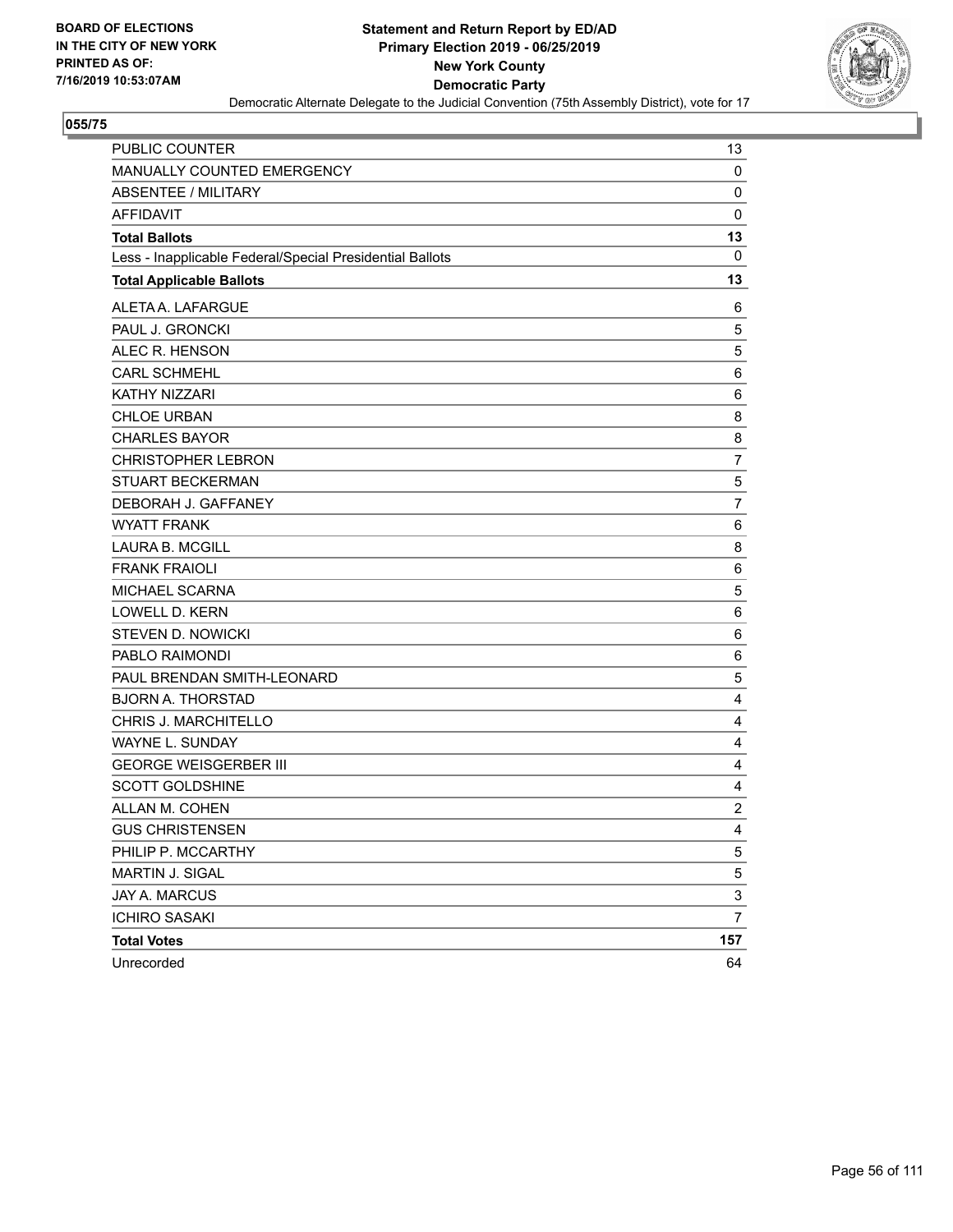BOARD OF ELECTIONS
IN THE CITY OF NEW YORK
PRINTED AS OF:
7/16/2019 10:53:07AM

**Statement and Return Report by ED/AD**
**Primary Election 2019 - 06/25/2019**
**New York County**
**Democratic Party**
Democratic Alternate Delegate to the Judicial Convention (75th Assembly District), vote for 17

## 055/75

| | |
|---|---|
| PUBLIC COUNTER | 13 |
| MANUALLY COUNTED EMERGENCY | 0 |
| ABSENTEE / MILITARY | 0 |
| AFFIDAVIT | 0 |
| **Total Ballots** | **13** |
| Less - Inapplicable Federal/Special Presidential Ballots | 0 |
| **Total Applicable Ballots** | **13** |
| ALETA A. LAFARGUE | 6 |
| PAUL J. GRONCKI | 5 |
| ALEC R. HENSON | 5 |
| CARL SCHMEHL | 6 |
| KATHY NIZZARI | 6 |
| CHLOE URBAN | 8 |
| CHARLES BAYOR | 8 |
| CHRISTOPHER LEBRON | 7 |
| STUART BECKERMAN | 5 |
| DEBORAH J. GAFFANEY | 7 |
| WYATT FRANK | 6 |
| LAURA B. MCGILL | 8 |
| FRANK FRAIOLI | 6 |
| MICHAEL SCARNA | 5 |
| LOWELL D. KERN | 6 |
| STEVEN D. NOWICKI | 6 |
| PABLO RAIMONDI | 6 |
| PAUL BRENDAN SMITH-LEONARD | 5 |
| BJORN A. THORSTAD | 4 |
| CHRIS J. MARCHITELLO | 4 |
| WAYNE L. SUNDAY | 4 |
| GEORGE WEISGERBER III | 4 |
| SCOTT GOLDSHINE | 4 |
| ALLAN M. COHEN | 2 |
| GUS CHRISTENSEN | 4 |
| PHILIP P. MCCARTHY | 5 |
| MARTIN J. SIGAL | 5 |
| JAY A. MARCUS | 3 |
| ICHIRO SASAKI | 7 |
| **Total Votes** | **157** |
| Unrecorded | 64 |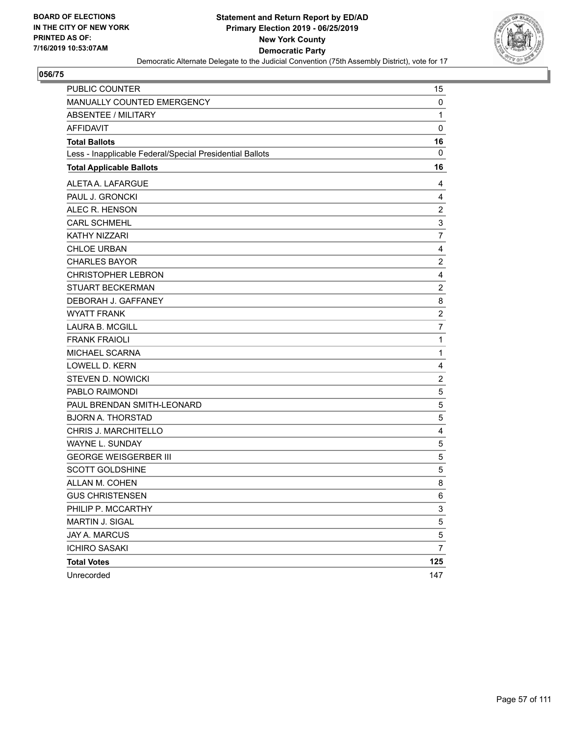BOARD OF ELECTIONS
IN THE CITY OF NEW YORK
PRINTED AS OF:
7/16/2019 10:53:07AM

**Statement and Return Report by ED/AD**
**Primary Election 2019 - 06/25/2019**
**New York County**
**Democratic Party**
Democratic Alternate Delegate to the Judicial Convention (75th Assembly District), vote for 17

**056/75**

| | |
|---|---|
| PUBLIC COUNTER | 15 |
| MANUALLY COUNTED EMERGENCY | 0 |
| ABSENTEE / MILITARY | 1 |
| AFFIDAVIT | 0 |
| **Total Ballots** | **16** |
| Less - Inapplicable Federal/Special Presidential Ballots | 0 |
| **Total Applicable Ballots** | **16** |
| ALETA A. LAFARGUE | 4 |
| PAUL J. GRONCKI | 4 |
| ALEC R. HENSON | 2 |
| CARL SCHMEHL | 3 |
| KATHY NIZZARI | 7 |
| CHLOE URBAN | 4 |
| CHARLES BAYOR | 2 |
| CHRISTOPHER LEBRON | 4 |
| STUART BECKERMAN | 2 |
| DEBORAH J. GAFFANEY | 8 |
| WYATT FRANK | 2 |
| LAURA B. MCGILL | 7 |
| FRANK FRAIOLI | 1 |
| MICHAEL SCARNA | 1 |
| LOWELL D. KERN | 4 |
| STEVEN D. NOWICKI | 2 |
| PABLO RAIMONDI | 5 |
| PAUL BRENDAN SMITH-LEONARD | 5 |
| BJORN A. THORSTAD | 5 |
| CHRIS J. MARCHITELLO | 4 |
| WAYNE L. SUNDAY | 5 |
| GEORGE WEISGERBER III | 5 |
| SCOTT GOLDSHINE | 5 |
| ALLAN M. COHEN | 8 |
| GUS CHRISTENSEN | 6 |
| PHILIP P. MCCARTHY | 3 |
| MARTIN J. SIGAL | 5 |
| JAY A. MARCUS | 5 |
| ICHIRO SASAKI | 7 |
| **Total Votes** | **125** |
| Unrecorded | 147 |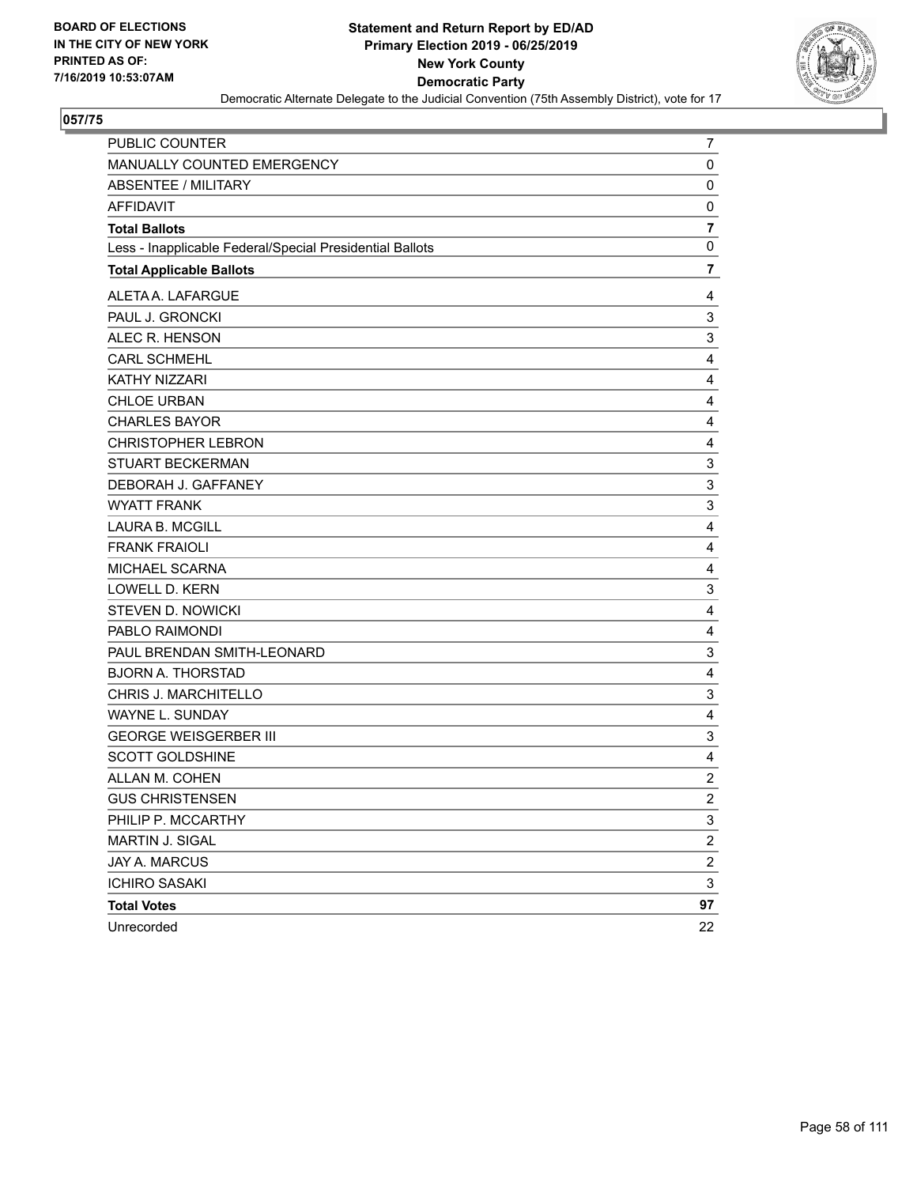**BOARD OF ELECTIONS IN THE CITY OF NEW YORK PRINTED AS OF: 7/16/2019 10:53:07AM**

**Statement and Return Report by ED/AD**
**Primary Election 2019 - 06/25/2019**
**New York County**
**Democratic Party**
Democratic Alternate Delegate to the Judicial Convention (75th Assembly District), vote for 17

**057/75**

| | |
|---|---|
| PUBLIC COUNTER | 7 |
| MANUALLY COUNTED EMERGENCY | 0 |
| ABSENTEE / MILITARY | 0 |
| AFFIDAVIT | 0 |
| **Total Ballots** | **7** |
| Less - Inapplicable Federal/Special Presidential Ballots | 0 |
| **Total Applicable Ballots** | **7** |
| ALETA A. LAFARGUE | 4 |
| PAUL J. GRONCKI | 3 |
| ALEC R. HENSON | 3 |
| CARL SCHMEHL | 4 |
| KATHY NIZZARI | 4 |
| CHLOE URBAN | 4 |
| CHARLES BAYOR | 4 |
| CHRISTOPHER LEBRON | 4 |
| STUART BECKERMAN | 3 |
| DEBORAH J. GAFFANEY | 3 |
| WYATT FRANK | 3 |
| LAURA B. MCGILL | 4 |
| FRANK FRAIOLI | 4 |
| MICHAEL SCARNA | 4 |
| LOWELL D. KERN | 3 |
| STEVEN D. NOWICKI | 4 |
| PABLO RAIMONDI | 4 |
| PAUL BRENDAN SMITH-LEONARD | 3 |
| BJORN A. THORSTAD | 4 |
| CHRIS J. MARCHITELLO | 3 |
| WAYNE L. SUNDAY | 4 |
| GEORGE WEISGERBER III | 3 |
| SCOTT GOLDSHINE | 4 |
| ALLAN M. COHEN | 2 |
| GUS CHRISTENSEN | 2 |
| PHILIP P. MCCARTHY | 3 |
| MARTIN J. SIGAL | 2 |
| JAY A. MARCUS | 2 |
| ICHIRO SASAKI | 3 |
| **Total Votes** | **97** |
| Unrecorded | 22 |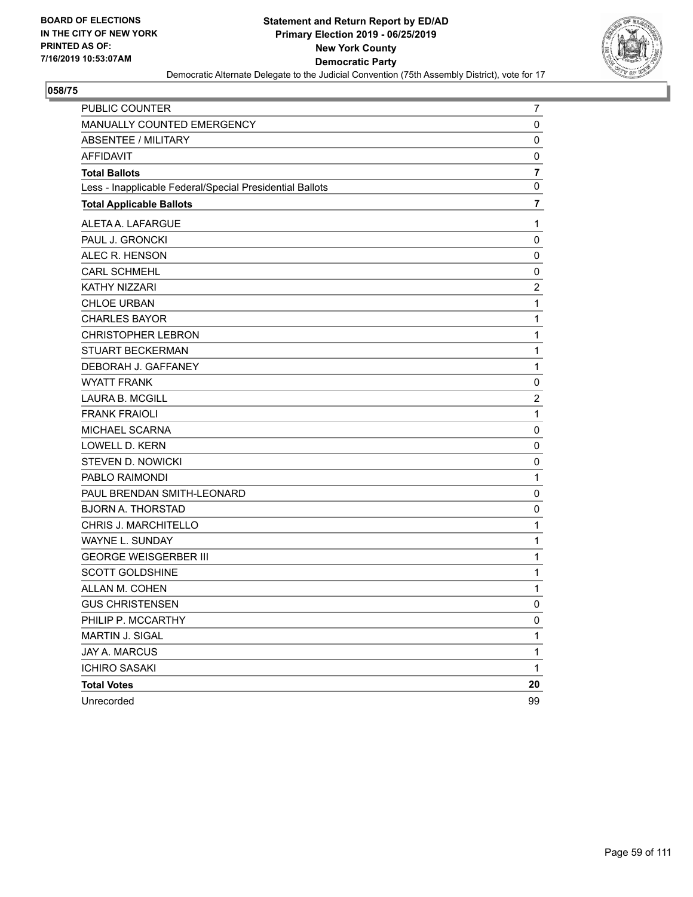**BOARD OF ELECTIONS IN THE CITY OF NEW YORK PRINTED AS OF: 7/16/2019 10:53:07AM**

# Statement and Return Report by ED/AD
## Primary Election 2019 - 06/25/2019
## New York County
## Democratic Party

Democratic Alternate Delegate to the Judicial Convention (75th Assembly District), vote for 17

**058/75**

| | |
|---|---|
| PUBLIC COUNTER | 7 |
| MANUALLY COUNTED EMERGENCY | 0 |
| ABSENTEE / MILITARY | 0 |
| AFFIDAVIT | 0 |
| **Total Ballots** | **7** |
| Less - Inapplicable Federal/Special Presidential Ballots | 0 |
| **Total Applicable Ballots** | **7** |
| ALETA A. LAFARGUE | 1 |
| PAUL J. GRONCKI | 0 |
| ALEC R. HENSON | 0 |
| CARL SCHMEHL | 0 |
| KATHY NIZZARI | 2 |
| CHLOE URBAN | 1 |
| CHARLES BAYOR | 1 |
| CHRISTOPHER LEBRON | 1 |
| STUART BECKERMAN | 1 |
| DEBORAH J. GAFFANEY | 1 |
| WYATT FRANK | 0 |
| LAURA B. MCGILL | 2 |
| FRANK FRAIOLI | 1 |
| MICHAEL SCARNA | 0 |
| LOWELL D. KERN | 0 |
| STEVEN D. NOWICKI | 0 |
| PABLO RAIMONDI | 1 |
| PAUL BRENDAN SMITH-LEONARD | 0 |
| BJORN A. THORSTAD | 0 |
| CHRIS J. MARCHITELLO | 1 |
| WAYNE L. SUNDAY | 1 |
| GEORGE WEISGERBER III | 1 |
| SCOTT GOLDSHINE | 1 |
| ALLAN M. COHEN | 1 |
| GUS CHRISTENSEN | 0 |
| PHILIP P. MCCARTHY | 0 |
| MARTIN J. SIGAL | 1 |
| JAY A. MARCUS | 1 |
| ICHIRO SASAKI | 1 |
| **Total Votes** | **20** |
| Unrecorded | 99 |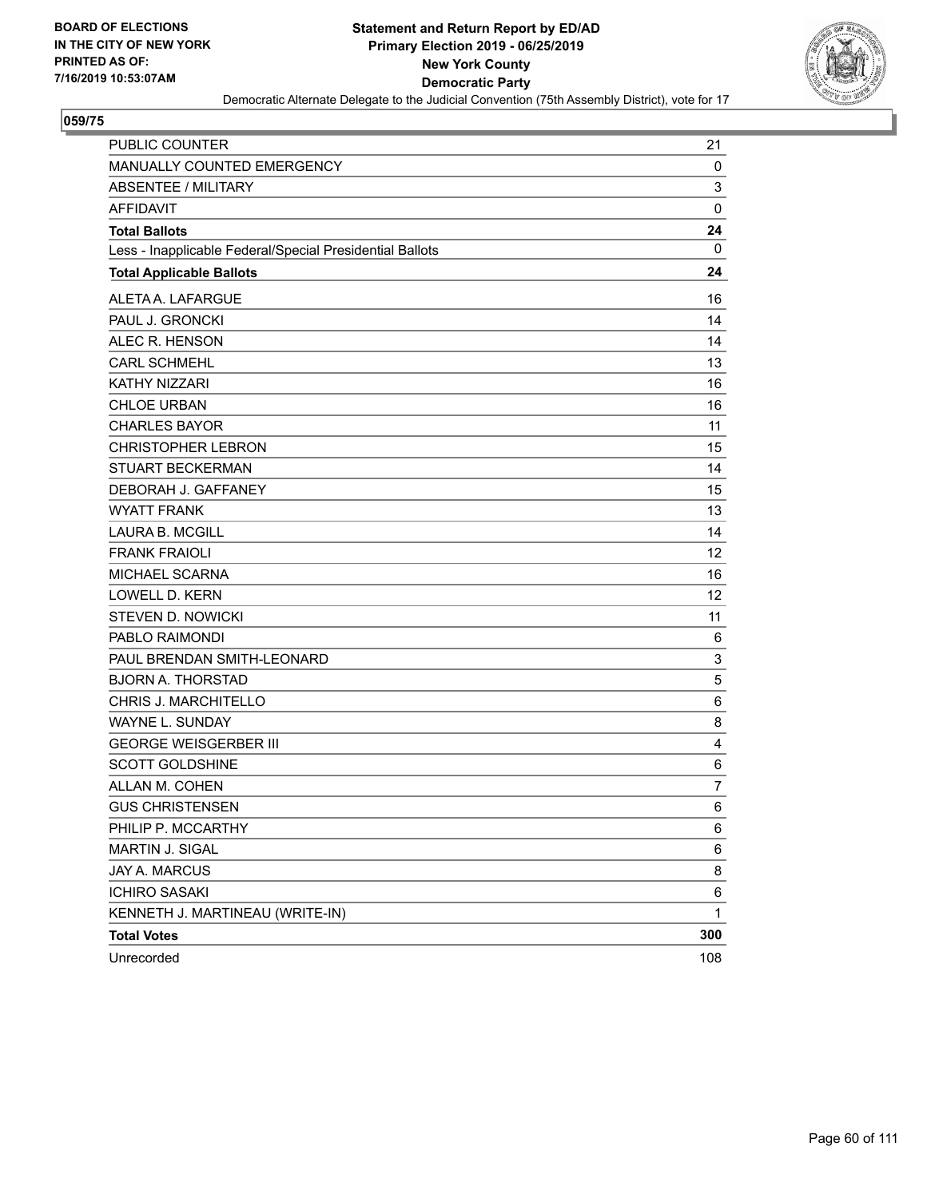BOARD OF ELECTIONS
IN THE CITY OF NEW YORK
PRINTED AS OF:
7/16/2019 10:53:07AM

**Statement and Return Report by ED/AD**
**Primary Election 2019 - 06/25/2019**
**New York County**
**Democratic Party**
Democratic Alternate Delegate to the Judicial Convention (75th Assembly District), vote for 17

## 059/75

| | |
|---|---|
| PUBLIC COUNTER | 21 |
| MANUALLY COUNTED EMERGENCY | 0 |
| ABSENTEE / MILITARY | 3 |
| AFFIDAVIT | 0 |
| **Total Ballots** | **24** |
| Less - Inapplicable Federal/Special Presidential Ballots | 0 |
| **Total Applicable Ballots** | **24** |
| ALETA A. LAFARGUE | 16 |
| PAUL J. GRONCKI | 14 |
| ALEC R. HENSON | 14 |
| CARL SCHMEHL | 13 |
| KATHY NIZZARI | 16 |
| CHLOE URBAN | 16 |
| CHARLES BAYOR | 11 |
| CHRISTOPHER LEBRON | 15 |
| STUART BECKERMAN | 14 |
| DEBORAH J. GAFFANEY | 15 |
| WYATT FRANK | 13 |
| LAURA B. MCGILL | 14 |
| FRANK FRAIOLI | 12 |
| MICHAEL SCARNA | 16 |
| LOWELL D. KERN | 12 |
| STEVEN D. NOWICKI | 11 |
| PABLO RAIMONDI | 6 |
| PAUL BRENDAN SMITH-LEONARD | 3 |
| BJORN A. THORSTAD | 5 |
| CHRIS J. MARCHITELLO | 6 |
| WAYNE L. SUNDAY | 8 |
| GEORGE WEISGERBER III | 4 |
| SCOTT GOLDSHINE | 6 |
| ALLAN M. COHEN | 7 |
| GUS CHRISTENSEN | 6 |
| PHILIP P. MCCARTHY | 6 |
| MARTIN J. SIGAL | 6 |
| JAY A. MARCUS | 8 |
| ICHIRO SASAKI | 6 |
| KENNETH J. MARTINEAU (WRITE-IN) | 1 |
| **Total Votes** | **300** |
| Unrecorded | 108 |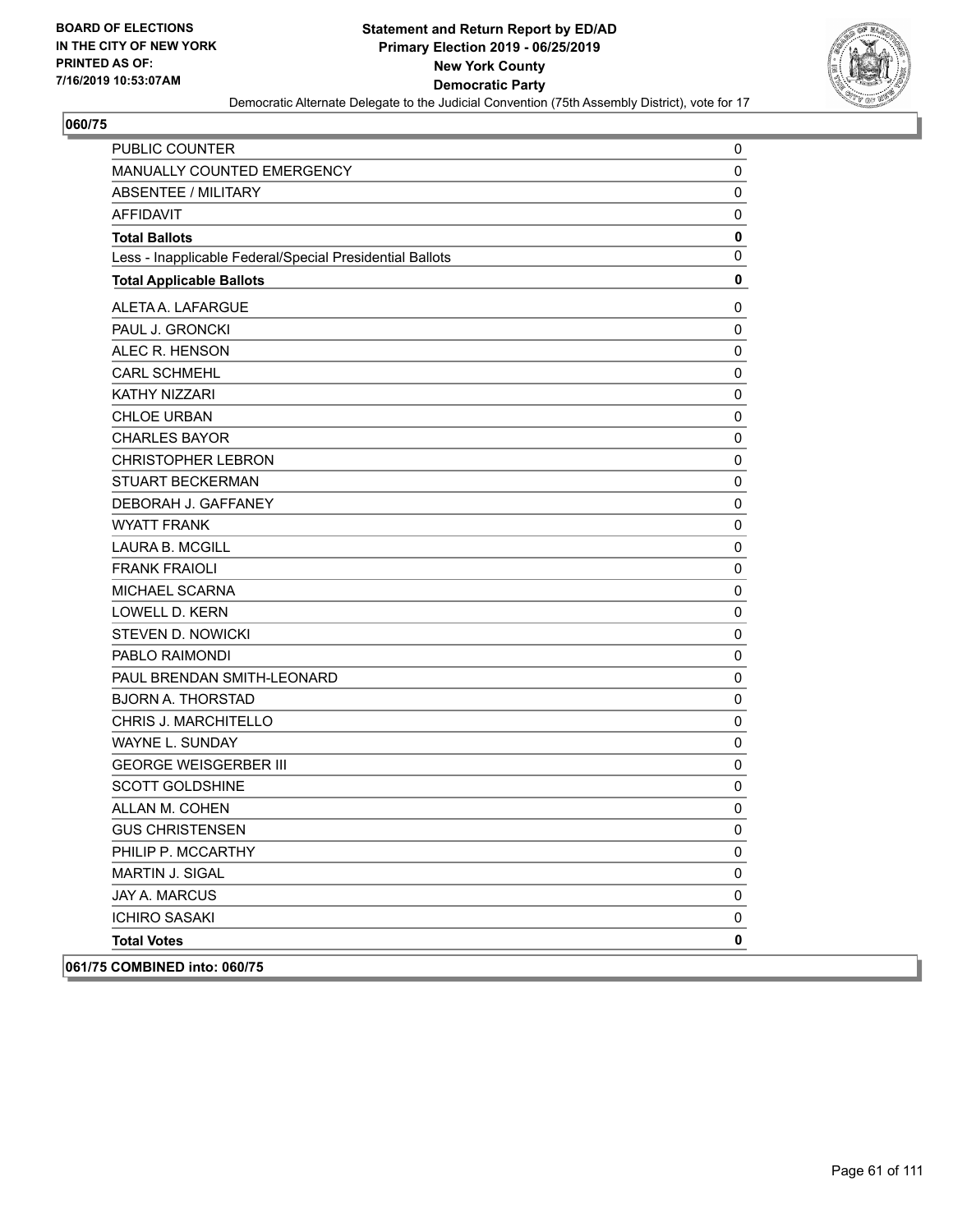## 060/75

| | |
|---|---|
| PUBLIC COUNTER | 0 |
| MANUALLY COUNTED EMERGENCY | 0 |
| ABSENTEE / MILITARY | 0 |
| AFFIDAVIT | 0 |
| **Total Ballots** | **0** |
| Less - Inapplicable Federal/Special Presidential Ballots | 0 |
| **Total Applicable Ballots** | **0** |
| ALETA A. LAFARGUE | 0 |
| PAUL J. GRONCKI | 0 |
| ALEC R. HENSON | 0 |
| CARL SCHMEHL | 0 |
| KATHY NIZZARI | 0 |
| CHLOE URBAN | 0 |
| CHARLES BAYOR | 0 |
| CHRISTOPHER LEBRON | 0 |
| STUART BECKERMAN | 0 |
| DEBORAH J. GAFFANEY | 0 |
| WYATT FRANK | 0 |
| LAURA B. MCGILL | 0 |
| FRANK FRAIOLI | 0 |
| MICHAEL SCARNA | 0 |
| LOWELL D. KERN | 0 |
| STEVEN D. NOWICKI | 0 |
| PABLO RAIMONDI | 0 |
| PAUL BRENDAN SMITH-LEONARD | 0 |
| BJORN A. THORSTAD | 0 |
| CHRIS J. MARCHITELLO | 0 |
| WAYNE L. SUNDAY | 0 |
| GEORGE WEISGERBER III | 0 |
| SCOTT GOLDSHINE | 0 |
| ALLAN M. COHEN | 0 |
| GUS CHRISTENSEN | 0 |
| PHILIP P. MCCARTHY | 0 |
| MARTIN J. SIGAL | 0 |
| JAY A. MARCUS | 0 |
| ICHIRO SASAKI | 0 |
| **Total Votes** | **0** |

## 061/75 COMBINED into: 060/75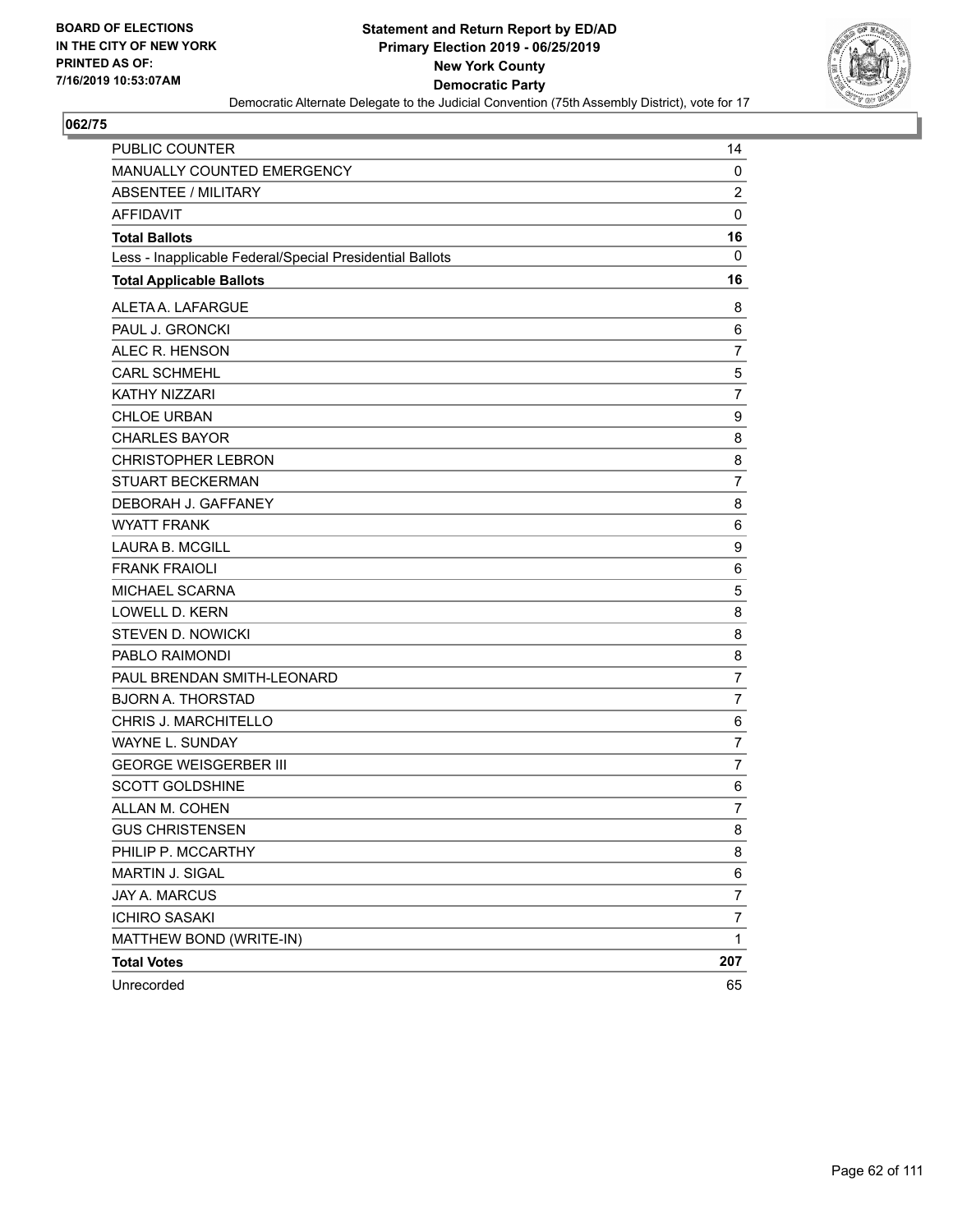**BOARD OF ELECTIONS IN THE CITY OF NEW YORK PRINTED AS OF: 7/16/2019 10:53:07AM**

**Statement and Return Report by ED/AD**
**Primary Election 2019 - 06/25/2019**
**New York County**
**Democratic Party**
Democratic Alternate Delegate to the Judicial Convention (75th Assembly District), vote for 17

## 062/75

| | |
|---|---|
| PUBLIC COUNTER | 14 |
| MANUALLY COUNTED EMERGENCY | 0 |
| ABSENTEE / MILITARY | 2 |
| AFFIDAVIT | 0 |
| **Total Ballots** | **16** |
| Less - Inapplicable Federal/Special Presidential Ballots | 0 |
| **Total Applicable Ballots** | **16** |
| ALETA A. LAFARGUE | 8 |
| PAUL J. GRONCKI | 6 |
| ALEC R. HENSON | 7 |
| CARL SCHMEHL | 5 |
| KATHY NIZZARI | 7 |
| CHLOE URBAN | 9 |
| CHARLES BAYOR | 8 |
| CHRISTOPHER LEBRON | 8 |
| STUART BECKERMAN | 7 |
| DEBORAH J. GAFFANEY | 8 |
| WYATT FRANK | 6 |
| LAURA B. MCGILL | 9 |
| FRANK FRAIOLI | 6 |
| MICHAEL SCARNA | 5 |
| LOWELL D. KERN | 8 |
| STEVEN D. NOWICKI | 8 |
| PABLO RAIMONDI | 8 |
| PAUL BRENDAN SMITH-LEONARD | 7 |
| BJORN A. THORSTAD | 7 |
| CHRIS J. MARCHITELLO | 6 |
| WAYNE L. SUNDAY | 7 |
| GEORGE WEISGERBER III | 7 |
| SCOTT GOLDSHINE | 6 |
| ALLAN M. COHEN | 7 |
| GUS CHRISTENSEN | 8 |
| PHILIP P. MCCARTHY | 8 |
| MARTIN J. SIGAL | 6 |
| JAY A. MARCUS | 7 |
| ICHIRO SASAKI | 7 |
| MATTHEW BOND (WRITE-IN) | 1 |
| **Total Votes** | **207** |
| Unrecorded | 65 |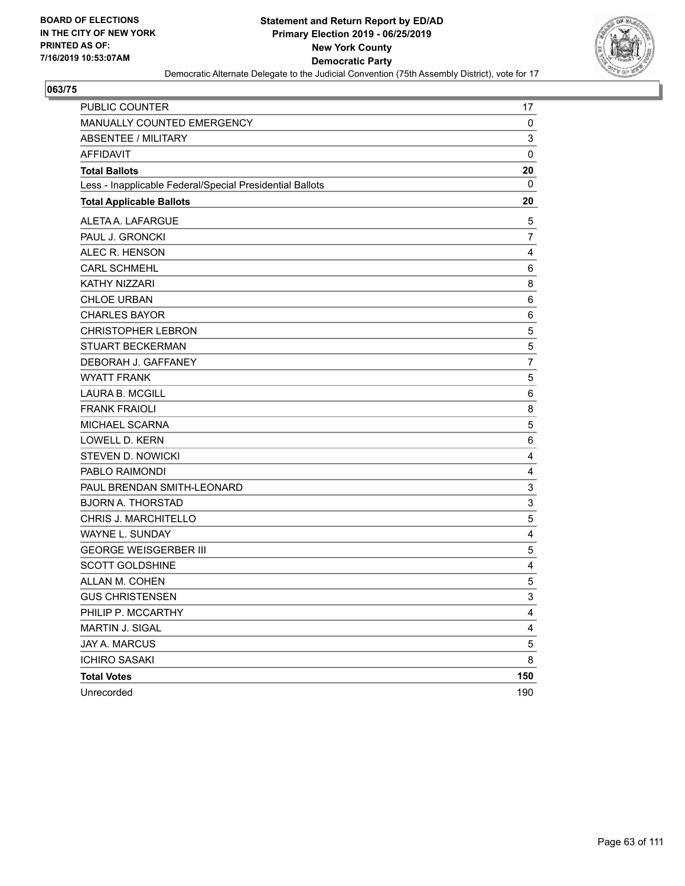BOARD OF ELECTIONS
IN THE CITY OF NEW YORK
PRINTED AS OF:
7/16/2019 10:53:07AM

**Statement and Return Report by ED/AD**
**Primary Election 2019 - 06/25/2019**
**New York County**
**Democratic Party**
Democratic Alternate Delegate to the Judicial Convention (75th Assembly District), vote for 17

**063/75**

| | |
|---|---|
| PUBLIC COUNTER | 17 |
| MANUALLY COUNTED EMERGENCY | 0 |
| ABSENTEE / MILITARY | 3 |
| AFFIDAVIT | 0 |
| **Total Ballots** | **20** |
| Less - Inapplicable Federal/Special Presidential Ballots | 0 |
| **Total Applicable Ballots** | **20** |
| ALETA A. LAFARGUE | 5 |
| PAUL J. GRONCKI | 7 |
| ALEC R. HENSON | 4 |
| CARL SCHMEHL | 6 |
| KATHY NIZZARI | 8 |
| CHLOE URBAN | 6 |
| CHARLES BAYOR | 6 |
| CHRISTOPHER LEBRON | 5 |
| STUART BECKERMAN | 5 |
| DEBORAH J. GAFFANEY | 7 |
| WYATT FRANK | 5 |
| LAURA B. MCGILL | 6 |
| FRANK FRAIOLI | 8 |
| MICHAEL SCARNA | 5 |
| LOWELL D. KERN | 6 |
| STEVEN D. NOWICKI | 4 |
| PABLO RAIMONDI | 4 |
| PAUL BRENDAN SMITH-LEONARD | 3 |
| BJORN A. THORSTAD | 3 |
| CHRIS J. MARCHITELLO | 5 |
| WAYNE L. SUNDAY | 4 |
| GEORGE WEISGERBER III | 5 |
| SCOTT GOLDSHINE | 4 |
| ALLAN M. COHEN | 5 |
| GUS CHRISTENSEN | 3 |
| PHILIP P. MCCARTHY | 4 |
| MARTIN J. SIGAL | 4 |
| JAY A. MARCUS | 5 |
| ICHIRO SASAKI | 8 |
| **Total Votes** | **150** |
| Unrecorded | 190 |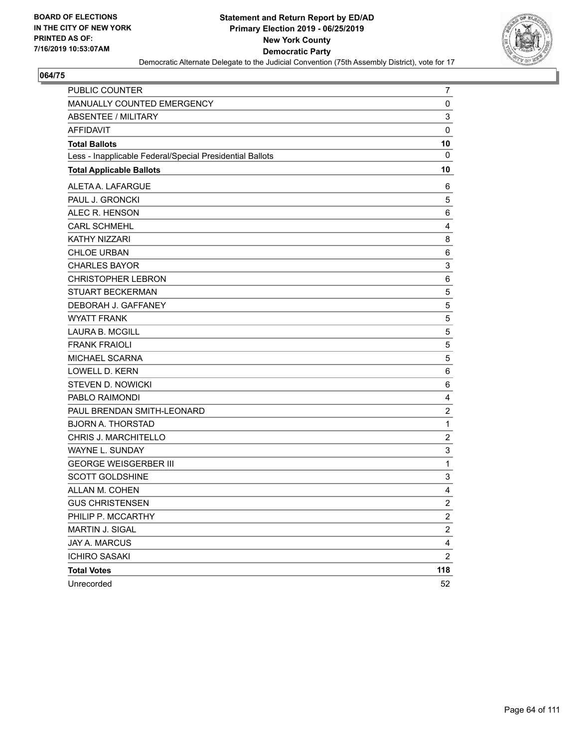**BOARD OF ELECTIONS IN THE CITY OF NEW YORK PRINTED AS OF: 7/16/2019 10:53:07AM**

**Statement and Return Report by ED/AD**
**Primary Election 2019 - 06/25/2019**
**New York County**
**Democratic Party**
Democratic Alternate Delegate to the Judicial Convention (75th Assembly District), vote for 17

**064/75**

| | |
|---|---|
| PUBLIC COUNTER | 7 |
| MANUALLY COUNTED EMERGENCY | 0 |
| ABSENTEE / MILITARY | 3 |
| AFFIDAVIT | 0 |
| **Total Ballots** | **10** |
| Less - Inapplicable Federal/Special Presidential Ballots | 0 |
| **Total Applicable Ballots** | **10** |
| ALETA A. LAFARGUE | 6 |
| PAUL J. GRONCKI | 5 |
| ALEC R. HENSON | 6 |
| CARL SCHMEHL | 4 |
| KATHY NIZZARI | 8 |
| CHLOE URBAN | 6 |
| CHARLES BAYOR | 3 |
| CHRISTOPHER LEBRON | 6 |
| STUART BECKERMAN | 5 |
| DEBORAH J. GAFFANEY | 5 |
| WYATT FRANK | 5 |
| LAURA B. MCGILL | 5 |
| FRANK FRAIOLI | 5 |
| MICHAEL SCARNA | 5 |
| LOWELL D. KERN | 6 |
| STEVEN D. NOWICKI | 6 |
| PABLO RAIMONDI | 4 |
| PAUL BRENDAN SMITH-LEONARD | 2 |
| BJORN A. THORSTAD | 1 |
| CHRIS J. MARCHITELLO | 2 |
| WAYNE L. SUNDAY | 3 |
| GEORGE WEISGERBER III | 1 |
| SCOTT GOLDSHINE | 3 |
| ALLAN M. COHEN | 4 |
| GUS CHRISTENSEN | 2 |
| PHILIP P. MCCARTHY | 2 |
| MARTIN J. SIGAL | 2 |
| JAY A. MARCUS | 4 |
| ICHIRO SASAKI | 2 |
| **Total Votes** | **118** |
| Unrecorded | 52 |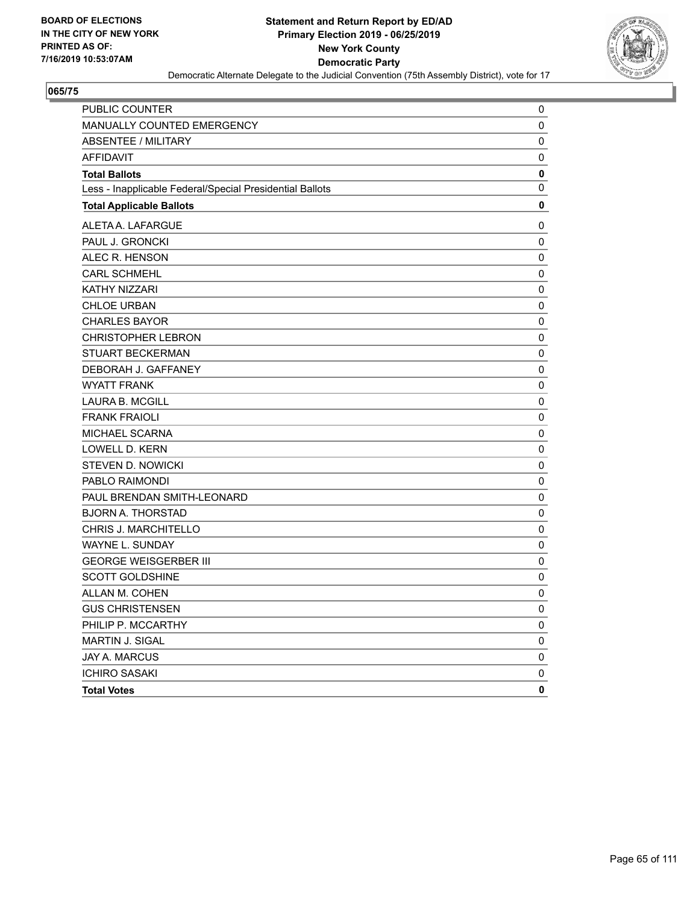**BOARD OF ELECTIONS IN THE CITY OF NEW YORK PRINTED AS OF: 7/16/2019 10:53:07AM**

**Statement and Return Report by ED/AD**
**Primary Election 2019 - 06/25/2019**
**New York County**
**Democratic Party**
Democratic Alternate Delegate to the Judicial Convention (75th Assembly District), vote for 17

**065/75**

| | |
|---|---|
| PUBLIC COUNTER | 0 |
| MANUALLY COUNTED EMERGENCY | 0 |
| ABSENTEE / MILITARY | 0 |
| AFFIDAVIT | 0 |
| **Total Ballots** | **0** |
| Less - Inapplicable Federal/Special Presidential Ballots | 0 |
| **Total Applicable Ballots** | **0** |
| ALETA A. LAFARGUE | 0 |
| PAUL J. GRONCKI | 0 |
| ALEC R. HENSON | 0 |
| CARL SCHMEHL | 0 |
| KATHY NIZZARI | 0 |
| CHLOE URBAN | 0 |
| CHARLES BAYOR | 0 |
| CHRISTOPHER LEBRON | 0 |
| STUART BECKERMAN | 0 |
| DEBORAH J. GAFFANEY | 0 |
| WYATT FRANK | 0 |
| LAURA B. MCGILL | 0 |
| FRANK FRAIOLI | 0 |
| MICHAEL SCARNA | 0 |
| LOWELL D. KERN | 0 |
| STEVEN D. NOWICKI | 0 |
| PABLO RAIMONDI | 0 |
| PAUL BRENDAN SMITH-LEONARD | 0 |
| BJORN A. THORSTAD | 0 |
| CHRIS J. MARCHITELLO | 0 |
| WAYNE L. SUNDAY | 0 |
| GEORGE WEISGERBER III | 0 |
| SCOTT GOLDSHINE | 0 |
| ALLAN M. COHEN | 0 |
| GUS CHRISTENSEN | 0 |
| PHILIP P. MCCARTHY | 0 |
| MARTIN J. SIGAL | 0 |
| JAY A. MARCUS | 0 |
| ICHIRO SASAKI | 0 |
| **Total Votes** | **0** |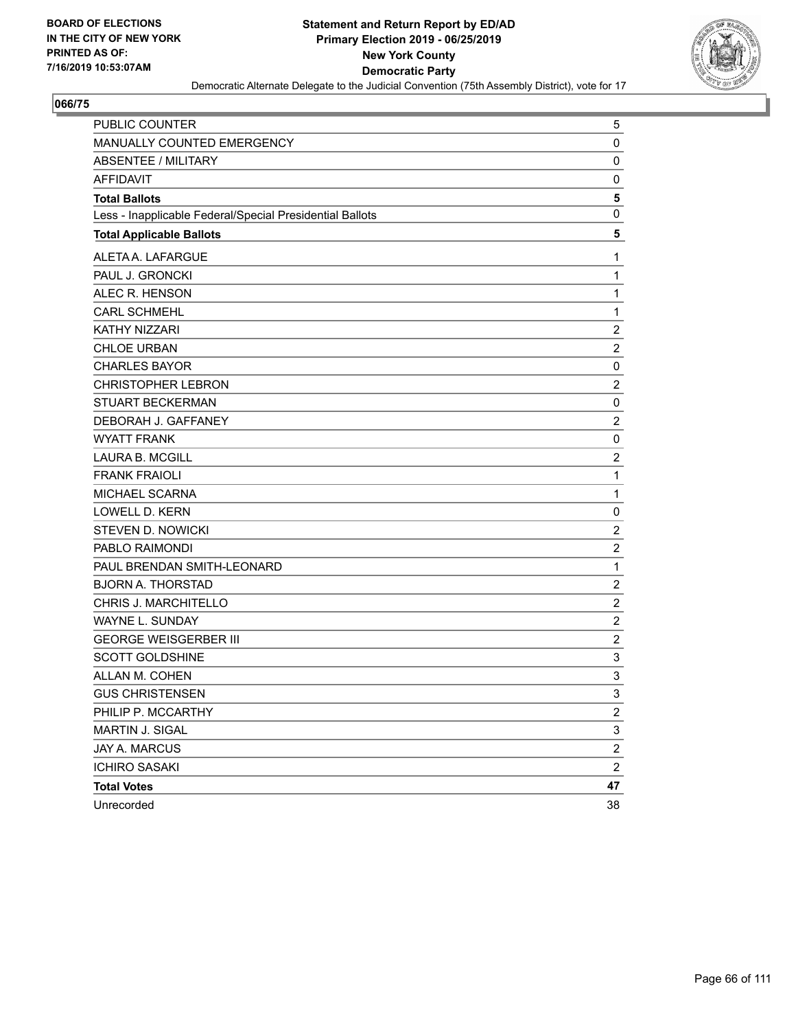**BOARD OF ELECTIONS IN THE CITY OF NEW YORK PRINTED AS OF: 7/16/2019 10:53:07AM**

**Statement and Return Report by ED/AD**
**Primary Election 2019 - 06/25/2019**
**New York County**
**Democratic Party**
Democratic Alternate Delegate to the Judicial Convention (75th Assembly District), vote for 17

**066/75**

| | |
|---|---|
| PUBLIC COUNTER | 5 |
| MANUALLY COUNTED EMERGENCY | 0 |
| ABSENTEE / MILITARY | 0 |
| AFFIDAVIT | 0 |
| **Total Ballots** | **5** |
| Less - Inapplicable Federal/Special Presidential Ballots | 0 |
| **Total Applicable Ballots** | **5** |
| ALETA A. LAFARGUE | 1 |
| PAUL J. GRONCKI | 1 |
| ALEC R. HENSON | 1 |
| CARL SCHMEHL | 1 |
| KATHY NIZZARI | 2 |
| CHLOE URBAN | 2 |
| CHARLES BAYOR | 0 |
| CHRISTOPHER LEBRON | 2 |
| STUART BECKERMAN | 0 |
| DEBORAH J. GAFFANEY | 2 |
| WYATT FRANK | 0 |
| LAURA B. MCGILL | 2 |
| FRANK FRAIOLI | 1 |
| MICHAEL SCARNA | 1 |
| LOWELL D. KERN | 0 |
| STEVEN D. NOWICKI | 2 |
| PABLO RAIMONDI | 2 |
| PAUL BRENDAN SMITH-LEONARD | 1 |
| BJORN A. THORSTAD | 2 |
| CHRIS J. MARCHITELLO | 2 |
| WAYNE L. SUNDAY | 2 |
| GEORGE WEISGERBER III | 2 |
| SCOTT GOLDSHINE | 3 |
| ALLAN M. COHEN | 3 |
| GUS CHRISTENSEN | 3 |
| PHILIP P. MCCARTHY | 2 |
| MARTIN J. SIGAL | 3 |
| JAY A. MARCUS | 2 |
| ICHIRO SASAKI | 2 |
| **Total Votes** | **47** |
| Unrecorded | 38 |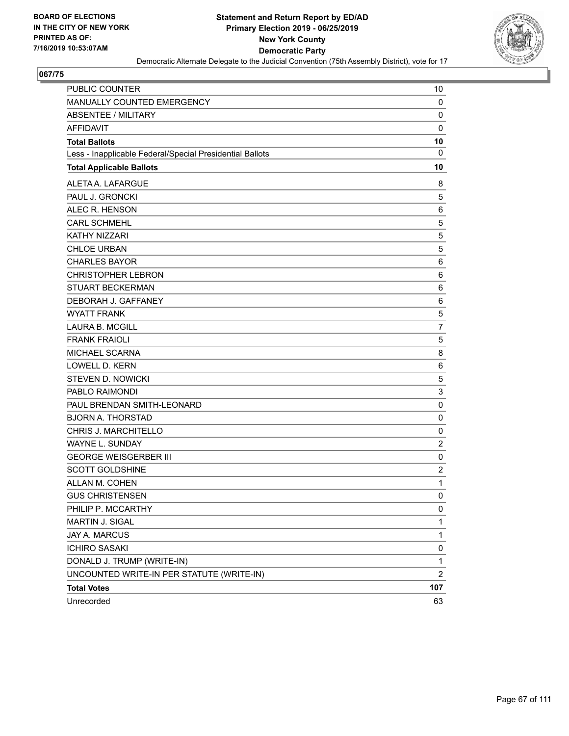**BOARD OF ELECTIONS IN THE CITY OF NEW YORK PRINTED AS OF: 7/16/2019 10:53:07AM**

**Statement and Return Report by ED/AD**
**Primary Election 2019 - 06/25/2019**
**New York County**
**Democratic Party**
Democratic Alternate Delegate to the Judicial Convention (75th Assembly District), vote for 17

**067/75**

| | |
|---|---|
| PUBLIC COUNTER | 10 |
| MANUALLY COUNTED EMERGENCY | 0 |
| ABSENTEE / MILITARY | 0 |
| AFFIDAVIT | 0 |
| **Total Ballots** | **10** |
| Less - Inapplicable Federal/Special Presidential Ballots | 0 |
| **Total Applicable Ballots** | **10** |
| ALETA A. LAFARGUE | 8 |
| PAUL J. GRONCKI | 5 |
| ALEC R. HENSON | 6 |
| CARL SCHMEHL | 5 |
| KATHY NIZZARI | 5 |
| CHLOE URBAN | 5 |
| CHARLES BAYOR | 6 |
| CHRISTOPHER LEBRON | 6 |
| STUART BECKERMAN | 6 |
| DEBORAH J. GAFFANEY | 6 |
| WYATT FRANK | 5 |
| LAURA B. MCGILL | 7 |
| FRANK FRAIOLI | 5 |
| MICHAEL SCARNA | 8 |
| LOWELL D. KERN | 6 |
| STEVEN D. NOWICKI | 5 |
| PABLO RAIMONDI | 3 |
| PAUL BRENDAN SMITH-LEONARD | 0 |
| BJORN A. THORSTAD | 0 |
| CHRIS J. MARCHITELLO | 0 |
| WAYNE L. SUNDAY | 2 |
| GEORGE WEISGERBER III | 0 |
| SCOTT GOLDSHINE | 2 |
| ALLAN M. COHEN | 1 |
| GUS CHRISTENSEN | 0 |
| PHILIP P. MCCARTHY | 0 |
| MARTIN J. SIGAL | 1 |
| JAY A. MARCUS | 1 |
| ICHIRO SASAKI | 0 |
| DONALD J. TRUMP (WRITE-IN) | 1 |
| UNCOUNTED WRITE-IN PER STATUTE (WRITE-IN) | 2 |
| **Total Votes** | **107** |
| Unrecorded | 63 |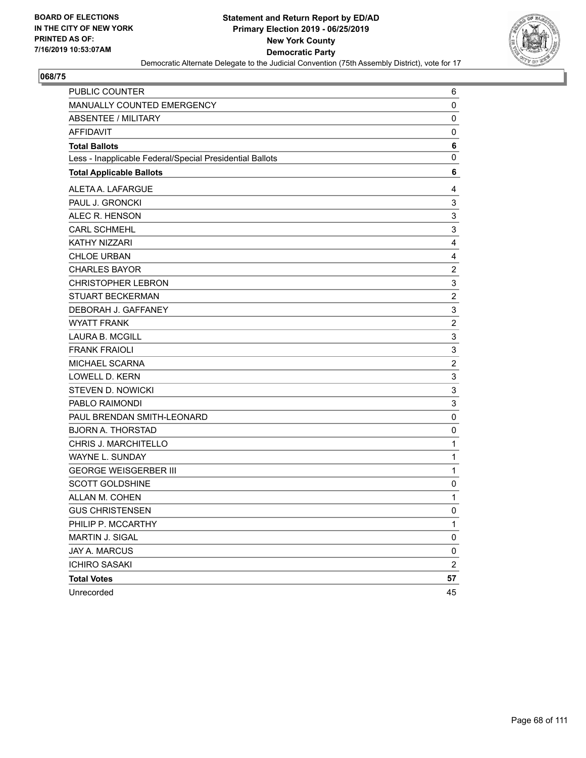**BOARD OF ELECTIONS IN THE CITY OF NEW YORK PRINTED AS OF: 7/16/2019 10:53:07AM**

**Statement and Return Report by ED/AD**
**Primary Election 2019 - 06/25/2019**
**New York County**
**Democratic Party**
Democratic Alternate Delegate to the Judicial Convention (75th Assembly District), vote for 17

**068/75**

| | |
|---|---|
| PUBLIC COUNTER | 6 |
| MANUALLY COUNTED EMERGENCY | 0 |
| ABSENTEE / MILITARY | 0 |
| AFFIDAVIT | 0 |
| **Total Ballots** | **6** |
| Less - Inapplicable Federal/Special Presidential Ballots | 0 |
| **Total Applicable Ballots** | **6** |
| ALETA A. LAFARGUE | 4 |
| PAUL J. GRONCKI | 3 |
| ALEC R. HENSON | 3 |
| CARL SCHMEHL | 3 |
| KATHY NIZZARI | 4 |
| CHLOE URBAN | 4 |
| CHARLES BAYOR | 2 |
| CHRISTOPHER LEBRON | 3 |
| STUART BECKERMAN | 2 |
| DEBORAH J. GAFFANEY | 3 |
| WYATT FRANK | 2 |
| LAURA B. MCGILL | 3 |
| FRANK FRAIOLI | 3 |
| MICHAEL SCARNA | 2 |
| LOWELL D. KERN | 3 |
| STEVEN D. NOWICKI | 3 |
| PABLO RAIMONDI | 3 |
| PAUL BRENDAN SMITH-LEONARD | 0 |
| BJORN A. THORSTAD | 0 |
| CHRIS J. MARCHITELLO | 1 |
| WAYNE L. SUNDAY | 1 |
| GEORGE WEISGERBER III | 1 |
| SCOTT GOLDSHINE | 0 |
| ALLAN M. COHEN | 1 |
| GUS CHRISTENSEN | 0 |
| PHILIP P. MCCARTHY | 1 |
| MARTIN J. SIGAL | 0 |
| JAY A. MARCUS | 0 |
| ICHIRO SASAKI | 2 |
| **Total Votes** | **57** |
| Unrecorded | 45 |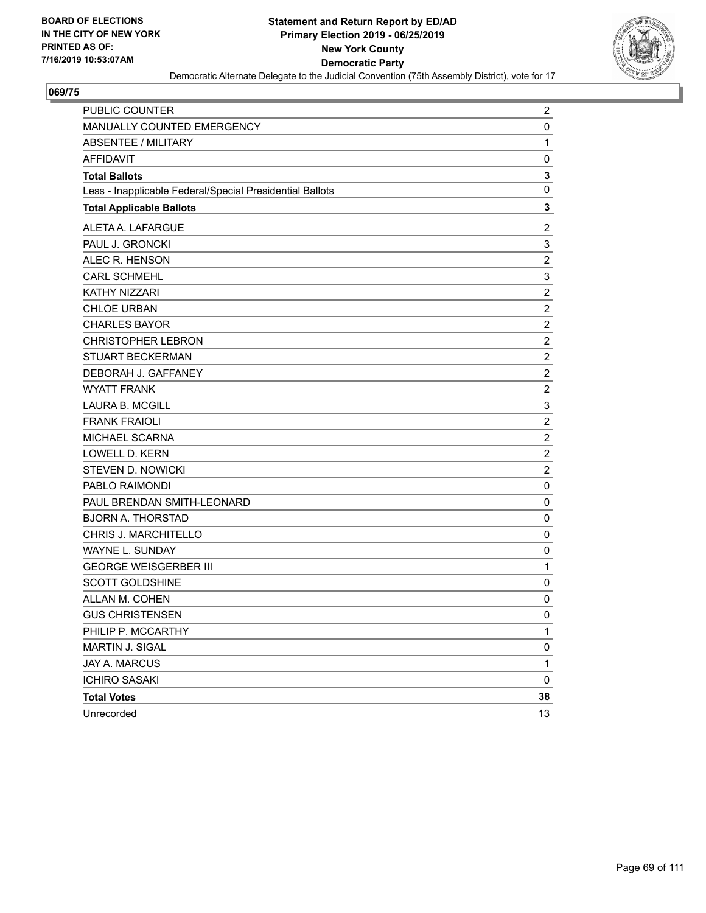**BOARD OF ELECTIONS IN THE CITY OF NEW YORK PRINTED AS OF: 7/16/2019 10:53:07AM**

**Statement and Return Report by ED/AD**
**Primary Election 2019 - 06/25/2019**
**New York County**
**Democratic Party**
Democratic Alternate Delegate to the Judicial Convention (75th Assembly District), vote for 17

**069/75**

| | |
|---|---|
| PUBLIC COUNTER | 2 |
| MANUALLY COUNTED EMERGENCY | 0 |
| ABSENTEE / MILITARY | 1 |
| AFFIDAVIT | 0 |
| **Total Ballots** | **3** |
| Less - Inapplicable Federal/Special Presidential Ballots | 0 |
| **Total Applicable Ballots** | **3** |
| ALETA A. LAFARGUE | 2 |
| PAUL J. GRONCKI | 3 |
| ALEC R. HENSON | 2 |
| CARL SCHMEHL | 3 |
| KATHY NIZZARI | 2 |
| CHLOE URBAN | 2 |
| CHARLES BAYOR | 2 |
| CHRISTOPHER LEBRON | 2 |
| STUART BECKERMAN | 2 |
| DEBORAH J. GAFFANEY | 2 |
| WYATT FRANK | 2 |
| LAURA B. MCGILL | 3 |
| FRANK FRAIOLI | 2 |
| MICHAEL SCARNA | 2 |
| LOWELL D. KERN | 2 |
| STEVEN D. NOWICKI | 2 |
| PABLO RAIMONDI | 0 |
| PAUL BRENDAN SMITH-LEONARD | 0 |
| BJORN A. THORSTAD | 0 |
| CHRIS J. MARCHITELLO | 0 |
| WAYNE L. SUNDAY | 0 |
| GEORGE WEISGERBER III | 1 |
| SCOTT GOLDSHINE | 0 |
| ALLAN M. COHEN | 0 |
| GUS CHRISTENSEN | 0 |
| PHILIP P. MCCARTHY | 1 |
| MARTIN J. SIGAL | 0 |
| JAY A. MARCUS | 1 |
| ICHIRO SASAKI | 0 |
| **Total Votes** | **38** |
| Unrecorded | 13 |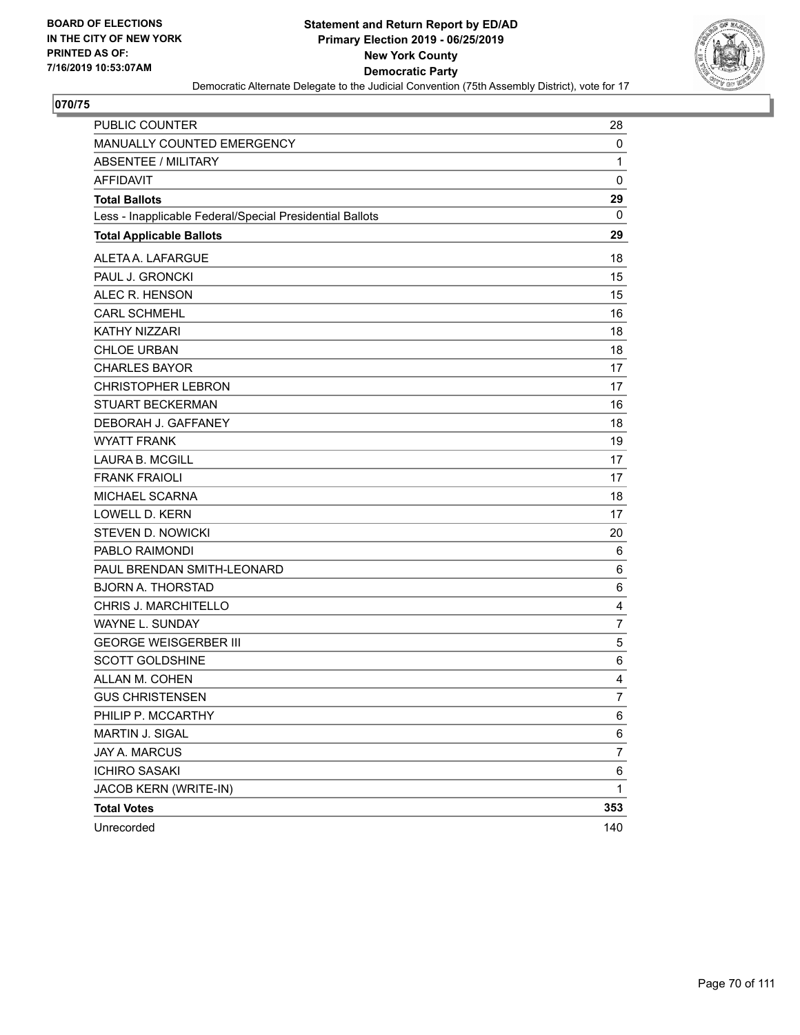**BOARD OF ELECTIONS IN THE CITY OF NEW YORK PRINTED AS OF: 7/16/2019 10:53:07AM**

**Statement and Return Report by ED/AD**
**Primary Election 2019 - 06/25/2019**
**New York County**
**Democratic Party**
Democratic Alternate Delegate to the Judicial Convention (75th Assembly District), vote for 17

## 070/75

| | |
|---|---|
| PUBLIC COUNTER | 28 |
| MANUALLY COUNTED EMERGENCY | 0 |
| ABSENTEE / MILITARY | 1 |
| AFFIDAVIT | 0 |
| **Total Ballots** | **29** |
| Less - Inapplicable Federal/Special Presidential Ballots | 0 |
| **Total Applicable Ballots** | **29** |
| ALETA A. LAFARGUE | 18 |
| PAUL J. GRONCKI | 15 |
| ALEC R. HENSON | 15 |
| CARL SCHMEHL | 16 |
| KATHY NIZZARI | 18 |
| CHLOE URBAN | 18 |
| CHARLES BAYOR | 17 |
| CHRISTOPHER LEBRON | 17 |
| STUART BECKERMAN | 16 |
| DEBORAH J. GAFFANEY | 18 |
| WYATT FRANK | 19 |
| LAURA B. MCGILL | 17 |
| FRANK FRAIOLI | 17 |
| MICHAEL SCARNA | 18 |
| LOWELL D. KERN | 17 |
| STEVEN D. NOWICKI | 20 |
| PABLO RAIMONDI | 6 |
| PAUL BRENDAN SMITH-LEONARD | 6 |
| BJORN A. THORSTAD | 6 |
| CHRIS J. MARCHITELLO | 4 |
| WAYNE L. SUNDAY | 7 |
| GEORGE WEISGERBER III | 5 |
| SCOTT GOLDSHINE | 6 |
| ALLAN M. COHEN | 4 |
| GUS CHRISTENSEN | 7 |
| PHILIP P. MCCARTHY | 6 |
| MARTIN J. SIGAL | 6 |
| JAY A. MARCUS | 7 |
| ICHIRO SASAKI | 6 |
| JACOB KERN (WRITE-IN) | 1 |
| **Total Votes** | **353** |
| Unrecorded | 140 |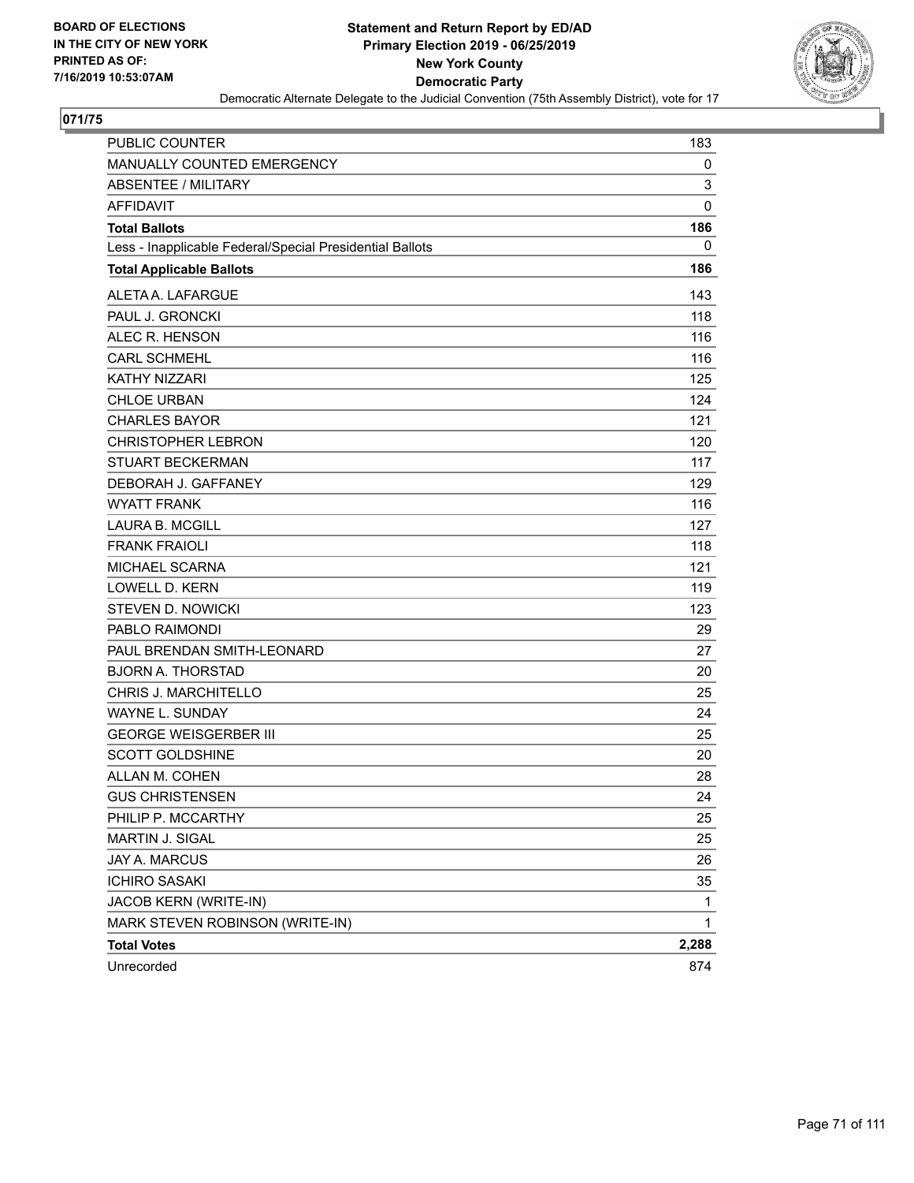**BOARD OF ELECTIONS IN THE CITY OF NEW YORK PRINTED AS OF: 7/16/2019 10:53:07AM**

**Statement and Return Report by ED/AD**
**Primary Election 2019 - 06/25/2019**
**New York County**
**Democratic Party**
Democratic Alternate Delegate to the Judicial Convention (75th Assembly District), vote for 17

**071/75**

| | |
|---|---|
| PUBLIC COUNTER | 183 |
| MANUALLY COUNTED EMERGENCY | 0 |
| ABSENTEE / MILITARY | 3 |
| AFFIDAVIT | 0 |
| **Total Ballots** | **186** |
| Less - Inapplicable Federal/Special Presidential Ballots | 0 |
| **Total Applicable Ballots** | **186** |
| ALETA A. LAFARGUE | 143 |
| PAUL J. GRONCKI | 118 |
| ALEC R. HENSON | 116 |
| CARL SCHMEHL | 116 |
| KATHY NIZZARI | 125 |
| CHLOE URBAN | 124 |
| CHARLES BAYOR | 121 |
| CHRISTOPHER LEBRON | 120 |
| STUART BECKERMAN | 117 |
| DEBORAH J. GAFFANEY | 129 |
| WYATT FRANK | 116 |
| LAURA B. MCGILL | 127 |
| FRANK FRAIOLI | 118 |
| MICHAEL SCARNA | 121 |
| LOWELL D. KERN | 119 |
| STEVEN D. NOWICKI | 123 |
| PABLO RAIMONDI | 29 |
| PAUL BRENDAN SMITH-LEONARD | 27 |
| BJORN A. THORSTAD | 20 |
| CHRIS J. MARCHITELLO | 25 |
| WAYNE L. SUNDAY | 24 |
| GEORGE WEISGERBER III | 25 |
| SCOTT GOLDSHINE | 20 |
| ALLAN M. COHEN | 28 |
| GUS CHRISTENSEN | 24 |
| PHILIP P. MCCARTHY | 25 |
| MARTIN J. SIGAL | 25 |
| JAY A. MARCUS | 26 |
| ICHIRO SASAKI | 35 |
| JACOB KERN (WRITE-IN) | 1 |
| MARK STEVEN ROBINSON (WRITE-IN) | 1 |
| **Total Votes** | **2,288** |
| Unrecorded | 874 |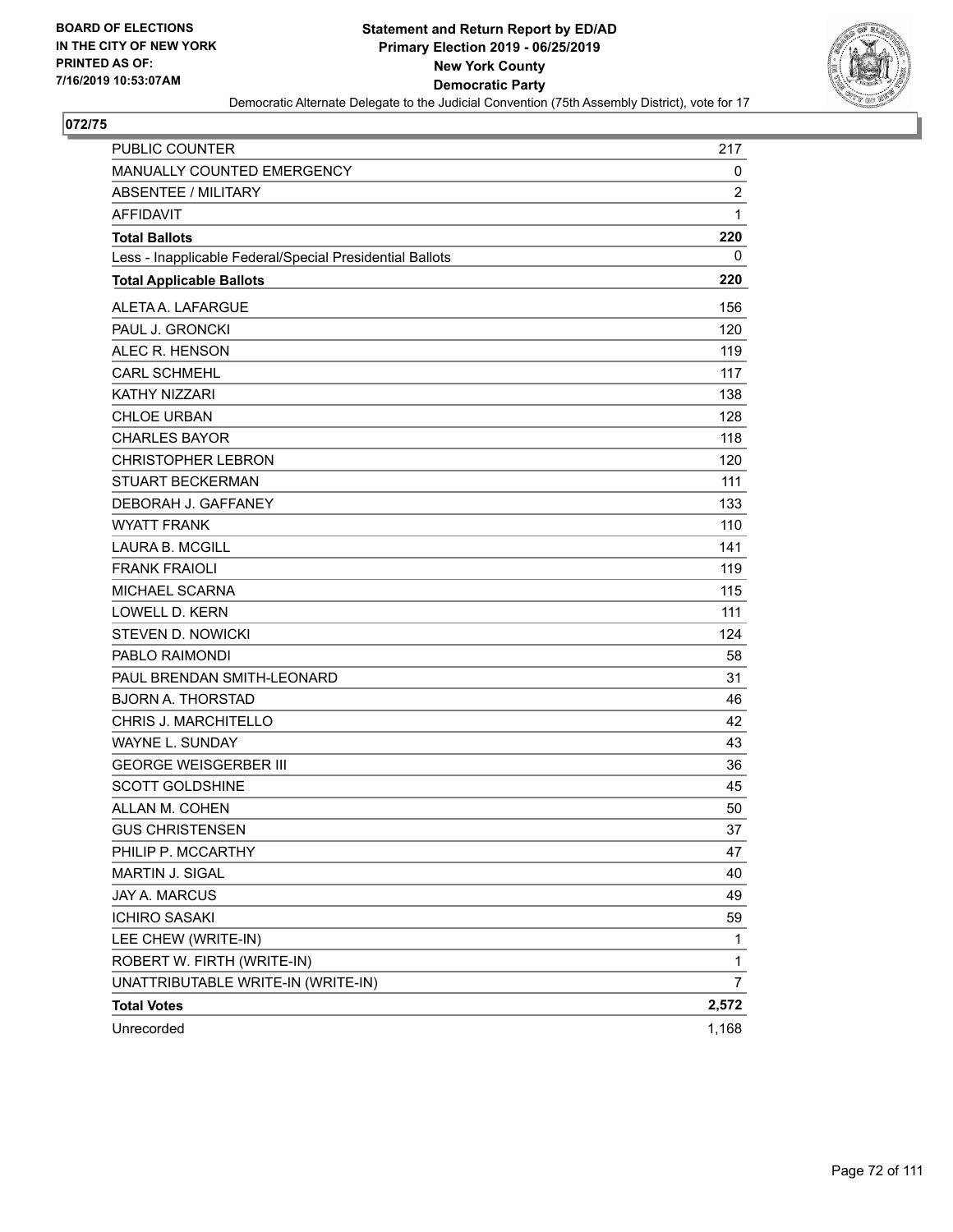BOARD OF ELECTIONS
IN THE CITY OF NEW YORK
PRINTED AS OF:
7/16/2019 10:53:07AM

# Statement and Return Report by ED/AD
## Primary Election 2019 - 06/25/2019
## New York County
## Democratic Party

Democratic Alternate Delegate to the Judicial Convention (75th Assembly District), vote for 17

### 072/75

| | |
|---|---|
| PUBLIC COUNTER | 217 |
| MANUALLY COUNTED EMERGENCY | 0 |
| ABSENTEE / MILITARY | 2 |
| AFFIDAVIT | 1 |
| **Total Ballots** | **220** |
| Less - Inapplicable Federal/Special Presidential Ballots | 0 |
| **Total Applicable Ballots** | **220** |
| ALETA A. LAFARGUE | 156 |
| PAUL J. GRONCKI | 120 |
| ALEC R. HENSON | 119 |
| CARL SCHMEHL | 117 |
| KATHY NIZZARI | 138 |
| CHLOE URBAN | 128 |
| CHARLES BAYOR | 118 |
| CHRISTOPHER LEBRON | 120 |
| STUART BECKERMAN | 111 |
| DEBORAH J. GAFFANEY | 133 |
| WYATT FRANK | 110 |
| LAURA B. MCGILL | 141 |
| FRANK FRAIOLI | 119 |
| MICHAEL SCARNA | 115 |
| LOWELL D. KERN | 111 |
| STEVEN D. NOWICKI | 124 |
| PABLO RAIMONDI | 58 |
| PAUL BRENDAN SMITH-LEONARD | 31 |
| BJORN A. THORSTAD | 46 |
| CHRIS J. MARCHITELLO | 42 |
| WAYNE L. SUNDAY | 43 |
| GEORGE WEISGERBER III | 36 |
| SCOTT GOLDSHINE | 45 |
| ALLAN M. COHEN | 50 |
| GUS CHRISTENSEN | 37 |
| PHILIP P. MCCARTHY | 47 |
| MARTIN J. SIGAL | 40 |
| JAY A. MARCUS | 49 |
| ICHIRO SASAKI | 59 |
| LEE CHEW (WRITE-IN) | 1 |
| ROBERT W. FIRTH (WRITE-IN) | 1 |
| UNATTRIBUTABLE WRITE-IN (WRITE-IN) | 7 |
| **Total Votes** | **2,572** |
| Unrecorded | 1,168 |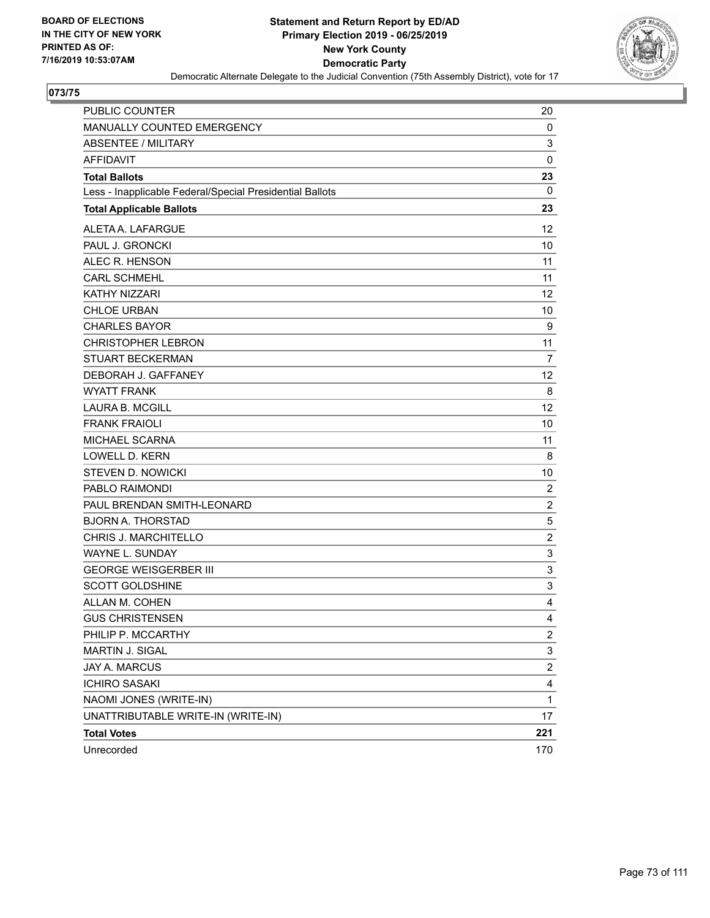**BOARD OF ELECTIONS IN THE CITY OF NEW YORK PRINTED AS OF: 7/16/2019 10:53:07AM**

# Statement and Return Report by ED/AD
## Primary Election 2019 - 06/25/2019
## New York County
## Democratic Party

Democratic Alternate Delegate to the Judicial Convention (75th Assembly District), vote for 17

### 073/75

| | |
|---|---|
| PUBLIC COUNTER | 20 |
| MANUALLY COUNTED EMERGENCY | 0 |
| ABSENTEE / MILITARY | 3 |
| AFFIDAVIT | 0 |
| **Total Ballots** | **23** |
| Less - Inapplicable Federal/Special Presidential Ballots | 0 |
| **Total Applicable Ballots** | **23** |
| ALETA A. LAFARGUE | 12 |
| PAUL J. GRONCKI | 10 |
| ALEC R. HENSON | 11 |
| CARL SCHMEHL | 11 |
| KATHY NIZZARI | 12 |
| CHLOE URBAN | 10 |
| CHARLES BAYOR | 9 |
| CHRISTOPHER LEBRON | 11 |
| STUART BECKERMAN | 7 |
| DEBORAH J. GAFFANEY | 12 |
| WYATT FRANK | 8 |
| LAURA B. MCGILL | 12 |
| FRANK FRAIOLI | 10 |
| MICHAEL SCARNA | 11 |
| LOWELL D. KERN | 8 |
| STEVEN D. NOWICKI | 10 |
| PABLO RAIMONDI | 2 |
| PAUL BRENDAN SMITH-LEONARD | 2 |
| BJORN A. THORSTAD | 5 |
| CHRIS J. MARCHITELLO | 2 |
| WAYNE L. SUNDAY | 3 |
| GEORGE WEISGERBER III | 3 |
| SCOTT GOLDSHINE | 3 |
| ALLAN M. COHEN | 4 |
| GUS CHRISTENSEN | 4 |
| PHILIP P. MCCARTHY | 2 |
| MARTIN J. SIGAL | 3 |
| JAY A. MARCUS | 2 |
| ICHIRO SASAKI | 4 |
| NAOMI JONES (WRITE-IN) | 1 |
| UNATTRIBUTABLE WRITE-IN (WRITE-IN) | 17 |
| **Total Votes** | **221** |
| Unrecorded | 170 |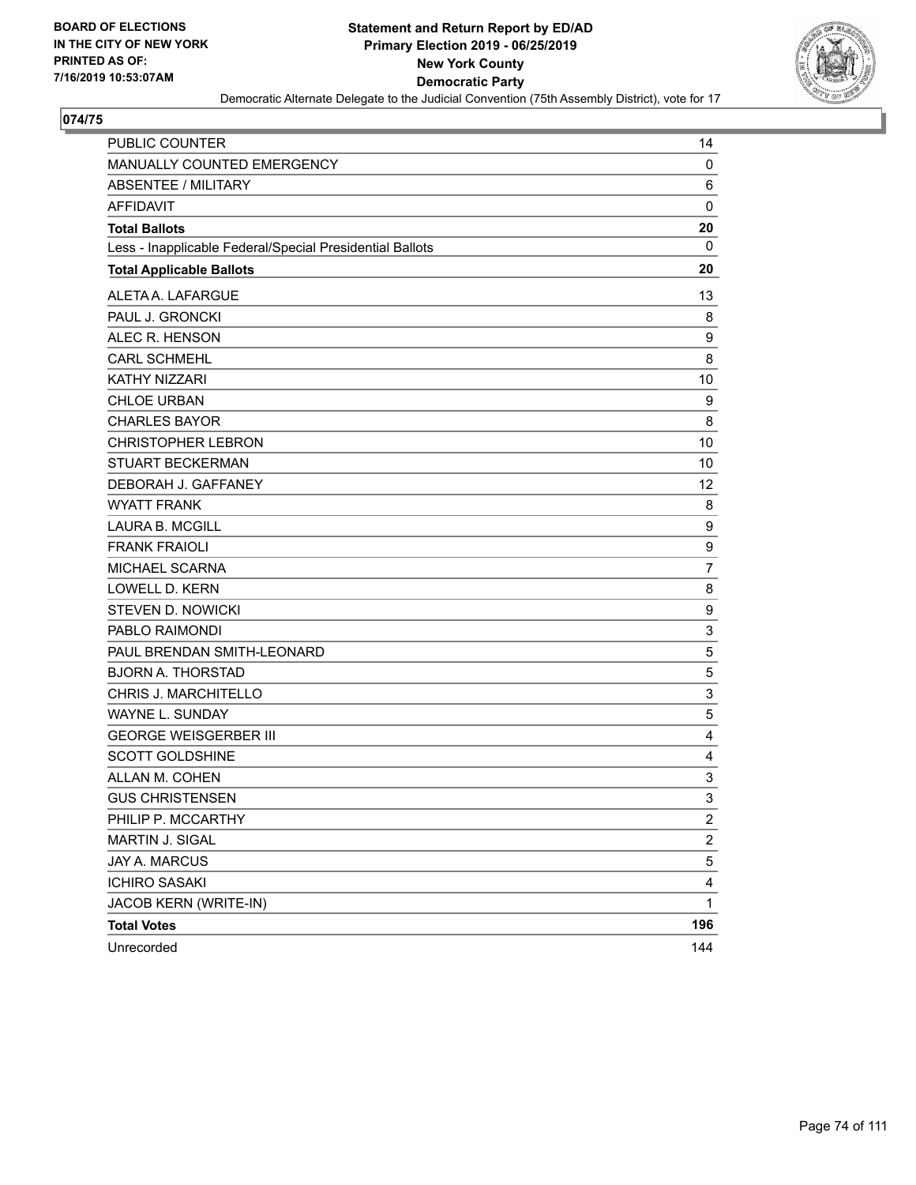**BOARD OF ELECTIONS IN THE CITY OF NEW YORK PRINTED AS OF: 7/16/2019 10:53:07AM**

**Statement and Return Report by ED/AD**
**Primary Election 2019 - 06/25/2019**
**New York County**
**Democratic Party**
Democratic Alternate Delegate to the Judicial Convention (75th Assembly District), vote for 17

## 074/75

| | |
|---|---|
| PUBLIC COUNTER | 14 |
| MANUALLY COUNTED EMERGENCY | 0 |
| ABSENTEE / MILITARY | 6 |
| AFFIDAVIT | 0 |
| **Total Ballots** | **20** |
| Less - Inapplicable Federal/Special Presidential Ballots | 0 |
| **Total Applicable Ballots** | **20** |
| ALETA A. LAFARGUE | 13 |
| PAUL J. GRONCKI | 8 |
| ALEC R. HENSON | 9 |
| CARL SCHMEHL | 8 |
| KATHY NIZZARI | 10 |
| CHLOE URBAN | 9 |
| CHARLES BAYOR | 8 |
| CHRISTOPHER LEBRON | 10 |
| STUART BECKERMAN | 10 |
| DEBORAH J. GAFFANEY | 12 |
| WYATT FRANK | 8 |
| LAURA B. MCGILL | 9 |
| FRANK FRAIOLI | 9 |
| MICHAEL SCARNA | 7 |
| LOWELL D. KERN | 8 |
| STEVEN D. NOWICKI | 9 |
| PABLO RAIMONDI | 3 |
| PAUL BRENDAN SMITH-LEONARD | 5 |
| BJORN A. THORSTAD | 5 |
| CHRIS J. MARCHITELLO | 3 |
| WAYNE L. SUNDAY | 5 |
| GEORGE WEISGERBER III | 4 |
| SCOTT GOLDSHINE | 4 |
| ALLAN M. COHEN | 3 |
| GUS CHRISTENSEN | 3 |
| PHILIP P. MCCARTHY | 2 |
| MARTIN J. SIGAL | 2 |
| JAY A. MARCUS | 5 |
| ICHIRO SASAKI | 4 |
| JACOB KERN (WRITE-IN) | 1 |
| **Total Votes** | **196** |
| Unrecorded | 144 |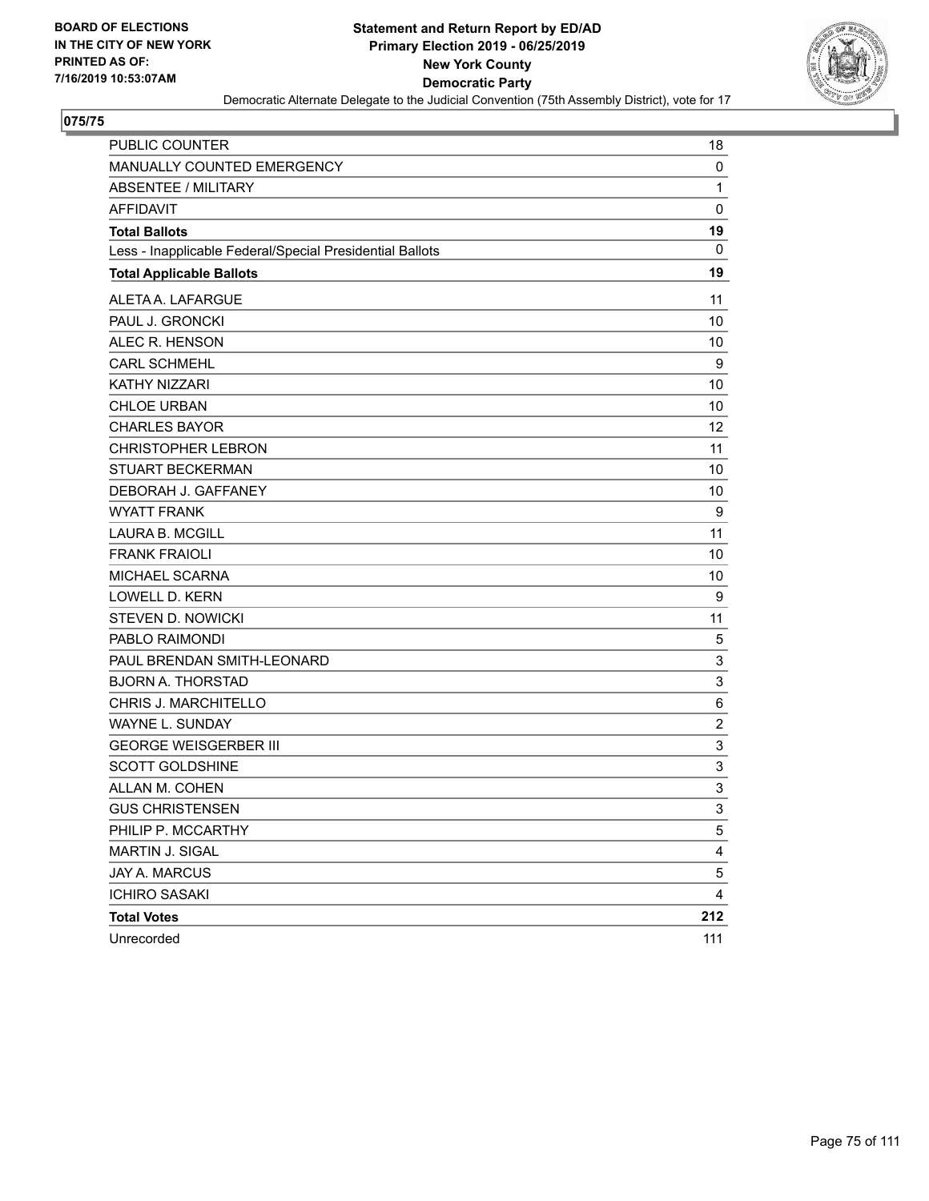BOARD OF ELECTIONS
IN THE CITY OF NEW YORK
PRINTED AS OF:
7/16/2019 10:53:07AM

**Statement and Return Report by ED/AD**
**Primary Election 2019 - 06/25/2019**
**New York County**
**Democratic Party**
Democratic Alternate Delegate to the Judicial Convention (75th Assembly District), vote for 17

**075/75**

| | |
|---|---|
| PUBLIC COUNTER | 18 |
| MANUALLY COUNTED EMERGENCY | 0 |
| ABSENTEE / MILITARY | 1 |
| AFFIDAVIT | 0 |
| **Total Ballots** | **19** |
| Less - Inapplicable Federal/Special Presidential Ballots | 0 |
| **Total Applicable Ballots** | **19** |
| ALETA A. LAFARGUE | 11 |
| PAUL J. GRONCKI | 10 |
| ALEC R. HENSON | 10 |
| CARL SCHMEHL | 9 |
| KATHY NIZZARI | 10 |
| CHLOE URBAN | 10 |
| CHARLES BAYOR | 12 |
| CHRISTOPHER LEBRON | 11 |
| STUART BECKERMAN | 10 |
| DEBORAH J. GAFFANEY | 10 |
| WYATT FRANK | 9 |
| LAURA B. MCGILL | 11 |
| FRANK FRAIOLI | 10 |
| MICHAEL SCARNA | 10 |
| LOWELL D. KERN | 9 |
| STEVEN D. NOWICKI | 11 |
| PABLO RAIMONDI | 5 |
| PAUL BRENDAN SMITH-LEONARD | 3 |
| BJORN A. THORSTAD | 3 |
| CHRIS J. MARCHITELLO | 6 |
| WAYNE L. SUNDAY | 2 |
| GEORGE WEISGERBER III | 3 |
| SCOTT GOLDSHINE | 3 |
| ALLAN M. COHEN | 3 |
| GUS CHRISTENSEN | 3 |
| PHILIP P. MCCARTHY | 5 |
| MARTIN J. SIGAL | 4 |
| JAY A. MARCUS | 5 |
| ICHIRO SASAKI | 4 |
| **Total Votes** | **212** |
| Unrecorded | 111 |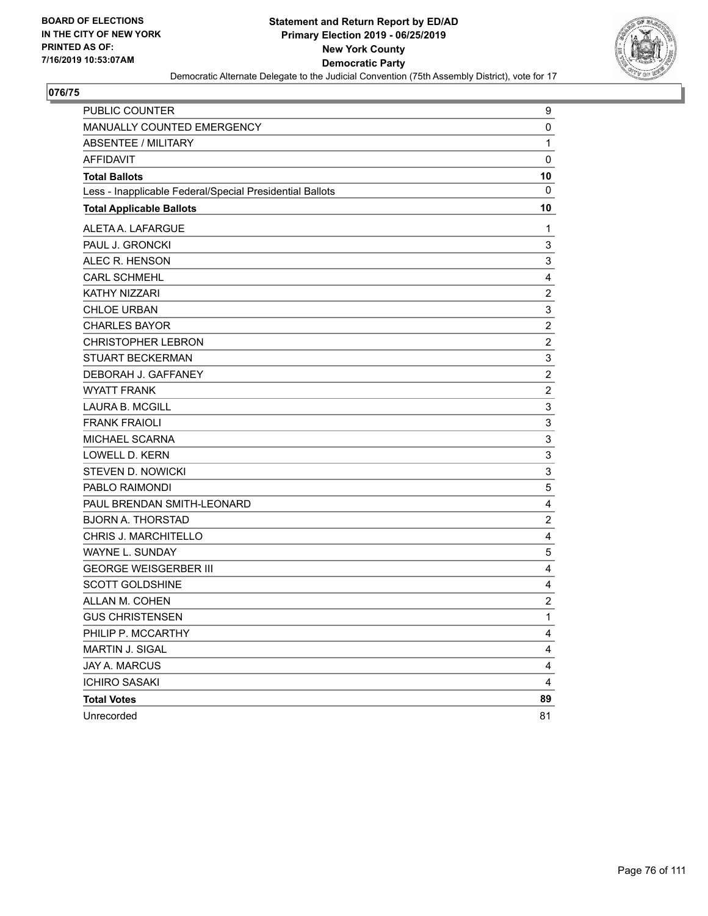BOARD OF ELECTIONS
IN THE CITY OF NEW YORK
PRINTED AS OF:
7/16/2019 10:53:07AM

**Statement and Return Report by ED/AD**
**Primary Election 2019 - 06/25/2019**
**New York County**
**Democratic Party**
Democratic Alternate Delegate to the Judicial Convention (75th Assembly District), vote for 17

## 076/75

| | |
|---|---|
| PUBLIC COUNTER | 9 |
| MANUALLY COUNTED EMERGENCY | 0 |
| ABSENTEE / MILITARY | 1 |
| AFFIDAVIT | 0 |
| **Total Ballots** | **10** |
| Less - Inapplicable Federal/Special Presidential Ballots | 0 |
| **Total Applicable Ballots** | **10** |
| ALETA A. LAFARGUE | 1 |
| PAUL J. GRONCKI | 3 |
| ALEC R. HENSON | 3 |
| CARL SCHMEHL | 4 |
| KATHY NIZZARI | 2 |
| CHLOE URBAN | 3 |
| CHARLES BAYOR | 2 |
| CHRISTOPHER LEBRON | 2 |
| STUART BECKERMAN | 3 |
| DEBORAH J. GAFFANEY | 2 |
| WYATT FRANK | 2 |
| LAURA B. MCGILL | 3 |
| FRANK FRAIOLI | 3 |
| MICHAEL SCARNA | 3 |
| LOWELL D. KERN | 3 |
| STEVEN D. NOWICKI | 3 |
| PABLO RAIMONDI | 5 |
| PAUL BRENDAN SMITH-LEONARD | 4 |
| BJORN A. THORSTAD | 2 |
| CHRIS J. MARCHITELLO | 4 |
| WAYNE L. SUNDAY | 5 |
| GEORGE WEISGERBER III | 4 |
| SCOTT GOLDSHINE | 4 |
| ALLAN M. COHEN | 2 |
| GUS CHRISTENSEN | 1 |
| PHILIP P. MCCARTHY | 4 |
| MARTIN J. SIGAL | 4 |
| JAY A. MARCUS | 4 |
| ICHIRO SASAKI | 4 |
| **Total Votes** | **89** |
| Unrecorded | 81 |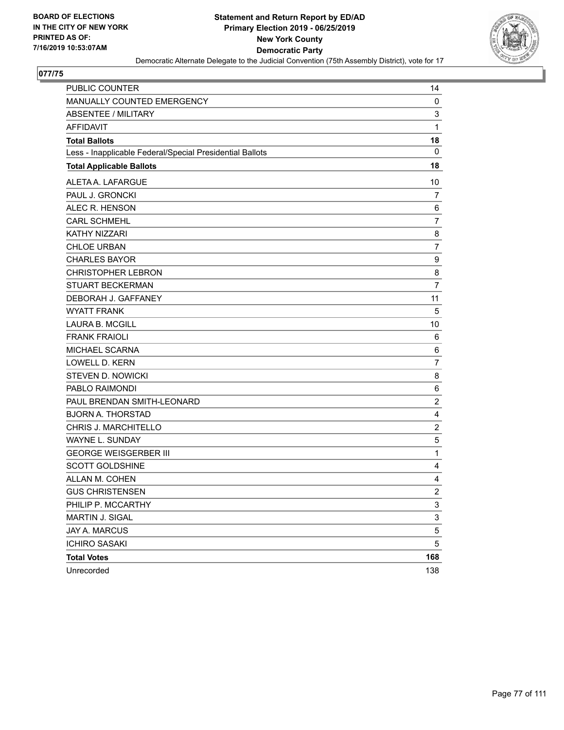BOARD OF ELECTIONS
IN THE CITY OF NEW YORK
PRINTED AS OF:
7/16/2019 10:53:07AM

**Statement and Return Report by ED/AD**
**Primary Election 2019 - 06/25/2019**
**New York County**
**Democratic Party**
Democratic Alternate Delegate to the Judicial Convention (75th Assembly District), vote for 17

**077/75**

| | |
|---|---|
| PUBLIC COUNTER | 14 |
| MANUALLY COUNTED EMERGENCY | 0 |
| ABSENTEE / MILITARY | 3 |
| AFFIDAVIT | 1 |
| **Total Ballots** | **18** |
| Less - Inapplicable Federal/Special Presidential Ballots | 0 |
| **Total Applicable Ballots** | **18** |
| ALETA A. LAFARGUE | 10 |
| PAUL J. GRONCKI | 7 |
| ALEC R. HENSON | 6 |
| CARL SCHMEHL | 7 |
| KATHY NIZZARI | 8 |
| CHLOE URBAN | 7 |
| CHARLES BAYOR | 9 |
| CHRISTOPHER LEBRON | 8 |
| STUART BECKERMAN | 7 |
| DEBORAH J. GAFFANEY | 11 |
| WYATT FRANK | 5 |
| LAURA B. MCGILL | 10 |
| FRANK FRAIOLI | 6 |
| MICHAEL SCARNA | 6 |
| LOWELL D. KERN | 7 |
| STEVEN D. NOWICKI | 8 |
| PABLO RAIMONDI | 6 |
| PAUL BRENDAN SMITH-LEONARD | 2 |
| BJORN A. THORSTAD | 4 |
| CHRIS J. MARCHITELLO | 2 |
| WAYNE L. SUNDAY | 5 |
| GEORGE WEISGERBER III | 1 |
| SCOTT GOLDSHINE | 4 |
| ALLAN M. COHEN | 4 |
| GUS CHRISTENSEN | 2 |
| PHILIP P. MCCARTHY | 3 |
| MARTIN J. SIGAL | 3 |
| JAY A. MARCUS | 5 |
| ICHIRO SASAKI | 5 |
| **Total Votes** | **168** |
| Unrecorded | 138 |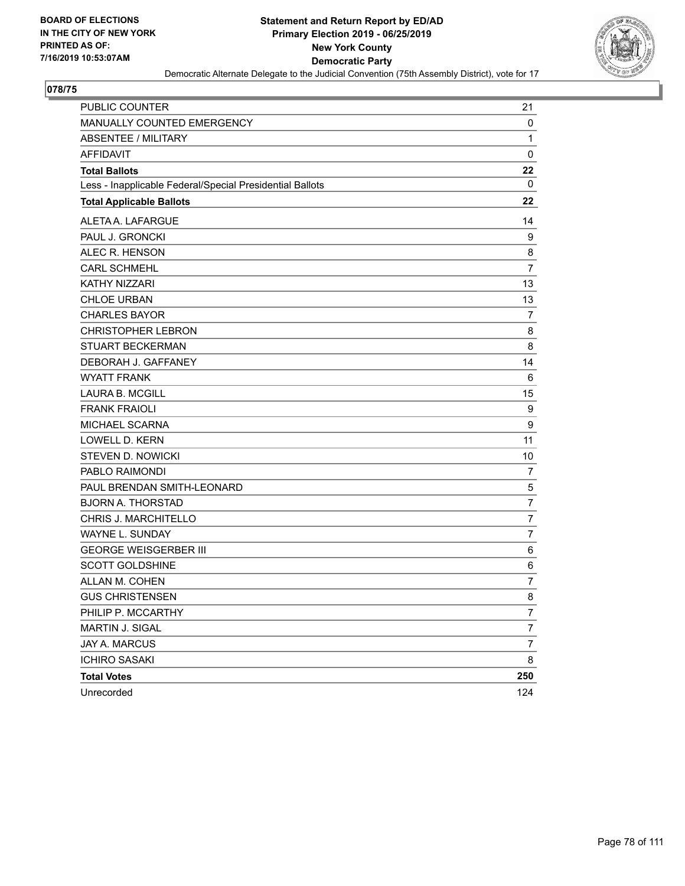BOARD OF ELECTIONS
IN THE CITY OF NEW YORK
PRINTED AS OF:
7/16/2019 10:53:07AM

**Statement and Return Report by ED/AD**
**Primary Election 2019 - 06/25/2019**
**New York County**
**Democratic Party**
Democratic Alternate Delegate to the Judicial Convention (75th Assembly District), vote for 17

## 078/75

| | |
|---|---|
| PUBLIC COUNTER | 21 |
| MANUALLY COUNTED EMERGENCY | 0 |
| ABSENTEE / MILITARY | 1 |
| AFFIDAVIT | 0 |
| **Total Ballots** | **22** |
| Less - Inapplicable Federal/Special Presidential Ballots | 0 |
| **Total Applicable Ballots** | **22** |
| ALETA A. LAFARGUE | 14 |
| PAUL J. GRONCKI | 9 |
| ALEC R. HENSON | 8 |
| CARL SCHMEHL | 7 |
| KATHY NIZZARI | 13 |
| CHLOE URBAN | 13 |
| CHARLES BAYOR | 7 |
| CHRISTOPHER LEBRON | 8 |
| STUART BECKERMAN | 8 |
| DEBORAH J. GAFFANEY | 14 |
| WYATT FRANK | 6 |
| LAURA B. MCGILL | 15 |
| FRANK FRAIOLI | 9 |
| MICHAEL SCARNA | 9 |
| LOWELL D. KERN | 11 |
| STEVEN D. NOWICKI | 10 |
| PABLO RAIMONDI | 7 |
| PAUL BRENDAN SMITH-LEONARD | 5 |
| BJORN A. THORSTAD | 7 |
| CHRIS J. MARCHITELLO | 7 |
| WAYNE L. SUNDAY | 7 |
| GEORGE WEISGERBER III | 6 |
| SCOTT GOLDSHINE | 6 |
| ALLAN M. COHEN | 7 |
| GUS CHRISTENSEN | 8 |
| PHILIP P. MCCARTHY | 7 |
| MARTIN J. SIGAL | 7 |
| JAY A. MARCUS | 7 |
| ICHIRO SASAKI | 8 |
| **Total Votes** | **250** |
| Unrecorded | 124 |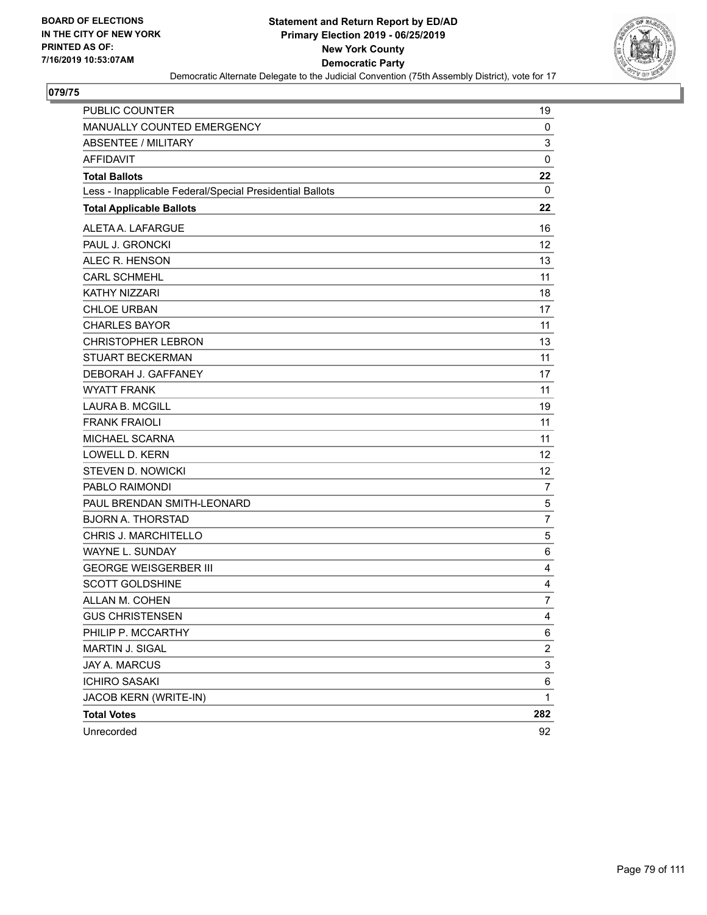BOARD OF ELECTIONS
IN THE CITY OF NEW YORK
PRINTED AS OF:
7/16/2019 10:53:07AM

**Statement and Return Report by ED/AD**
**Primary Election 2019 - 06/25/2019**
**New York County**
**Democratic Party**
Democratic Alternate Delegate to the Judicial Convention (75th Assembly District), vote for 17

## 079/75

| | |
|---|---|
| PUBLIC COUNTER | 19 |
| MANUALLY COUNTED EMERGENCY | 0 |
| ABSENTEE / MILITARY | 3 |
| AFFIDAVIT | 0 |
| **Total Ballots** | **22** |
| Less - Inapplicable Federal/Special Presidential Ballots | 0 |
| **Total Applicable Ballots** | **22** |
| ALETA A. LAFARGUE | 16 |
| PAUL J. GRONCKI | 12 |
| ALEC R. HENSON | 13 |
| CARL SCHMEHL | 11 |
| KATHY NIZZARI | 18 |
| CHLOE URBAN | 17 |
| CHARLES BAYOR | 11 |
| CHRISTOPHER LEBRON | 13 |
| STUART BECKERMAN | 11 |
| DEBORAH J. GAFFANEY | 17 |
| WYATT FRANK | 11 |
| LAURA B. MCGILL | 19 |
| FRANK FRAIOLI | 11 |
| MICHAEL SCARNA | 11 |
| LOWELL D. KERN | 12 |
| STEVEN D. NOWICKI | 12 |
| PABLO RAIMONDI | 7 |
| PAUL BRENDAN SMITH-LEONARD | 5 |
| BJORN A. THORSTAD | 7 |
| CHRIS J. MARCHITELLO | 5 |
| WAYNE L. SUNDAY | 6 |
| GEORGE WEISGERBER III | 4 |
| SCOTT GOLDSHINE | 4 |
| ALLAN M. COHEN | 7 |
| GUS CHRISTENSEN | 4 |
| PHILIP P. MCCARTHY | 6 |
| MARTIN J. SIGAL | 2 |
| JAY A. MARCUS | 3 |
| ICHIRO SASAKI | 6 |
| JACOB KERN (WRITE-IN) | 1 |
| **Total Votes** | **282** |
| Unrecorded | 92 |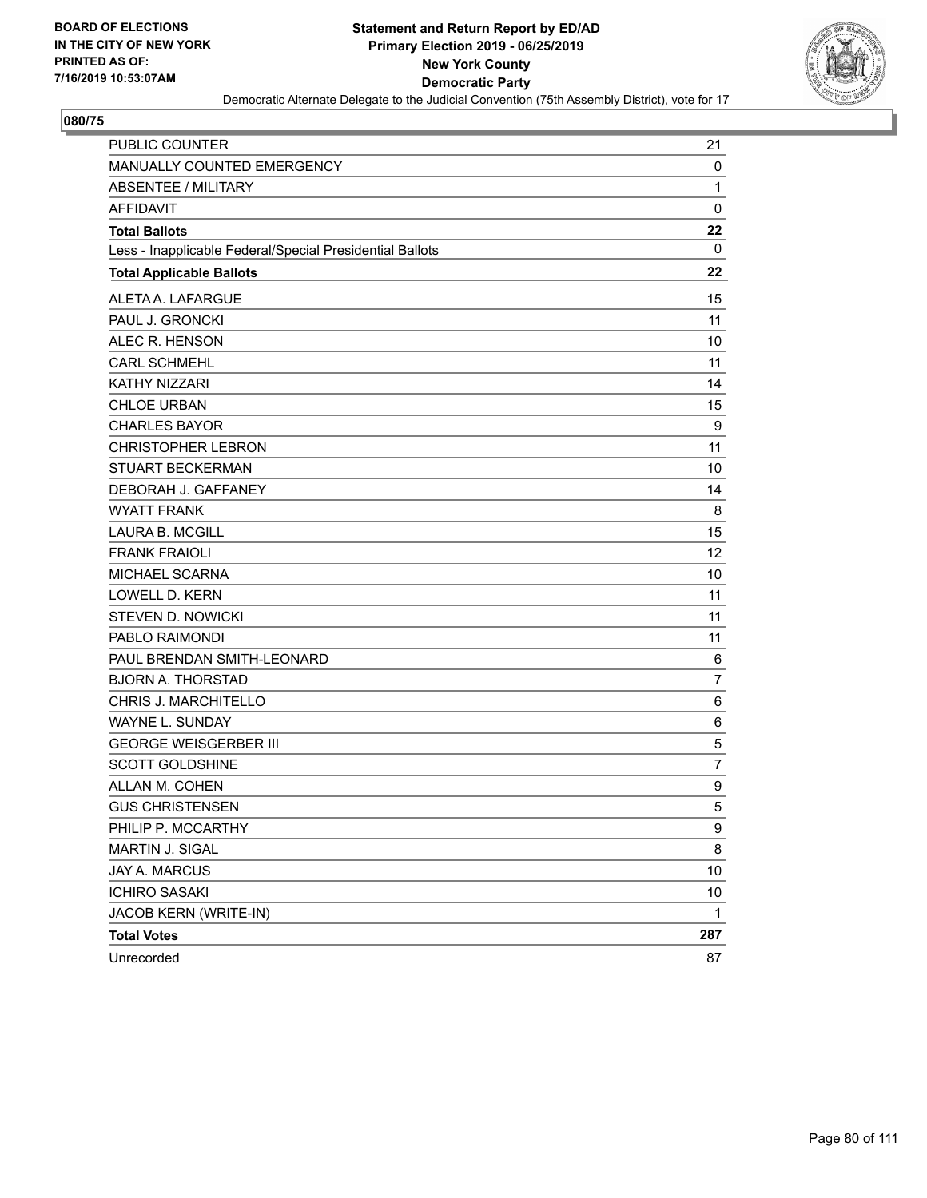**BOARD OF ELECTIONS IN THE CITY OF NEW YORK PRINTED AS OF: 7/16/2019 10:53:07AM**

**Statement and Return Report by ED/AD**
**Primary Election 2019 - 06/25/2019**
**New York County**
**Democratic Party**
Democratic Alternate Delegate to the Judicial Convention (75th Assembly District), vote for 17

**080/75**

| | |
|---|---|
| PUBLIC COUNTER | 21 |
| MANUALLY COUNTED EMERGENCY | 0 |
| ABSENTEE / MILITARY | 1 |
| AFFIDAVIT | 0 |
| **Total Ballots** | **22** |
| Less - Inapplicable Federal/Special Presidential Ballots | 0 |
| **Total Applicable Ballots** | **22** |
| ALETA A. LAFARGUE | 15 |
| PAUL J. GRONCKI | 11 |
| ALEC R. HENSON | 10 |
| CARL SCHMEHL | 11 |
| KATHY NIZZARI | 14 |
| CHLOE URBAN | 15 |
| CHARLES BAYOR | 9 |
| CHRISTOPHER LEBRON | 11 |
| STUART BECKERMAN | 10 |
| DEBORAH J. GAFFANEY | 14 |
| WYATT FRANK | 8 |
| LAURA B. MCGILL | 15 |
| FRANK FRAIOLI | 12 |
| MICHAEL SCARNA | 10 |
| LOWELL D. KERN | 11 |
| STEVEN D. NOWICKI | 11 |
| PABLO RAIMONDI | 11 |
| PAUL BRENDAN SMITH-LEONARD | 6 |
| BJORN A. THORSTAD | 7 |
| CHRIS J. MARCHITELLO | 6 |
| WAYNE L. SUNDAY | 6 |
| GEORGE WEISGERBER III | 5 |
| SCOTT GOLDSHINE | 7 |
| ALLAN M. COHEN | 9 |
| GUS CHRISTENSEN | 5 |
| PHILIP P. MCCARTHY | 9 |
| MARTIN J. SIGAL | 8 |
| JAY A. MARCUS | 10 |
| ICHIRO SASAKI | 10 |
| JACOB KERN (WRITE-IN) | 1 |
| **Total Votes** | **287** |
| Unrecorded | 87 |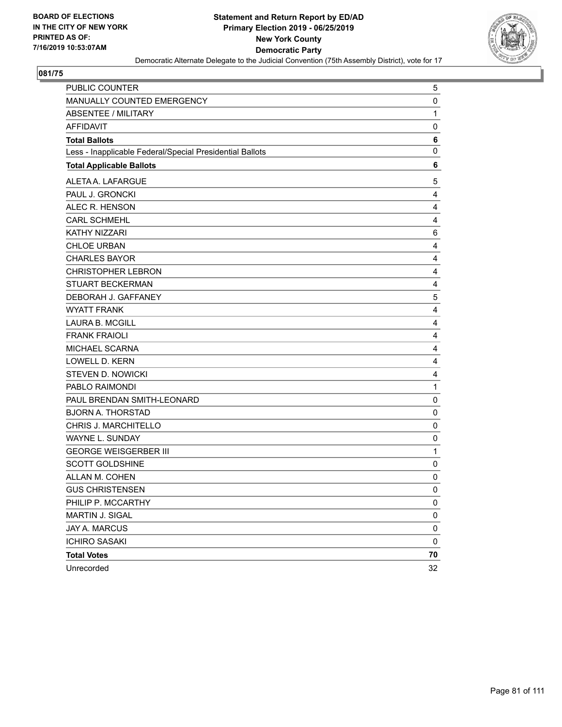BOARD OF ELECTIONS
IN THE CITY OF NEW YORK
PRINTED AS OF:
7/16/2019 10:53:07AM

**Statement and Return Report by ED/AD**
**Primary Election 2019 - 06/25/2019**
**New York County**
**Democratic Party**
Democratic Alternate Delegate to the Judicial Convention (75th Assembly District), vote for 17

## 081/75

| | |
|---|---|
| PUBLIC COUNTER | 5 |
| MANUALLY COUNTED EMERGENCY | 0 |
| ABSENTEE / MILITARY | 1 |
| AFFIDAVIT | 0 |
| **Total Ballots** | **6** |
| Less - Inapplicable Federal/Special Presidential Ballots | 0 |
| **Total Applicable Ballots** | **6** |
| ALETA A. LAFARGUE | 5 |
| PAUL J. GRONCKI | 4 |
| ALEC R. HENSON | 4 |
| CARL SCHMEHL | 4 |
| KATHY NIZZARI | 6 |
| CHLOE URBAN | 4 |
| CHARLES BAYOR | 4 |
| CHRISTOPHER LEBRON | 4 |
| STUART BECKERMAN | 4 |
| DEBORAH J. GAFFANEY | 5 |
| WYATT FRANK | 4 |
| LAURA B. MCGILL | 4 |
| FRANK FRAIOLI | 4 |
| MICHAEL SCARNA | 4 |
| LOWELL D. KERN | 4 |
| STEVEN D. NOWICKI | 4 |
| PABLO RAIMONDI | 1 |
| PAUL BRENDAN SMITH-LEONARD | 0 |
| BJORN A. THORSTAD | 0 |
| CHRIS J. MARCHITELLO | 0 |
| WAYNE L. SUNDAY | 0 |
| GEORGE WEISGERBER III | 1 |
| SCOTT GOLDSHINE | 0 |
| ALLAN M. COHEN | 0 |
| GUS CHRISTENSEN | 0 |
| PHILIP P. MCCARTHY | 0 |
| MARTIN J. SIGAL | 0 |
| JAY A. MARCUS | 0 |
| ICHIRO SASAKI | 0 |
| **Total Votes** | **70** |
| Unrecorded | 32 |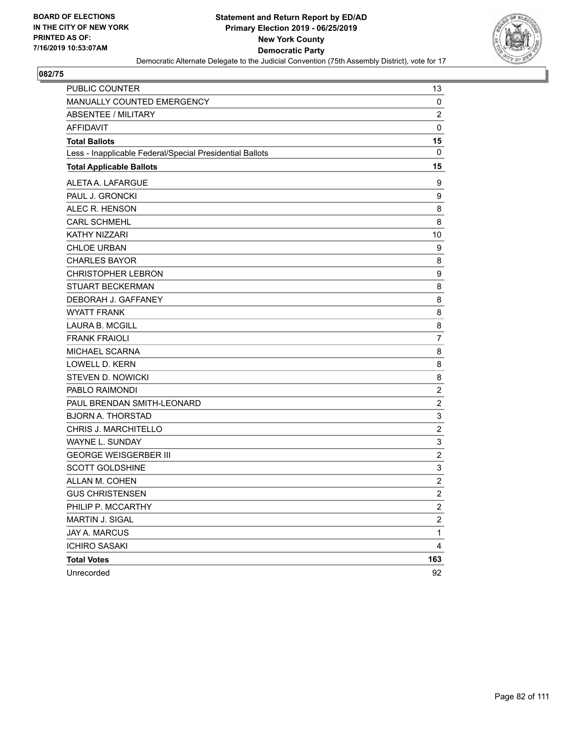BOARD OF ELECTIONS
IN THE CITY OF NEW YORK
PRINTED AS OF:
7/16/2019 10:53:07AM

**Statement and Return Report by ED/AD**
**Primary Election 2019 - 06/25/2019**
**New York County**
**Democratic Party**
Democratic Alternate Delegate to the Judicial Convention (75th Assembly District), vote for 17

## 082/75

| | |
|---|---|
| PUBLIC COUNTER | 13 |
| MANUALLY COUNTED EMERGENCY | 0 |
| ABSENTEE / MILITARY | 2 |
| AFFIDAVIT | 0 |
| **Total Ballots** | **15** |
| Less - Inapplicable Federal/Special Presidential Ballots | 0 |
| **Total Applicable Ballots** | **15** |
| ALETA A. LAFARGUE | 9 |
| PAUL J. GRONCKI | 9 |
| ALEC R. HENSON | 8 |
| CARL SCHMEHL | 8 |
| KATHY NIZZARI | 10 |
| CHLOE URBAN | 9 |
| CHARLES BAYOR | 8 |
| CHRISTOPHER LEBRON | 9 |
| STUART BECKERMAN | 8 |
| DEBORAH J. GAFFANEY | 8 |
| WYATT FRANK | 8 |
| LAURA B. MCGILL | 8 |
| FRANK FRAIOLI | 7 |
| MICHAEL SCARNA | 8 |
| LOWELL D. KERN | 8 |
| STEVEN D. NOWICKI | 8 |
| PABLO RAIMONDI | 2 |
| PAUL BRENDAN SMITH-LEONARD | 2 |
| BJORN A. THORSTAD | 3 |
| CHRIS J. MARCHITELLO | 2 |
| WAYNE L. SUNDAY | 3 |
| GEORGE WEISGERBER III | 2 |
| SCOTT GOLDSHINE | 3 |
| ALLAN M. COHEN | 2 |
| GUS CHRISTENSEN | 2 |
| PHILIP P. MCCARTHY | 2 |
| MARTIN J. SIGAL | 2 |
| JAY A. MARCUS | 1 |
| ICHIRO SASAKI | 4 |
| **Total Votes** | **163** |
| Unrecorded | 92 |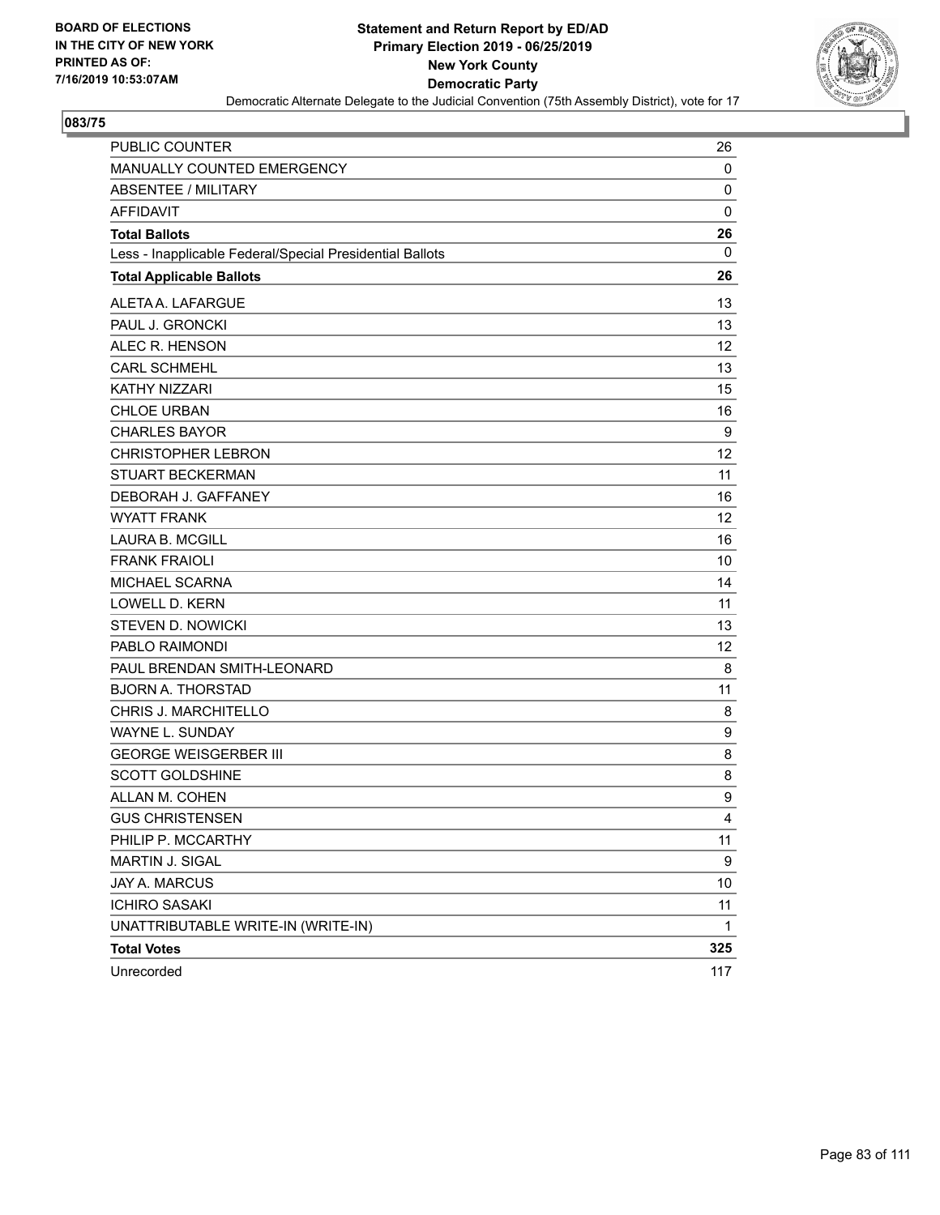**BOARD OF ELECTIONS IN THE CITY OF NEW YORK PRINTED AS OF: 7/16/2019 10:53:07AM**

**Statement and Return Report by ED/AD Primary Election 2019 - 06/25/2019 New York County Democratic Party**

Democratic Alternate Delegate to the Judicial Convention (75th Assembly District), vote for 17

## 083/75

| | |
|---|---|
| PUBLIC COUNTER | 26 |
| MANUALLY COUNTED EMERGENCY | 0 |
| ABSENTEE / MILITARY | 0 |
| AFFIDAVIT | 0 |
| **Total Ballots** | **26** |
| Less - Inapplicable Federal/Special Presidential Ballots | 0 |
| **Total Applicable Ballots** | **26** |
| ALETA A. LAFARGUE | 13 |
| PAUL J. GRONCKI | 13 |
| ALEC R. HENSON | 12 |
| CARL SCHMEHL | 13 |
| KATHY NIZZARI | 15 |
| CHLOE URBAN | 16 |
| CHARLES BAYOR | 9 |
| CHRISTOPHER LEBRON | 12 |
| STUART BECKERMAN | 11 |
| DEBORAH J. GAFFANEY | 16 |
| WYATT FRANK | 12 |
| LAURA B. MCGILL | 16 |
| FRANK FRAIOLI | 10 |
| MICHAEL SCARNA | 14 |
| LOWELL D. KERN | 11 |
| STEVEN D. NOWICKI | 13 |
| PABLO RAIMONDI | 12 |
| PAUL BRENDAN SMITH-LEONARD | 8 |
| BJORN A. THORSTAD | 11 |
| CHRIS J. MARCHITELLO | 8 |
| WAYNE L. SUNDAY | 9 |
| GEORGE WEISGERBER III | 8 |
| SCOTT GOLDSHINE | 8 |
| ALLAN M. COHEN | 9 |
| GUS CHRISTENSEN | 4 |
| PHILIP P. MCCARTHY | 11 |
| MARTIN J. SIGAL | 9 |
| JAY A. MARCUS | 10 |
| ICHIRO SASAKI | 11 |
| UNATTRIBUTABLE WRITE-IN (WRITE-IN) | 1 |
| **Total Votes** | **325** |
| Unrecorded | 117 |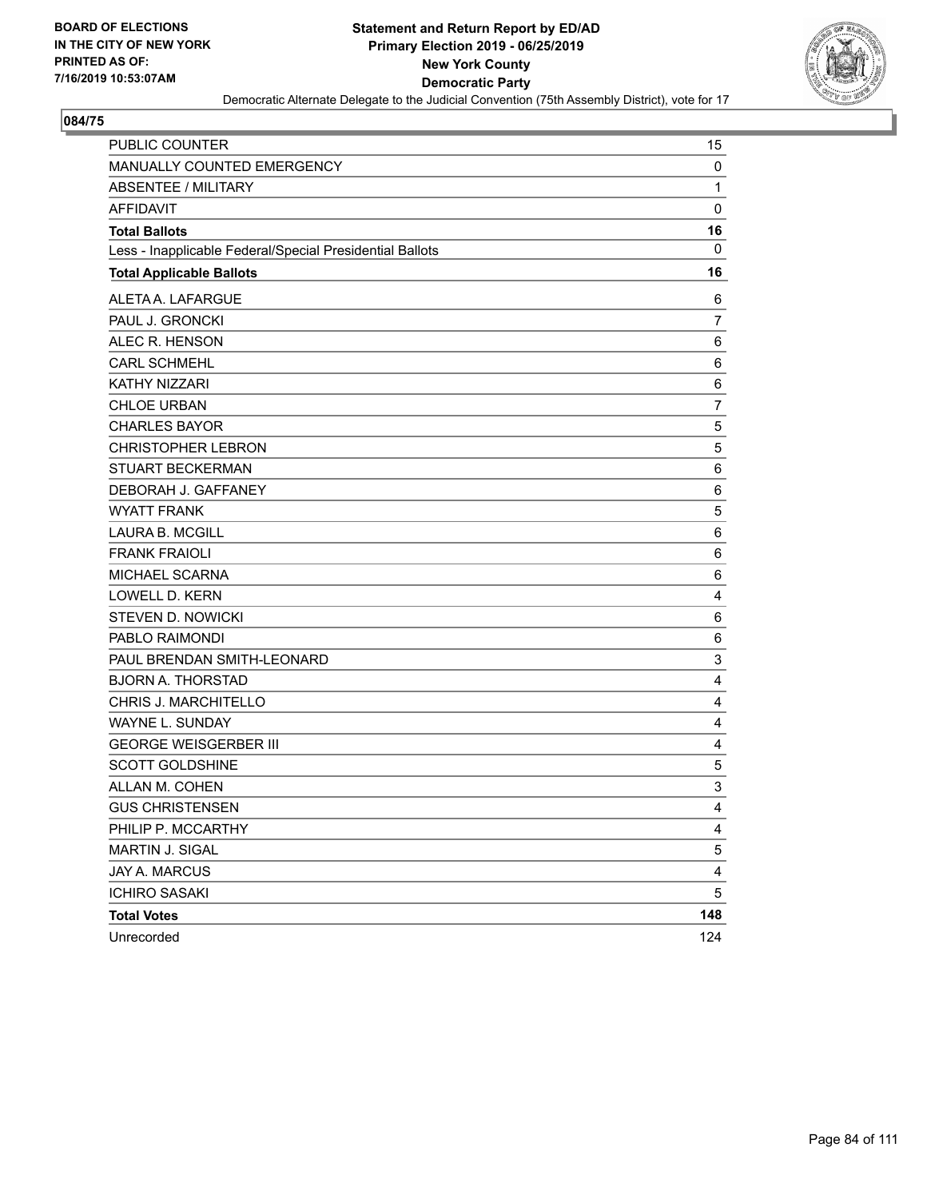BOARD OF ELECTIONS
IN THE CITY OF NEW YORK
PRINTED AS OF:
7/16/2019 10:53:07AM

**Statement and Return Report by ED/AD**
**Primary Election 2019 - 06/25/2019**
**New York County**
**Democratic Party**
Democratic Alternate Delegate to the Judicial Convention (75th Assembly District), vote for 17

**084/75**

| | |
|---|---|
| PUBLIC COUNTER | 15 |
| MANUALLY COUNTED EMERGENCY | 0 |
| ABSENTEE / MILITARY | 1 |
| AFFIDAVIT | 0 |
| **Total Ballots** | **16** |
| Less - Inapplicable Federal/Special Presidential Ballots | 0 |
| **Total Applicable Ballots** | **16** |
| ALETA A. LAFARGUE | 6 |
| PAUL J. GRONCKI | 7 |
| ALEC R. HENSON | 6 |
| CARL SCHMEHL | 6 |
| KATHY NIZZARI | 6 |
| CHLOE URBAN | 7 |
| CHARLES BAYOR | 5 |
| CHRISTOPHER LEBRON | 5 |
| STUART BECKERMAN | 6 |
| DEBORAH J. GAFFANEY | 6 |
| WYATT FRANK | 5 |
| LAURA B. MCGILL | 6 |
| FRANK FRAIOLI | 6 |
| MICHAEL SCARNA | 6 |
| LOWELL D. KERN | 4 |
| STEVEN D. NOWICKI | 6 |
| PABLO RAIMONDI | 6 |
| PAUL BRENDAN SMITH-LEONARD | 3 |
| BJORN A. THORSTAD | 4 |
| CHRIS J. MARCHITELLO | 4 |
| WAYNE L. SUNDAY | 4 |
| GEORGE WEISGERBER III | 4 |
| SCOTT GOLDSHINE | 5 |
| ALLAN M. COHEN | 3 |
| GUS CHRISTENSEN | 4 |
| PHILIP P. MCCARTHY | 4 |
| MARTIN J. SIGAL | 5 |
| JAY A. MARCUS | 4 |
| ICHIRO SASAKI | 5 |
| **Total Votes** | **148** |
| Unrecorded | 124 |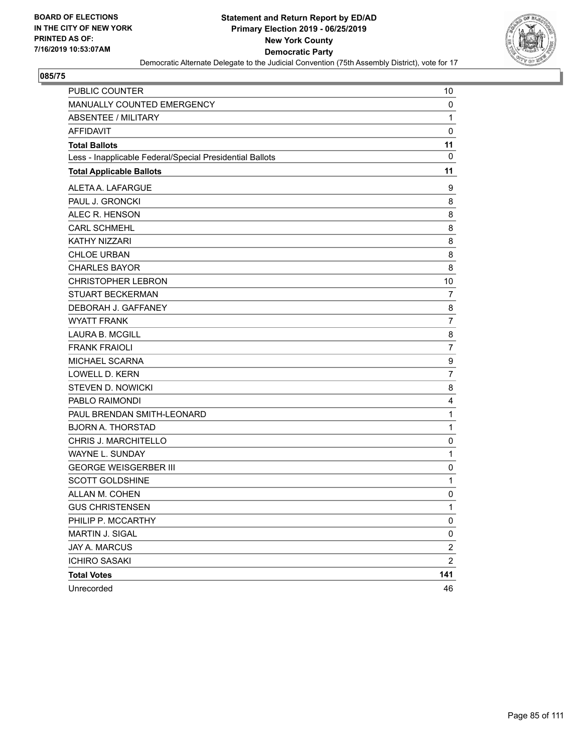BOARD OF ELECTIONS
IN THE CITY OF NEW YORK
PRINTED AS OF:
7/16/2019 10:53:07AM

**Statement and Return Report by ED/AD**
**Primary Election 2019 - 06/25/2019**
**New York County**
**Democratic Party**
Democratic Alternate Delegate to the Judicial Convention (75th Assembly District), vote for 17

## 085/75

| | |
|---|---|
| PUBLIC COUNTER | 10 |
| MANUALLY COUNTED EMERGENCY | 0 |
| ABSENTEE / MILITARY | 1 |
| AFFIDAVIT | 0 |
| **Total Ballots** | **11** |
| Less - Inapplicable Federal/Special Presidential Ballots | 0 |
| **Total Applicable Ballots** | **11** |
| ALETA A. LAFARGUE | 9 |
| PAUL J. GRONCKI | 8 |
| ALEC R. HENSON | 8 |
| CARL SCHMEHL | 8 |
| KATHY NIZZARI | 8 |
| CHLOE URBAN | 8 |
| CHARLES BAYOR | 8 |
| CHRISTOPHER LEBRON | 10 |
| STUART BECKERMAN | 7 |
| DEBORAH J. GAFFANEY | 8 |
| WYATT FRANK | 7 |
| LAURA B. MCGILL | 8 |
| FRANK FRAIOLI | 7 |
| MICHAEL SCARNA | 9 |
| LOWELL D. KERN | 7 |
| STEVEN D. NOWICKI | 8 |
| PABLO RAIMONDI | 4 |
| PAUL BRENDAN SMITH-LEONARD | 1 |
| BJORN A. THORSTAD | 1 |
| CHRIS J. MARCHITELLO | 0 |
| WAYNE L. SUNDAY | 1 |
| GEORGE WEISGERBER III | 0 |
| SCOTT GOLDSHINE | 1 |
| ALLAN M. COHEN | 0 |
| GUS CHRISTENSEN | 1 |
| PHILIP P. MCCARTHY | 0 |
| MARTIN J. SIGAL | 0 |
| JAY A. MARCUS | 2 |
| ICHIRO SASAKI | 2 |
| **Total Votes** | **141** |
| Unrecorded | 46 |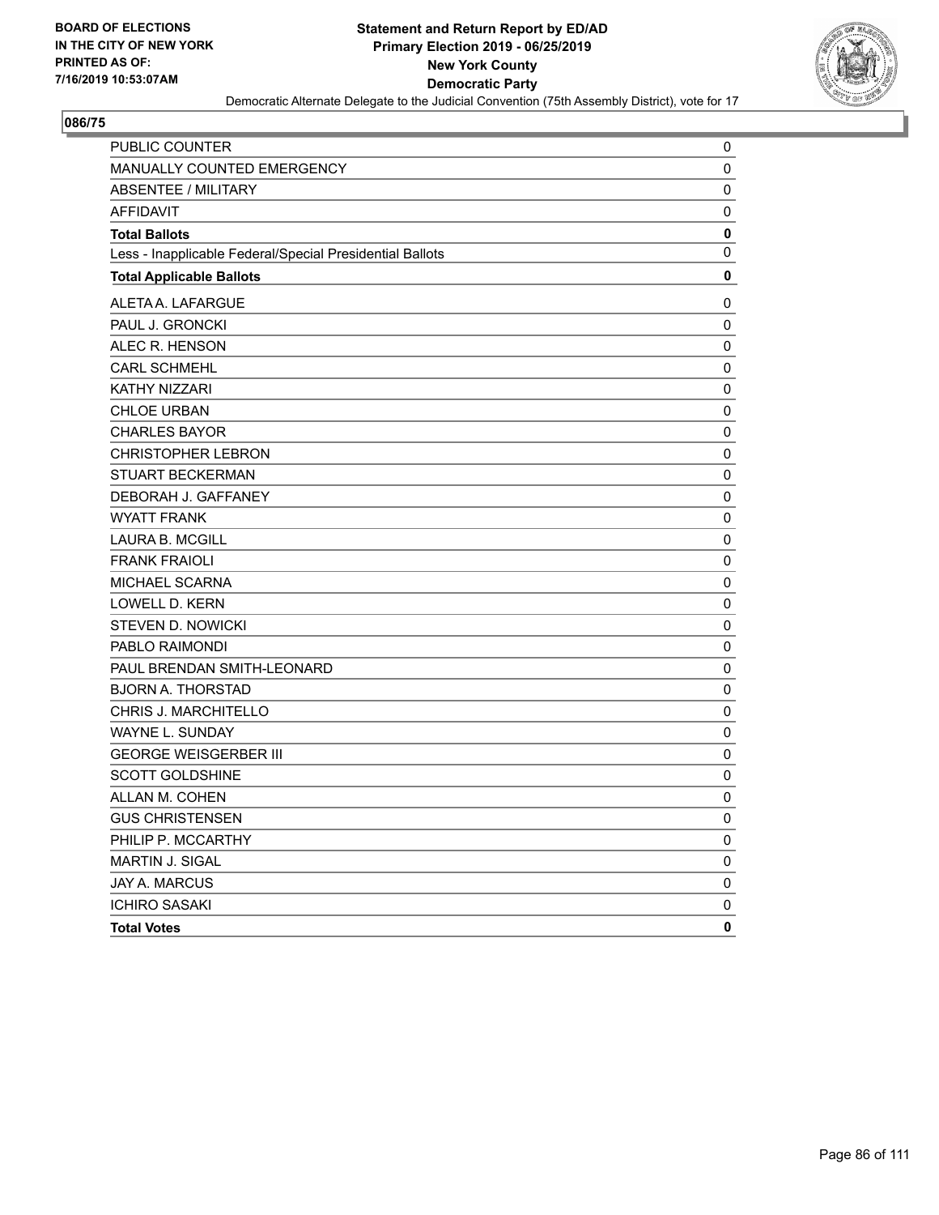**BOARD OF ELECTIONS IN THE CITY OF NEW YORK PRINTED AS OF: 7/16/2019 10:53:07AM**

**Statement and Return Report by ED/AD Primary Election 2019 - 06/25/2019 New York County Democratic Party**

Democratic Alternate Delegate to the Judicial Convention (75th Assembly District), vote for 17

## 086/75

| | |
|---|---|
| PUBLIC COUNTER | 0 |
| MANUALLY COUNTED EMERGENCY | 0 |
| ABSENTEE / MILITARY | 0 |
| AFFIDAVIT | 0 |
| **Total Ballots** | **0** |
| Less - Inapplicable Federal/Special Presidential Ballots | 0 |
| **Total Applicable Ballots** | **0** |
| ALETA A. LAFARGUE | 0 |
| PAUL J. GRONCKI | 0 |
| ALEC R. HENSON | 0 |
| CARL SCHMEHL | 0 |
| KATHY NIZZARI | 0 |
| CHLOE URBAN | 0 |
| CHARLES BAYOR | 0 |
| CHRISTOPHER LEBRON | 0 |
| STUART BECKERMAN | 0 |
| DEBORAH J. GAFFANEY | 0 |
| WYATT FRANK | 0 |
| LAURA B. MCGILL | 0 |
| FRANK FRAIOLI | 0 |
| MICHAEL SCARNA | 0 |
| LOWELL D. KERN | 0 |
| STEVEN D. NOWICKI | 0 |
| PABLO RAIMONDI | 0 |
| PAUL BRENDAN SMITH-LEONARD | 0 |
| BJORN A. THORSTAD | 0 |
| CHRIS J. MARCHITELLO | 0 |
| WAYNE L. SUNDAY | 0 |
| GEORGE WEISGERBER III | 0 |
| SCOTT GOLDSHINE | 0 |
| ALLAN M. COHEN | 0 |
| GUS CHRISTENSEN | 0 |
| PHILIP P. MCCARTHY | 0 |
| MARTIN J. SIGAL | 0 |
| JAY A. MARCUS | 0 |
| ICHIRO SASAKI | 0 |
| **Total Votes** | **0** |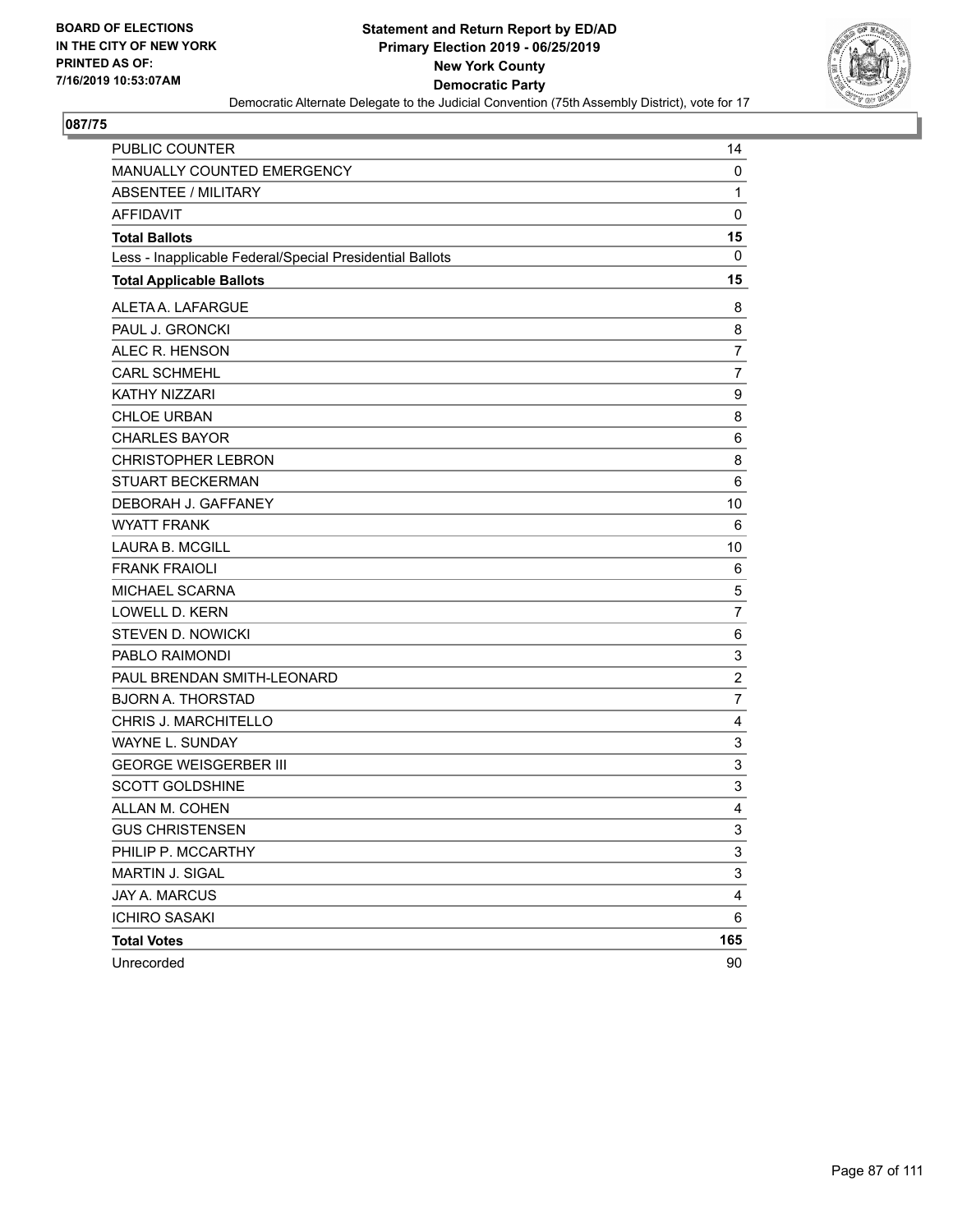BOARD OF ELECTIONS
IN THE CITY OF NEW YORK
PRINTED AS OF:
7/16/2019 10:53:07AM

**Statement and Return Report by ED/AD**
**Primary Election 2019 - 06/25/2019**
**New York County**
**Democratic Party**
Democratic Alternate Delegate to the Judicial Convention (75th Assembly District), vote for 17

## 087/75

| | |
|---|---|
| PUBLIC COUNTER | 14 |
| MANUALLY COUNTED EMERGENCY | 0 |
| ABSENTEE / MILITARY | 1 |
| AFFIDAVIT | 0 |
| **Total Ballots** | **15** |
| Less - Inapplicable Federal/Special Presidential Ballots | 0 |
| **Total Applicable Ballots** | **15** |
| ALETA A. LAFARGUE | 8 |
| PAUL J. GRONCKI | 8 |
| ALEC R. HENSON | 7 |
| CARL SCHMEHL | 7 |
| KATHY NIZZARI | 9 |
| CHLOE URBAN | 8 |
| CHARLES BAYOR | 6 |
| CHRISTOPHER LEBRON | 8 |
| STUART BECKERMAN | 6 |
| DEBORAH J. GAFFANEY | 10 |
| WYATT FRANK | 6 |
| LAURA B. MCGILL | 10 |
| FRANK FRAIOLI | 6 |
| MICHAEL SCARNA | 5 |
| LOWELL D. KERN | 7 |
| STEVEN D. NOWICKI | 6 |
| PABLO RAIMONDI | 3 |
| PAUL BRENDAN SMITH-LEONARD | 2 |
| BJORN A. THORSTAD | 7 |
| CHRIS J. MARCHITELLO | 4 |
| WAYNE L. SUNDAY | 3 |
| GEORGE WEISGERBER III | 3 |
| SCOTT GOLDSHINE | 3 |
| ALLAN M. COHEN | 4 |
| GUS CHRISTENSEN | 3 |
| PHILIP P. MCCARTHY | 3 |
| MARTIN J. SIGAL | 3 |
| JAY A. MARCUS | 4 |
| ICHIRO SASAKI | 6 |
| **Total Votes** | **165** |
| Unrecorded | 90 |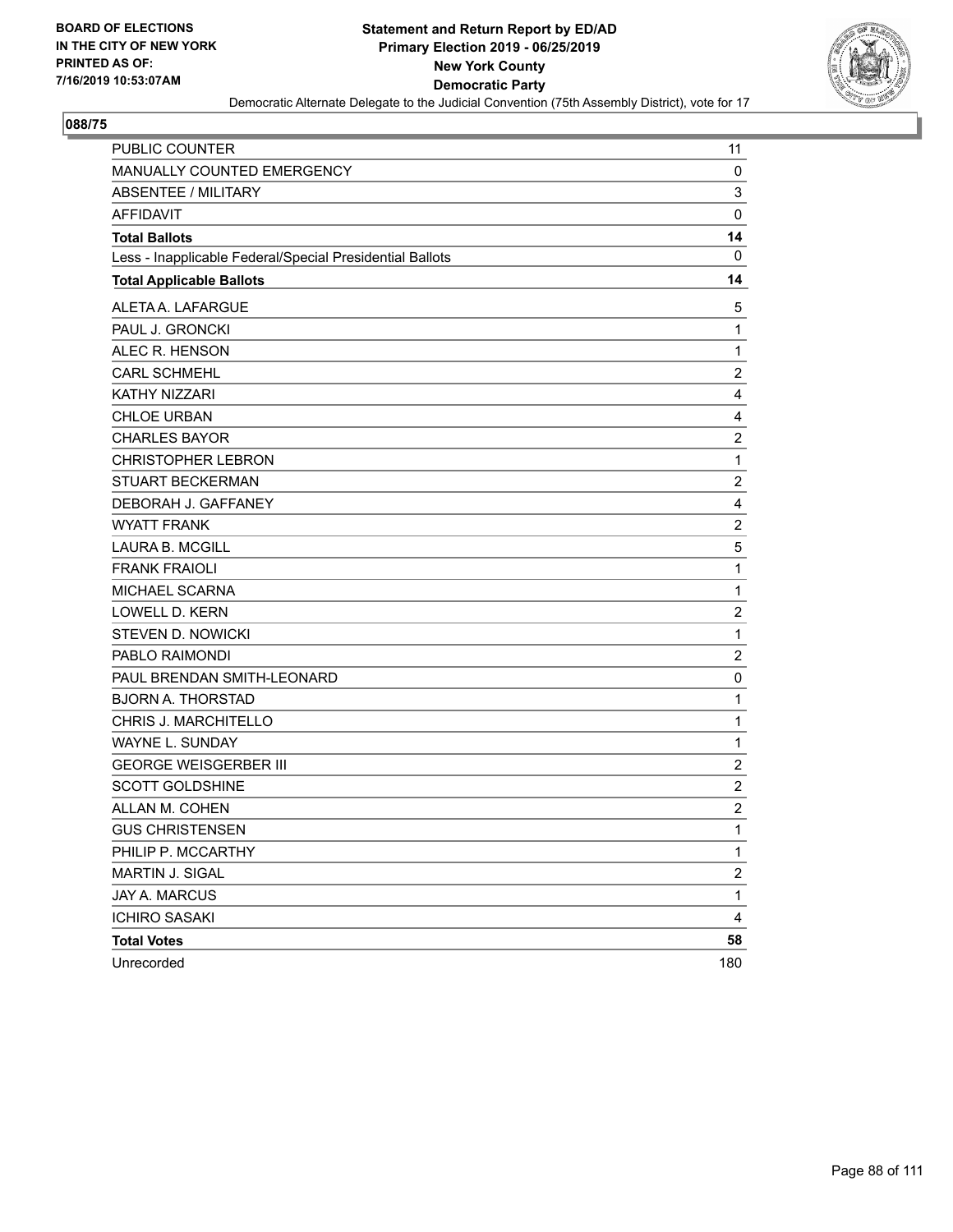**BOARD OF ELECTIONS IN THE CITY OF NEW YORK PRINTED AS OF: 7/16/2019 10:53:07AM**

**Statement and Return Report by ED/AD**
**Primary Election 2019 - 06/25/2019**
**New York County**
**Democratic Party**
Democratic Alternate Delegate to the Judicial Convention (75th Assembly District), vote for 17

**088/75**

| | |
|---|---|
| PUBLIC COUNTER | 11 |
| MANUALLY COUNTED EMERGENCY | 0 |
| ABSENTEE / MILITARY | 3 |
| AFFIDAVIT | 0 |
| **Total Ballots** | **14** |
| Less - Inapplicable Federal/Special Presidential Ballots | 0 |
| **Total Applicable Ballots** | **14** |
| ALETA A. LAFARGUE | 5 |
| PAUL J. GRONCKI | 1 |
| ALEC R. HENSON | 1 |
| CARL SCHMEHL | 2 |
| KATHY NIZZARI | 4 |
| CHLOE URBAN | 4 |
| CHARLES BAYOR | 2 |
| CHRISTOPHER LEBRON | 1 |
| STUART BECKERMAN | 2 |
| DEBORAH J. GAFFANEY | 4 |
| WYATT FRANK | 2 |
| LAURA B. MCGILL | 5 |
| FRANK FRAIOLI | 1 |
| MICHAEL SCARNA | 1 |
| LOWELL D. KERN | 2 |
| STEVEN D. NOWICKI | 1 |
| PABLO RAIMONDI | 2 |
| PAUL BRENDAN SMITH-LEONARD | 0 |
| BJORN A. THORSTAD | 1 |
| CHRIS J. MARCHITELLO | 1 |
| WAYNE L. SUNDAY | 1 |
| GEORGE WEISGERBER III | 2 |
| SCOTT GOLDSHINE | 2 |
| ALLAN M. COHEN | 2 |
| GUS CHRISTENSEN | 1 |
| PHILIP P. MCCARTHY | 1 |
| MARTIN J. SIGAL | 2 |
| JAY A. MARCUS | 1 |
| ICHIRO SASAKI | 4 |
| **Total Votes** | **58** |
| Unrecorded | 180 |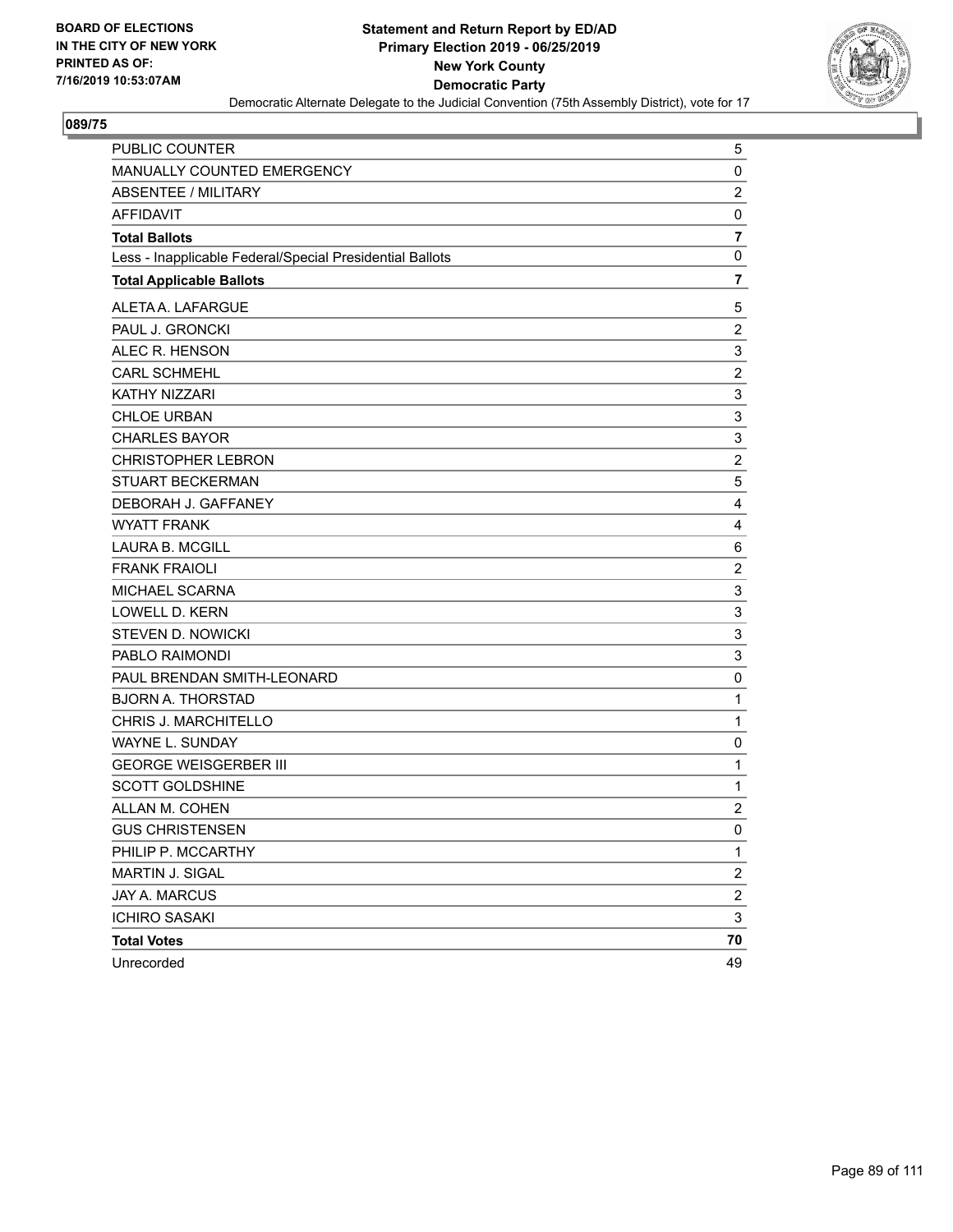**BOARD OF ELECTIONS IN THE CITY OF NEW YORK PRINTED AS OF: 7/16/2019 10:53:07AM**

# Statement and Return Report by ED/AD
## Primary Election 2019 - 06/25/2019
## New York County
## Democratic Party

Democratic Alternate Delegate to the Judicial Convention (75th Assembly District), vote for 17

### 089/75

| | |
|---|---|
| PUBLIC COUNTER | 5 |
| MANUALLY COUNTED EMERGENCY | 0 |
| ABSENTEE / MILITARY | 2 |
| AFFIDAVIT | 0 |
| **Total Ballots** | **7** |
| Less - Inapplicable Federal/Special Presidential Ballots | 0 |
| **Total Applicable Ballots** | **7** |
| ALETA A. LAFARGUE | 5 |
| PAUL J. GRONCKI | 2 |
| ALEC R. HENSON | 3 |
| CARL SCHMEHL | 2 |
| KATHY NIZZARI | 3 |
| CHLOE URBAN | 3 |
| CHARLES BAYOR | 3 |
| CHRISTOPHER LEBRON | 2 |
| STUART BECKERMAN | 5 |
| DEBORAH J. GAFFANEY | 4 |
| WYATT FRANK | 4 |
| LAURA B. MCGILL | 6 |
| FRANK FRAIOLI | 2 |
| MICHAEL SCARNA | 3 |
| LOWELL D. KERN | 3 |
| STEVEN D. NOWICKI | 3 |
| PABLO RAIMONDI | 3 |
| PAUL BRENDAN SMITH-LEONARD | 0 |
| BJORN A. THORSTAD | 1 |
| CHRIS J. MARCHITELLO | 1 |
| WAYNE L. SUNDAY | 0 |
| GEORGE WEISGERBER III | 1 |
| SCOTT GOLDSHINE | 1 |
| ALLAN M. COHEN | 2 |
| GUS CHRISTENSEN | 0 |
| PHILIP P. MCCARTHY | 1 |
| MARTIN J. SIGAL | 2 |
| JAY A. MARCUS | 2 |
| ICHIRO SASAKI | 3 |
| **Total Votes** | **70** |
| Unrecorded | 49 |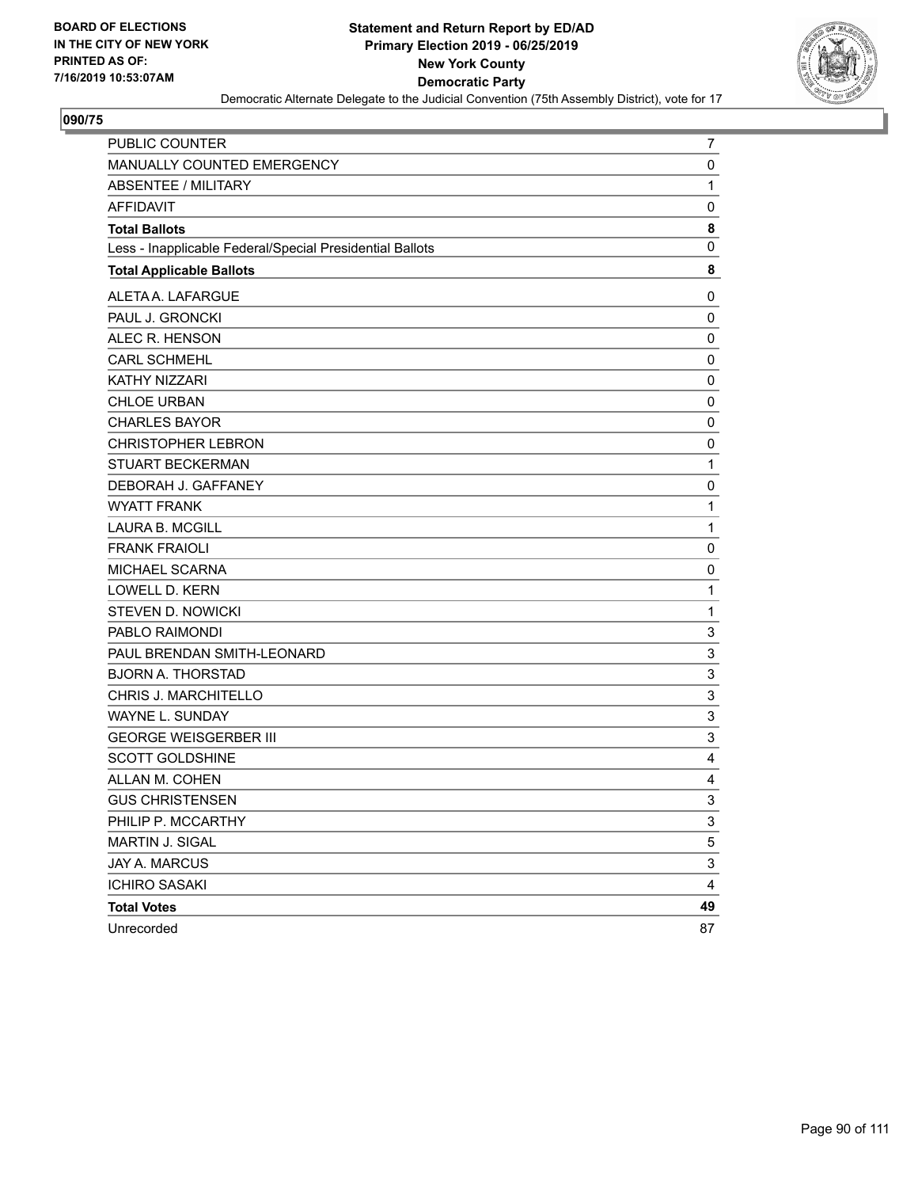**BOARD OF ELECTIONS IN THE CITY OF NEW YORK PRINTED AS OF: 7/16/2019 10:53:07AM**

**Statement and Return Report by ED/AD**
**Primary Election 2019 - 06/25/2019**
**New York County**
**Democratic Party**
Democratic Alternate Delegate to the Judicial Convention (75th Assembly District), vote for 17

## 090/75

| | |
|---|---|
| PUBLIC COUNTER | 7 |
| MANUALLY COUNTED EMERGENCY | 0 |
| ABSENTEE / MILITARY | 1 |
| AFFIDAVIT | 0 |
| **Total Ballots** | **8** |
| Less - Inapplicable Federal/Special Presidential Ballots | 0 |
| **Total Applicable Ballots** | **8** |
| ALETA A. LAFARGUE | 0 |
| PAUL J. GRONCKI | 0 |
| ALEC R. HENSON | 0 |
| CARL SCHMEHL | 0 |
| KATHY NIZZARI | 0 |
| CHLOE URBAN | 0 |
| CHARLES BAYOR | 0 |
| CHRISTOPHER LEBRON | 0 |
| STUART BECKERMAN | 1 |
| DEBORAH J. GAFFANEY | 0 |
| WYATT FRANK | 1 |
| LAURA B. MCGILL | 1 |
| FRANK FRAIOLI | 0 |
| MICHAEL SCARNA | 0 |
| LOWELL D. KERN | 1 |
| STEVEN D. NOWICKI | 1 |
| PABLO RAIMONDI | 3 |
| PAUL BRENDAN SMITH-LEONARD | 3 |
| BJORN A. THORSTAD | 3 |
| CHRIS J. MARCHITELLO | 3 |
| WAYNE L. SUNDAY | 3 |
| GEORGE WEISGERBER III | 3 |
| SCOTT GOLDSHINE | 4 |
| ALLAN M. COHEN | 4 |
| GUS CHRISTENSEN | 3 |
| PHILIP P. MCCARTHY | 3 |
| MARTIN J. SIGAL | 5 |
| JAY A. MARCUS | 3 |
| ICHIRO SASAKI | 4 |
| **Total Votes** | **49** |
| Unrecorded | 87 |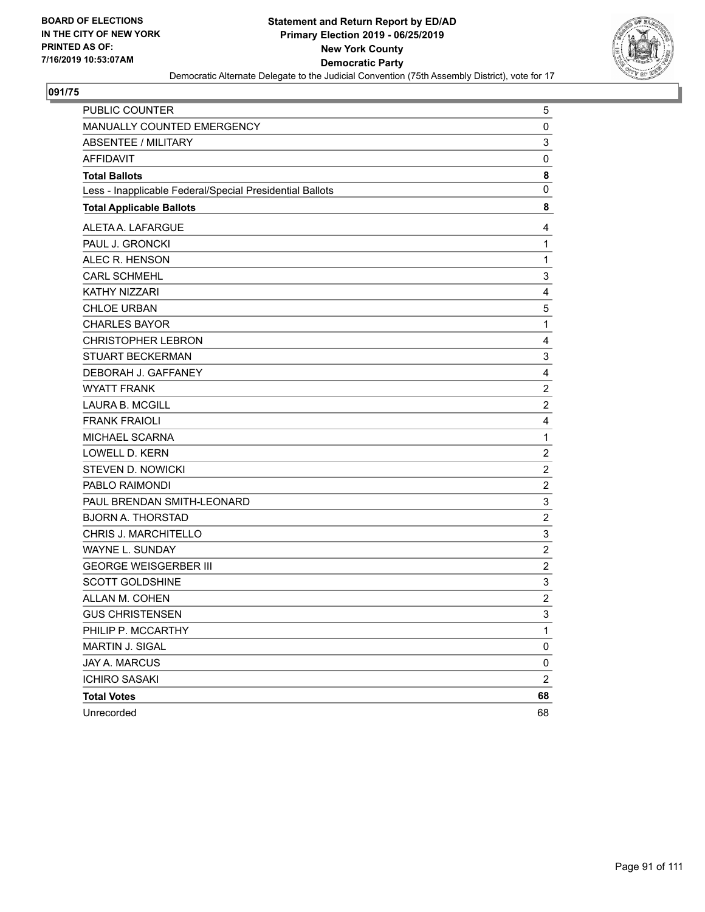BOARD OF ELECTIONS
IN THE CITY OF NEW YORK
PRINTED AS OF:
7/16/2019 10:53:07AM

**Statement and Return Report by ED/AD**
**Primary Election 2019 - 06/25/2019**
**New York County**
**Democratic Party**
Democratic Alternate Delegate to the Judicial Convention (75th Assembly District), vote for 17

**091/75**

| | |
|---|---|
| PUBLIC COUNTER | 5 |
| MANUALLY COUNTED EMERGENCY | 0 |
| ABSENTEE / MILITARY | 3 |
| AFFIDAVIT | 0 |
| **Total Ballots** | **8** |
| Less - Inapplicable Federal/Special Presidential Ballots | 0 |
| **Total Applicable Ballots** | **8** |
| ALETA A. LAFARGUE | 4 |
| PAUL J. GRONCKI | 1 |
| ALEC R. HENSON | 1 |
| CARL SCHMEHL | 3 |
| KATHY NIZZARI | 4 |
| CHLOE URBAN | 5 |
| CHARLES BAYOR | 1 |
| CHRISTOPHER LEBRON | 4 |
| STUART BECKERMAN | 3 |
| DEBORAH J. GAFFANEY | 4 |
| WYATT FRANK | 2 |
| LAURA B. MCGILL | 2 |
| FRANK FRAIOLI | 4 |
| MICHAEL SCARNA | 1 |
| LOWELL D. KERN | 2 |
| STEVEN D. NOWICKI | 2 |
| PABLO RAIMONDI | 2 |
| PAUL BRENDAN SMITH-LEONARD | 3 |
| BJORN A. THORSTAD | 2 |
| CHRIS J. MARCHITELLO | 3 |
| WAYNE L. SUNDAY | 2 |
| GEORGE WEISGERBER III | 2 |
| SCOTT GOLDSHINE | 3 |
| ALLAN M. COHEN | 2 |
| GUS CHRISTENSEN | 3 |
| PHILIP P. MCCARTHY | 1 |
| MARTIN J. SIGAL | 0 |
| JAY A. MARCUS | 0 |
| ICHIRO SASAKI | 2 |
| **Total Votes** | **68** |
| Unrecorded | 68 |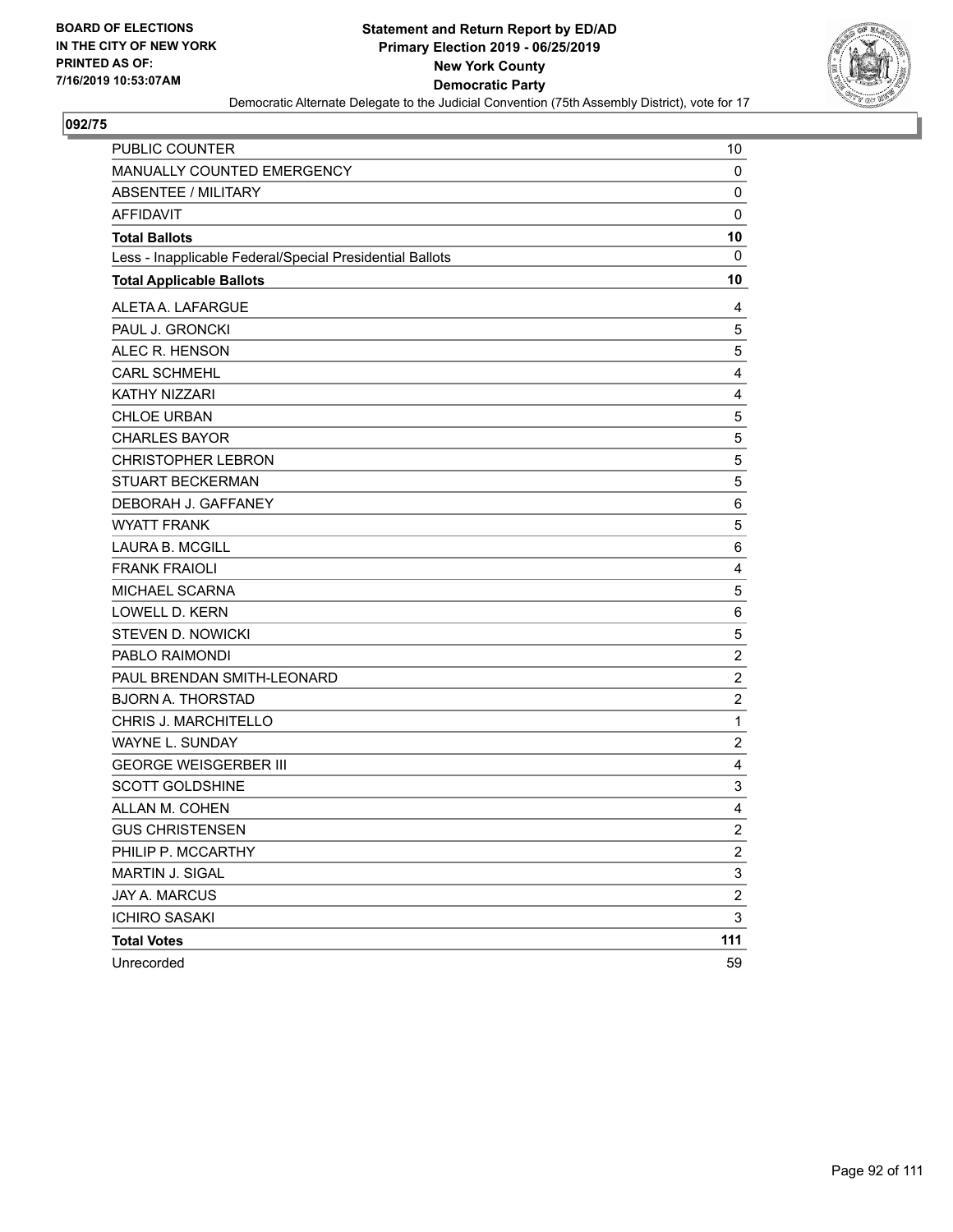BOARD OF ELECTIONS
IN THE CITY OF NEW YORK
PRINTED AS OF:
7/16/2019 10:53:07AM

**Statement and Return Report by ED/AD**
**Primary Election 2019 - 06/25/2019**
**New York County**
**Democratic Party**
Democratic Alternate Delegate to the Judicial Convention (75th Assembly District), vote for 17

## 092/75

| | |
|---|---|
| PUBLIC COUNTER | 10 |
| MANUALLY COUNTED EMERGENCY | 0 |
| ABSENTEE / MILITARY | 0 |
| AFFIDAVIT | 0 |
| **Total Ballots** | **10** |
| Less - Inapplicable Federal/Special Presidential Ballots | 0 |
| **Total Applicable Ballots** | **10** |
| ALETA A. LAFARGUE | 4 |
| PAUL J. GRONCKI | 5 |
| ALEC R. HENSON | 5 |
| CARL SCHMEHL | 4 |
| KATHY NIZZARI | 4 |
| CHLOE URBAN | 5 |
| CHARLES BAYOR | 5 |
| CHRISTOPHER LEBRON | 5 |
| STUART BECKERMAN | 5 |
| DEBORAH J. GAFFANEY | 6 |
| WYATT FRANK | 5 |
| LAURA B. MCGILL | 6 |
| FRANK FRAIOLI | 4 |
| MICHAEL SCARNA | 5 |
| LOWELL D. KERN | 6 |
| STEVEN D. NOWICKI | 5 |
| PABLO RAIMONDI | 2 |
| PAUL BRENDAN SMITH-LEONARD | 2 |
| BJORN A. THORSTAD | 2 |
| CHRIS J. MARCHITELLO | 1 |
| WAYNE L. SUNDAY | 2 |
| GEORGE WEISGERBER III | 4 |
| SCOTT GOLDSHINE | 3 |
| ALLAN M. COHEN | 4 |
| GUS CHRISTENSEN | 2 |
| PHILIP P. MCCARTHY | 2 |
| MARTIN J. SIGAL | 3 |
| JAY A. MARCUS | 2 |
| ICHIRO SASAKI | 3 |
| **Total Votes** | **111** |
| Unrecorded | 59 |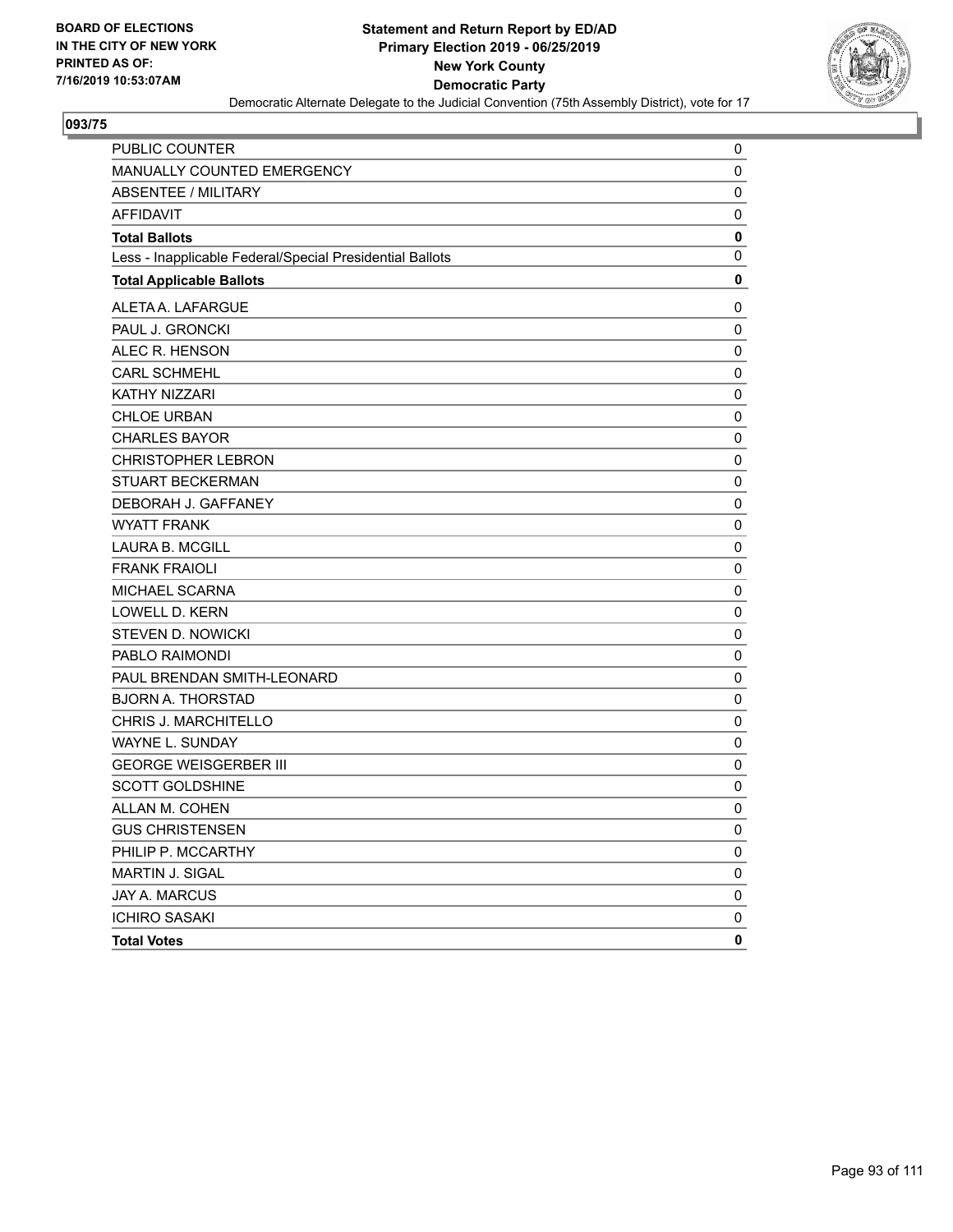BOARD OF ELECTIONS
IN THE CITY OF NEW YORK
PRINTED AS OF:
7/16/2019 10:53:07AM

**Statement and Return Report by ED/AD**
**Primary Election 2019 - 06/25/2019**
**New York County**
**Democratic Party**
Democratic Alternate Delegate to the Judicial Convention (75th Assembly District), vote for 17

## 093/75

| | |
|---|---|
| PUBLIC COUNTER | 0 |
| MANUALLY COUNTED EMERGENCY | 0 |
| ABSENTEE / MILITARY | 0 |
| AFFIDAVIT | 0 |
| **Total Ballots** | **0** |
| Less - Inapplicable Federal/Special Presidential Ballots | 0 |
| **Total Applicable Ballots** | **0** |
| ALETA A. LAFARGUE | 0 |
| PAUL J. GRONCKI | 0 |
| ALEC R. HENSON | 0 |
| CARL SCHMEHL | 0 |
| KATHY NIZZARI | 0 |
| CHLOE URBAN | 0 |
| CHARLES BAYOR | 0 |
| CHRISTOPHER LEBRON | 0 |
| STUART BECKERMAN | 0 |
| DEBORAH J. GAFFANEY | 0 |
| WYATT FRANK | 0 |
| LAURA B. MCGILL | 0 |
| FRANK FRAIOLI | 0 |
| MICHAEL SCARNA | 0 |
| LOWELL D. KERN | 0 |
| STEVEN D. NOWICKI | 0 |
| PABLO RAIMONDI | 0 |
| PAUL BRENDAN SMITH-LEONARD | 0 |
| BJORN A. THORSTAD | 0 |
| CHRIS J. MARCHITELLO | 0 |
| WAYNE L. SUNDAY | 0 |
| GEORGE WEISGERBER III | 0 |
| SCOTT GOLDSHINE | 0 |
| ALLAN M. COHEN | 0 |
| GUS CHRISTENSEN | 0 |
| PHILIP P. MCCARTHY | 0 |
| MARTIN J. SIGAL | 0 |
| JAY A. MARCUS | 0 |
| ICHIRO SASAKI | 0 |
| **Total Votes** | **0** |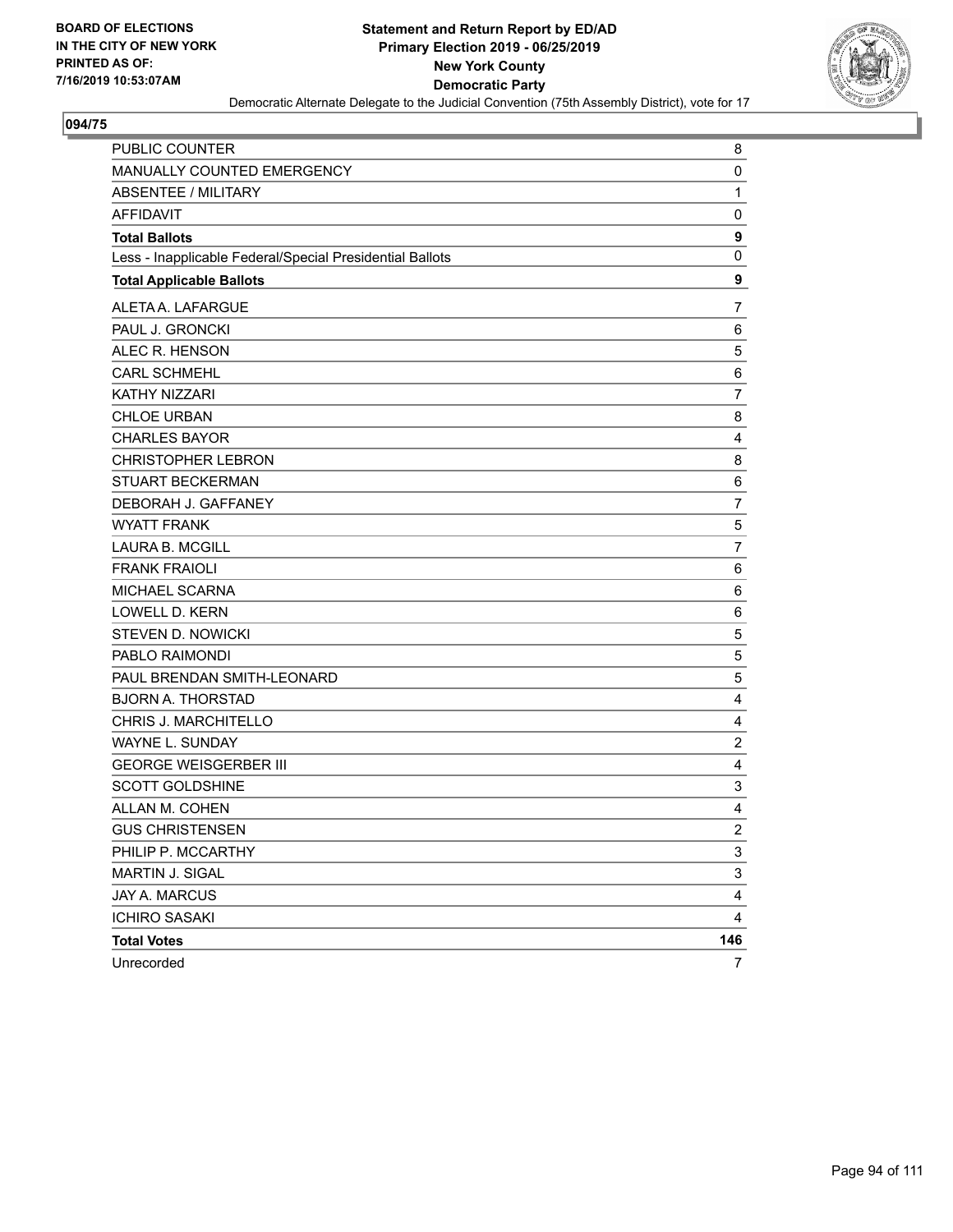**BOARD OF ELECTIONS IN THE CITY OF NEW YORK PRINTED AS OF: 7/16/2019 10:53:07AM**

**Statement and Return Report by ED/AD**
**Primary Election 2019 - 06/25/2019**
**New York County**
**Democratic Party**
Democratic Alternate Delegate to the Judicial Convention (75th Assembly District), vote for 17

**094/75**

| | |
|---|---|
| PUBLIC COUNTER | 8 |
| MANUALLY COUNTED EMERGENCY | 0 |
| ABSENTEE / MILITARY | 1 |
| AFFIDAVIT | 0 |
| **Total Ballots** | **9** |
| Less - Inapplicable Federal/Special Presidential Ballots | 0 |
| **Total Applicable Ballots** | **9** |
| ALETA A. LAFARGUE | 7 |
| PAUL J. GRONCKI | 6 |
| ALEC R. HENSON | 5 |
| CARL SCHMEHL | 6 |
| KATHY NIZZARI | 7 |
| CHLOE URBAN | 8 |
| CHARLES BAYOR | 4 |
| CHRISTOPHER LEBRON | 8 |
| STUART BECKERMAN | 6 |
| DEBORAH J. GAFFANEY | 7 |
| WYATT FRANK | 5 |
| LAURA B. MCGILL | 7 |
| FRANK FRAIOLI | 6 |
| MICHAEL SCARNA | 6 |
| LOWELL D. KERN | 6 |
| STEVEN D. NOWICKI | 5 |
| PABLO RAIMONDI | 5 |
| PAUL BRENDAN SMITH-LEONARD | 5 |
| BJORN A. THORSTAD | 4 |
| CHRIS J. MARCHITELLO | 4 |
| WAYNE L. SUNDAY | 2 |
| GEORGE WEISGERBER III | 4 |
| SCOTT GOLDSHINE | 3 |
| ALLAN M. COHEN | 4 |
| GUS CHRISTENSEN | 2 |
| PHILIP P. MCCARTHY | 3 |
| MARTIN J. SIGAL | 3 |
| JAY A. MARCUS | 4 |
| ICHIRO SASAKI | 4 |
| **Total Votes** | **146** |
| Unrecorded | 7 |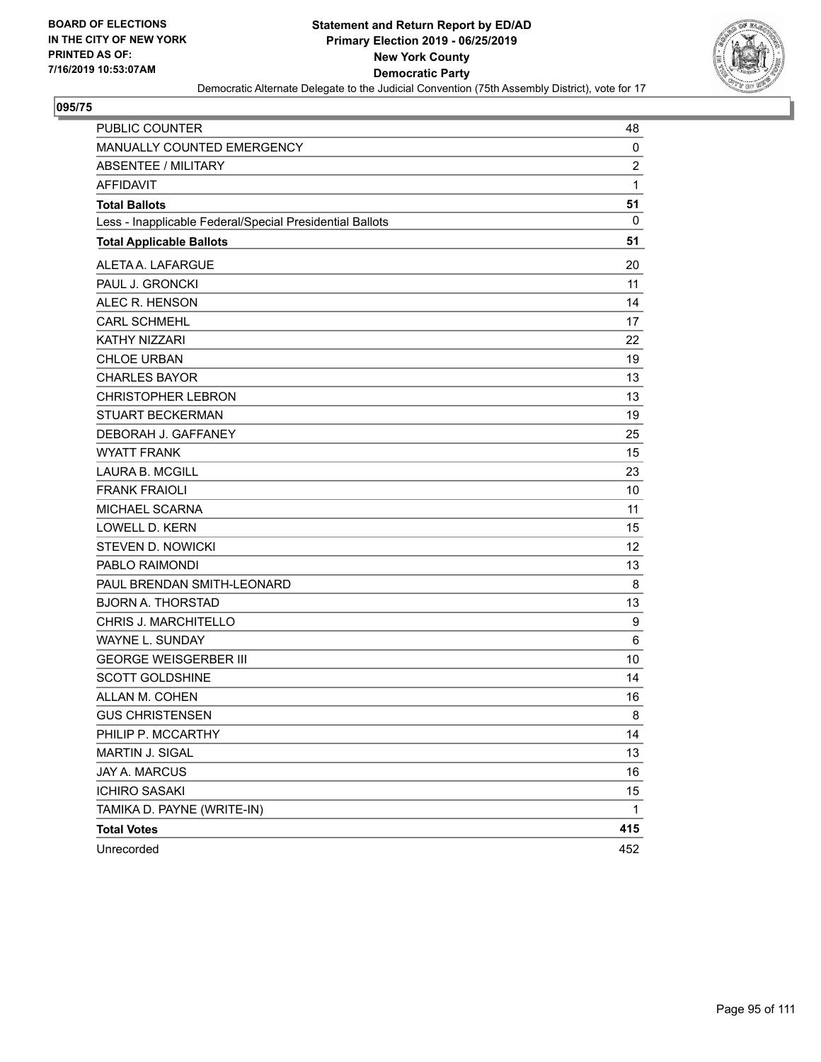BOARD OF ELECTIONS
IN THE CITY OF NEW YORK
PRINTED AS OF:
7/16/2019 10:53:07AM

**Statement and Return Report by ED/AD**
**Primary Election 2019 - 06/25/2019**
**New York County**
**Democratic Party**
Democratic Alternate Delegate to the Judicial Convention (75th Assembly District), vote for 17

## 095/75

| | |
|---|---|
| PUBLIC COUNTER | 48 |
| MANUALLY COUNTED EMERGENCY | 0 |
| ABSENTEE / MILITARY | 2 |
| AFFIDAVIT | 1 |
| **Total Ballots** | **51** |
| Less - Inapplicable Federal/Special Presidential Ballots | 0 |
| **Total Applicable Ballots** | **51** |
| ALETA A. LAFARGUE | 20 |
| PAUL J. GRONCKI | 11 |
| ALEC R. HENSON | 14 |
| CARL SCHMEHL | 17 |
| KATHY NIZZARI | 22 |
| CHLOE URBAN | 19 |
| CHARLES BAYOR | 13 |
| CHRISTOPHER LEBRON | 13 |
| STUART BECKERMAN | 19 |
| DEBORAH J. GAFFANEY | 25 |
| WYATT FRANK | 15 |
| LAURA B. MCGILL | 23 |
| FRANK FRAIOLI | 10 |
| MICHAEL SCARNA | 11 |
| LOWELL D. KERN | 15 |
| STEVEN D. NOWICKI | 12 |
| PABLO RAIMONDI | 13 |
| PAUL BRENDAN SMITH-LEONARD | 8 |
| BJORN A. THORSTAD | 13 |
| CHRIS J. MARCHITELLO | 9 |
| WAYNE L. SUNDAY | 6 |
| GEORGE WEISGERBER III | 10 |
| SCOTT GOLDSHINE | 14 |
| ALLAN M. COHEN | 16 |
| GUS CHRISTENSEN | 8 |
| PHILIP P. MCCARTHY | 14 |
| MARTIN J. SIGAL | 13 |
| JAY A. MARCUS | 16 |
| ICHIRO SASAKI | 15 |
| TAMIKA D. PAYNE (WRITE-IN) | 1 |
| **Total Votes** | **415** |
| Unrecorded | 452 |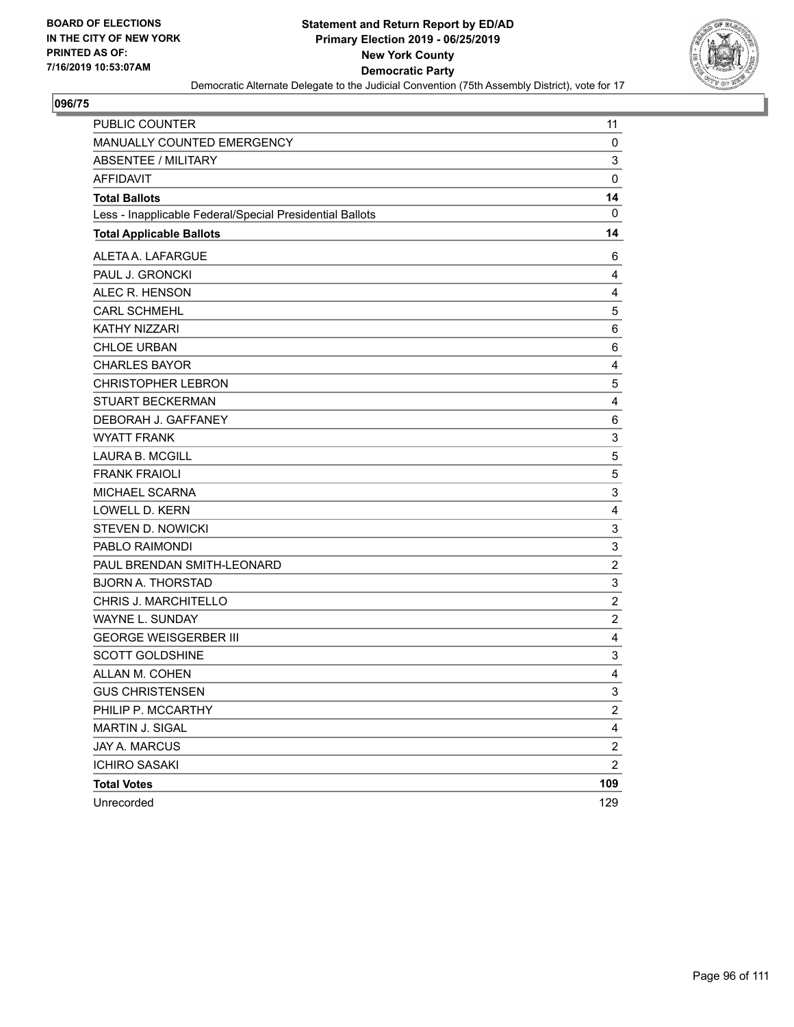BOARD OF ELECTIONS
IN THE CITY OF NEW YORK
PRINTED AS OF:
7/16/2019 10:53:07AM

**Statement and Return Report by ED/AD**
**Primary Election 2019 - 06/25/2019**
**New York County**
**Democratic Party**
Democratic Alternate Delegate to the Judicial Convention (75th Assembly District), vote for 17

## 096/75

| | |
|---|---|
| PUBLIC COUNTER | 11 |
| MANUALLY COUNTED EMERGENCY | 0 |
| ABSENTEE / MILITARY | 3 |
| AFFIDAVIT | 0 |
| **Total Ballots** | **14** |
| Less - Inapplicable Federal/Special Presidential Ballots | 0 |
| **Total Applicable Ballots** | **14** |
| ALETA A. LAFARGUE | 6 |
| PAUL J. GRONCKI | 4 |
| ALEC R. HENSON | 4 |
| CARL SCHMEHL | 5 |
| KATHY NIZZARI | 6 |
| CHLOE URBAN | 6 |
| CHARLES BAYOR | 4 |
| CHRISTOPHER LEBRON | 5 |
| STUART BECKERMAN | 4 |
| DEBORAH J. GAFFANEY | 6 |
| WYATT FRANK | 3 |
| LAURA B. MCGILL | 5 |
| FRANK FRAIOLI | 5 |
| MICHAEL SCARNA | 3 |
| LOWELL D. KERN | 4 |
| STEVEN D. NOWICKI | 3 |
| PABLO RAIMONDI | 3 |
| PAUL BRENDAN SMITH-LEONARD | 2 |
| BJORN A. THORSTAD | 3 |
| CHRIS J. MARCHITELLO | 2 |
| WAYNE L. SUNDAY | 2 |
| GEORGE WEISGERBER III | 4 |
| SCOTT GOLDSHINE | 3 |
| ALLAN M. COHEN | 4 |
| GUS CHRISTENSEN | 3 |
| PHILIP P. MCCARTHY | 2 |
| MARTIN J. SIGAL | 4 |
| JAY A. MARCUS | 2 |
| ICHIRO SASAKI | 2 |
| **Total Votes** | **109** |
| Unrecorded | 129 |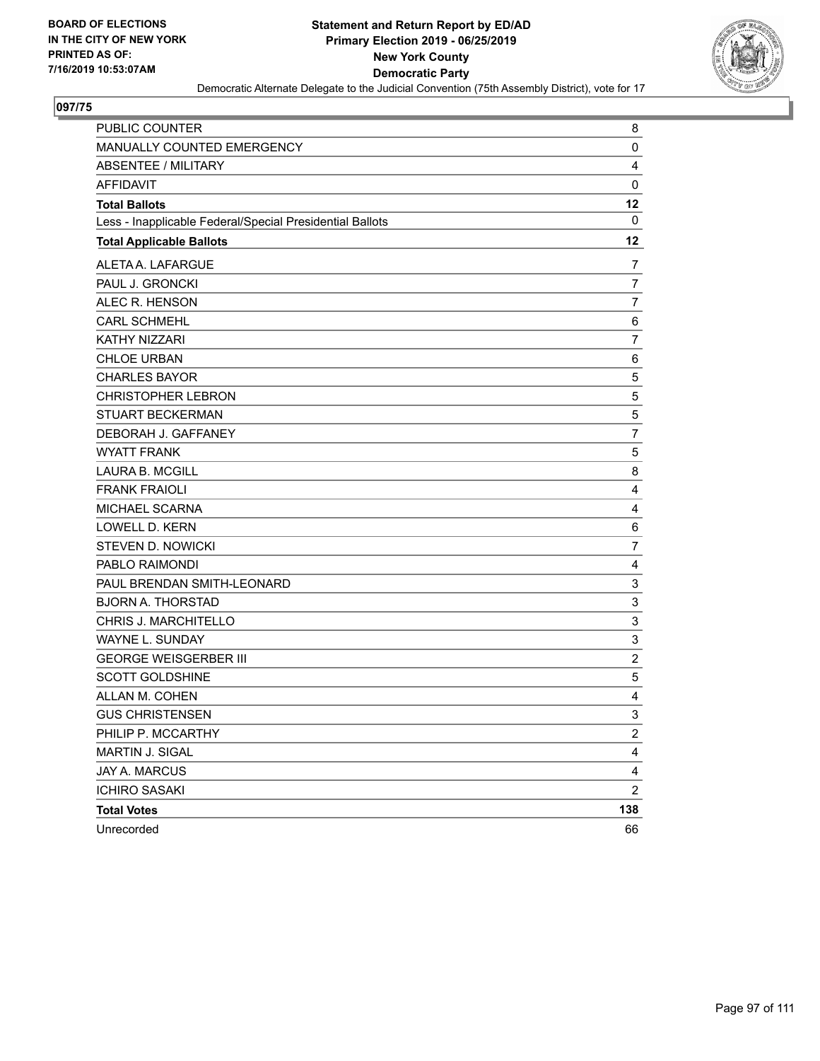**BOARD OF ELECTIONS IN THE CITY OF NEW YORK PRINTED AS OF: 7/16/2019 10:53:07AM**

# Statement and Return Report by ED/AD
## Primary Election 2019 - 06/25/2019
## New York County
## Democratic Party
### Democratic Alternate Delegate to the Judicial Convention (75th Assembly District), vote for 17

**097/75**

| | |
|---|---|
| PUBLIC COUNTER | 8 |
| MANUALLY COUNTED EMERGENCY | 0 |
| ABSENTEE / MILITARY | 4 |
| AFFIDAVIT | 0 |
| **Total Ballots** | **12** |
| Less - Inapplicable Federal/Special Presidential Ballots | 0 |
| **Total Applicable Ballots** | **12** |
| ALETA A. LAFARGUE | 7 |
| PAUL J. GRONCKI | 7 |
| ALEC R. HENSON | 7 |
| CARL SCHMEHL | 6 |
| KATHY NIZZARI | 7 |
| CHLOE URBAN | 6 |
| CHARLES BAYOR | 5 |
| CHRISTOPHER LEBRON | 5 |
| STUART BECKERMAN | 5 |
| DEBORAH J. GAFFANEY | 7 |
| WYATT FRANK | 5 |
| LAURA B. MCGILL | 8 |
| FRANK FRAIOLI | 4 |
| MICHAEL SCARNA | 4 |
| LOWELL D. KERN | 6 |
| STEVEN D. NOWICKI | 7 |
| PABLO RAIMONDI | 4 |
| PAUL BRENDAN SMITH-LEONARD | 3 |
| BJORN A. THORSTAD | 3 |
| CHRIS J. MARCHITELLO | 3 |
| WAYNE L. SUNDAY | 3 |
| GEORGE WEISGERBER III | 2 |
| SCOTT GOLDSHINE | 5 |
| ALLAN M. COHEN | 4 |
| GUS CHRISTENSEN | 3 |
| PHILIP P. MCCARTHY | 2 |
| MARTIN J. SIGAL | 4 |
| JAY A. MARCUS | 4 |
| ICHIRO SASAKI | 2 |
| **Total Votes** | **138** |
| Unrecorded | 66 |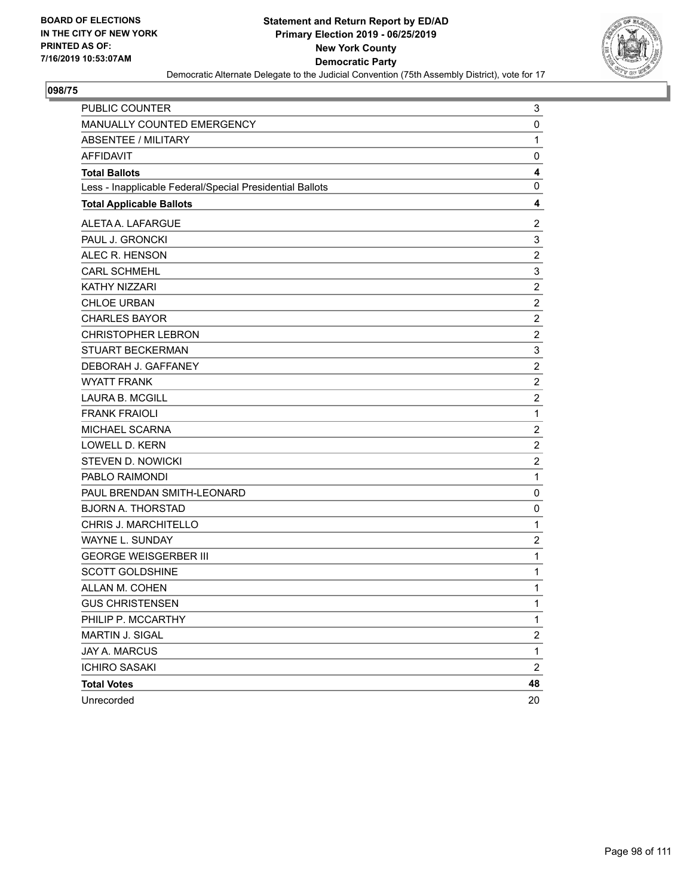**BOARD OF ELECTIONS IN THE CITY OF NEW YORK PRINTED AS OF: 7/16/2019 10:53:07AM**

**Statement and Return Report by ED/AD**
**Primary Election 2019 - 06/25/2019**
**New York County**
**Democratic Party**
Democratic Alternate Delegate to the Judicial Convention (75th Assembly District), vote for 17

## 098/75

| | |
|---|---|
| PUBLIC COUNTER | 3 |
| MANUALLY COUNTED EMERGENCY | 0 |
| ABSENTEE / MILITARY | 1 |
| AFFIDAVIT | 0 |
| **Total Ballots** | **4** |
| Less - Inapplicable Federal/Special Presidential Ballots | 0 |
| **Total Applicable Ballots** | **4** |
| ALETA A. LAFARGUE | 2 |
| PAUL J. GRONCKI | 3 |
| ALEC R. HENSON | 2 |
| CARL SCHMEHL | 3 |
| KATHY NIZZARI | 2 |
| CHLOE URBAN | 2 |
| CHARLES BAYOR | 2 |
| CHRISTOPHER LEBRON | 2 |
| STUART BECKERMAN | 3 |
| DEBORAH J. GAFFANEY | 2 |
| WYATT FRANK | 2 |
| LAURA B. MCGILL | 2 |
| FRANK FRAIOLI | 1 |
| MICHAEL SCARNA | 2 |
| LOWELL D. KERN | 2 |
| STEVEN D. NOWICKI | 2 |
| PABLO RAIMONDI | 1 |
| PAUL BRENDAN SMITH-LEONARD | 0 |
| BJORN A. THORSTAD | 0 |
| CHRIS J. MARCHITELLO | 1 |
| WAYNE L. SUNDAY | 2 |
| GEORGE WEISGERBER III | 1 |
| SCOTT GOLDSHINE | 1 |
| ALLAN M. COHEN | 1 |
| GUS CHRISTENSEN | 1 |
| PHILIP P. MCCARTHY | 1 |
| MARTIN J. SIGAL | 2 |
| JAY A. MARCUS | 1 |
| ICHIRO SASAKI | 2 |
| **Total Votes** | **48** |
| Unrecorded | 20 |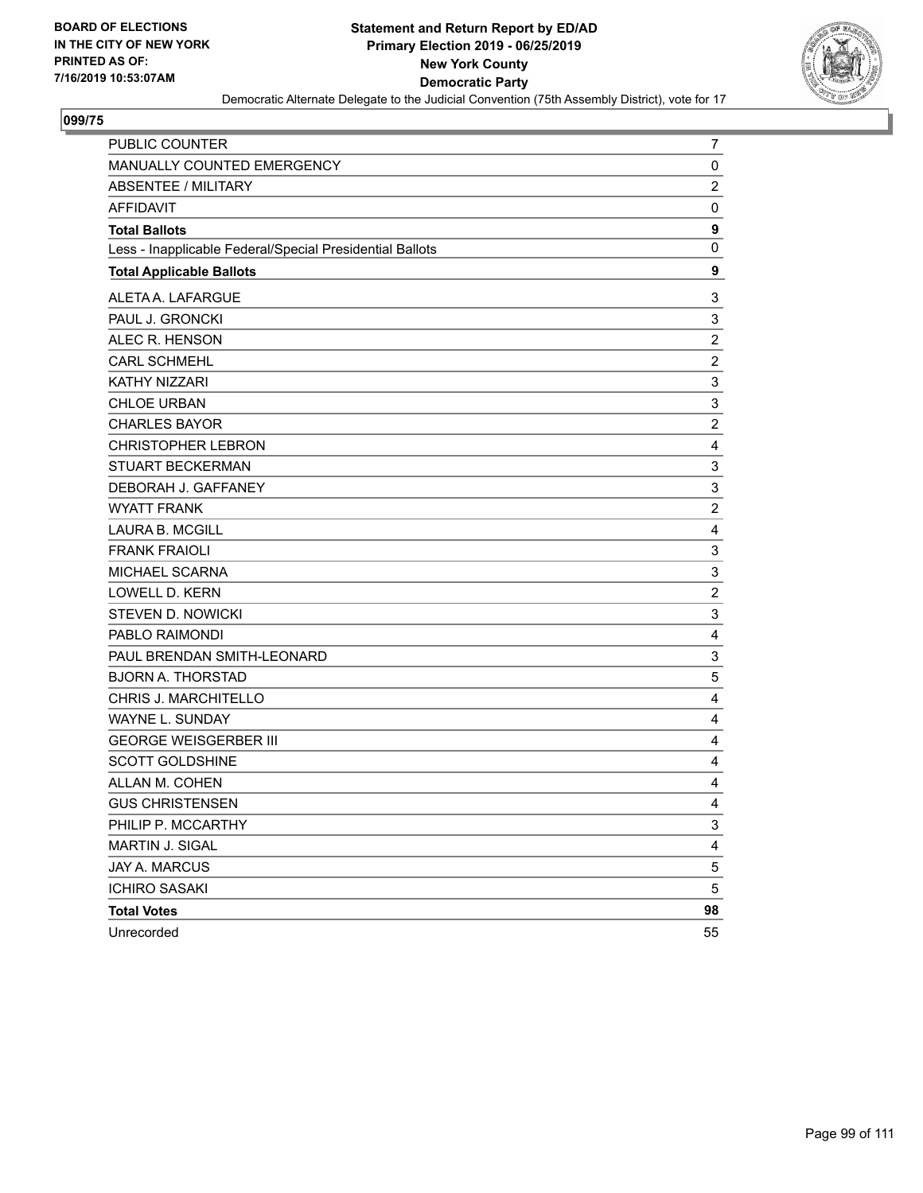**BOARD OF ELECTIONS IN THE CITY OF NEW YORK PRINTED AS OF: 7/16/2019 10:53:07AM**

# Statement and Return Report by ED/AD
## Primary Election 2019 - 06/25/2019
## New York County
## Democratic Party

Democratic Alternate Delegate to the Judicial Convention (75th Assembly District), vote for 17

### 099/75

| | |
|---|---|
| PUBLIC COUNTER | 7 |
| MANUALLY COUNTED EMERGENCY | 0 |
| ABSENTEE / MILITARY | 2 |
| AFFIDAVIT | 0 |
| **Total Ballots** | **9** |
| Less - Inapplicable Federal/Special Presidential Ballots | 0 |
| **Total Applicable Ballots** | **9** |
| ALETA A. LAFARGUE | 3 |
| PAUL J. GRONCKI | 3 |
| ALEC R. HENSON | 2 |
| CARL SCHMEHL | 2 |
| KATHY NIZZARI | 3 |
| CHLOE URBAN | 3 |
| CHARLES BAYOR | 2 |
| CHRISTOPHER LEBRON | 4 |
| STUART BECKERMAN | 3 |
| DEBORAH J. GAFFANEY | 3 |
| WYATT FRANK | 2 |
| LAURA B. MCGILL | 4 |
| FRANK FRAIOLI | 3 |
| MICHAEL SCARNA | 3 |
| LOWELL D. KERN | 2 |
| STEVEN D. NOWICKI | 3 |
| PABLO RAIMONDI | 4 |
| PAUL BRENDAN SMITH-LEONARD | 3 |
| BJORN A. THORSTAD | 5 |
| CHRIS J. MARCHITELLO | 4 |
| WAYNE L. SUNDAY | 4 |
| GEORGE WEISGERBER III | 4 |
| SCOTT GOLDSHINE | 4 |
| ALLAN M. COHEN | 4 |
| GUS CHRISTENSEN | 4 |
| PHILIP P. MCCARTHY | 3 |
| MARTIN J. SIGAL | 4 |
| JAY A. MARCUS | 5 |
| ICHIRO SASAKI | 5 |
| **Total Votes** | **98** |
| Unrecorded | 55 |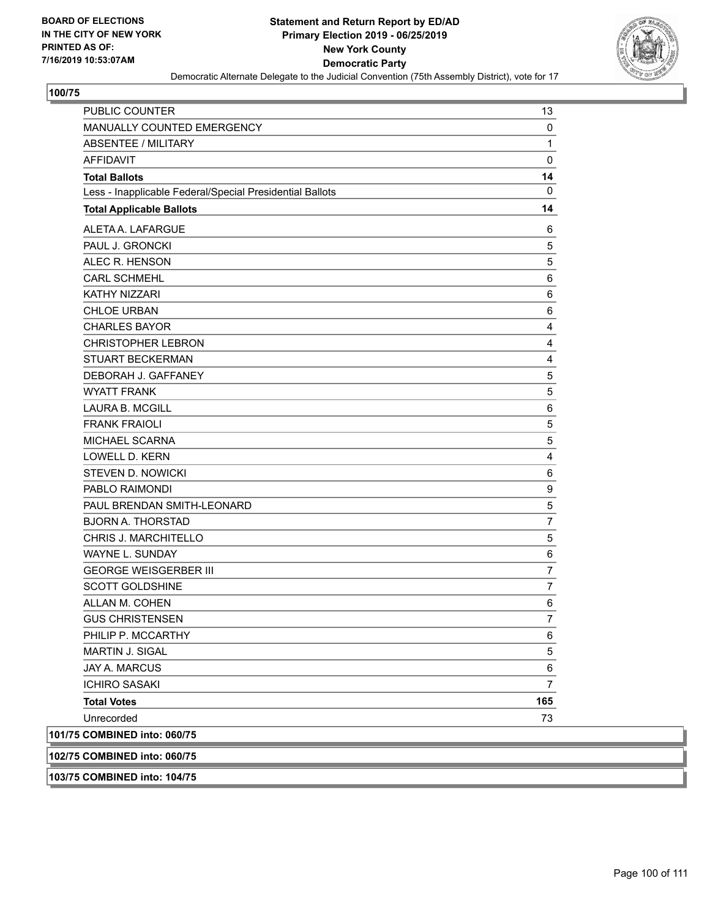**Statement and Return Report by ED/AD**
**Primary Election 2019 - 06/25/2019**
**New York County**
**Democratic Party**
Democratic Alternate Delegate to the Judicial Convention (75th Assembly District), vote for 17

BOARD OF ELECTIONS IN THE CITY OF NEW YORK PRINTED AS OF: 7/16/2019 10:53:07AM

### 100/75

| | |
|---|---|
| PUBLIC COUNTER | 13 |
| MANUALLY COUNTED EMERGENCY | 0 |
| ABSENTEE / MILITARY | 1 |
| AFFIDAVIT | 0 |
| **Total Ballots** | **14** |
| Less - Inapplicable Federal/Special Presidential Ballots | 0 |
| **Total Applicable Ballots** | **14** |
| ALETA A. LAFARGUE | 6 |
| PAUL J. GRONCKI | 5 |
| ALEC R. HENSON | 5 |
| CARL SCHMEHL | 6 |
| KATHY NIZZARI | 6 |
| CHLOE URBAN | 6 |
| CHARLES BAYOR | 4 |
| CHRISTOPHER LEBRON | 4 |
| STUART BECKERMAN | 4 |
| DEBORAH J. GAFFANEY | 5 |
| WYATT FRANK | 5 |
| LAURA B. MCGILL | 6 |
| FRANK FRAIOLI | 5 |
| MICHAEL SCARNA | 5 |
| LOWELL D. KERN | 4 |
| STEVEN D. NOWICKI | 6 |
| PABLO RAIMONDI | 9 |
| PAUL BRENDAN SMITH-LEONARD | 5 |
| BJORN A. THORSTAD | 7 |
| CHRIS J. MARCHITELLO | 5 |
| WAYNE L. SUNDAY | 6 |
| GEORGE WEISGERBER III | 7 |
| SCOTT GOLDSHINE | 7 |
| ALLAN M. COHEN | 6 |
| GUS CHRISTENSEN | 7 |
| PHILIP P. MCCARTHY | 6 |
| MARTIN J. SIGAL | 5 |
| JAY A. MARCUS | 6 |
| ICHIRO SASAKI | 7 |
| **Total Votes** | **165** |
| Unrecorded | 73 |

**101/75 COMBINED into: 060/75**

**102/75 COMBINED into: 060/75**

**103/75 COMBINED into: 104/75**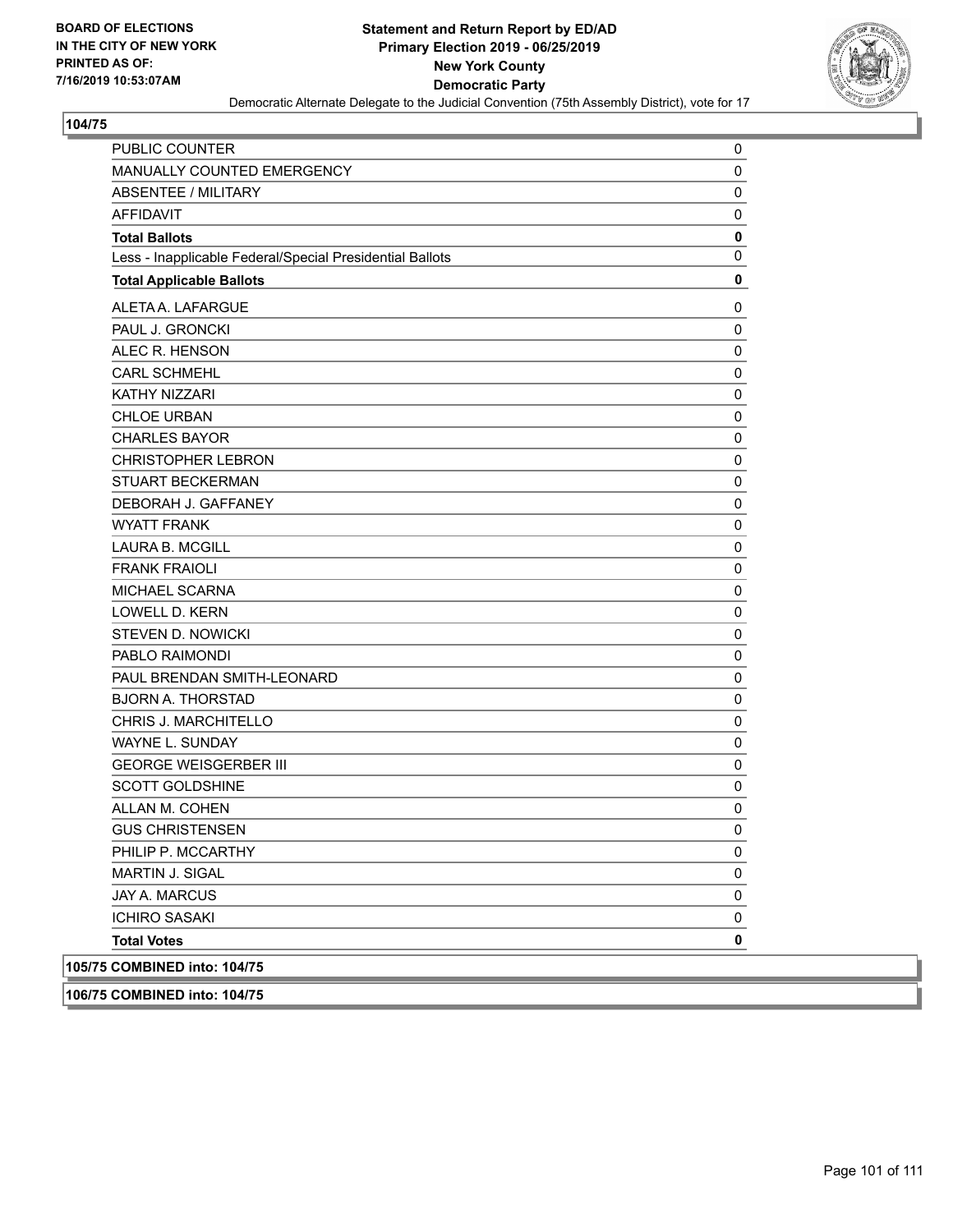**104/75**

| | |
|---|---|
| PUBLIC COUNTER | 0 |
| MANUALLY COUNTED EMERGENCY | 0 |
| ABSENTEE / MILITARY | 0 |
| AFFIDAVIT | 0 |
| **Total Ballots** | **0** |
| Less - Inapplicable Federal/Special Presidential Ballots | 0 |
| **Total Applicable Ballots** | **0** |
| ALETA A. LAFARGUE | 0 |
| PAUL J. GRONCKI | 0 |
| ALEC R. HENSON | 0 |
| CARL SCHMEHL | 0 |
| KATHY NIZZARI | 0 |
| CHLOE URBAN | 0 |
| CHARLES BAYOR | 0 |
| CHRISTOPHER LEBRON | 0 |
| STUART BECKERMAN | 0 |
| DEBORAH J. GAFFANEY | 0 |
| WYATT FRANK | 0 |
| LAURA B. MCGILL | 0 |
| FRANK FRAIOLI | 0 |
| MICHAEL SCARNA | 0 |
| LOWELL D. KERN | 0 |
| STEVEN D. NOWICKI | 0 |
| PABLO RAIMONDI | 0 |
| PAUL BRENDAN SMITH-LEONARD | 0 |
| BJORN A. THORSTAD | 0 |
| CHRIS J. MARCHITELLO | 0 |
| WAYNE L. SUNDAY | 0 |
| GEORGE WEISGERBER III | 0 |
| SCOTT GOLDSHINE | 0 |
| ALLAN M. COHEN | 0 |
| GUS CHRISTENSEN | 0 |
| PHILIP P. MCCARTHY | 0 |
| MARTIN J. SIGAL | 0 |
| JAY A. MARCUS | 0 |
| ICHIRO SASAKI | 0 |
| **Total Votes** | **0** |

**105/75 COMBINED into: 104/75**

**106/75 COMBINED into: 104/75**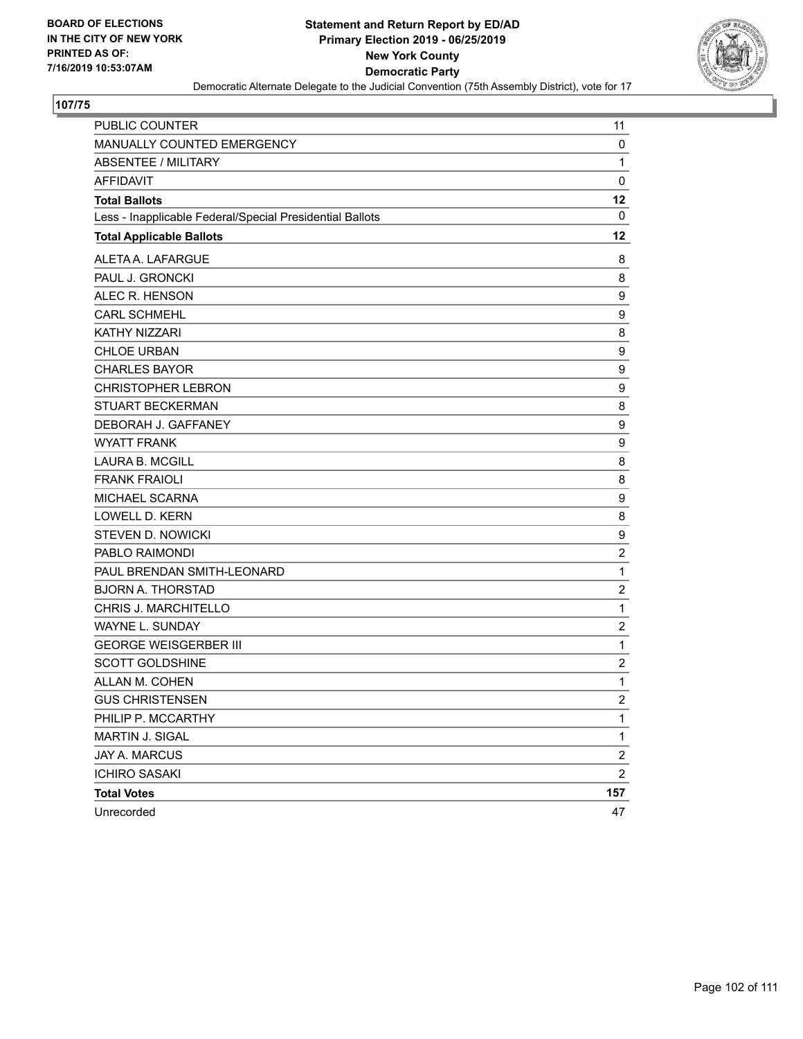**BOARD OF ELECTIONS IN THE CITY OF NEW YORK PRINTED AS OF: 7/16/2019 10:53:07AM**

# Statement and Return Report by ED/AD
## Primary Election 2019 - 06/25/2019
## New York County
## Democratic Party

Democratic Alternate Delegate to the Judicial Convention (75th Assembly District), vote for 17

**107/75**

| | |
|---|---|
| PUBLIC COUNTER | 11 |
| MANUALLY COUNTED EMERGENCY | 0 |
| ABSENTEE / MILITARY | 1 |
| AFFIDAVIT | 0 |
| **Total Ballots** | **12** |
| Less - Inapplicable Federal/Special Presidential Ballots | 0 |
| **Total Applicable Ballots** | **12** |
| ALETA A. LAFARGUE | 8 |
| PAUL J. GRONCKI | 8 |
| ALEC R. HENSON | 9 |
| CARL SCHMEHL | 9 |
| KATHY NIZZARI | 8 |
| CHLOE URBAN | 9 |
| CHARLES BAYOR | 9 |
| CHRISTOPHER LEBRON | 9 |
| STUART BECKERMAN | 8 |
| DEBORAH J. GAFFANEY | 9 |
| WYATT FRANK | 9 |
| LAURA B. MCGILL | 8 |
| FRANK FRAIOLI | 8 |
| MICHAEL SCARNA | 9 |
| LOWELL D. KERN | 8 |
| STEVEN D. NOWICKI | 9 |
| PABLO RAIMONDI | 2 |
| PAUL BRENDAN SMITH-LEONARD | 1 |
| BJORN A. THORSTAD | 2 |
| CHRIS J. MARCHITELLO | 1 |
| WAYNE L. SUNDAY | 2 |
| GEORGE WEISGERBER III | 1 |
| SCOTT GOLDSHINE | 2 |
| ALLAN M. COHEN | 1 |
| GUS CHRISTENSEN | 2 |
| PHILIP P. MCCARTHY | 1 |
| MARTIN J. SIGAL | 1 |
| JAY A. MARCUS | 2 |
| ICHIRO SASAKI | 2 |
| **Total Votes** | **157** |
| Unrecorded | 47 |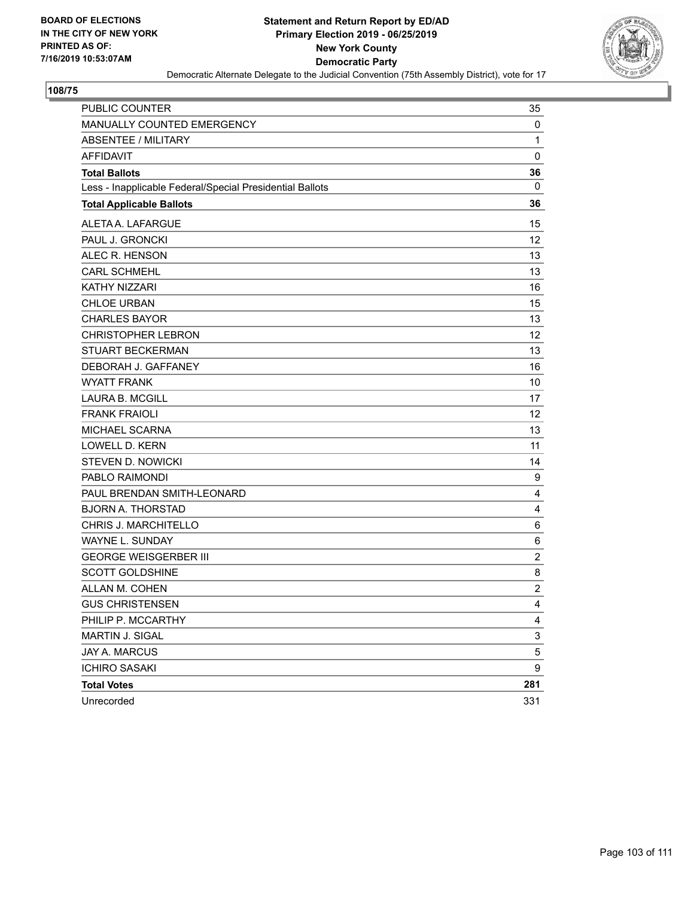**BOARD OF ELECTIONS IN THE CITY OF NEW YORK PRINTED AS OF: 7/16/2019 10:53:07AM**

**Statement and Return Report by ED/AD Primary Election 2019 - 06/25/2019 New York County Democratic Party**

Democratic Alternate Delegate to the Judicial Convention (75th Assembly District), vote for 17

## 108/75

| | |
|---|---|
| PUBLIC COUNTER | 35 |
| MANUALLY COUNTED EMERGENCY | 0 |
| ABSENTEE / MILITARY | 1 |
| AFFIDAVIT | 0 |
| **Total Ballots** | **36** |
| Less - Inapplicable Federal/Special Presidential Ballots | 0 |
| **Total Applicable Ballots** | **36** |
| ALETA A. LAFARGUE | 15 |
| PAUL J. GRONCKI | 12 |
| ALEC R. HENSON | 13 |
| CARL SCHMEHL | 13 |
| KATHY NIZZARI | 16 |
| CHLOE URBAN | 15 |
| CHARLES BAYOR | 13 |
| CHRISTOPHER LEBRON | 12 |
| STUART BECKERMAN | 13 |
| DEBORAH J. GAFFANEY | 16 |
| WYATT FRANK | 10 |
| LAURA B. MCGILL | 17 |
| FRANK FRAIOLI | 12 |
| MICHAEL SCARNA | 13 |
| LOWELL D. KERN | 11 |
| STEVEN D. NOWICKI | 14 |
| PABLO RAIMONDI | 9 |
| PAUL BRENDAN SMITH-LEONARD | 4 |
| BJORN A. THORSTAD | 4 |
| CHRIS J. MARCHITELLO | 6 |
| WAYNE L. SUNDAY | 6 |
| GEORGE WEISGERBER III | 2 |
| SCOTT GOLDSHINE | 8 |
| ALLAN M. COHEN | 2 |
| GUS CHRISTENSEN | 4 |
| PHILIP P. MCCARTHY | 4 |
| MARTIN J. SIGAL | 3 |
| JAY A. MARCUS | 5 |
| ICHIRO SASAKI | 9 |
| **Total Votes** | **281** |
| Unrecorded | 331 |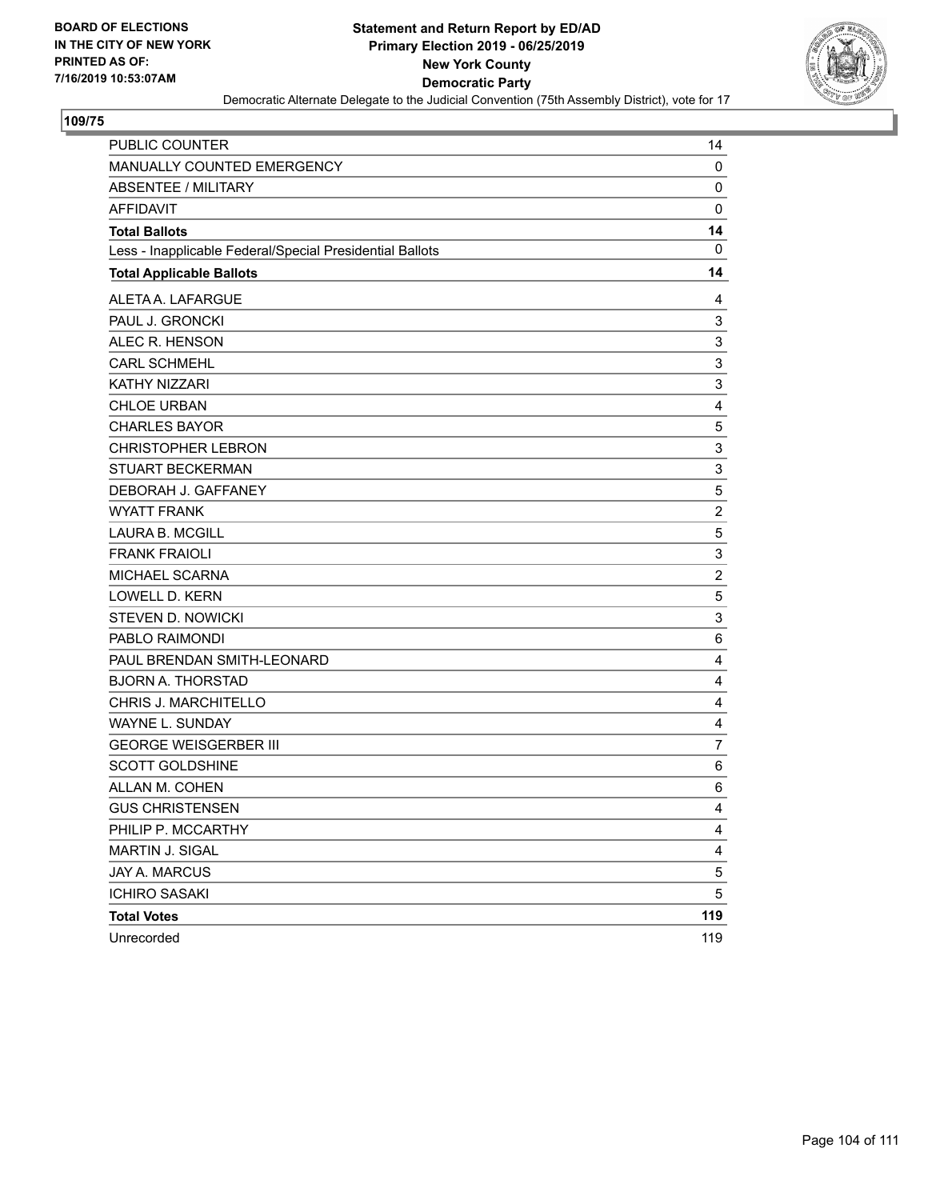BOARD OF ELECTIONS
IN THE CITY OF NEW YORK
PRINTED AS OF:
7/16/2019 10:53:07AM

**Statement and Return Report by ED/AD**
**Primary Election 2019 - 06/25/2019**
**New York County**
**Democratic Party**
Democratic Alternate Delegate to the Judicial Convention (75th Assembly District), vote for 17

**109/75**

| | |
|---|---|
| PUBLIC COUNTER | 14 |
| MANUALLY COUNTED EMERGENCY | 0 |
| ABSENTEE / MILITARY | 0 |
| AFFIDAVIT | 0 |
| **Total Ballots** | **14** |
| Less - Inapplicable Federal/Special Presidential Ballots | 0 |
| **Total Applicable Ballots** | **14** |
| ALETA A. LAFARGUE | 4 |
| PAUL J. GRONCKI | 3 |
| ALEC R. HENSON | 3 |
| CARL SCHMEHL | 3 |
| KATHY NIZZARI | 3 |
| CHLOE URBAN | 4 |
| CHARLES BAYOR | 5 |
| CHRISTOPHER LEBRON | 3 |
| STUART BECKERMAN | 3 |
| DEBORAH J. GAFFANEY | 5 |
| WYATT FRANK | 2 |
| LAURA B. MCGILL | 5 |
| FRANK FRAIOLI | 3 |
| MICHAEL SCARNA | 2 |
| LOWELL D. KERN | 5 |
| STEVEN D. NOWICKI | 3 |
| PABLO RAIMONDI | 6 |
| PAUL BRENDAN SMITH-LEONARD | 4 |
| BJORN A. THORSTAD | 4 |
| CHRIS J. MARCHITELLO | 4 |
| WAYNE L. SUNDAY | 4 |
| GEORGE WEISGERBER III | 7 |
| SCOTT GOLDSHINE | 6 |
| ALLAN M. COHEN | 6 |
| GUS CHRISTENSEN | 4 |
| PHILIP P. MCCARTHY | 4 |
| MARTIN J. SIGAL | 4 |
| JAY A. MARCUS | 5 |
| ICHIRO SASAKI | 5 |
| **Total Votes** | **119** |
| Unrecorded | 119 |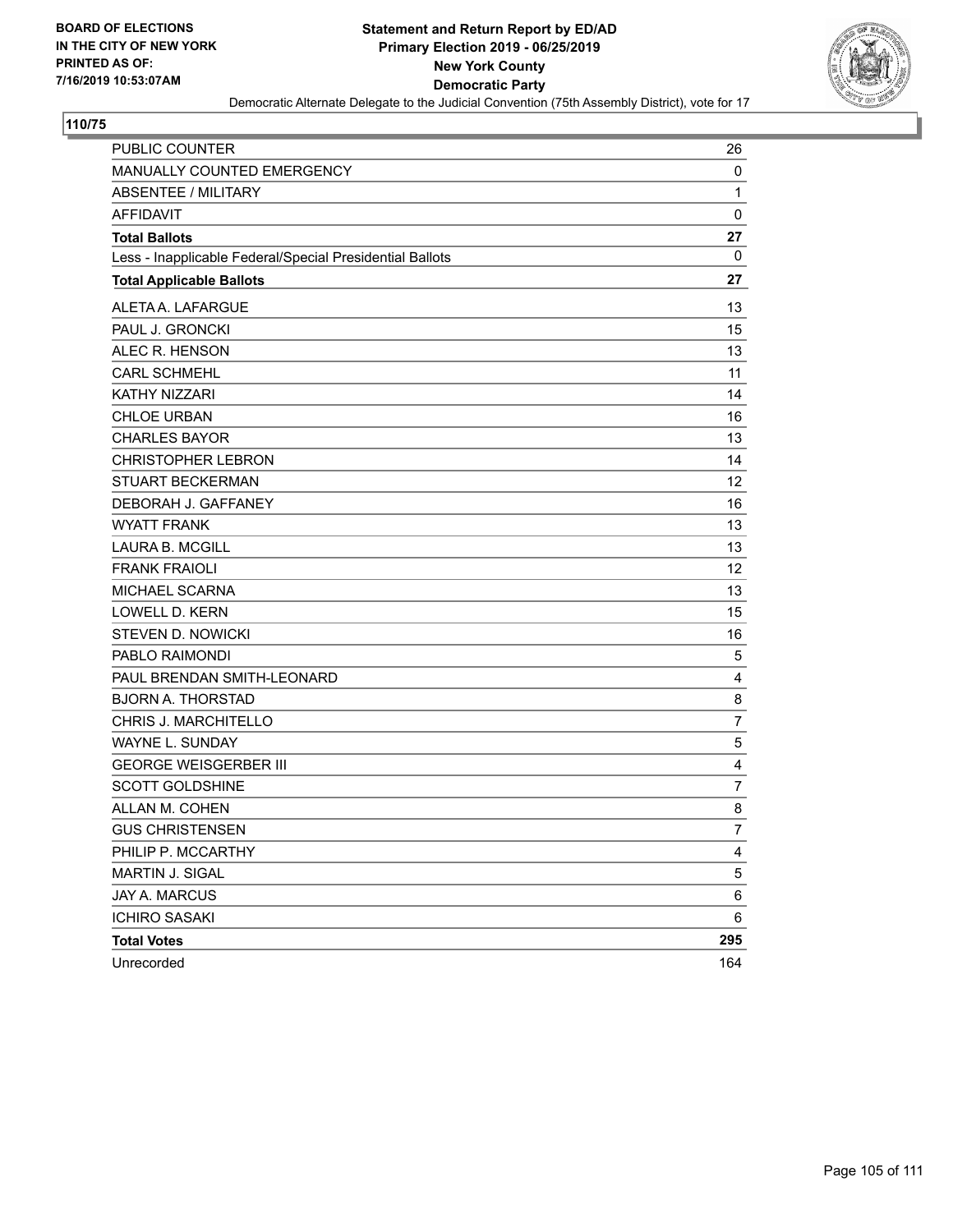**BOARD OF ELECTIONS IN THE CITY OF NEW YORK PRINTED AS OF: 7/16/2019 10:53:07AM**

# Statement and Return Report by ED/AD
## Primary Election 2019 - 06/25/2019
## New York County
## Democratic Party

Democratic Alternate Delegate to the Judicial Convention (75th Assembly District), vote for 17

### 110/75

| | |
|---|---|
| PUBLIC COUNTER | 26 |
| MANUALLY COUNTED EMERGENCY | 0 |
| ABSENTEE / MILITARY | 1 |
| AFFIDAVIT | 0 |
| **Total Ballots** | **27** |
| Less - Inapplicable Federal/Special Presidential Ballots | 0 |
| **Total Applicable Ballots** | **27** |
| ALETA A. LAFARGUE | 13 |
| PAUL J. GRONCKI | 15 |
| ALEC R. HENSON | 13 |
| CARL SCHMEHL | 11 |
| KATHY NIZZARI | 14 |
| CHLOE URBAN | 16 |
| CHARLES BAYOR | 13 |
| CHRISTOPHER LEBRON | 14 |
| STUART BECKERMAN | 12 |
| DEBORAH J. GAFFANEY | 16 |
| WYATT FRANK | 13 |
| LAURA B. MCGILL | 13 |
| FRANK FRAIOLI | 12 |
| MICHAEL SCARNA | 13 |
| LOWELL D. KERN | 15 |
| STEVEN D. NOWICKI | 16 |
| PABLO RAIMONDI | 5 |
| PAUL BRENDAN SMITH-LEONARD | 4 |
| BJORN A. THORSTAD | 8 |
| CHRIS J. MARCHITELLO | 7 |
| WAYNE L. SUNDAY | 5 |
| GEORGE WEISGERBER III | 4 |
| SCOTT GOLDSHINE | 7 |
| ALLAN M. COHEN | 8 |
| GUS CHRISTENSEN | 7 |
| PHILIP P. MCCARTHY | 4 |
| MARTIN J. SIGAL | 5 |
| JAY A. MARCUS | 6 |
| ICHIRO SASAKI | 6 |
| **Total Votes** | **295** |
| Unrecorded | 164 |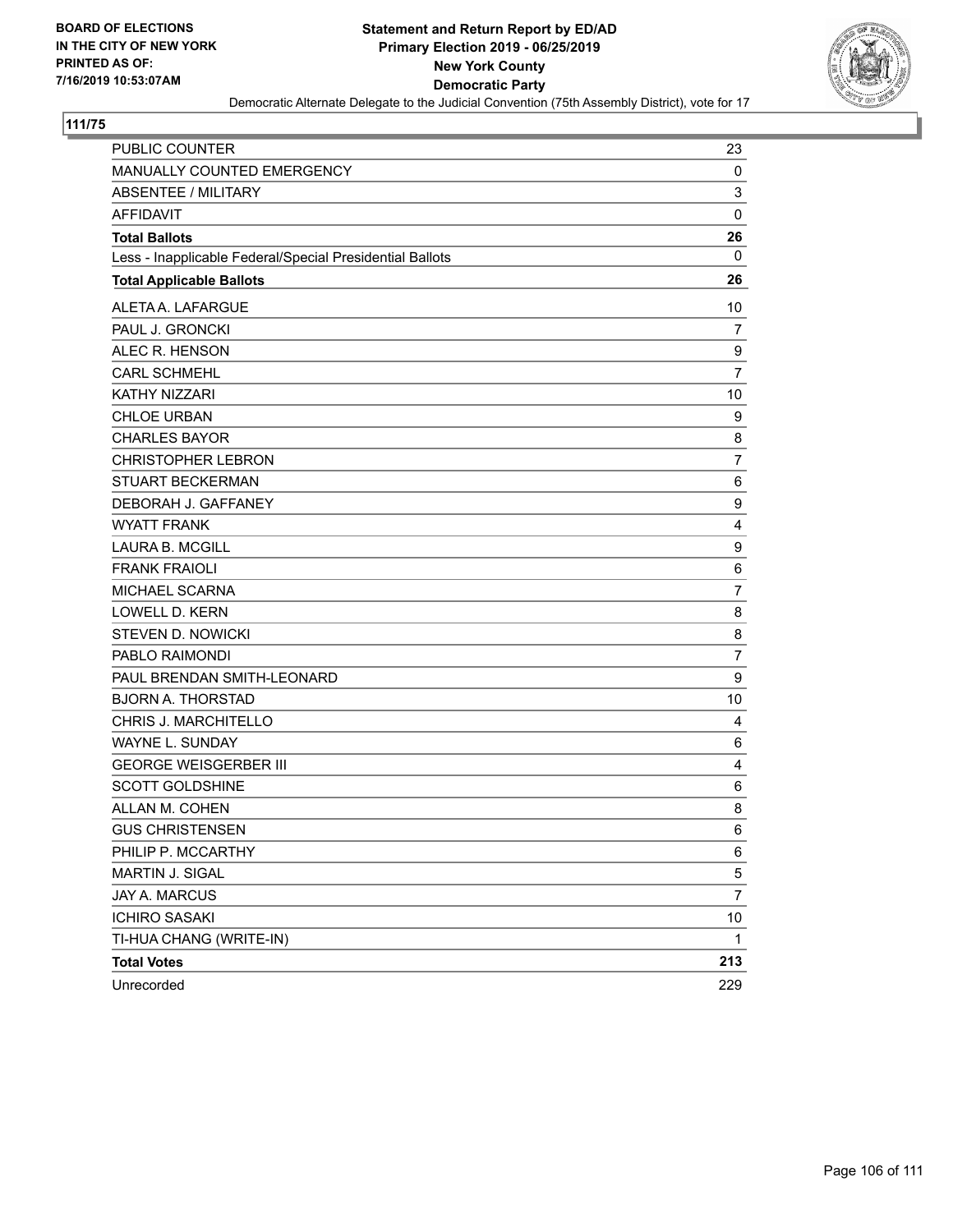**BOARD OF ELECTIONS IN THE CITY OF NEW YORK PRINTED AS OF: 7/16/2019 10:53:07AM**

**Statement and Return Report by ED/AD Primary Election 2019 - 06/25/2019 New York County Democratic Party**

Democratic Alternate Delegate to the Judicial Convention (75th Assembly District), vote for 17

**111/75**

| | |
|---|---|
| PUBLIC COUNTER | 23 |
| MANUALLY COUNTED EMERGENCY | 0 |
| ABSENTEE / MILITARY | 3 |
| AFFIDAVIT | 0 |
| **Total Ballots** | **26** |
| Less - Inapplicable Federal/Special Presidential Ballots | 0 |
| **Total Applicable Ballots** | **26** |
| ALETA A. LAFARGUE | 10 |
| PAUL J. GRONCKI | 7 |
| ALEC R. HENSON | 9 |
| CARL SCHMEHL | 7 |
| KATHY NIZZARI | 10 |
| CHLOE URBAN | 9 |
| CHARLES BAYOR | 8 |
| CHRISTOPHER LEBRON | 7 |
| STUART BECKERMAN | 6 |
| DEBORAH J. GAFFANEY | 9 |
| WYATT FRANK | 4 |
| LAURA B. MCGILL | 9 |
| FRANK FRAIOLI | 6 |
| MICHAEL SCARNA | 7 |
| LOWELL D. KERN | 8 |
| STEVEN D. NOWICKI | 8 |
| PABLO RAIMONDI | 7 |
| PAUL BRENDAN SMITH-LEONARD | 9 |
| BJORN A. THORSTAD | 10 |
| CHRIS J. MARCHITELLO | 4 |
| WAYNE L. SUNDAY | 6 |
| GEORGE WEISGERBER III | 4 |
| SCOTT GOLDSHINE | 6 |
| ALLAN M. COHEN | 8 |
| GUS CHRISTENSEN | 6 |
| PHILIP P. MCCARTHY | 6 |
| MARTIN J. SIGAL | 5 |
| JAY A. MARCUS | 7 |
| ICHIRO SASAKI | 10 |
| TI-HUA CHANG (WRITE-IN) | 1 |
| **Total Votes** | **213** |
| Unrecorded | 229 |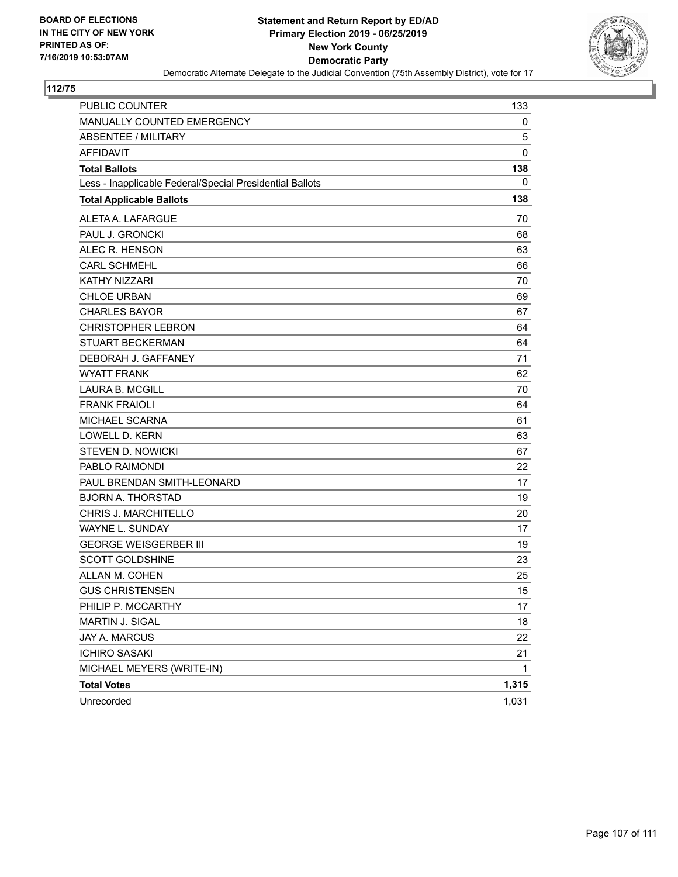BOARD OF ELECTIONS
IN THE CITY OF NEW YORK
PRINTED AS OF:
7/16/2019 10:53:07AM

**Statement and Return Report by ED/AD**
**Primary Election 2019 - 06/25/2019**
**New York County**
**Democratic Party**
Democratic Alternate Delegate to the Judicial Convention (75th Assembly District), vote for 17

**112/75**

| | |
|---|---|
| PUBLIC COUNTER | 133 |
| MANUALLY COUNTED EMERGENCY | 0 |
| ABSENTEE / MILITARY | 5 |
| AFFIDAVIT | 0 |
| **Total Ballots** | **138** |
| Less - Inapplicable Federal/Special Presidential Ballots | 0 |
| **Total Applicable Ballots** | **138** |
| ALETA A. LAFARGUE | 70 |
| PAUL J. GRONCKI | 68 |
| ALEC R. HENSON | 63 |
| CARL SCHMEHL | 66 |
| KATHY NIZZARI | 70 |
| CHLOE URBAN | 69 |
| CHARLES BAYOR | 67 |
| CHRISTOPHER LEBRON | 64 |
| STUART BECKERMAN | 64 |
| DEBORAH J. GAFFANEY | 71 |
| WYATT FRANK | 62 |
| LAURA B. MCGILL | 70 |
| FRANK FRAIOLI | 64 |
| MICHAEL SCARNA | 61 |
| LOWELL D. KERN | 63 |
| STEVEN D. NOWICKI | 67 |
| PABLO RAIMONDI | 22 |
| PAUL BRENDAN SMITH-LEONARD | 17 |
| BJORN A. THORSTAD | 19 |
| CHRIS J. MARCHITELLO | 20 |
| WAYNE L. SUNDAY | 17 |
| GEORGE WEISGERBER III | 19 |
| SCOTT GOLDSHINE | 23 |
| ALLAN M. COHEN | 25 |
| GUS CHRISTENSEN | 15 |
| PHILIP P. MCCARTHY | 17 |
| MARTIN J. SIGAL | 18 |
| JAY A. MARCUS | 22 |
| ICHIRO SASAKI | 21 |
| MICHAEL MEYERS (WRITE-IN) | 1 |
| **Total Votes** | **1,315** |
| Unrecorded | 1,031 |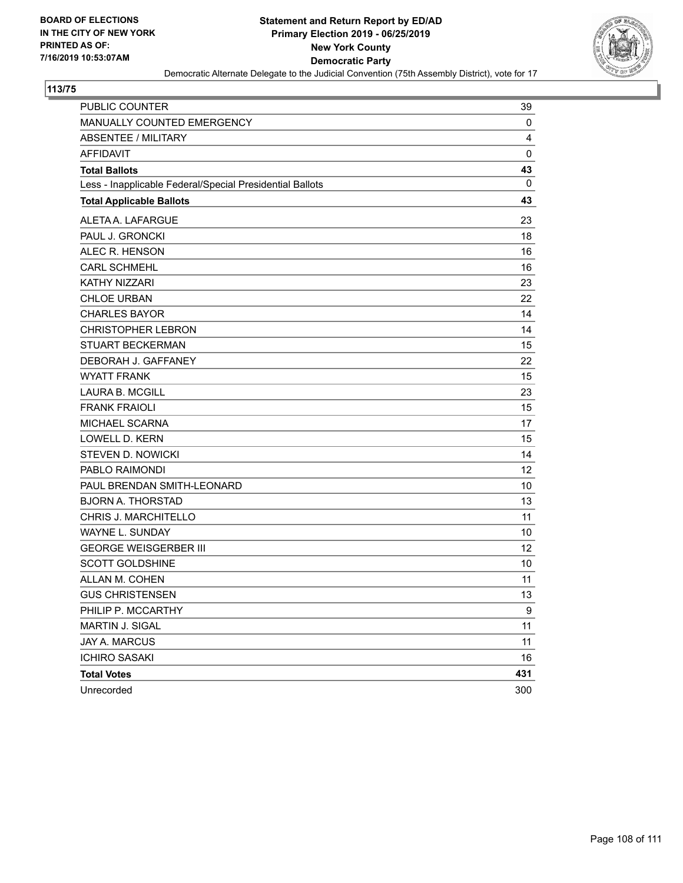BOARD OF ELECTIONS
IN THE CITY OF NEW YORK
PRINTED AS OF:
7/16/2019 10:53:07AM

**Statement and Return Report by ED/AD**
**Primary Election 2019 - 06/25/2019**
**New York County**
**Democratic Party**
Democratic Alternate Delegate to the Judicial Convention (75th Assembly District), vote for 17

## 113/75

| | |
|---|---|
| PUBLIC COUNTER | 39 |
| MANUALLY COUNTED EMERGENCY | 0 |
| ABSENTEE / MILITARY | 4 |
| AFFIDAVIT | 0 |
| **Total Ballots** | **43** |
| Less - Inapplicable Federal/Special Presidential Ballots | 0 |
| **Total Applicable Ballots** | **43** |
| ALETA A. LAFARGUE | 23 |
| PAUL J. GRONCKI | 18 |
| ALEC R. HENSON | 16 |
| CARL SCHMEHL | 16 |
| KATHY NIZZARI | 23 |
| CHLOE URBAN | 22 |
| CHARLES BAYOR | 14 |
| CHRISTOPHER LEBRON | 14 |
| STUART BECKERMAN | 15 |
| DEBORAH J. GAFFANEY | 22 |
| WYATT FRANK | 15 |
| LAURA B. MCGILL | 23 |
| FRANK FRAIOLI | 15 |
| MICHAEL SCARNA | 17 |
| LOWELL D. KERN | 15 |
| STEVEN D. NOWICKI | 14 |
| PABLO RAIMONDI | 12 |
| PAUL BRENDAN SMITH-LEONARD | 10 |
| BJORN A. THORSTAD | 13 |
| CHRIS J. MARCHITELLO | 11 |
| WAYNE L. SUNDAY | 10 |
| GEORGE WEISGERBER III | 12 |
| SCOTT GOLDSHINE | 10 |
| ALLAN M. COHEN | 11 |
| GUS CHRISTENSEN | 13 |
| PHILIP P. MCCARTHY | 9 |
| MARTIN J. SIGAL | 11 |
| JAY A. MARCUS | 11 |
| ICHIRO SASAKI | 16 |
| **Total Votes** | **431** |
| Unrecorded | 300 |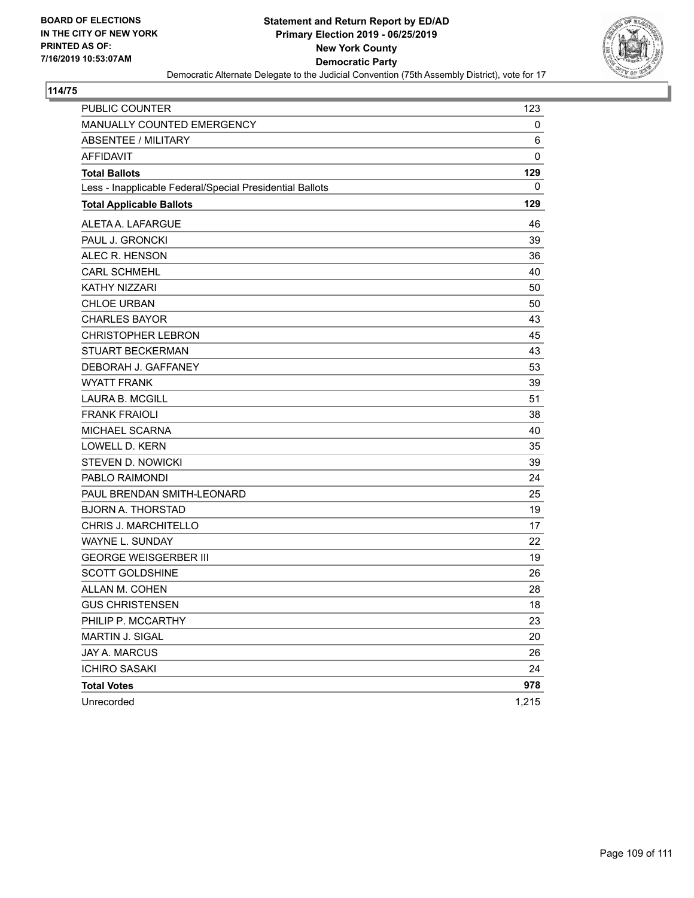BOARD OF ELECTIONS
IN THE CITY OF NEW YORK
PRINTED AS OF:
7/16/2019 10:53:07AM

**Statement and Return Report by ED/AD**
**Primary Election 2019 - 06/25/2019**
**New York County**
**Democratic Party**
Democratic Alternate Delegate to the Judicial Convention (75th Assembly District), vote for 17

**114/75**

| | |
|---|---|
| PUBLIC COUNTER | 123 |
| MANUALLY COUNTED EMERGENCY | 0 |
| ABSENTEE / MILITARY | 6 |
| AFFIDAVIT | 0 |
| **Total Ballots** | **129** |
| Less - Inapplicable Federal/Special Presidential Ballots | 0 |
| **Total Applicable Ballots** | **129** |
| ALETA A. LAFARGUE | 46 |
| PAUL J. GRONCKI | 39 |
| ALEC R. HENSON | 36 |
| CARL SCHMEHL | 40 |
| KATHY NIZZARI | 50 |
| CHLOE URBAN | 50 |
| CHARLES BAYOR | 43 |
| CHRISTOPHER LEBRON | 45 |
| STUART BECKERMAN | 43 |
| DEBORAH J. GAFFANEY | 53 |
| WYATT FRANK | 39 |
| LAURA B. MCGILL | 51 |
| FRANK FRAIOLI | 38 |
| MICHAEL SCARNA | 40 |
| LOWELL D. KERN | 35 |
| STEVEN D. NOWICKI | 39 |
| PABLO RAIMONDI | 24 |
| PAUL BRENDAN SMITH-LEONARD | 25 |
| BJORN A. THORSTAD | 19 |
| CHRIS J. MARCHITELLO | 17 |
| WAYNE L. SUNDAY | 22 |
| GEORGE WEISGERBER III | 19 |
| SCOTT GOLDSHINE | 26 |
| ALLAN M. COHEN | 28 |
| GUS CHRISTENSEN | 18 |
| PHILIP P. MCCARTHY | 23 |
| MARTIN J. SIGAL | 20 |
| JAY A. MARCUS | 26 |
| ICHIRO SASAKI | 24 |
| **Total Votes** | **978** |
| Unrecorded | 1,215 |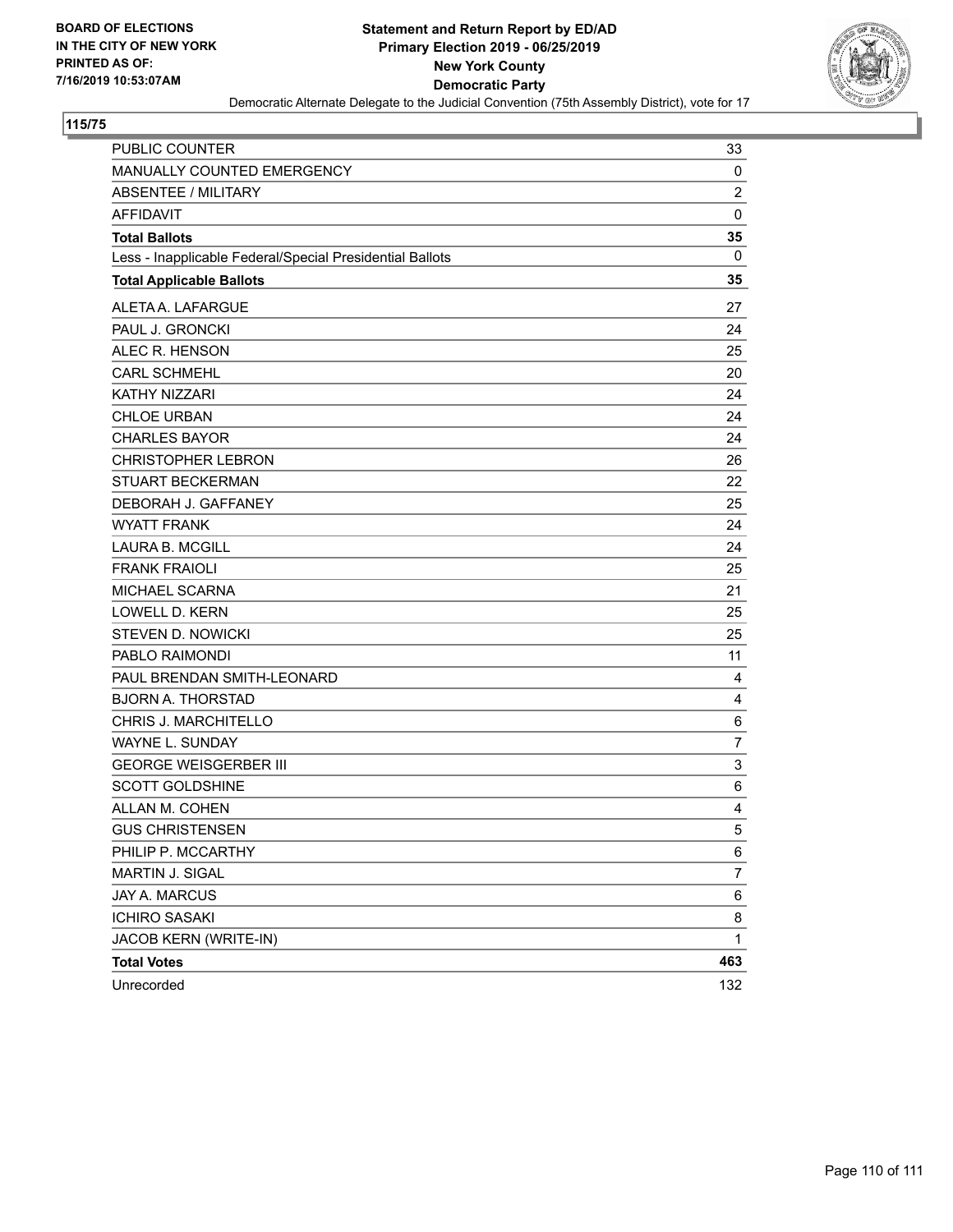**BOARD OF ELECTIONS IN THE CITY OF NEW YORK PRINTED AS OF: 7/16/2019 10:53:07AM**

**Statement and Return Report by ED/AD**
**Primary Election 2019 - 06/25/2019**
**New York County**
**Democratic Party**
Democratic Alternate Delegate to the Judicial Convention (75th Assembly District), vote for 17

**115/75**

| | |
|---|---|
| PUBLIC COUNTER | 33 |
| MANUALLY COUNTED EMERGENCY | 0 |
| ABSENTEE / MILITARY | 2 |
| AFFIDAVIT | 0 |
| **Total Ballots** | **35** |
| Less - Inapplicable Federal/Special Presidential Ballots | 0 |
| **Total Applicable Ballots** | **35** |
| ALETA A. LAFARGUE | 27 |
| PAUL J. GRONCKI | 24 |
| ALEC R. HENSON | 25 |
| CARL SCHMEHL | 20 |
| KATHY NIZZARI | 24 |
| CHLOE URBAN | 24 |
| CHARLES BAYOR | 24 |
| CHRISTOPHER LEBRON | 26 |
| STUART BECKERMAN | 22 |
| DEBORAH J. GAFFANEY | 25 |
| WYATT FRANK | 24 |
| LAURA B. MCGILL | 24 |
| FRANK FRAIOLI | 25 |
| MICHAEL SCARNA | 21 |
| LOWELL D. KERN | 25 |
| STEVEN D. NOWICKI | 25 |
| PABLO RAIMONDI | 11 |
| PAUL BRENDAN SMITH-LEONARD | 4 |
| BJORN A. THORSTAD | 4 |
| CHRIS J. MARCHITELLO | 6 |
| WAYNE L. SUNDAY | 7 |
| GEORGE WEISGERBER III | 3 |
| SCOTT GOLDSHINE | 6 |
| ALLAN M. COHEN | 4 |
| GUS CHRISTENSEN | 5 |
| PHILIP P. MCCARTHY | 6 |
| MARTIN J. SIGAL | 7 |
| JAY A. MARCUS | 6 |
| ICHIRO SASAKI | 8 |
| JACOB KERN (WRITE-IN) | 1 |
| **Total Votes** | **463** |
| Unrecorded | 132 |